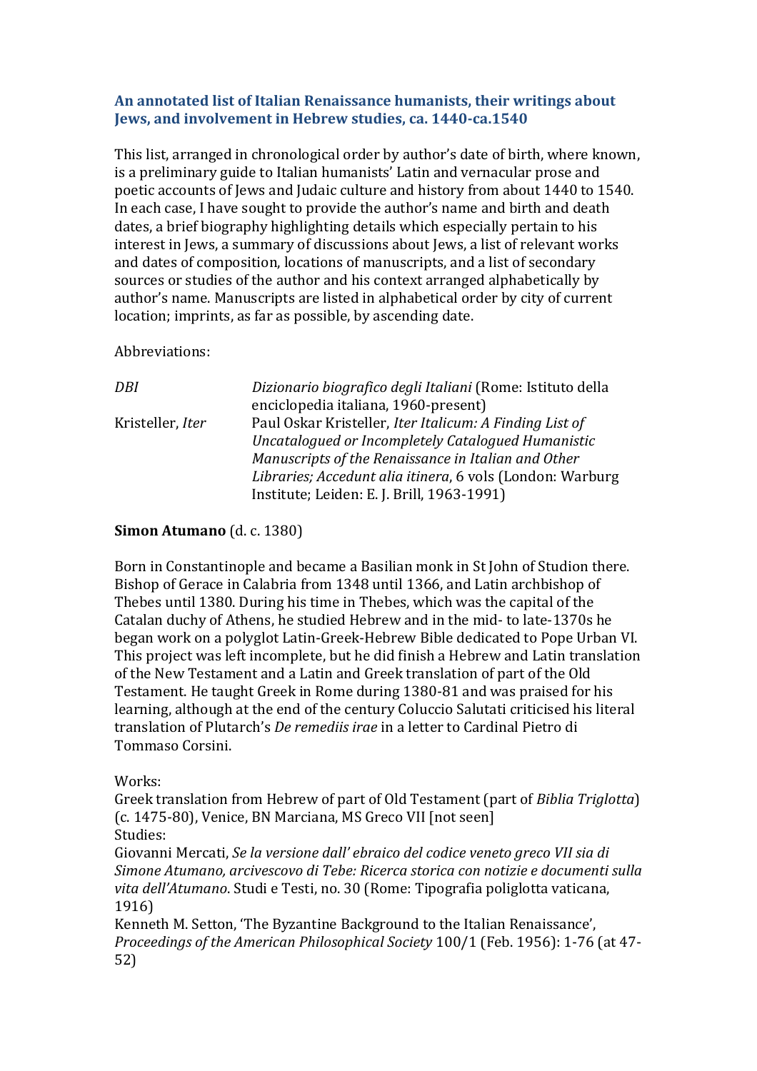## An annotated list of Italian Renaissance humanists, their writings about Jews, and involvement in Hebrew studies, ca. 1440-ca.1540

This list, arranged in chronological order by author's date of birth, where known, is a preliminary guide to Italian humanists' Latin and vernacular prose and poetic accounts of Jews and Judaic culture and history from about 1440 to 1540. In each case, I have sought to provide the author's name and birth and death dates, a brief biography highlighting details which especially pertain to his interest in Jews, a summary of discussions about Jews, a list of relevant works and dates of composition, locations of manuscripts, and a list of secondary sources or studies of the author and his context arranged alphabetically by author's name. Manuscripts are listed in alphabetical order by city of current location; imprints, as far as possible, by ascending date.

Abbreviations:

| | |
|---|---|
| *DBI* | *Dizionario biografico degli Italiani* (Rome: Istituto della enciclopedia italiana, 1960-present) |
| Kristeller, *Iter* | Paul Oskar Kristeller, *Iter Italicum: A Finding List of Uncatalogued or Incompletely Catalogued Humanistic Manuscripts of the Renaissance in Italian and Other Libraries; Accedunt alia itinera*, 6 vols (London: Warburg Institute; Leiden: E. J. Brill, 1963-1991) |

**Simon Atumano** (d. c. 1380)

Born in Constantinople and became a Basilian monk in St John of Studion there. Bishop of Gerace in Calabria from 1348 until 1366, and Latin archbishop of Thebes until 1380. During his time in Thebes, which was the capital of the Catalan duchy of Athens, he studied Hebrew and in the mid- to late-1370s he began work on a polyglot Latin-Greek-Hebrew Bible dedicated to Pope Urban VI. This project was left incomplete, but he did finish a Hebrew and Latin translation of the New Testament and a Latin and Greek translation of part of the Old Testament. He taught Greek in Rome during 1380-81 and was praised for his learning, although at the end of the century Coluccio Salutati criticised his literal translation of Plutarch's *De remediis irae* in a letter to Cardinal Pietro di Tommaso Corsini.

Works:
Greek translation from Hebrew of part of Old Testament (part of *Biblia Triglotta*) (c. 1475-80), Venice, BN Marciana, MS Greco VII [not seen]
Studies:
Giovanni Mercati, *Se la versione dall' ebraico del codice veneto greco VII sia di Simone Atumano, arcivescovo di Tebe: Ricerca storica con notizie e documenti sulla vita dell'Atumano*. Studi e Testi, no. 30 (Rome: Tipografia poliglotta vaticana, 1916)
Kenneth M. Setton, 'The Byzantine Background to the Italian Renaissance', *Proceedings of the American Philosophical Society* 100/1 (Feb. 1956): 1-76 (at 47-52)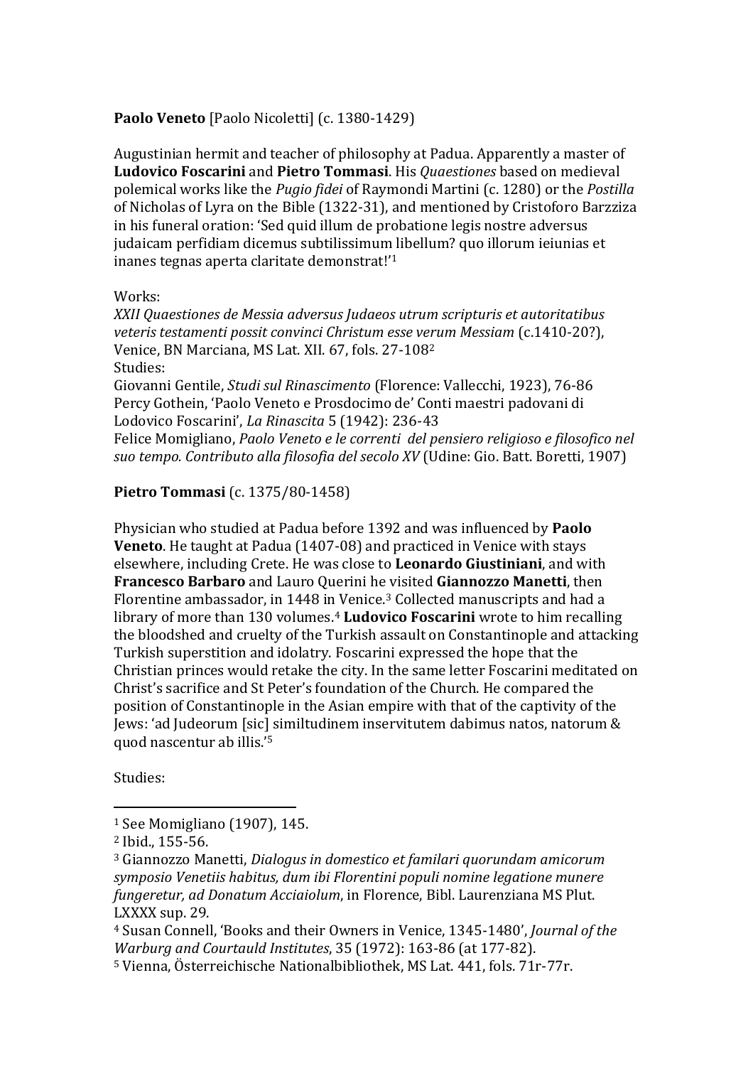**Paolo Veneto** [Paolo Nicoletti] (c. 1380-1429)

Augustinian hermit and teacher of philosophy at Padua. Apparently a master of **Ludovico Foscarini** and **Pietro Tommasi**. His *Quaestiones* based on medieval polemical works like the *Pugio fidei* of Raymondi Martini (c. 1280) or the *Postilla* of Nicholas of Lyra on the Bible (1322-31), and mentioned by Cristoforo Barzziza in his funeral oration: 'Sed quid illum de probatione legis nostre adversus judaicam perfidiam dicemus subtilissimum libellum? quo illorum ieiunias et inanes tegnas aperta claritate demonstrat!'[1]

Works:

*XXII Quaestiones de Messia adversus Judaeos utrum scripturis et autoritatibus veteris testamenti possit convinci Christum esse verum Messiam* (c.1410-20?), Venice, BN Marciana, MS Lat. XII. 67, fols. 27-108[2]

Studies:

Giovanni Gentile, *Studi sul Rinascimento* (Florence: Vallecchi, 1923), 76-86

Percy Gothein, 'Paolo Veneto e Prosdocimo de' Conti maestri padovani di Lodovico Foscarini', *La Rinascita* 5 (1942): 236-43

Felice Momigliano, *Paolo Veneto e le correnti del pensiero religioso e filosofico nel suo tempo. Contributo alla filosofia del secolo XV* (Udine: Gio. Batt. Boretti, 1907)

**Pietro Tommasi** (c. 1375/80-1458)

Physician who studied at Padua before 1392 and was influenced by **Paolo Veneto**. He taught at Padua (1407-08) and practiced in Venice with stays elsewhere, including Crete. He was close to **Leonardo Giustiniani**, and with **Francesco Barbaro** and Lauro Querini he visited **Giannozzo Manetti**, then Florentine ambassador, in 1448 in Venice.[3] Collected manuscripts and had a library of more than 130 volumes.[4] **Ludovico Foscarini** wrote to him recalling the bloodshed and cruelty of the Turkish assault on Constantinople and attacking Turkish superstition and idolatry. Foscarini expressed the hope that the Christian princes would retake the city. In the same letter Foscarini meditated on Christ's sacrifice and St Peter's foundation of the Church. He compared the position of Constantinople in the Asian empire with that of the captivity of the Jews: 'ad Judeorum [sic] similtudinem inservitutem dabimus natos, natorum & quod nascentur ab illis.'[5]

Studies:

---

[1] See Momigliano (1907), 145.

[2] Ibid., 155-56.

[3] Giannozzo Manetti, *Dialogus in domestico et familari quorundam amicorum symposio Venetiis habitus, dum ibi Florentini populi nomine legatione munere fungeretur, ad Donatum Acciaiolum*, in Florence, Bibl. Laurenziana MS Plut. LXXXX sup. 29.

[4] Susan Connell, 'Books and their Owners in Venice, 1345-1480', *Journal of the Warburg and Courtauld Institutes*, 35 (1972): 163-86 (at 177-82).

[5] Vienna, Österreichische Nationalbibliothek, MS Lat. 441, fols. 71r-77r.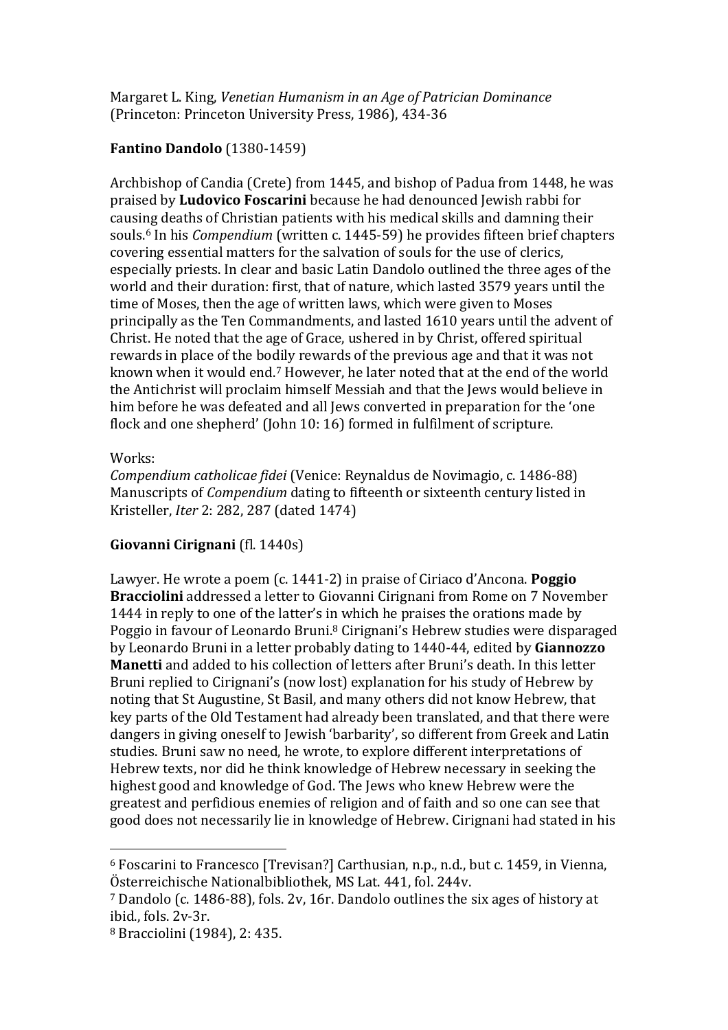Margaret L. King, *Venetian Humanism in an Age of Patrician Dominance* (Princeton: Princeton University Press, 1986), 434-36

**Fantino Dandolo** (1380-1459)

Archbishop of Candia (Crete) from 1445, and bishop of Padua from 1448, he was praised by **Ludovico Foscarini** because he had denounced Jewish rabbi for causing deaths of Christian patients with his medical skills and damning their souls.[6] In his *Compendium* (written c. 1445-59) he provides fifteen brief chapters covering essential matters for the salvation of souls for the use of clerics, especially priests. In clear and basic Latin Dandolo outlined the three ages of the world and their duration: first, that of nature, which lasted 3579 years until the time of Moses, then the age of written laws, which were given to Moses principally as the Ten Commandments, and lasted 1610 years until the advent of Christ. He noted that the age of Grace, ushered in by Christ, offered spiritual rewards in place of the bodily rewards of the previous age and that it was not known when it would end.[7] However, he later noted that at the end of the world the Antichrist will proclaim himself Messiah and that the Jews would believe in him before he was defeated and all Jews converted in preparation for the 'one flock and one shepherd' (John 10: 16) formed in fulfilment of scripture.

Works:
*Compendium catholicae fidei* (Venice: Reynaldus de Novimagio, c. 1486-88)
Manuscripts of *Compendium* dating to fifteenth or sixteenth century listed in Kristeller, *Iter* 2: 282, 287 (dated 1474)

**Giovanni Cirignani** (fl. 1440s)

Lawyer. He wrote a poem (c. 1441-2) in praise of Ciriaco d'Ancona. **Poggio Bracciolini** addressed a letter to Giovanni Cirignani from Rome on 7 November 1444 in reply to one of the latter's in which he praises the orations made by Poggio in favour of Leonardo Bruni.[8] Cirignani's Hebrew studies were disparaged by Leonardo Bruni in a letter probably dating to 1440-44, edited by **Giannozzo Manetti** and added to his collection of letters after Bruni's death. In this letter Bruni replied to Cirignani's (now lost) explanation for his study of Hebrew by noting that St Augustine, St Basil, and many others did not know Hebrew, that key parts of the Old Testament had already been translated, and that there were dangers in giving oneself to Jewish 'barbarity', so different from Greek and Latin studies. Bruni saw no need, he wrote, to explore different interpretations of Hebrew texts, nor did he think knowledge of Hebrew necessary in seeking the highest good and knowledge of God. The Jews who knew Hebrew were the greatest and perfidious enemies of religion and of faith and so one can see that good does not necessarily lie in knowledge of Hebrew. Cirignani had stated in his

---

[6] Foscarini to Francesco [Trevisan?] Carthusian, n.p., n.d., but c. 1459, in Vienna, Österreichische Nationalbibliothek, MS Lat. 441, fol. 244v.

[7] Dandolo (c. 1486-88), fols. 2v, 16r. Dandolo outlines the six ages of history at ibid., fols. 2v-3r.

[8] Bracciolini (1984), 2: 435.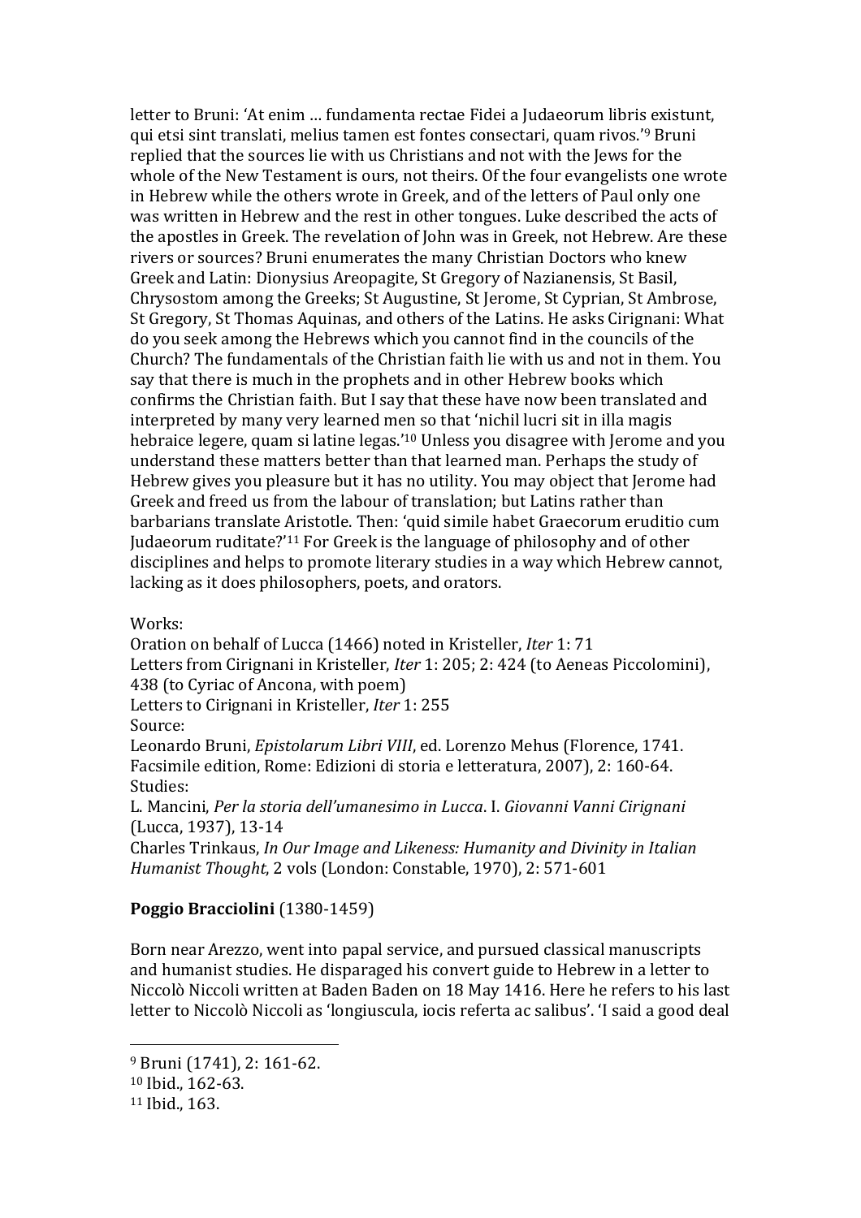letter to Bruni: 'At enim … fundamenta rectae Fidei a Judaeorum libris existunt, qui etsi sint translati, melius tamen est fontes consectari, quam rivos.'[9] Bruni replied that the sources lie with us Christians and not with the Jews for the whole of the New Testament is ours, not theirs. Of the four evangelists one wrote in Hebrew while the others wrote in Greek, and of the letters of Paul only one was written in Hebrew and the rest in other tongues. Luke described the acts of the apostles in Greek. The revelation of John was in Greek, not Hebrew. Are these rivers or sources? Bruni enumerates the many Christian Doctors who knew Greek and Latin: Dionysius Areopagite, St Gregory of Nazianensis, St Basil, Chrysostom among the Greeks; St Augustine, St Jerome, St Cyprian, St Ambrose, St Gregory, St Thomas Aquinas, and others of the Latins. He asks Cirignani: What do you seek among the Hebrews which you cannot find in the councils of the Church? The fundamentals of the Christian faith lie with us and not in them. You say that there is much in the prophets and in other Hebrew books which confirms the Christian faith. But I say that these have now been translated and interpreted by many very learned men so that 'nichil lucri sit in illa magis hebraice legere, quam si latine legas.'[10] Unless you disagree with Jerome and you understand these matters better than that learned man. Perhaps the study of Hebrew gives you pleasure but it has no utility. You may object that Jerome had Greek and freed us from the labour of translation; but Latins rather than barbarians translate Aristotle. Then: 'quid simile habet Graecorum eruditio cum Judaeorum ruditate?'[11] For Greek is the language of philosophy and of other disciplines and helps to promote literary studies in a way which Hebrew cannot, lacking as it does philosophers, poets, and orators.

Works:
Oration on behalf of Lucca (1466) noted in Kristeller, *Iter* 1: 71
Letters from Cirignani in Kristeller, *Iter* 1: 205; 2: 424 (to Aeneas Piccolomini), 438 (to Cyriac of Ancona, with poem)
Letters to Cirignani in Kristeller, *Iter* 1: 255
Source:
Leonardo Bruni, *Epistolarum Libri VIII*, ed. Lorenzo Mehus (Florence, 1741. Facsimile edition, Rome: Edizioni di storia e letteratura, 2007), 2: 160-64.
Studies:
L. Mancini, *Per la storia dell'umanesimo in Lucca*. I. *Giovanni Vanni Cirignani* (Lucca, 1937), 13-14
Charles Trinkaus, *In Our Image and Likeness: Humanity and Divinity in Italian Humanist Thought*, 2 vols (London: Constable, 1970), 2: 571-601

**Poggio Bracciolini** (1380-1459)

Born near Arezzo, went into papal service, and pursued classical manuscripts and humanist studies. He disparaged his convert guide to Hebrew in a letter to Niccolò Niccoli written at Baden Baden on 18 May 1416. Here he refers to his last letter to Niccolò Niccoli as 'longiuscula, iocis referta ac salibus'. 'I said a good deal

[9] Bruni (1741), 2: 161-62.
[10] Ibid., 162-63.
[11] Ibid., 163.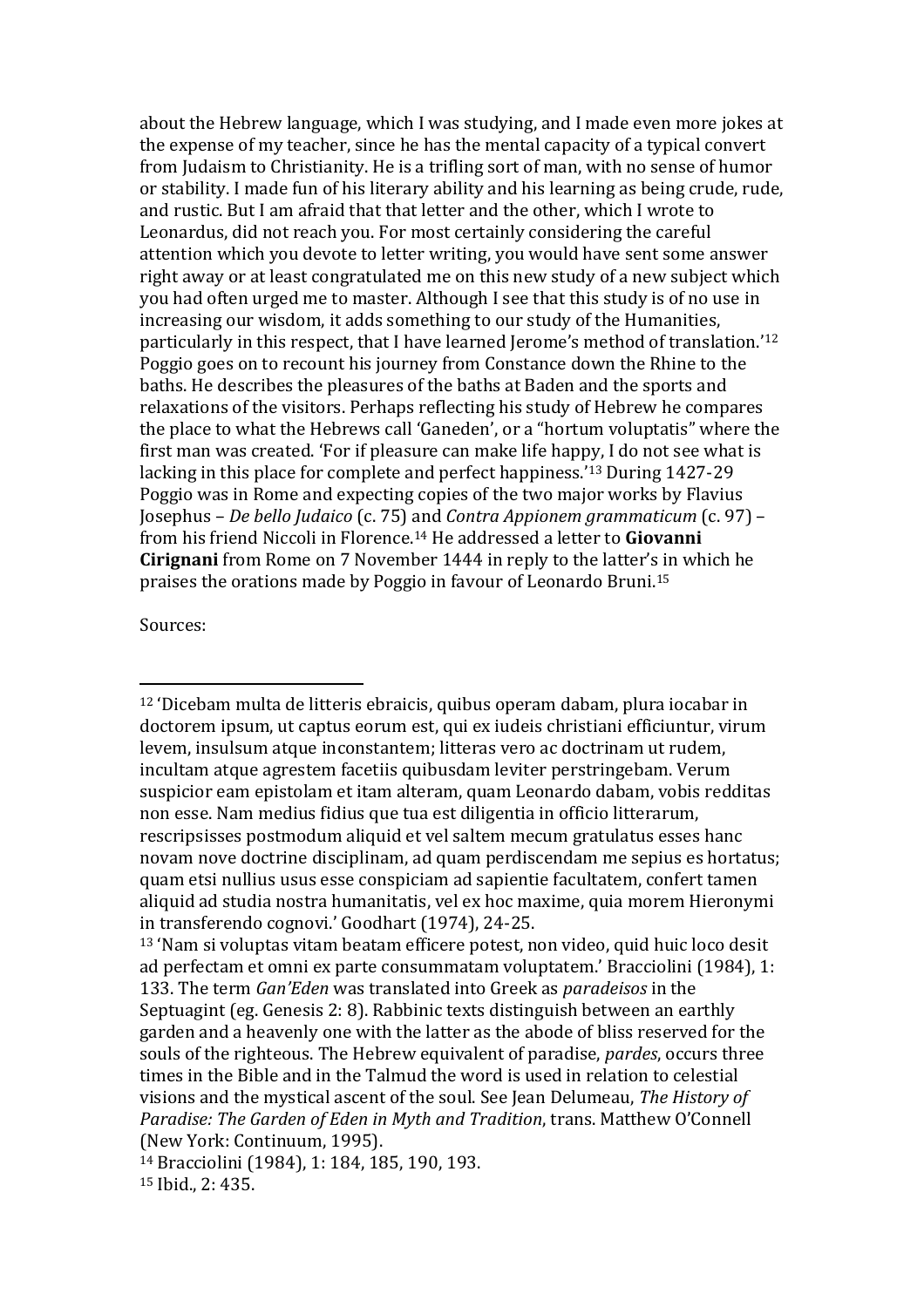about the Hebrew language, which I was studying, and I made even more jokes at the expense of my teacher, since he has the mental capacity of a typical convert from Judaism to Christianity. He is a trifling sort of man, with no sense of humor or stability. I made fun of his literary ability and his learning as being crude, rude, and rustic. But I am afraid that that letter and the other, which I wrote to Leonardus, did not reach you. For most certainly considering the careful attention which you devote to letter writing, you would have sent some answer right away or at least congratulated me on this new study of a new subject which you had often urged me to master. Although I see that this study is of no use in increasing our wisdom, it adds something to our study of the Humanities, particularly in this respect, that I have learned Jerome's method of translation.'[12] Poggio goes on to recount his journey from Constance down the Rhine to the baths. He describes the pleasures of the baths at Baden and the sports and relaxations of the visitors. Perhaps reflecting his study of Hebrew he compares the place to what the Hebrews call 'Ganeden', or a "hortum voluptatis" where the first man was created. 'For if pleasure can make life happy, I do not see what is lacking in this place for complete and perfect happiness.'[13] During 1427-29 Poggio was in Rome and expecting copies of the two major works by Flavius Josephus – *De bello Judaico* (c. 75) and *Contra Appionem grammaticum* (c. 97) – from his friend Niccoli in Florence.[14] He addressed a letter to **Giovanni Cirignani** from Rome on 7 November 1444 in reply to the latter's in which he praises the orations made by Poggio in favour of Leonardo Bruni.[15]

Sources:

---

[12] 'Dicebam multa de litteris ebraicis, quibus operam dabam, plura iocabar in doctorem ipsum, ut captus eorum est, qui ex iudeis christiani efficiuntur, virum levem, insulsum atque inconstantem; litteras vero ac doctrinam ut rudem, incultam atque agrestem facetiis quibusdam leviter perstringebam. Verum suspicior eam epistolam et itam alteram, quam Leonardo dabam, vobis redditas non esse. Nam medius fidius que tua est diligentia in officio litterarum, rescripsisses postmodum aliquid et vel saltem mecum gratulatus esses hanc novam nove doctrine disciplinam, ad quam perdiscendam me sepius es hortatus; quam etsi nullius usus esse conspiciam ad sapientie facultatem, confert tamen aliquid ad studia nostra humanitatis, vel ex hoc maxime, quia morem Hieronymi in transferendo cognovi.' Goodhart (1974), 24-25.

[13] 'Nam si voluptas vitam beatam efficere potest, non video, quid huic loco desit ad perfectam et omni ex parte consummatam voluptatem.' Bracciolini (1984), 1: 133. The term *Gan'Eden* was translated into Greek as *paradeisos* in the Septuagint (eg. Genesis 2: 8). Rabbinic texts distinguish between an earthly garden and a heavenly one with the latter as the abode of bliss reserved for the souls of the righteous. The Hebrew equivalent of paradise, *pardes*, occurs three times in the Bible and in the Talmud the word is used in relation to celestial visions and the mystical ascent of the soul. See Jean Delumeau, *The History of Paradise: The Garden of Eden in Myth and Tradition*, trans. Matthew O'Connell (New York: Continuum, 1995).

[14] Bracciolini (1984), 1: 184, 185, 190, 193.

[15] Ibid., 2: 435.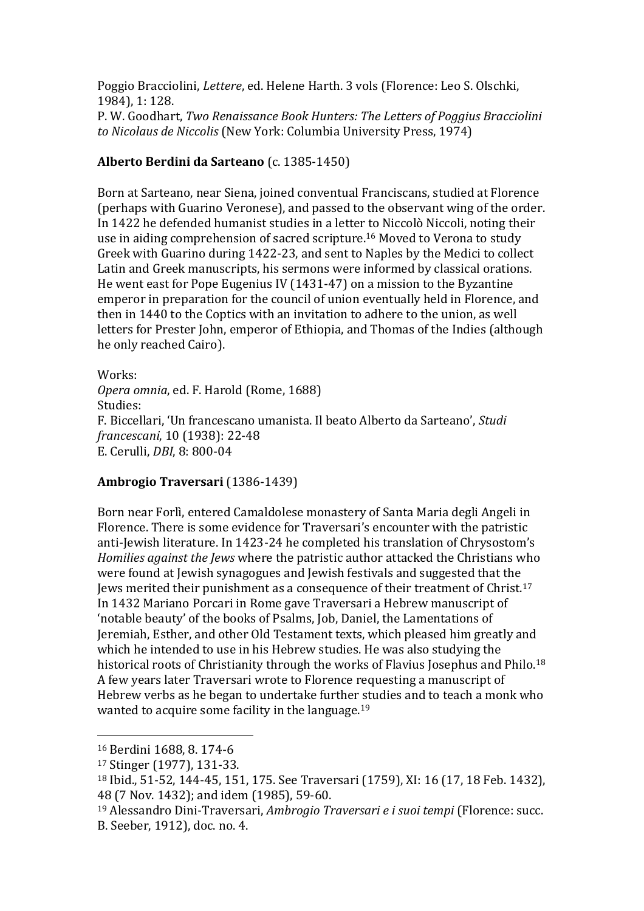Poggio Bracciolini, *Lettere*, ed. Helene Harth. 3 vols (Florence: Leo S. Olschki, 1984), 1: 128.
P. W. Goodhart, *Two Renaissance Book Hunters: The Letters of Poggius Bracciolini to Nicolaus de Niccolis* (New York: Columbia University Press, 1974)

**Alberto Berdini da Sarteano** (c. 1385-1450)

Born at Sarteano, near Siena, joined conventual Franciscans, studied at Florence (perhaps with Guarino Veronese), and passed to the observant wing of the order. In 1422 he defended humanist studies in a letter to Niccolò Niccoli, noting their use in aiding comprehension of sacred scripture.[16] Moved to Verona to study Greek with Guarino during 1422-23, and sent to Naples by the Medici to collect Latin and Greek manuscripts, his sermons were informed by classical orations. He went east for Pope Eugenius IV (1431-47) on a mission to the Byzantine emperor in preparation for the council of union eventually held in Florence, and then in 1440 to the Coptics with an invitation to adhere to the union, as well letters for Prester John, emperor of Ethiopia, and Thomas of the Indies (although he only reached Cairo).

Works:
*Opera omnia*, ed. F. Harold (Rome, 1688)
Studies:
F. Biccellari, 'Un francescano umanista. Il beato Alberto da Sarteano', *Studi francescani*, 10 (1938): 22-48
E. Cerulli, *DBI*, 8: 800-04

**Ambrogio Traversari** (1386-1439)

Born near Forlì, entered Camaldolese monastery of Santa Maria degli Angeli in Florence. There is some evidence for Traversari's encounter with the patristic anti-Jewish literature. In 1423-24 he completed his translation of Chrysostom's *Homilies against the Jews* where the patristic author attacked the Christians who were found at Jewish synagogues and Jewish festivals and suggested that the Jews merited their punishment as a consequence of their treatment of Christ.[17] In 1432 Mariano Porcari in Rome gave Traversari a Hebrew manuscript of 'notable beauty' of the books of Psalms, Job, Daniel, the Lamentations of Jeremiah, Esther, and other Old Testament texts, which pleased him greatly and which he intended to use in his Hebrew studies. He was also studying the historical roots of Christianity through the works of Flavius Josephus and Philo.[18] A few years later Traversari wrote to Florence requesting a manuscript of Hebrew verbs as he began to undertake further studies and to teach a monk who wanted to acquire some facility in the language.[19]

---

[16] Berdini 1688, 8. 174-6
[17] Stinger (1977), 131-33.
[18] Ibid., 51-52, 144-45, 151, 175. See Traversari (1759), XI: 16 (17, 18 Feb. 1432), 48 (7 Nov. 1432); and idem (1985), 59-60.
[19] Alessandro Dini-Traversari, *Ambrogio Traversari e i suoi tempi* (Florence: succ. B. Seeber, 1912), doc. no. 4.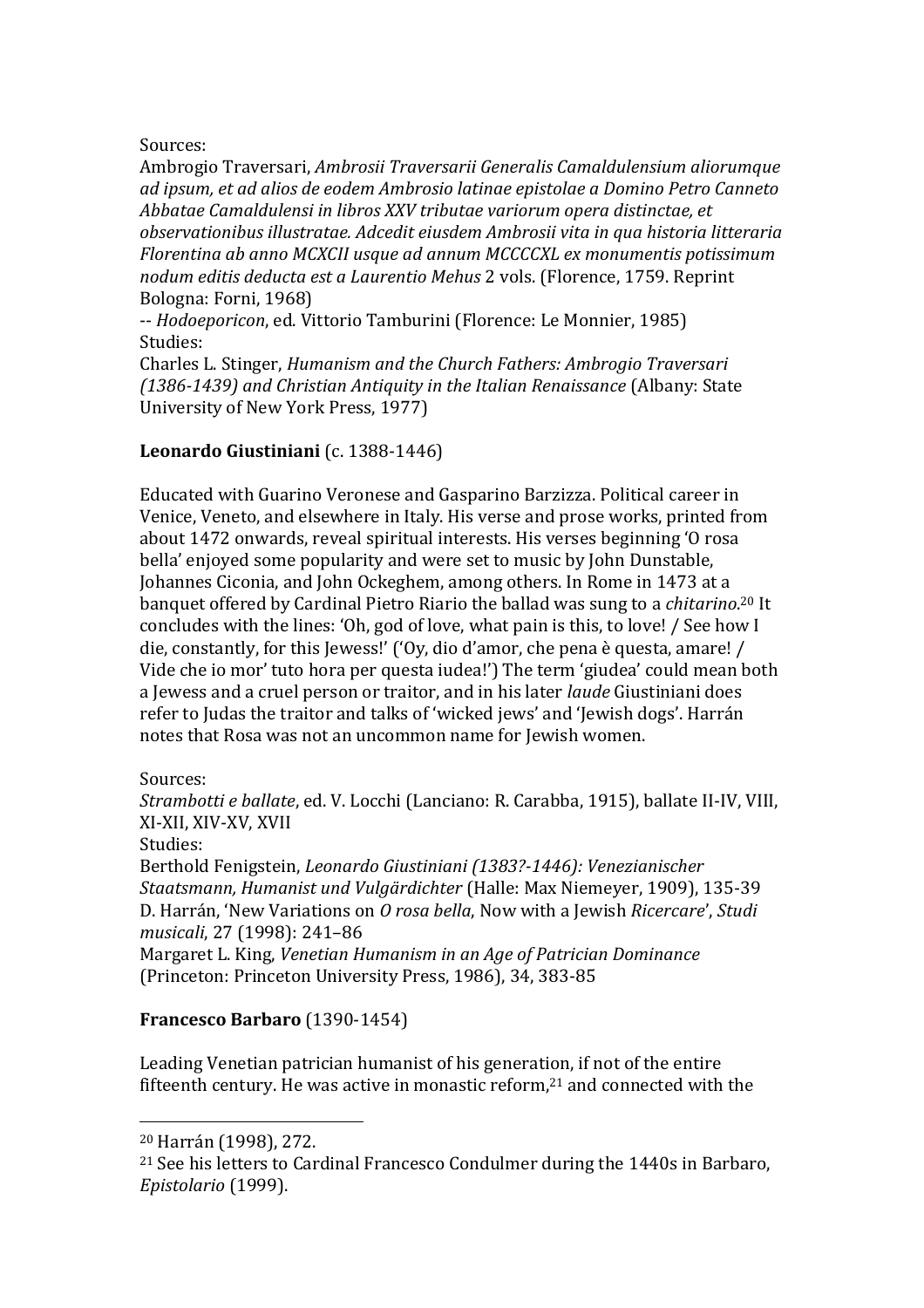Sources:
Ambrogio Traversari, *Ambrosii Traversarii Generalis Camaldulensium aliorumque ad ipsum, et ad alios de eodem Ambrosio latinae epistolae a Domino Petro Canneto Abbatae Camaldulensi in libros XXV tributae variorum opera distinctae, et observationibus illustratae. Adcedit eiusdem Ambrosii vita in qua historia litteraria Florentina ab anno MCXCII usque ad annum MCCCCXL ex monumentis potissimum nodum editis deducta est a Laurentio Mehus* 2 vols. (Florence, 1759. Reprint Bologna: Forni, 1968)
-- *Hodoeporicon*, ed. Vittorio Tamburini (Florence: Le Monnier, 1985)
Studies:
Charles L. Stinger, *Humanism and the Church Fathers: Ambrogio Traversari (1386-1439) and Christian Antiquity in the Italian Renaissance* (Albany: State University of New York Press, 1977)

**Leonardo Giustiniani** (c. 1388-1446)

Educated with Guarino Veronese and Gasparino Barzizza. Political career in Venice, Veneto, and elsewhere in Italy. His verse and prose works, printed from about 1472 onwards, reveal spiritual interests. His verses beginning 'O rosa bella' enjoyed some popularity and were set to music by John Dunstable, Johannes Ciconia, and John Ockeghem, among others. In Rome in 1473 at a banquet offered by Cardinal Pietro Riario the ballad was sung to a *chitarino*.[20] It concludes with the lines: 'Oh, god of love, what pain is this, to love! / See how I die, constantly, for this Jewess!' ('Oy, dio d'amor, che pena è questa, amare! / Vide che io mor' tuto hora per questa iudea!') The term 'giudea' could mean both a Jewess and a cruel person or traitor, and in his later *laude* Giustiniani does refer to Judas the traitor and talks of 'wicked jews' and 'Jewish dogs'. Harrán notes that Rosa was not an uncommon name for Jewish women.

Sources:
*Strambotti e ballate*, ed. V. Locchi (Lanciano: R. Carabba, 1915), ballate II-IV, VIII, XI-XII, XIV-XV, XVII
Studies:
Berthold Fenigstein, *Leonardo Giustiniani (1383?-1446): Venezianischer Staatsmann, Humanist und Vulgärdichter* (Halle: Max Niemeyer, 1909), 135-39
D. Harrán, 'New Variations on *O rosa bella*, Now with a Jewish *Ricercare*', *Studi musicali*, 27 (1998): 241–86
Margaret L. King, *Venetian Humanism in an Age of Patrician Dominance* (Princeton: Princeton University Press, 1986), 34, 383-85

**Francesco Barbaro** (1390-1454)

Leading Venetian patrician humanist of his generation, if not of the entire fifteenth century. He was active in monastic reform,[21] and connected with the

[20] Harrán (1998), 272.
[21] See his letters to Cardinal Francesco Condulmer during the 1440s in Barbaro, *Epistolario* (1999).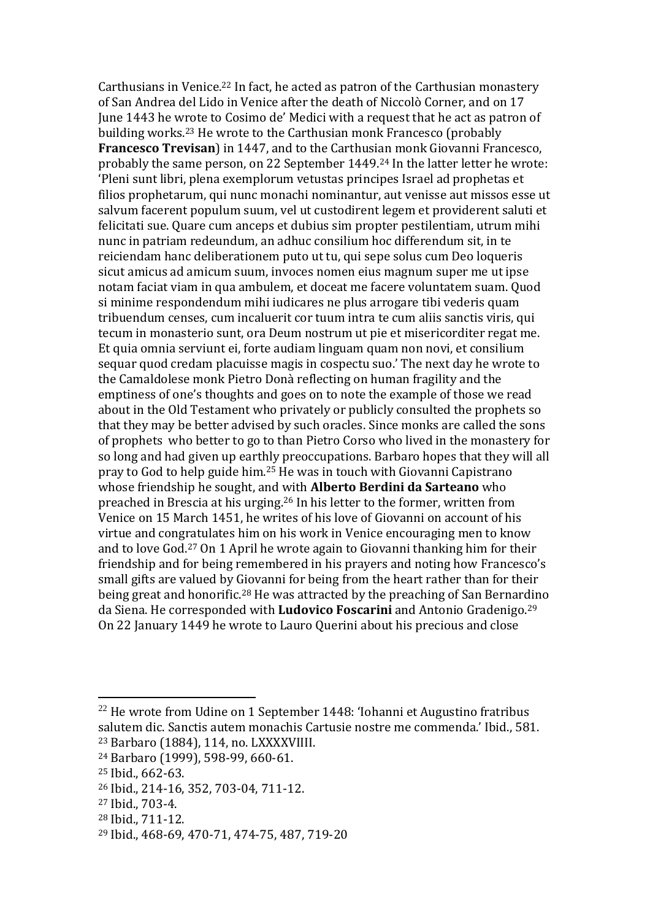Carthusians in Venice.[22] In fact, he acted as patron of the Carthusian monastery of San Andrea del Lido in Venice after the death of Niccolò Corner, and on 17 June 1443 he wrote to Cosimo de' Medici with a request that he act as patron of building works.[23] He wrote to the Carthusian monk Francesco (probably **Francesco Trevisan**) in 1447, and to the Carthusian monk Giovanni Francesco, probably the same person, on 22 September 1449.[24] In the latter letter he wrote: 'Pleni sunt libri, plena exemplorum vetustas principes Israel ad prophetas et filios prophetarum, qui nunc monachi nominantur, aut venisse aut missos esse ut salvum facerent populum suum, vel ut custodirent legem et providerent saluti et felicitati sue. Quare cum anceps et dubius sim propter pestilentiam, utrum mihi nunc in patriam redeundum, an adhuc consilium hoc differendum sit, in te reiciendam hanc deliberationem puto ut tu, qui sepe solus cum Deo loqueris sicut amicus ad amicum suum, invoces nomen eius magnum super me ut ipse notam faciat viam in qua ambulem, et doceat me facere voluntatem suam. Quod si minime respondendum mihi iudicares ne plus arrogare tibi vederis quam tribuendum censes, cum incaluerit cor tuum intra te cum aliis sanctis viris, qui tecum in monasterio sunt, ora Deum nostrum ut pie et misericorditer regat me. Et quia omnia serviunt ei, forte audiam linguam quam non novi, et consilium sequar quod credam placuisse magis in cospectu suo.' The next day he wrote to the Camaldolese monk Pietro Donà reflecting on human fragility and the emptiness of one's thoughts and goes on to note the example of those we read about in the Old Testament who privately or publicly consulted the prophets so that they may be better advised by such oracles. Since monks are called the sons of prophets who better to go to than Pietro Corso who lived in the monastery for so long and had given up earthly preoccupations. Barbaro hopes that they will all pray to God to help guide him.[25] He was in touch with Giovanni Capistrano whose friendship he sought, and with **Alberto Berdini da Sarteano** who preached in Brescia at his urging.[26] In his letter to the former, written from Venice on 15 March 1451, he writes of his love of Giovanni on account of his virtue and congratulates him on his work in Venice encouraging men to know and to love God.[27] On 1 April he wrote again to Giovanni thanking him for their friendship and for being remembered in his prayers and noting how Francesco's small gifts are valued by Giovanni for being from the heart rather than for their being great and honorific.[28] He was attracted by the preaching of San Bernardino da Siena. He corresponded with **Ludovico Foscarini** and Antonio Gradenigo.[29] On 22 January 1449 he wrote to Lauro Querini about his precious and close

---

[22] He wrote from Udine on 1 September 1448: 'Iohanni et Augustino fratribus salutem dic. Sanctis autem monachis Cartusie nostre me commenda.' Ibid., 581.

[23] Barbaro (1884), 114, no. LXXXXVIIII.

[24] Barbaro (1999), 598-99, 660-61.

[25] Ibid., 662-63.

[26] Ibid., 214-16, 352, 703-04, 711-12.

[27] Ibid., 703-4.

[28] Ibid., 711-12.

[29] Ibid., 468-69, 470-71, 474-75, 487, 719-20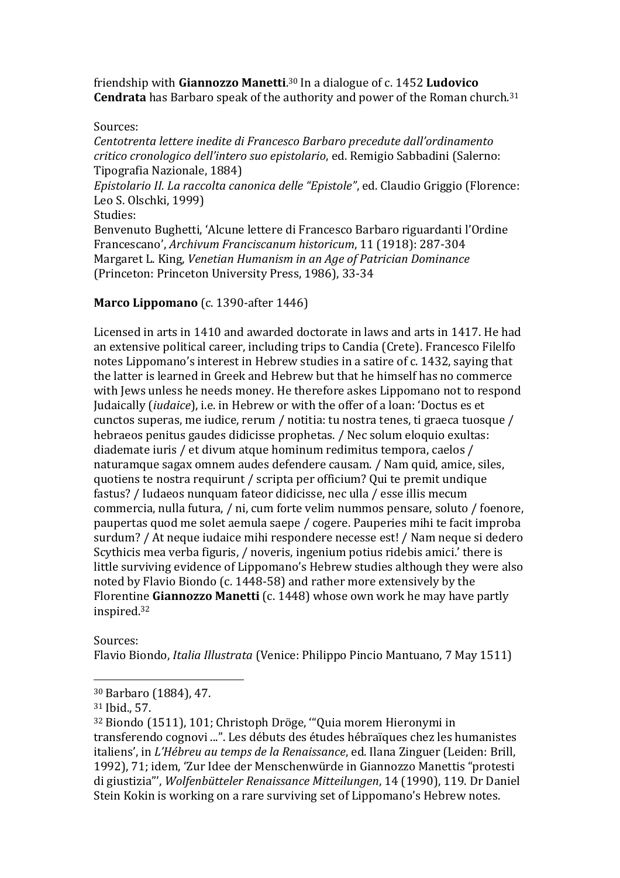friendship with **Giannozzo Manetti**.[30] In a dialogue of c. 1452 **Ludovico Cendrata** has Barbaro speak of the authority and power of the Roman church.[31]

Sources:
*Centotrenta lettere inedite di Francesco Barbaro precedute dall'ordinamento critico cronologico dell'intero suo epistolario*, ed. Remigio Sabbadini (Salerno: Tipografia Nazionale, 1884)
*Epistolario II. La raccolta canonica delle "Epistole"*, ed. Claudio Griggio (Florence: Leo S. Olschki, 1999)
Studies:
Benvenuto Bughetti, 'Alcune lettere di Francesco Barbaro riguardanti l'Ordine Francescano', *Archivum Franciscanum historicum*, 11 (1918): 287-304
Margaret L. King, *Venetian Humanism in an Age of Patrician Dominance* (Princeton: Princeton University Press, 1986), 33-34

**Marco Lippomano** (c. 1390-after 1446)

Licensed in arts in 1410 and awarded doctorate in laws and arts in 1417. He had an extensive political career, including trips to Candia (Crete). Francesco Filelfo notes Lippomano's interest in Hebrew studies in a satire of c. 1432, saying that the latter is learned in Greek and Hebrew but that he himself has no commerce with Jews unless he needs money. He therefore askes Lippomano not to respond Judaically (*iudaice*), i.e. in Hebrew or with the offer of a loan: 'Doctus es et cunctos superas, me iudice, rerum / notitia: tu nostra tenes, ti graeca tuosque / hebraeos penitus gaudes didicisse prophetas. / Nec solum eloquio exultas: diademate iuris / et divum atque hominum redimitus tempora, caelos / naturamque sagax omnem audes defendere causam. / Nam quid, amice, siles, quotiens te nostra requirunt / scripta per officium? Qui te premit undique fastus? / Iudaeos nunquam fateor didicisse, nec ulla / esse illis mecum commercia, nulla futura, / ni, cum forte velim nummos pensare, soluto / foenore, paupertas quod me solet aemula saepe / cogere. Pauperies mihi te facit improba surdum? / At neque iudaice mihi respondere necesse est! / Nam neque si dedero Scythicis mea verba figuris, / noveris, ingenium potius ridebis amici.' there is little surviving evidence of Lippomano's Hebrew studies although they were also noted by Flavio Biondo (c. 1448-58) and rather more extensively by the Florentine **Giannozzo Manetti** (c. 1448) whose own work he may have partly inspired.[32]

Sources:
Flavio Biondo, *Italia Illustrata* (Venice: Philippo Pincio Mantuano, 7 May 1511)

---

[30] Barbaro (1884), 47.
[31] Ibid., 57.
[32] Biondo (1511), 101; Christoph Dröge, '"Quia morem Hieronymi in transferendo cognovi ...". Les débuts des études hébraïques chez les humanistes italiens', in *L'Hébreu au temps de la Renaissance*, ed. Ilana Zinguer (Leiden: Brill, 1992), 71; idem, 'Zur Idee der Menschenwürde in Giannozzo Manettis "protesti di giustizia"', *Wolfenbütteler Renaissance Mitteilungen*, 14 (1990), 119. Dr Daniel Stein Kokin is working on a rare surviving set of Lippomano's Hebrew notes.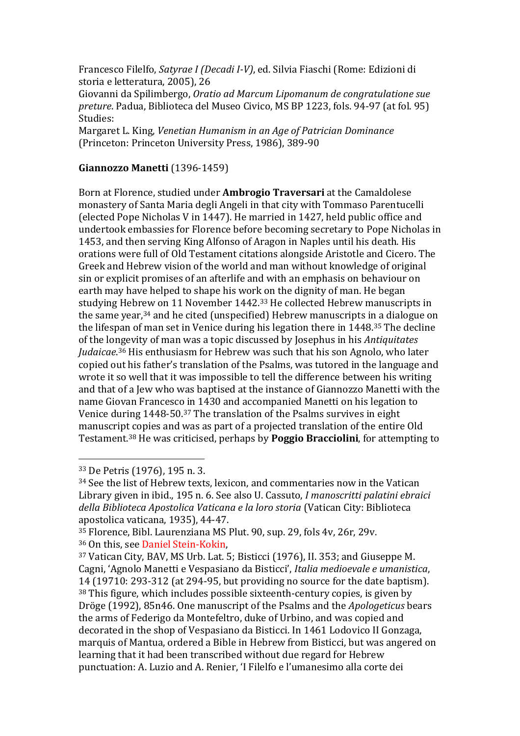Francesco Filelfo, *Satyrae I (Decadi I-V)*, ed. Silvia Fiaschi (Rome: Edizioni di storia e letteratura, 2005), 26

Giovanni da Spilimbergo, *Oratio ad Marcum Lipomanum de congratulatione sue preture*. Padua, Biblioteca del Museo Civico, MS BP 1223, fols. 94-97 (at fol. 95)

Studies:

Margaret L. King, *Venetian Humanism in an Age of Patrician Dominance* (Princeton: Princeton University Press, 1986), 389-90

**Giannozzo Manetti** (1396-1459)

Born at Florence, studied under **Ambrogio Traversari** at the Camaldolese monastery of Santa Maria degli Angeli in that city with Tommaso Parentucelli (elected Pope Nicholas V in 1447). He married in 1427, held public office and undertook embassies for Florence before becoming secretary to Pope Nicholas in 1453, and then serving King Alfonso of Aragon in Naples until his death. His orations were full of Old Testament citations alongside Aristotle and Cicero. The Greek and Hebrew vision of the world and man without knowledge of original sin or explicit promises of an afterlife and with an emphasis on behaviour on earth may have helped to shape his work on the dignity of man. He began studying Hebrew on 11 November 1442.[33] He collected Hebrew manuscripts in the same year,[34] and he cited (unspecified) Hebrew manuscripts in a dialogue on the lifespan of man set in Venice during his legation there in 1448.[35] The decline of the longevity of man was a topic discussed by Josephus in his *Antiquitates Judaicae*.[36] His enthusiasm for Hebrew was such that his son Agnolo, who later copied out his father's translation of the Psalms, was tutored in the language and wrote it so well that it was impossible to tell the difference between his writing and that of a Jew who was baptised at the instance of Giannozzo Manetti with the name Giovan Francesco in 1430 and accompanied Manetti on his legation to Venice during 1448-50.[37] The translation of the Psalms survives in eight manuscript copies and was as part of a projected translation of the entire Old Testament.[38] He was criticised, perhaps by **Poggio Bracciolini**, for attempting to

[33] De Petris (1976), 195 n. 3.

[34] See the list of Hebrew texts, lexicon, and commentaries now in the Vatican Library given in ibid., 195 n. 6. See also U. Cassuto, *I manoscritti palatini ebraici della Biblioteca Apostolica Vaticana e la loro storia* (Vatican City: Biblioteca apostolica vaticana, 1935), 44-47.

[35] Florence, Bibl. Laurenziana MS Plut. 90, sup. 29, fols 4v, 26r, 29v.

[36] On this, see Daniel Stein-Kokin,

[37] Vatican City, BAV, MS Urb. Lat. 5; Bisticci (1976), II. 353; and Giuseppe M. Cagni, 'Agnolo Manetti e Vespasiano da Bisticci', *Italia medioevale e umanistica*, 14 (19710: 293-312 (at 294-95, but providing no source for the date baptism).

[38] This figure, which includes possible sixteenth-century copies, is given by Dröge (1992), 85n46. One manuscript of the Psalms and the *Apologeticus* bears the arms of Federigo da Montefeltro, duke of Urbino, and was copied and decorated in the shop of Vespasiano da Bisticci. In 1461 Lodovico II Gonzaga, marquis of Mantua, ordered a Bible in Hebrew from Bisticci, but was angered on learning that it had been transcribed without due regard for Hebrew punctuation: A. Luzio and A. Renier, 'I Filelfo e l'umanesimo alla corte dei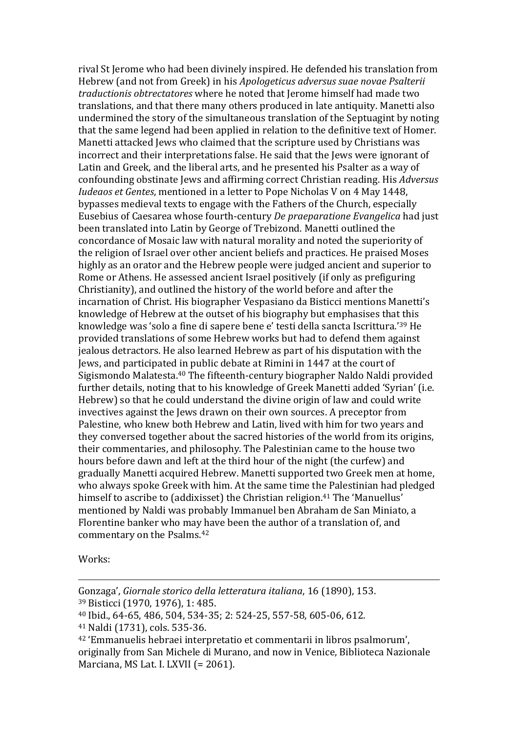rival St Jerome who had been divinely inspired. He defended his translation from Hebrew (and not from Greek) in his *Apologeticus adversus suae novae Psalterii traductionis obtrectatores* where he noted that Jerome himself had made two translations, and that there many others produced in late antiquity. Manetti also undermined the story of the simultaneous translation of the Septuagint by noting that the same legend had been applied in relation to the definitive text of Homer. Manetti attacked Jews who claimed that the scripture used by Christians was incorrect and their interpretations false. He said that the Jews were ignorant of Latin and Greek, and the liberal arts, and he presented his Psalter as a way of confounding obstinate Jews and affirming correct Christian reading. His *Adversus Iudeaos et Gentes*, mentioned in a letter to Pope Nicholas V on 4 May 1448, bypasses medieval texts to engage with the Fathers of the Church, especially Eusebius of Caesarea whose fourth-century *De praeparatione Evangelica* had just been translated into Latin by George of Trebizond. Manetti outlined the concordance of Mosaic law with natural morality and noted the superiority of the religion of Israel over other ancient beliefs and practices. He praised Moses highly as an orator and the Hebrew people were judged ancient and superior to Rome or Athens. He assessed ancient Israel positively (if only as prefiguring Christianity), and outlined the history of the world before and after the incarnation of Christ. His biographer Vespasiano da Bisticci mentions Manetti's knowledge of Hebrew at the outset of his biography but emphasises that this knowledge was 'solo a fine di sapere bene e' testi della sancta Iscrittura.'[39] He provided translations of some Hebrew works but had to defend them against jealous detractors. He also learned Hebrew as part of his disputation with the Jews, and participated in public debate at Rimini in 1447 at the court of Sigismondo Malatesta.[40] The fifteenth-century biographer Naldo Naldi provided further details, noting that to his knowledge of Greek Manetti added 'Syrian' (i.e. Hebrew) so that he could understand the divine origin of law and could write invectives against the Jews drawn on their own sources. A preceptor from Palestine, who knew both Hebrew and Latin, lived with him for two years and they conversed together about the sacred histories of the world from its origins, their commentaries, and philosophy. The Palestinian came to the house two hours before dawn and left at the third hour of the night (the curfew) and gradually Manetti acquired Hebrew. Manetti supported two Greek men at home, who always spoke Greek with him. At the same time the Palestinian had pledged himself to ascribe to (addixisset) the Christian religion.[41] The 'Manuellus' mentioned by Naldi was probably Immanuel ben Abraham de San Miniato, a Florentine banker who may have been the author of a translation of, and commentary on the Psalms.[42]

Works:

---

Gonzaga', *Giornale storico della letteratura italiana*, 16 (1890), 153.

[39] Bisticci (1970, 1976), 1: 485.

[40] Ibid., 64-65, 486, 504, 534-35; 2: 524-25, 557-58, 605-06, 612.

[41] Naldi (1731), cols. 535-36.

[42] 'Emmanuelis hebraei interpretatio et commentarii in libros psalmorum', originally from San Michele di Murano, and now in Venice, Biblioteca Nazionale Marciana, MS Lat. I. LXVII (= 2061).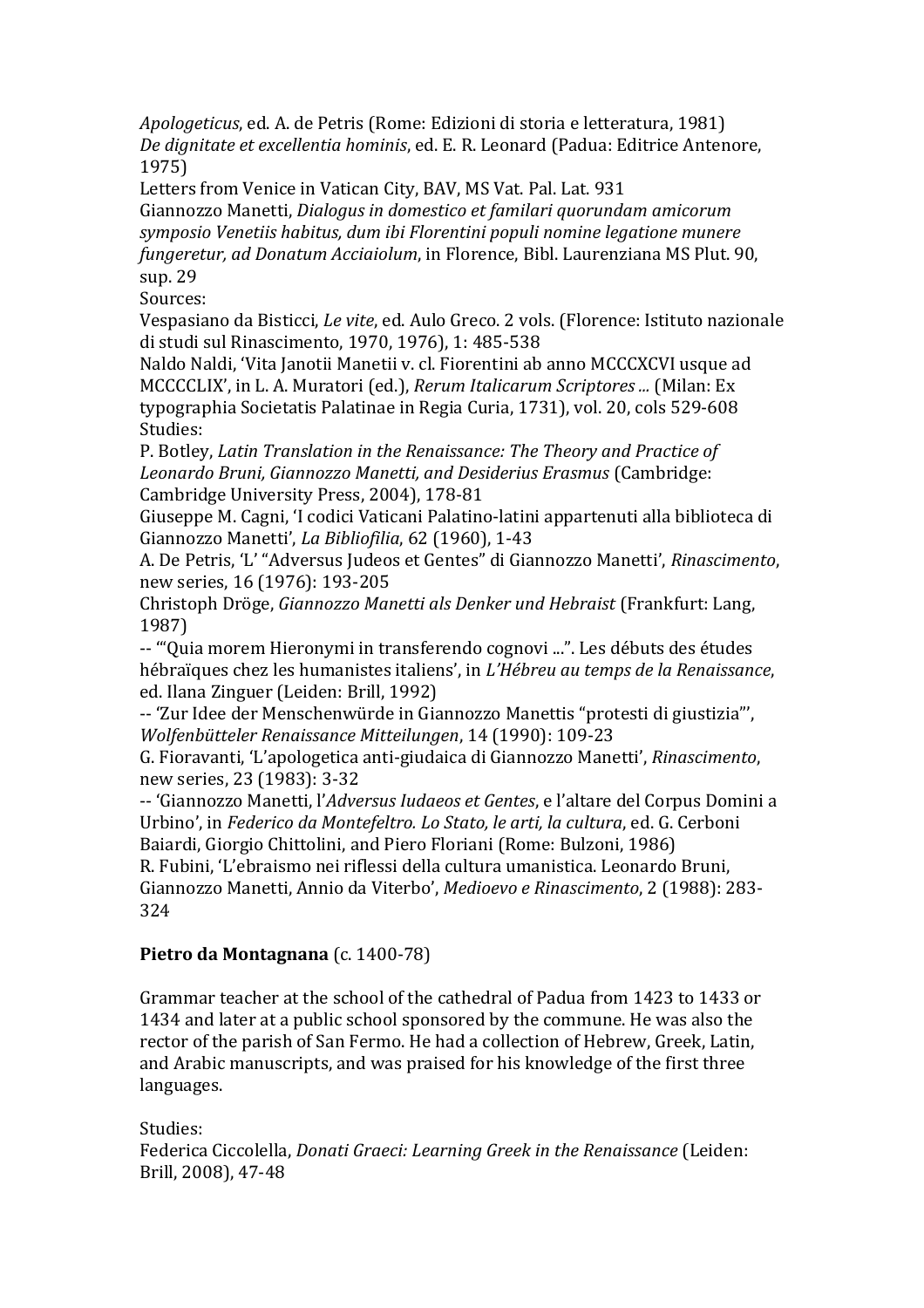*Apologeticus*, ed. A. de Petris (Rome: Edizioni di storia e letteratura, 1981)
*De dignitate et excellentia hominis*, ed. E. R. Leonard (Padua: Editrice Antenore, 1975)
Letters from Venice in Vatican City, BAV, MS Vat. Pal. Lat. 931
Giannozzo Manetti, *Dialogus in domestico et familari quorundam amicorum symposio Venetiis habitus, dum ibi Florentini populi nomine legatione munere fungeretur, ad Donatum Acciaiolum*, in Florence, Bibl. Laurenziana MS Plut. 90, sup. 29
Sources:
Vespasiano da Bisticci, *Le vite*, ed. Aulo Greco. 2 vols. (Florence: Istituto nazionale di studi sul Rinascimento, 1970, 1976), 1: 485-538
Naldo Naldi, 'Vita Janotii Manetii v. cl. Fiorentini ab anno MCCCXCVI usque ad MCCCCLIX', in L. A. Muratori (ed.), *Rerum Italicarum Scriptores ...* (Milan: Ex typographia Societatis Palatinae in Regia Curia, 1731), vol. 20, cols 529-608
Studies:
P. Botley, *Latin Translation in the Renaissance: The Theory and Practice of Leonardo Bruni, Giannozzo Manetti, and Desiderius Erasmus* (Cambridge: Cambridge University Press, 2004), 178-81
Giuseppe M. Cagni, 'I codici Vaticani Palatino-latini appartenuti alla biblioteca di Giannozzo Manetti', *La Bibliofilia*, 62 (1960), 1-43
A. De Petris, 'L' "Adversus Judeos et Gentes" di Giannozzo Manetti', *Rinascimento*, new series, 16 (1976): 193-205
Christoph Dröge, *Giannozzo Manetti als Denker und Hebraist* (Frankfurt: Lang, 1987)
-- '"Quia morem Hieronymi in transferendo cognovi ...". Les débuts des études hébraïques chez les humanistes italiens', in *L'Hébreu au temps de la Renaissance*, ed. Ilana Zinguer (Leiden: Brill, 1992)
-- 'Zur Idee der Menschenwürde in Giannozzo Manettis "protesti di giustizia"', *Wolfenbütteler Renaissance Mitteilungen*, 14 (1990): 109-23
G. Fioravanti, 'L'apologetica anti-giudaica di Giannozzo Manetti', *Rinascimento*, new series, 23 (1983): 3-32
-- 'Giannozzo Manetti, l'*Adversus Iudaeos et Gentes*, e l'altare del Corpus Domini a Urbino', in *Federico da Montefeltro. Lo Stato, le arti, la cultura*, ed. G. Cerboni Baiardi, Giorgio Chittolini, and Piero Floriani (Rome: Bulzoni, 1986)
R. Fubini, 'L'ebraismo nei riflessi della cultura umanistica. Leonardo Bruni, Giannozzo Manetti, Annio da Viterbo', *Medioevo e Rinascimento*, 2 (1988): 283-324

**Pietro da Montagnana** (c. 1400-78)

Grammar teacher at the school of the cathedral of Padua from 1423 to 1433 or 1434 and later at a public school sponsored by the commune. He was also the rector of the parish of San Fermo. He had a collection of Hebrew, Greek, Latin, and Arabic manuscripts, and was praised for his knowledge of the first three languages.

Studies:
Federica Ciccolella, *Donati Graeci: Learning Greek in the Renaissance* (Leiden: Brill, 2008), 47-48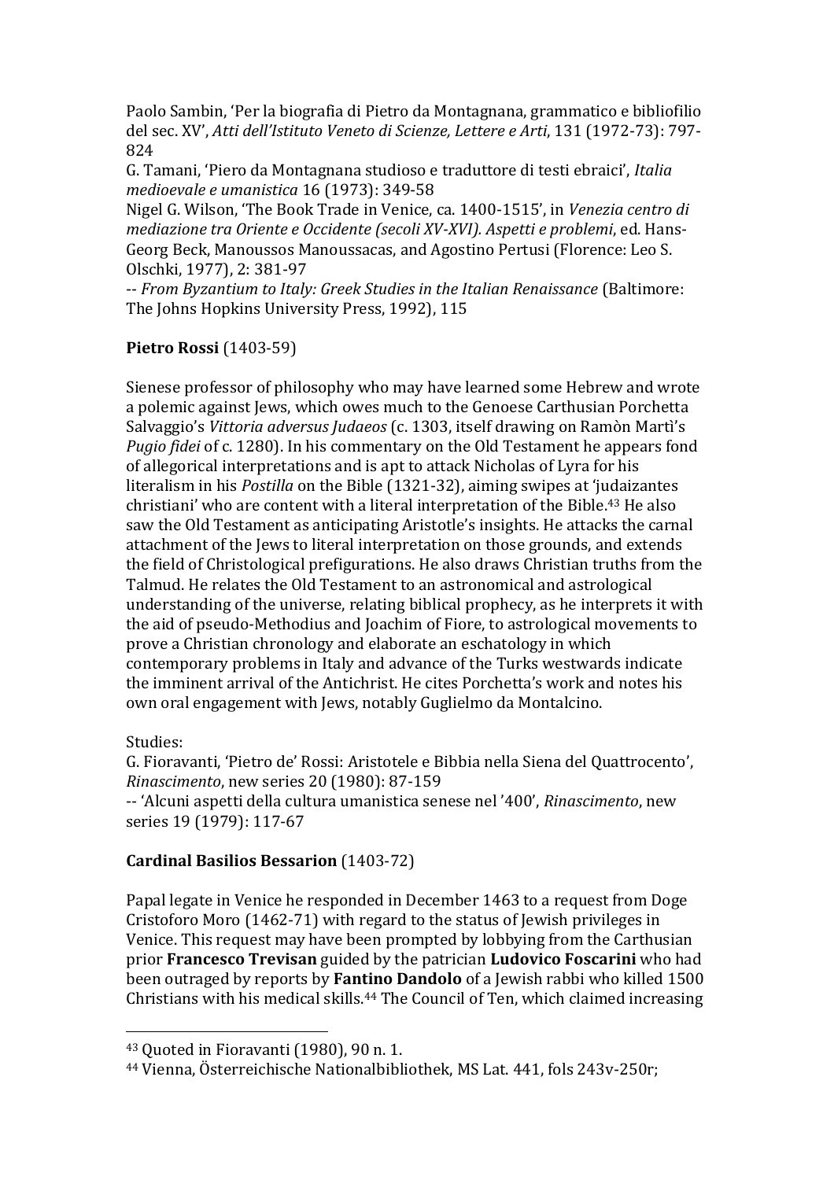Paolo Sambin, 'Per la biografia di Pietro da Montagnana, grammatico e bibliofilio del sec. XV', *Atti dell'Istituto Veneto di Scienze, Lettere e Arti*, 131 (1972-73): 797-824

G. Tamani, 'Piero da Montagnana studioso e traduttore di testi ebraici', *Italia medioevale e umanistica* 16 (1973): 349-58

Nigel G. Wilson, 'The Book Trade in Venice, ca. 1400-1515', in *Venezia centro di mediazione tra Oriente e Occidente (secoli XV-XVI). Aspetti e problemi*, ed. Hans-Georg Beck, Manoussos Manoussacas, and Agostino Pertusi (Florence: Leo S. Olschki, 1977), 2: 381-97

-- *From Byzantium to Italy: Greek Studies in the Italian Renaissance* (Baltimore: The Johns Hopkins University Press, 1992), 115

**Pietro Rossi** (1403-59)

Sienese professor of philosophy who may have learned some Hebrew and wrote a polemic against Jews, which owes much to the Genoese Carthusian Porchetta Salvaggio's *Vittoria adversus Judaeos* (c. 1303, itself drawing on Ramòn Martì's *Pugio fidei* of c. 1280). In his commentary on the Old Testament he appears fond of allegorical interpretations and is apt to attack Nicholas of Lyra for his literalism in his *Postilla* on the Bible (1321-32), aiming swipes at 'judaizantes christiani' who are content with a literal interpretation of the Bible.[43] He also saw the Old Testament as anticipating Aristotle's insights. He attacks the carnal attachment of the Jews to literal interpretation on those grounds, and extends the field of Christological prefigurations. He also draws Christian truths from the Talmud. He relates the Old Testament to an astronomical and astrological understanding of the universe, relating biblical prophecy, as he interprets it with the aid of pseudo-Methodius and Joachim of Fiore, to astrological movements to prove a Christian chronology and elaborate an eschatology in which contemporary problems in Italy and advance of the Turks westwards indicate the imminent arrival of the Antichrist. He cites Porchetta's work and notes his own oral engagement with Jews, notably Guglielmo da Montalcino.

Studies:

G. Fioravanti, 'Pietro de' Rossi: Aristotele e Bibbia nella Siena del Quattrocento', *Rinascimento*, new series 20 (1980): 87-159

-- 'Alcuni aspetti della cultura umanistica senese nel '400', *Rinascimento*, new series 19 (1979): 117-67

**Cardinal Basilios Bessarion** (1403-72)

Papal legate in Venice he responded in December 1463 to a request from Doge Cristoforo Moro (1462-71) with regard to the status of Jewish privileges in Venice. This request may have been prompted by lobbying from the Carthusian prior **Francesco Trevisan** guided by the patrician **Ludovico Foscarini** who had been outraged by reports by **Fantino Dandolo** of a Jewish rabbi who killed 1500 Christians with his medical skills.[44] The Council of Ten, which claimed increasing

---

[43] Quoted in Fioravanti (1980), 90 n. 1.

[44] Vienna, Österreichische Nationalbibliothek, MS Lat. 441, fols 243v-250r;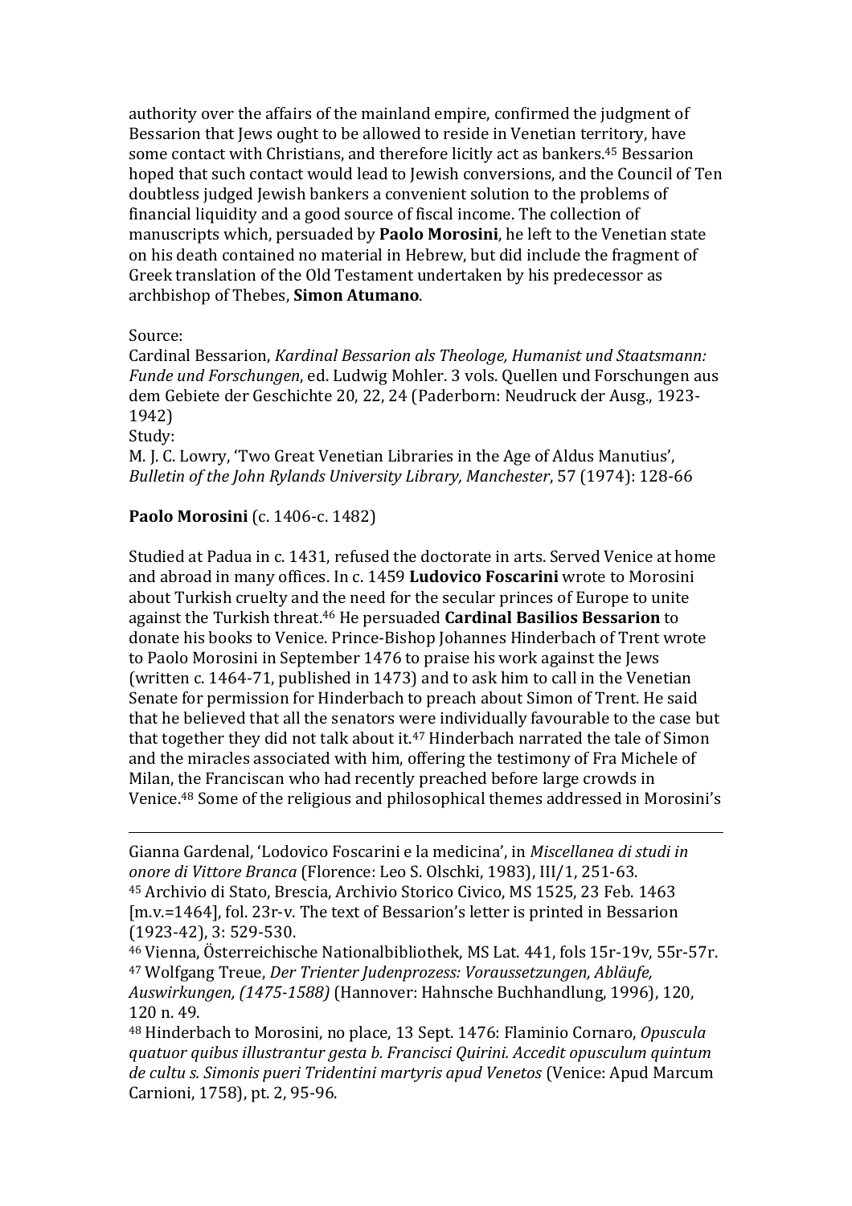authority over the affairs of the mainland empire, confirmed the judgment of Bessarion that Jews ought to be allowed to reside in Venetian territory, have some contact with Christians, and therefore licitly act as bankers.[45] Bessarion hoped that such contact would lead to Jewish conversions, and the Council of Ten doubtless judged Jewish bankers a convenient solution to the problems of financial liquidity and a good source of fiscal income. The collection of manuscripts which, persuaded by **Paolo Morosini**, he left to the Venetian state on his death contained no material in Hebrew, but did include the fragment of Greek translation of the Old Testament undertaken by his predecessor as archbishop of Thebes, **Simon Atumano**.

Source:
Cardinal Bessarion, *Kardinal Bessarion als Theologe, Humanist und Staatsmann: Funde und Forschungen*, ed. Ludwig Mohler. 3 vols. Quellen und Forschungen aus dem Gebiete der Geschichte 20, 22, 24 (Paderborn: Neudruck der Ausg., 1923-1942)
Study:
M. J. C. Lowry, 'Two Great Venetian Libraries in the Age of Aldus Manutius', *Bulletin of the John Rylands University Library, Manchester*, 57 (1974): 128-66

**Paolo Morosini** (c. 1406-c. 1482)

Studied at Padua in c. 1431, refused the doctorate in arts. Served Venice at home and abroad in many offices. In c. 1459 **Ludovico Foscarini** wrote to Morosini about Turkish cruelty and the need for the secular princes of Europe to unite against the Turkish threat.[46] He persuaded **Cardinal Basilios Bessarion** to donate his books to Venice. Prince-Bishop Johannes Hinderbach of Trent wrote to Paolo Morosini in September 1476 to praise his work against the Jews (written c. 1464-71, published in 1473) and to ask him to call in the Venetian Senate for permission for Hinderbach to preach about Simon of Trent. He said that he believed that all the senators were individually favourable to the case but that together they did not talk about it.[47] Hinderbach narrated the tale of Simon and the miracles associated with him, offering the testimony of Fra Michele of Milan, the Franciscan who had recently preached before large crowds in Venice.[48] Some of the religious and philosophical themes addressed in Morosini's

---

Gianna Gardenal, 'Lodovico Foscarini e la medicina', in *Miscellanea di studi in onore di Vittore Branca* (Florence: Leo S. Olschki, 1983), III/1, 251-63.
[45] Archivio di Stato, Brescia, Archivio Storico Civico, MS 1525, 23 Feb. 1463 [m.v.=1464], fol. 23r-v. The text of Bessarion's letter is printed in Bessarion (1923-42), 3: 529-530.
[46] Vienna, Österreichische Nationalbibliothek, MS Lat. 441, fols 15r-19v, 55r-57r.
[47] Wolfgang Treue, *Der Trienter Judenprozess: Voraussetzungen, Abläufe, Auswirkungen, (1475-1588)* (Hannover: Hahnsche Buchhandlung, 1996), 120, 120 n. 49.
[48] Hinderbach to Morosini, no place, 13 Sept. 1476: Flaminio Cornaro, *Opuscula quatuor quibus illustrantur gesta b. Francisci Quirini. Accedit opusculum quintum de cultu s. Simonis pueri Tridentini martyris apud Venetos* (Venice: Apud Marcum Carnioni, 1758), pt. 2, 95-96.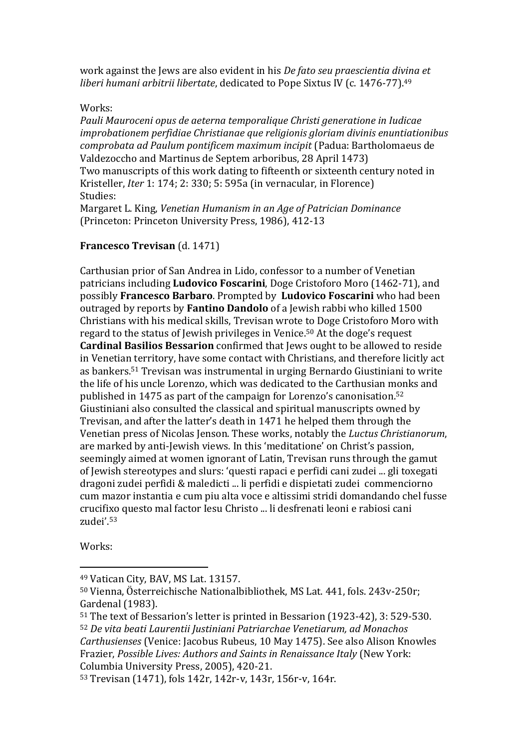work against the Jews are also evident in his *De fato seu praescientia divina et liberi humani arbitrii libertate*, dedicated to Pope Sixtus IV (c. 1476-77).[49]

Works:

*Pauli Mauroceni opus de aeterna temporalique Christi generatione in Iudicae improbationem perfidiae Christianae que religionis gloriam divinis enuntiationibus comprobata ad Paulum pontificem maximum incipit* (Padua: Bartholomaeus de Valdezoccho and Martinus de Septem arboribus, 28 April 1473)
Two manuscripts of this work dating to fifteenth or sixteenth century noted in Kristeller, *Iter* 1: 174; 2: 330; 5: 595a (in vernacular, in Florence)
Studies:
Margaret L. King, *Venetian Humanism in an Age of Patrician Dominance* (Princeton: Princeton University Press, 1986), 412-13

**Francesco Trevisan** (d. 1471)

Carthusian prior of San Andrea in Lido, confessor to a number of Venetian patricians including **Ludovico Foscarini**, Doge Cristoforo Moro (1462-71), and possibly **Francesco Barbaro**. Prompted by **Ludovico Foscarini** who had been outraged by reports by **Fantino Dandolo** of a Jewish rabbi who killed 1500 Christians with his medical skills, Trevisan wrote to Doge Cristoforo Moro with regard to the status of Jewish privileges in Venice.[50] At the doge's request **Cardinal Basilios Bessarion** confirmed that Jews ought to be allowed to reside in Venetian territory, have some contact with Christians, and therefore licitly act as bankers.[51] Trevisan was instrumental in urging Bernardo Giustiniani to write the life of his uncle Lorenzo, which was dedicated to the Carthusian monks and published in 1475 as part of the campaign for Lorenzo's canonisation.[52] Giustiniani also consulted the classical and spiritual manuscripts owned by Trevisan, and after the latter's death in 1471 he helped them through the Venetian press of Nicolas Jenson. These works, notably the *Luctus Christianorum*, are marked by anti-Jewish views. In this 'meditatione' on Christ's passion, seemingly aimed at women ignorant of Latin, Trevisan runs through the gamut of Jewish stereotypes and slurs: 'questi rapaci e perfidi cani zudei ... gli toxegati dragoni zudei perfidi & maledicti ... li perfidi e dispietati zudei commenciorno cum mazor instantia e cum piu alta voce e altissimi stridi domandando chel fusse crucifixo questo mal factor Iesu Christo ... li desfrenati leoni e rabiosi cani zudei'.[53]

Works:

---

[49] Vatican City, BAV, MS Lat. 13157.

[50] Vienna, Österreichische Nationalbibliothek, MS Lat. 441, fols. 243v-250r; Gardenal (1983).

[51] The text of Bessarion's letter is printed in Bessarion (1923-42), 3: 529-530.

[52] *De vita beati Laurentii Justiniani Patriarchae Venetiarum, ad Monachos Carthusienses* (Venice: Jacobus Rubeus, 10 May 1475). See also Alison Knowles Frazier, *Possible Lives: Authors and Saints in Renaissance Italy* (New York: Columbia University Press, 2005), 420-21.

[53] Trevisan (1471), fols 142r, 142r-v, 143r, 156r-v, 164r.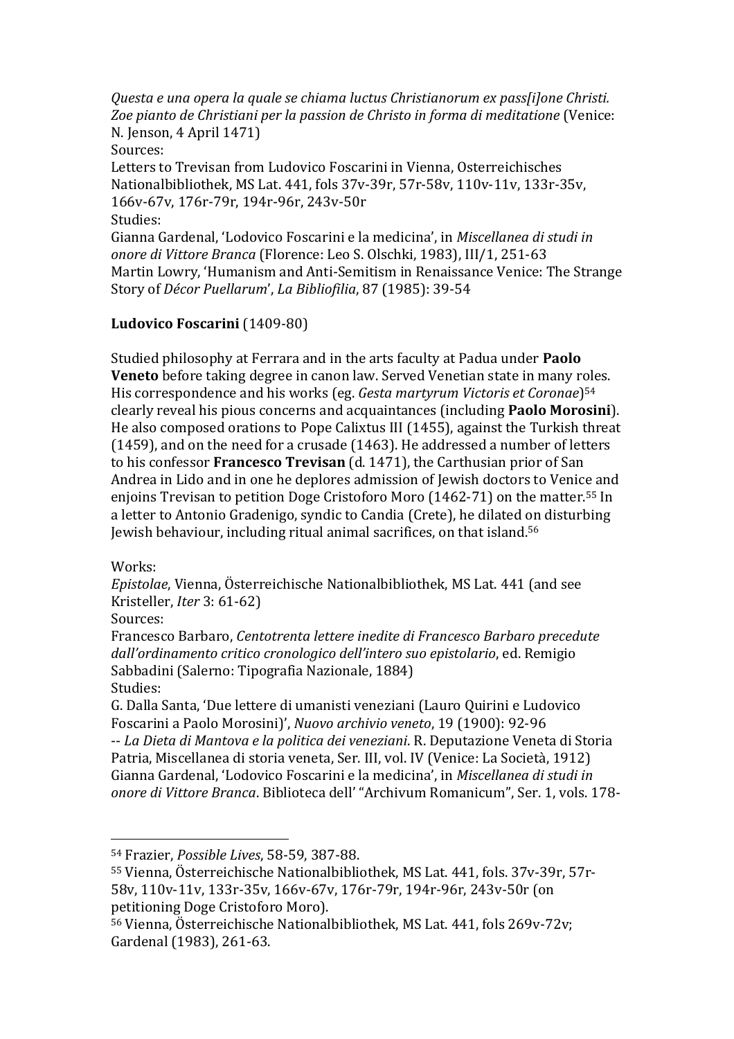*Questa e una opera la quale se chiama luctus Christianorum ex pass[i]one Christi. Zoe pianto de Christiani per la passion de Christo in forma di meditatione* (Venice: N. Jenson, 4 April 1471)
Sources:
Letters to Trevisan from Ludovico Foscarini in Vienna, Osterreichisches Nationalbibliothek, MS Lat. 441, fols 37v-39r, 57r-58v, 110v-11v, 133r-35v, 166v-67v, 176r-79r, 194r-96r, 243v-50r
Studies:
Gianna Gardenal, 'Lodovico Foscarini e la medicina', in *Miscellanea di studi in onore di Vittore Branca* (Florence: Leo S. Olschki, 1983), III/1, 251-63
Martin Lowry, 'Humanism and Anti-Semitism in Renaissance Venice: The Strange Story of *Décor Puellarum*', *La Bibliofilia*, 87 (1985): 39-54

**Ludovico Foscarini** (1409-80)

Studied philosophy at Ferrara and in the arts faculty at Padua under **Paolo Veneto** before taking degree in canon law. Served Venetian state in many roles. His correspondence and his works (eg. *Gesta martyrum Victoris et Coronae*)[54] clearly reveal his pious concerns and acquaintances (including **Paolo Morosini**). He also composed orations to Pope Calixtus III (1455), against the Turkish threat (1459), and on the need for a crusade (1463). He addressed a number of letters to his confessor **Francesco Trevisan** (d. 1471), the Carthusian prior of San Andrea in Lido and in one he deplores admission of Jewish doctors to Venice and enjoins Trevisan to petition Doge Cristoforo Moro (1462-71) on the matter.[55] In a letter to Antonio Gradenigo, syndic to Candia (Crete), he dilated on disturbing Jewish behaviour, including ritual animal sacrifices, on that island.[56]

Works:
*Epistolae*, Vienna, Österreichische Nationalbibliothek, MS Lat. 441 (and see Kristeller, *Iter* 3: 61-62)
Sources:
Francesco Barbaro, *Centotrenta lettere inedite di Francesco Barbaro precedute dall'ordinamento critico cronologico dell'intero suo epistolario*, ed. Remigio Sabbadini (Salerno: Tipografia Nazionale, 1884)
Studies:
G. Dalla Santa, 'Due lettere di umanisti veneziani (Lauro Quirini e Ludovico Foscarini a Paolo Morosini)', *Nuovo archivio veneto*, 19 (1900): 92-96
-- *La Dieta di Mantova e la politica dei veneziani*. R. Deputazione Veneta di Storia Patria, Miscellanea di storia veneta, Ser. III, vol. IV (Venice: La Società, 1912)
Gianna Gardenal, 'Lodovico Foscarini e la medicina', in *Miscellanea di studi in onore di Vittore Branca*. Biblioteca dell' "Archivum Romanicum", Ser. 1, vols. 178-

---

[54] Frazier, *Possible Lives*, 58-59, 387-88.
[55] Vienna, Österreichische Nationalbibliothek, MS Lat. 441, fols. 37v-39r, 57r-58v, 110v-11v, 133r-35v, 166v-67v, 176r-79r, 194r-96r, 243v-50r (on petitioning Doge Cristoforo Moro).
[56] Vienna, Österreichische Nationalbibliothek, MS Lat. 441, fols 269v-72v; Gardenal (1983), 261-63.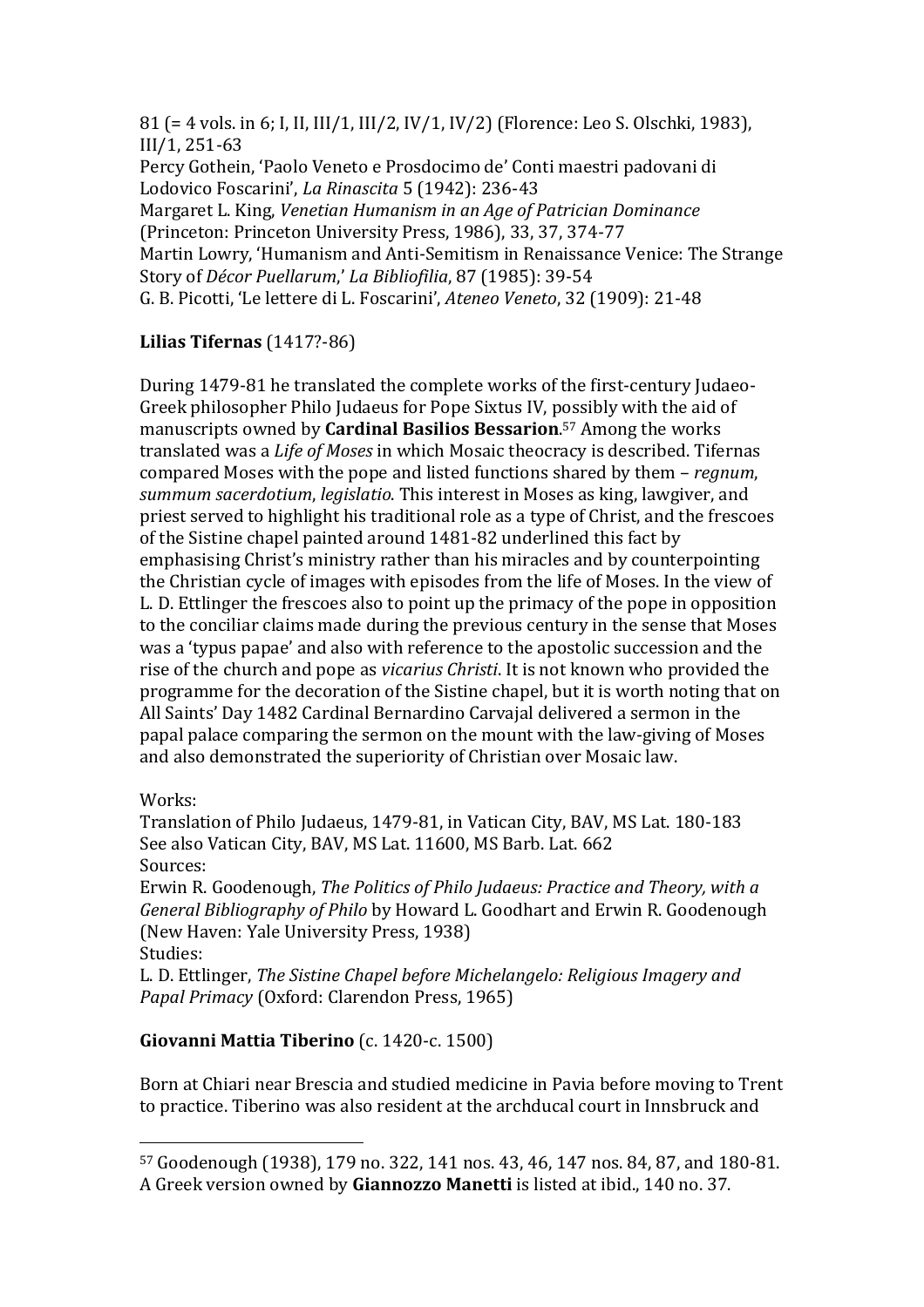81 (= 4 vols. in 6; I, II, III/1, III/2, IV/1, IV/2) (Florence: Leo S. Olschki, 1983), III/1, 251-63
Percy Gothein, 'Paolo Veneto e Prosdocimo de' Conti maestri padovani di Lodovico Foscarini', *La Rinascita* 5 (1942): 236-43
Margaret L. King, *Venetian Humanism in an Age of Patrician Dominance* (Princeton: Princeton University Press, 1986), 33, 37, 374-77
Martin Lowry, 'Humanism and Anti-Semitism in Renaissance Venice: The Strange Story of *Décor Puellarum*,' *La Bibliofilia*, 87 (1985): 39-54
G. B. Picotti, 'Le lettere di L. Foscarini', *Ateneo Veneto*, 32 (1909): 21-48

**Lilias Tifernas** (1417?-86)

During 1479-81 he translated the complete works of the first-century Judaeo-Greek philosopher Philo Judaeus for Pope Sixtus IV, possibly with the aid of manuscripts owned by **Cardinal Basilios Bessarion**.[57] Among the works translated was a *Life of Moses* in which Mosaic theocracy is described. Tifernas compared Moses with the pope and listed functions shared by them – *regnum*, *summum sacerdotium*, *legislatio*. This interest in Moses as king, lawgiver, and priest served to highlight his traditional role as a type of Christ, and the frescoes of the Sistine chapel painted around 1481-82 underlined this fact by emphasising Christ's ministry rather than his miracles and by counterpointing the Christian cycle of images with episodes from the life of Moses. In the view of L. D. Ettlinger the frescoes also to point up the primacy of the pope in opposition to the conciliar claims made during the previous century in the sense that Moses was a 'typus papae' and also with reference to the apostolic succession and the rise of the church and pope as *vicarius Christi*. It is not known who provided the programme for the decoration of the Sistine chapel, but it is worth noting that on All Saints' Day 1482 Cardinal Bernardino Carvajal delivered a sermon in the papal palace comparing the sermon on the mount with the law-giving of Moses and also demonstrated the superiority of Christian over Mosaic law.

Works:
Translation of Philo Judaeus, 1479-81, in Vatican City, BAV, MS Lat. 180-183
See also Vatican City, BAV, MS Lat. 11600, MS Barb. Lat. 662
Sources:
Erwin R. Goodenough, *The Politics of Philo Judaeus: Practice and Theory, with a General Bibliography of Philo* by Howard L. Goodhart and Erwin R. Goodenough (New Haven: Yale University Press, 1938)
Studies:
L. D. Ettlinger, *The Sistine Chapel before Michelangelo: Religious Imagery and Papal Primacy* (Oxford: Clarendon Press, 1965)

**Giovanni Mattia Tiberino** (c. 1420-c. 1500)

Born at Chiari near Brescia and studied medicine in Pavia before moving to Trent to practice. Tiberino was also resident at the archducal court in Innsbruck and

---

[57] Goodenough (1938), 179 no. 322, 141 nos. 43, 46, 147 nos. 84, 87, and 180-81. A Greek version owned by **Giannozzo Manetti** is listed at ibid., 140 no. 37.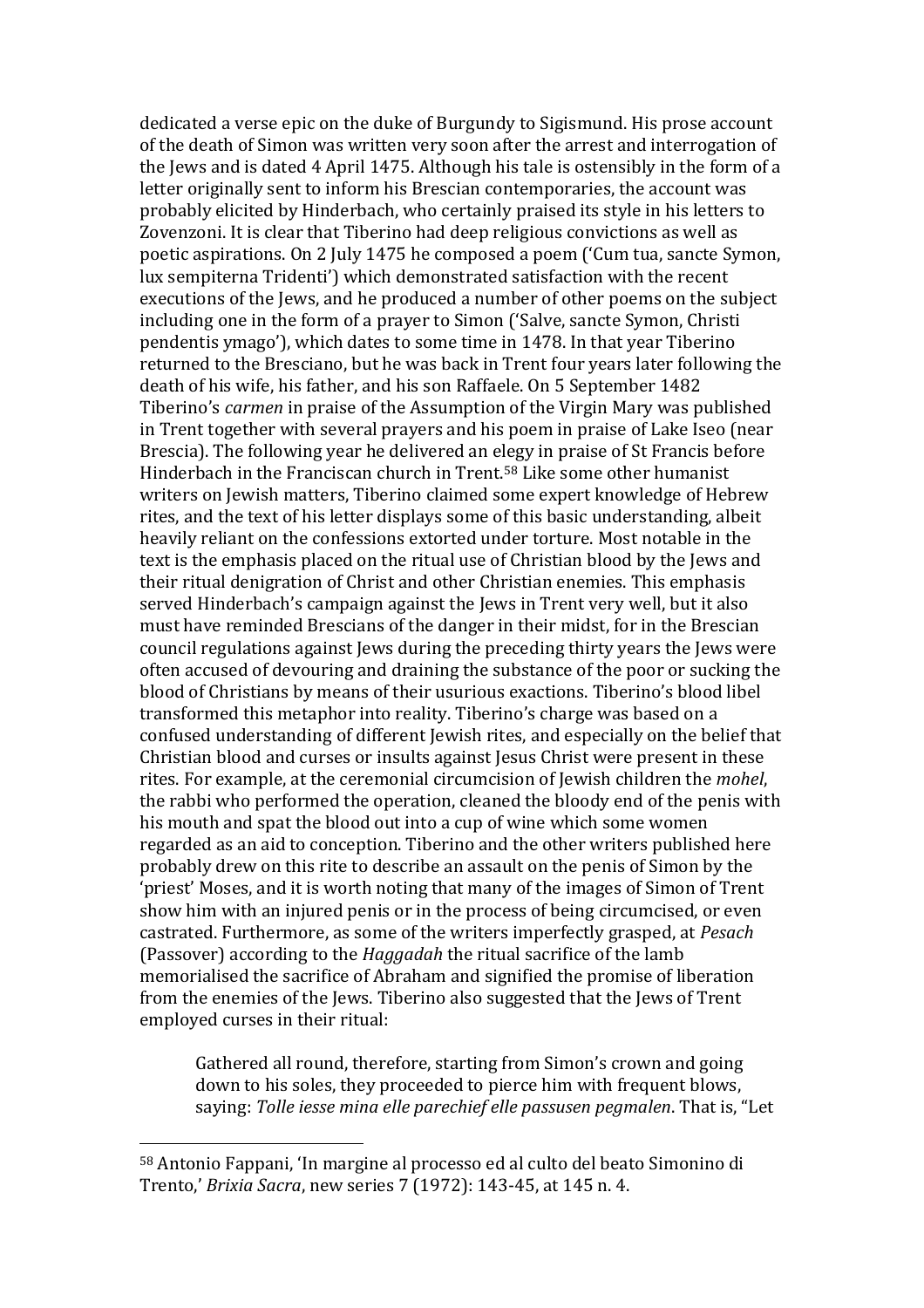dedicated a verse epic on the duke of Burgundy to Sigismund. His prose account of the death of Simon was written very soon after the arrest and interrogation of the Jews and is dated 4 April 1475. Although his tale is ostensibly in the form of a letter originally sent to inform his Brescian contemporaries, the account was probably elicited by Hinderbach, who certainly praised its style in his letters to Zovenzoni. It is clear that Tiberino had deep religious convictions as well as poetic aspirations. On 2 July 1475 he composed a poem ('Cum tua, sancte Symon, lux sempiterna Tridenti') which demonstrated satisfaction with the recent executions of the Jews, and he produced a number of other poems on the subject including one in the form of a prayer to Simon ('Salve, sancte Symon, Christi pendentis ymago'), which dates to some time in 1478. In that year Tiberino returned to the Bresciano, but he was back in Trent four years later following the death of his wife, his father, and his son Raffaele. On 5 September 1482 Tiberino's *carmen* in praise of the Assumption of the Virgin Mary was published in Trent together with several prayers and his poem in praise of Lake Iseo (near Brescia). The following year he delivered an elegy in praise of St Francis before Hinderbach in the Franciscan church in Trent.[58] Like some other humanist writers on Jewish matters, Tiberino claimed some expert knowledge of Hebrew rites, and the text of his letter displays some of this basic understanding, albeit heavily reliant on the confessions extorted under torture. Most notable in the text is the emphasis placed on the ritual use of Christian blood by the Jews and their ritual denigration of Christ and other Christian enemies. This emphasis served Hinderbach's campaign against the Jews in Trent very well, but it also must have reminded Brescians of the danger in their midst, for in the Brescian council regulations against Jews during the preceding thirty years the Jews were often accused of devouring and draining the substance of the poor or sucking the blood of Christians by means of their usurious exactions. Tiberino's blood libel transformed this metaphor into reality. Tiberino's charge was based on a confused understanding of different Jewish rites, and especially on the belief that Christian blood and curses or insults against Jesus Christ were present in these rites. For example, at the ceremonial circumcision of Jewish children the *mohel*, the rabbi who performed the operation, cleaned the bloody end of the penis with his mouth and spat the blood out into a cup of wine which some women regarded as an aid to conception. Tiberino and the other writers published here probably drew on this rite to describe an assault on the penis of Simon by the 'priest' Moses, and it is worth noting that many of the images of Simon of Trent show him with an injured penis or in the process of being circumcised, or even castrated. Furthermore, as some of the writers imperfectly grasped, at *Pesach* (Passover) according to the *Haggadah* the ritual sacrifice of the lamb memorialised the sacrifice of Abraham and signified the promise of liberation from the enemies of the Jews. Tiberino also suggested that the Jews of Trent employed curses in their ritual:

> Gathered all round, therefore, starting from Simon's crown and going down to his soles, they proceeded to pierce him with frequent blows, saying: *Tolle iesse mina elle parechief elle passusen pegmalen*. That is, "Let

[58] Antonio Fappani, 'In margine al processo ed al culto del beato Simonino di Trento,' *Brixia Sacra*, new series 7 (1972): 143-45, at 145 n. 4.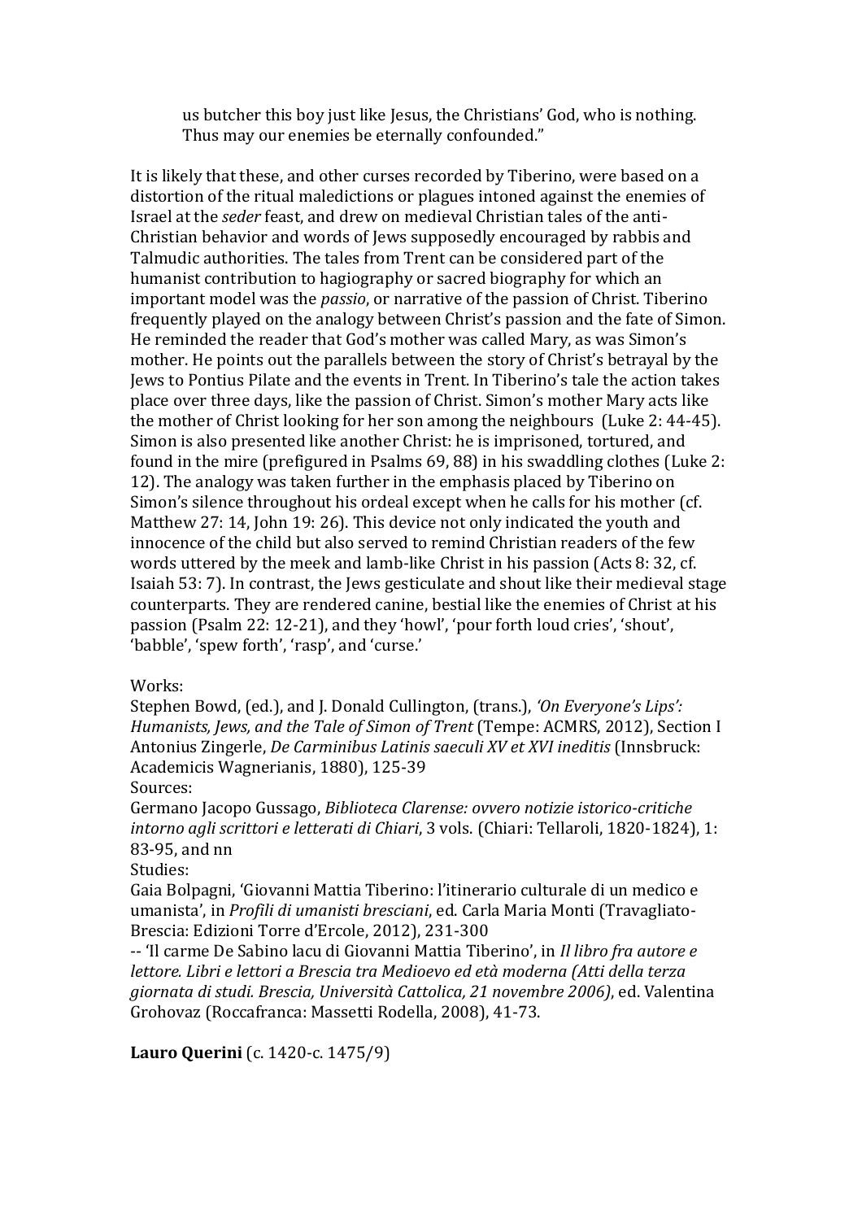> us butcher this boy just like Jesus, the Christians' God, who is nothing. Thus may our enemies be eternally confounded."

It is likely that these, and other curses recorded by Tiberino, were based on a distortion of the ritual maledictions or plagues intoned against the enemies of Israel at the *seder* feast, and drew on medieval Christian tales of the anti-Christian behavior and words of Jews supposedly encouraged by rabbis and Talmudic authorities. The tales from Trent can be considered part of the humanist contribution to hagiography or sacred biography for which an important model was the *passio*, or narrative of the passion of Christ. Tiberino frequently played on the analogy between Christ's passion and the fate of Simon. He reminded the reader that God's mother was called Mary, as was Simon's mother. He points out the parallels between the story of Christ's betrayal by the Jews to Pontius Pilate and the events in Trent. In Tiberino's tale the action takes place over three days, like the passion of Christ. Simon's mother Mary acts like the mother of Christ looking for her son among the neighbours (Luke 2: 44-45). Simon is also presented like another Christ: he is imprisoned, tortured, and found in the mire (prefigured in Psalms 69, 88) in his swaddling clothes (Luke 2: 12). The analogy was taken further in the emphasis placed by Tiberino on Simon's silence throughout his ordeal except when he calls for his mother (cf. Matthew 27: 14, John 19: 26). This device not only indicated the youth and innocence of the child but also served to remind Christian readers of the few words uttered by the meek and lamb-like Christ in his passion (Acts 8: 32, cf. Isaiah 53: 7). In contrast, the Jews gesticulate and shout like their medieval stage counterparts. They are rendered canine, bestial like the enemies of Christ at his passion (Psalm 22: 12-21), and they 'howl', 'pour forth loud cries', 'shout', 'babble', 'spew forth', 'rasp', and 'curse.'

Works:
Stephen Bowd, (ed.), and J. Donald Cullington, (trans.), *'On Everyone's Lips': Humanists, Jews, and the Tale of Simon of Trent* (Tempe: ACMRS, 2012), Section I
Antonius Zingerle, *De Carminibus Latinis saeculi XV et XVI ineditis* (Innsbruck: Academicis Wagnerianis, 1880), 125-39
Sources:
Germano Jacopo Gussago, *Biblioteca Clarense: ovvero notizie istorico-critiche intorno agli scrittori e letterati di Chiari*, 3 vols. (Chiari: Tellaroli, 1820-1824), 1: 83-95, and nn
Studies:
Gaia Bolpagni, 'Giovanni Mattia Tiberino: l'itinerario culturale di un medico e umanista', in *Profili di umanisti bresciani*, ed. Carla Maria Monti (Travagliato-Brescia: Edizioni Torre d'Ercole, 2012), 231-300
-- 'Il carme De Sabino lacu di Giovanni Mattia Tiberino', in *Il libro fra autore e lettore. Libri e lettori a Brescia tra Medioevo ed età moderna (Atti della terza giornata di studi. Brescia, Università Cattolica, 21 novembre 2006)*, ed. Valentina Grohovaz (Roccafranca: Massetti Rodella, 2008), 41-73.

**Lauro Querini** (c. 1420-c. 1475/9)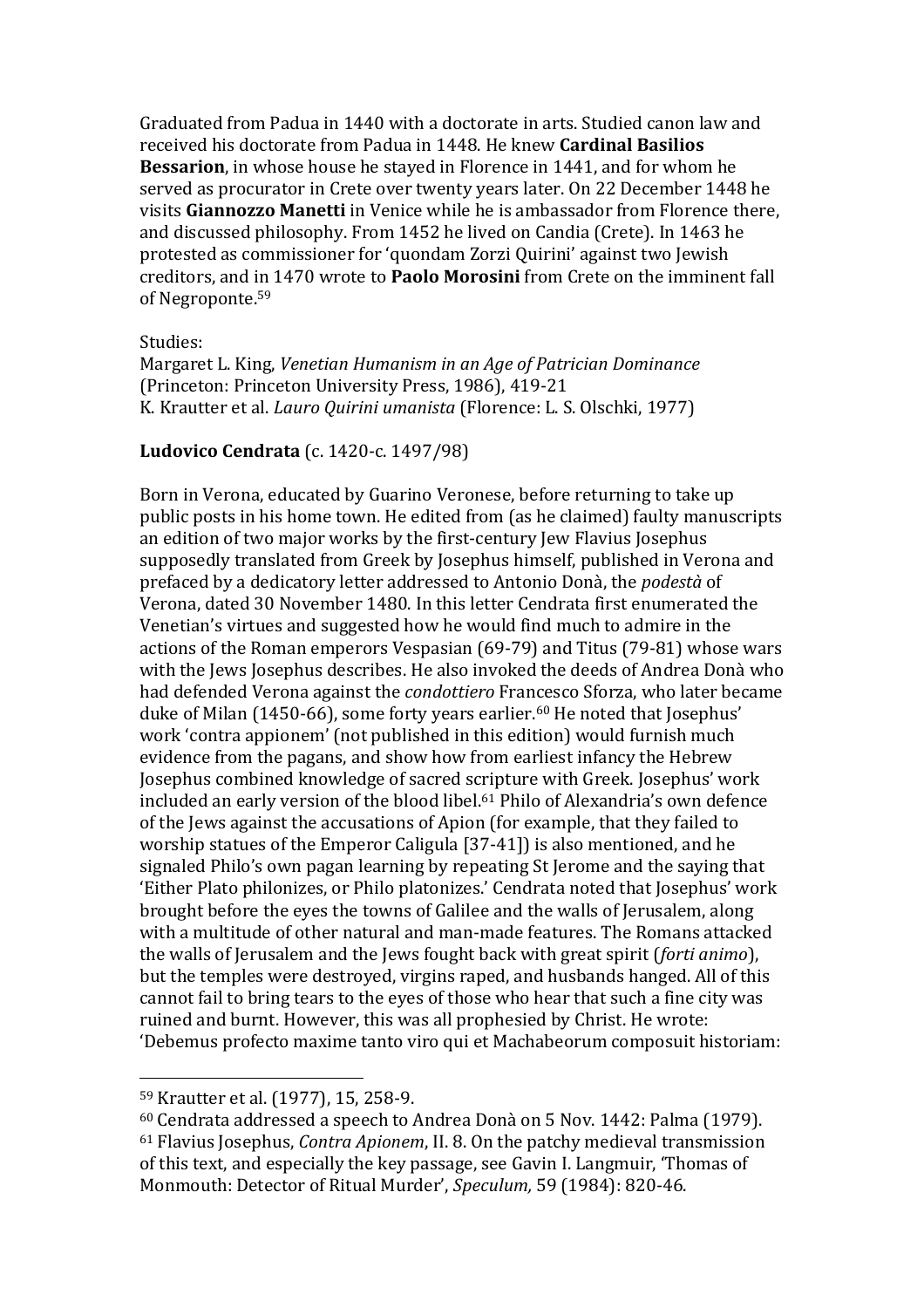Graduated from Padua in 1440 with a doctorate in arts. Studied canon law and received his doctorate from Padua in 1448. He knew **Cardinal Basilios Bessarion**, in whose house he stayed in Florence in 1441, and for whom he served as procurator in Crete over twenty years later. On 22 December 1448 he visits **Giannozzo Manetti** in Venice while he is ambassador from Florence there, and discussed philosophy. From 1452 he lived on Candia (Crete). In 1463 he protested as commissioner for 'quondam Zorzi Quirini' against two Jewish creditors, and in 1470 wrote to **Paolo Morosini** from Crete on the imminent fall of Negroponte.[59]

Studies:
Margaret L. King, *Venetian Humanism in an Age of Patrician Dominance* (Princeton: Princeton University Press, 1986), 419-21
K. Krautter et al. *Lauro Quirini umanista* (Florence: L. S. Olschki, 1977)

**Ludovico Cendrata** (c. 1420-c. 1497/98)

Born in Verona, educated by Guarino Veronese, before returning to take up public posts in his home town. He edited from (as he claimed) faulty manuscripts an edition of two major works by the first-century Jew Flavius Josephus supposedly translated from Greek by Josephus himself, published in Verona and prefaced by a dedicatory letter addressed to Antonio Donà, the *podestà* of Verona, dated 30 November 1480. In this letter Cendrata first enumerated the Venetian's virtues and suggested how he would find much to admire in the actions of the Roman emperors Vespasian (69-79) and Titus (79-81) whose wars with the Jews Josephus describes. He also invoked the deeds of Andrea Donà who had defended Verona against the *condottiero* Francesco Sforza, who later became duke of Milan (1450-66), some forty years earlier.[60] He noted that Josephus' work 'contra appionem' (not published in this edition) would furnish much evidence from the pagans, and show how from earliest infancy the Hebrew Josephus combined knowledge of sacred scripture with Greek. Josephus' work included an early version of the blood libel.[61] Philo of Alexandria's own defence of the Jews against the accusations of Apion (for example, that they failed to worship statues of the Emperor Caligula [37-41]) is also mentioned, and he signaled Philo's own pagan learning by repeating St Jerome and the saying that 'Either Plato philonizes, or Philo platonizes.' Cendrata noted that Josephus' work brought before the eyes the towns of Galilee and the walls of Jerusalem, along with a multitude of other natural and man-made features. The Romans attacked the walls of Jerusalem and the Jews fought back with great spirit (*forti animo*), but the temples were destroyed, virgins raped, and husbands hanged. All of this cannot fail to bring tears to the eyes of those who hear that such a fine city was ruined and burnt. However, this was all prophesied by Christ. He wrote: 'Debemus profecto maxime tanto viro qui et Machabeorum composuit historiam:

---

[59] Krautter et al. (1977), 15, 258-9.

[60] Cendrata addressed a speech to Andrea Donà on 5 Nov. 1442: Palma (1979).

[61] Flavius Josephus, *Contra Apionem*, II. 8. On the patchy medieval transmission of this text, and especially the key passage, see Gavin I. Langmuir, 'Thomas of Monmouth: Detector of Ritual Murder', *Speculum,* 59 (1984): 820-46.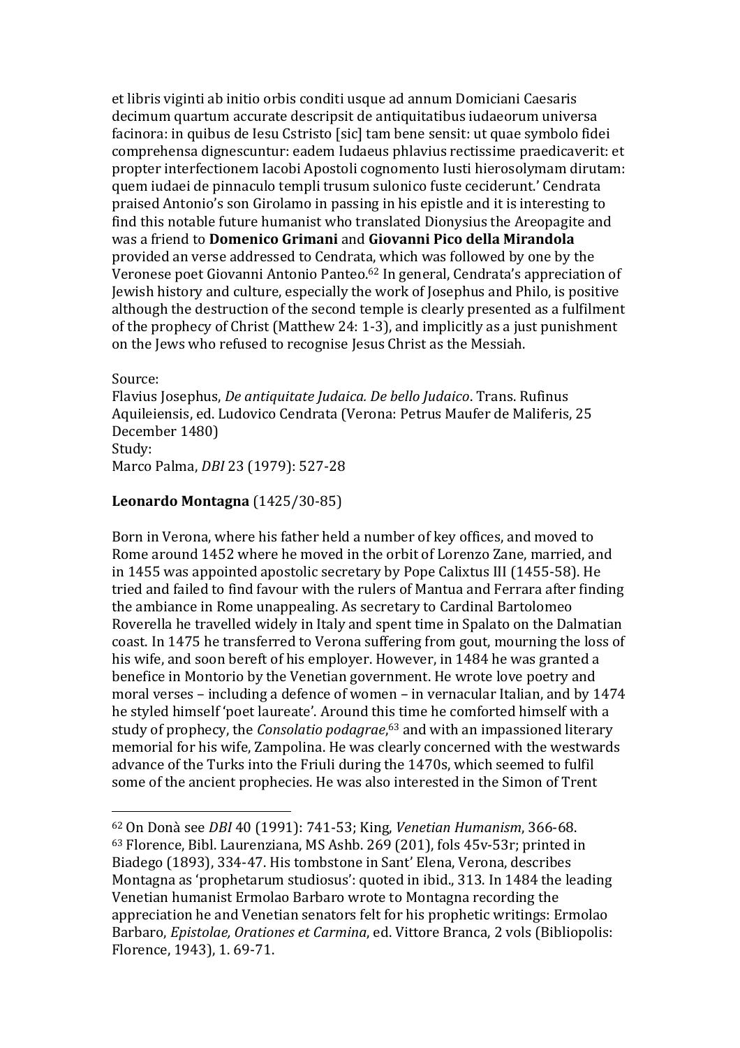et libris viginti ab initio orbis conditi usque ad annum Domiciani Caesaris decimum quartum accurate descripsit de antiquitatibus iudaeorum universa facinora: in quibus de Iesu Cstristo [sic] tam bene sensit: ut quae symbolo fidei comprehensa dignescuntur: eadem Iudaeus phlavius rectissime praedicaverit: et propter interfectionem Iacobi Apostoli cognomento Iusti hierosolymam dirutam: quem iudaei de pinnaculo templi trusum sulonico fuste ceciderunt.' Cendrata praised Antonio's son Girolamo in passing in his epistle and it is interesting to find this notable future humanist who translated Dionysius the Areopagite and was a friend to **Domenico Grimani** and **Giovanni Pico della Mirandola** provided an verse addressed to Cendrata, which was followed by one by the Veronese poet Giovanni Antonio Panteo.[62] In general, Cendrata's appreciation of Jewish history and culture, especially the work of Josephus and Philo, is positive although the destruction of the second temple is clearly presented as a fulfilment of the prophecy of Christ (Matthew 24: 1-3), and implicitly as a just punishment on the Jews who refused to recognise Jesus Christ as the Messiah.

Source:
Flavius Josephus, *De antiquitate Judaica. De bello Judaico*. Trans. Rufinus Aquileiensis, ed. Ludovico Cendrata (Verona: Petrus Maufer de Maliferis, 25 December 1480)
Study:
Marco Palma, *DBI* 23 (1979): 527-28

**Leonardo Montagna** (1425/30-85)

Born in Verona, where his father held a number of key offices, and moved to Rome around 1452 where he moved in the orbit of Lorenzo Zane, married, and in 1455 was appointed apostolic secretary by Pope Calixtus III (1455-58). He tried and failed to find favour with the rulers of Mantua and Ferrara after finding the ambiance in Rome unappealing. As secretary to Cardinal Bartolomeo Roverella he travelled widely in Italy and spent time in Spalato on the Dalmatian coast. In 1475 he transferred to Verona suffering from gout, mourning the loss of his wife, and soon bereft of his employer. However, in 1484 he was granted a benefice in Montorio by the Venetian government. He wrote love poetry and moral verses – including a defence of women – in vernacular Italian, and by 1474 he styled himself 'poet laureate'. Around this time he comforted himself with a study of prophecy, the *Consolatio podagrae*,[63] and with an impassioned literary memorial for his wife, Zampolina. He was clearly concerned with the westwards advance of the Turks into the Friuli during the 1470s, which seemed to fulfil some of the ancient prophecies. He was also interested in the Simon of Trent

[62] On Donà see *DBI* 40 (1991): 741-53; King, *Venetian Humanism*, 366-68.
[63] Florence, Bibl. Laurenziana, MS Ashb. 269 (201), fols 45v-53r; printed in Biadego (1893), 334-47. His tombstone in Sant' Elena, Verona, describes Montagna as 'prophetarum studiosus': quoted in ibid., 313. In 1484 the leading Venetian humanist Ermolao Barbaro wrote to Montagna recording the appreciation he and Venetian senators felt for his prophetic writings: Ermolao Barbaro, *Epistolae, Orationes et Carmina*, ed. Vittore Branca, 2 vols (Bibliopolis: Florence, 1943), 1. 69-71.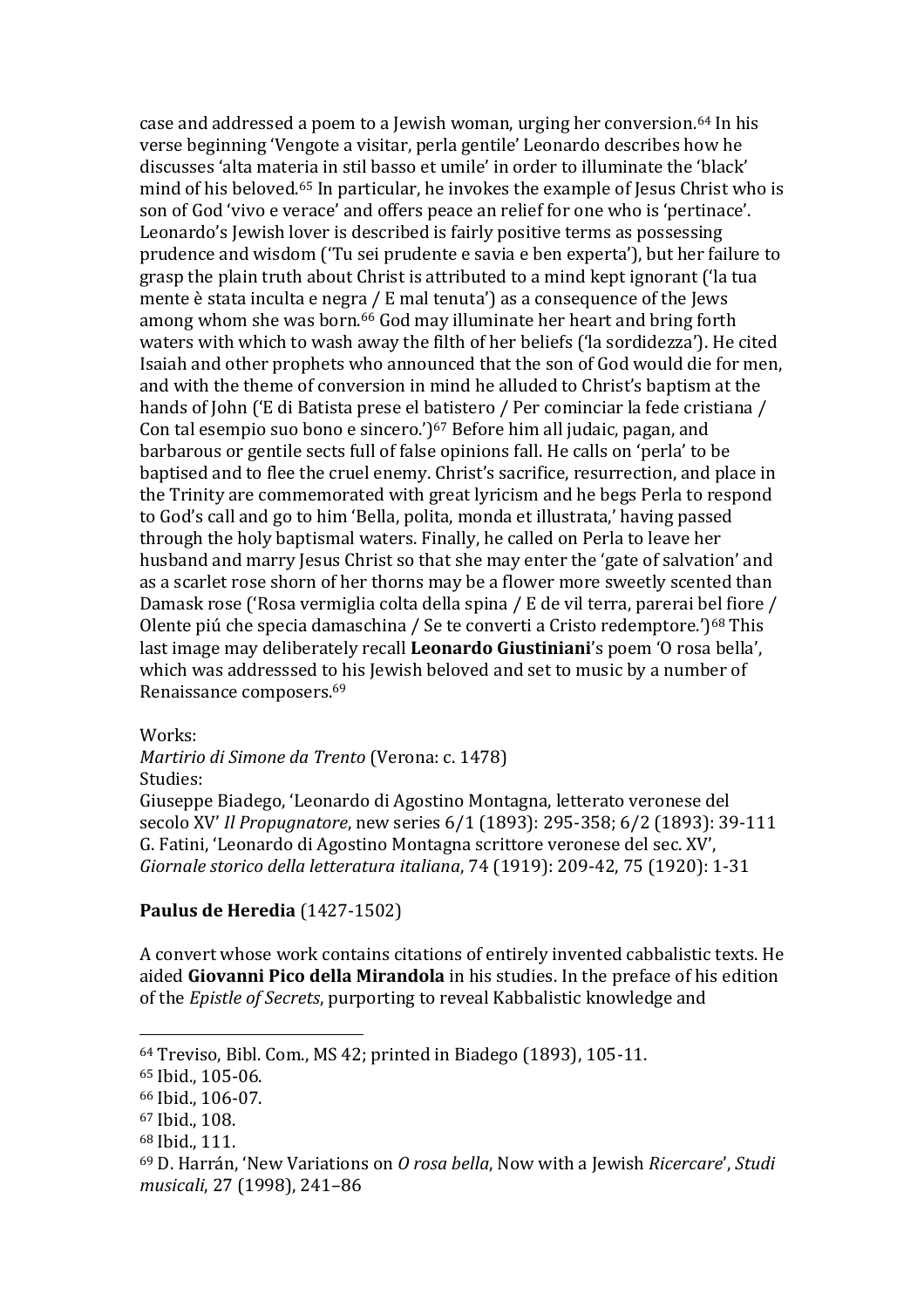case and addressed a poem to a Jewish woman, urging her conversion.[64] In his verse beginning 'Vengote a visitar, perla gentile' Leonardo describes how he discusses 'alta materia in stil basso et umile' in order to illuminate the 'black' mind of his beloved.[65] In particular, he invokes the example of Jesus Christ who is son of God 'vivo e verace' and offers peace an relief for one who is 'pertinace'. Leonardo's Jewish lover is described is fairly positive terms as possessing prudence and wisdom ('Tu sei prudente e savia e ben experta'), but her failure to grasp the plain truth about Christ is attributed to a mind kept ignorant ('la tua mente è stata inculta e negra / E mal tenuta') as a consequence of the Jews among whom she was born.[66] God may illuminate her heart and bring forth waters with which to wash away the filth of her beliefs ('la sordidezza'). He cited Isaiah and other prophets who announced that the son of God would die for men, and with the theme of conversion in mind he alluded to Christ's baptism at the hands of John ('E di Batista prese el batistero / Per cominciar la fede cristiana / Con tal esempio suo bono e sincero.')[67] Before him all judaic, pagan, and barbarous or gentile sects full of false opinions fall. He calls on 'perla' to be baptised and to flee the cruel enemy. Christ's sacrifice, resurrection, and place in the Trinity are commemorated with great lyricism and he begs Perla to respond to God's call and go to him 'Bella, polita, monda et illustrata,' having passed through the holy baptismal waters. Finally, he called on Perla to leave her husband and marry Jesus Christ so that she may enter the 'gate of salvation' and as a scarlet rose shorn of her thorns may be a flower more sweetly scented than Damask rose ('Rosa vermiglia colta della spina / E de vil terra, parerai bel fiore / Olente piú che specia damaschina / Se te converti a Cristo redemptore.')[68] This last image may deliberately recall **Leonardo Giustiniani**'s poem 'O rosa bella', which was addresssed to his Jewish beloved and set to music by a number of Renaissance composers.[69]

Works:
*Martirio di Simone da Trento* (Verona: c. 1478)
Studies:
Giuseppe Biadego, 'Leonardo di Agostino Montagna, letterato veronese del secolo XV' *Il Propugnatore*, new series 6/1 (1893): 295-358; 6/2 (1893): 39-111
G. Fatini, 'Leonardo di Agostino Montagna scrittore veronese del sec. XV', *Giornale storico della letteratura italiana*, 74 (1919): 209-42, 75 (1920): 1-31

**Paulus de Heredia** (1427-1502)

A convert whose work contains citations of entirely invented cabbalistic texts. He aided **Giovanni Pico della Mirandola** in his studies. In the preface of his edition of the *Epistle of Secrets*, purporting to reveal Kabbalistic knowledge and

[64] Treviso, Bibl. Com., MS 42; printed in Biadego (1893), 105-11.
[65] Ibid., 105-06.
[66] Ibid., 106-07.
[67] Ibid., 108.
[68] Ibid., 111.
[69] D. Harrán, 'New Variations on *O rosa bella*, Now with a Jewish *Ricercare*', *Studi musicali*, 27 (1998), 241–86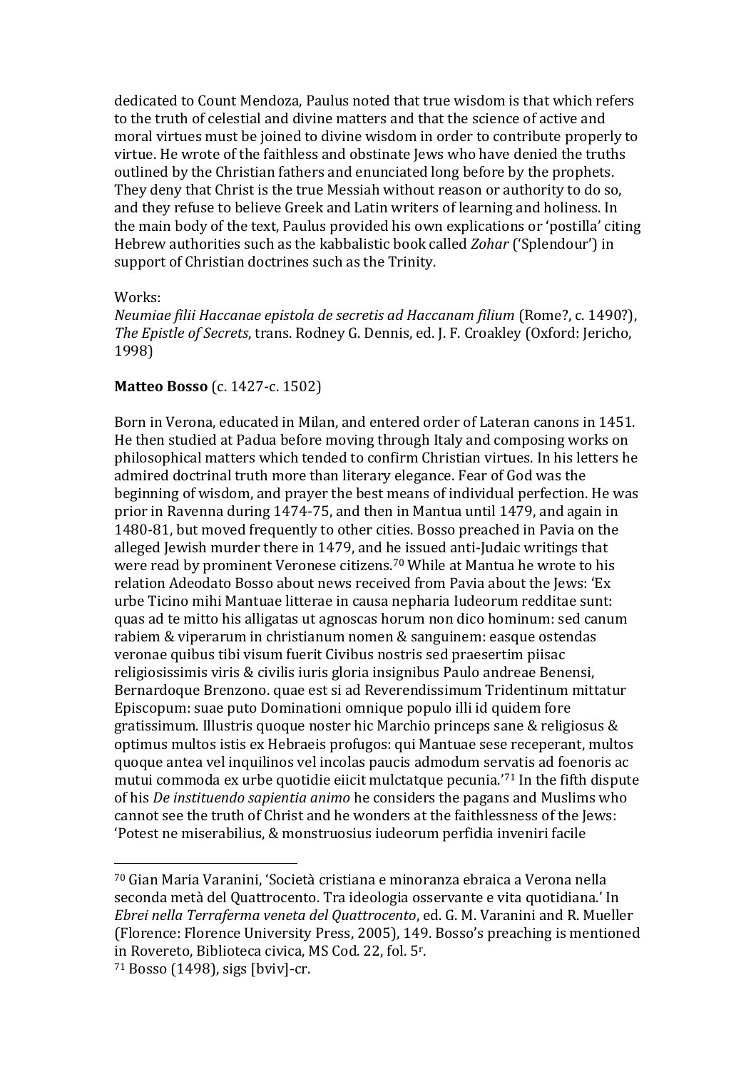dedicated to Count Mendoza, Paulus noted that true wisdom is that which refers to the truth of celestial and divine matters and that the science of active and moral virtues must be joined to divine wisdom in order to contribute properly to virtue. He wrote of the faithless and obstinate Jews who have denied the truths outlined by the Christian fathers and enunciated long before by the prophets. They deny that Christ is the true Messiah without reason or authority to do so, and they refuse to believe Greek and Latin writers of learning and holiness. In the main body of the text, Paulus provided his own explications or 'postilla' citing Hebrew authorities such as the kabbalistic book called *Zohar* ('Splendour') in support of Christian doctrines such as the Trinity.

Works:
*Neumiae filii Haccanae epistola de secretis ad Haccanam filium* (Rome?, c. 1490?), *The Epistle of Secrets*, trans. Rodney G. Dennis, ed. J. F. Croakley (Oxford: Jericho, 1998)

**Matteo Bosso** (c. 1427-c. 1502)

Born in Verona, educated in Milan, and entered order of Lateran canons in 1451. He then studied at Padua before moving through Italy and composing works on philosophical matters which tended to confirm Christian virtues. In his letters he admired doctrinal truth more than literary elegance. Fear of God was the beginning of wisdom, and prayer the best means of individual perfection. He was prior in Ravenna during 1474-75, and then in Mantua until 1479, and again in 1480-81, but moved frequently to other cities. Bosso preached in Pavia on the alleged Jewish murder there in 1479, and he issued anti-Judaic writings that were read by prominent Veronese citizens.[70] While at Mantua he wrote to his relation Adeodato Bosso about news received from Pavia about the Jews: 'Ex urbe Ticino mihi Mantuae litterae in causa nepharia Iudeorum redditae sunt: quas ad te mitto his alligatas ut agnoscas horum non dico hominum: sed canum rabiem & viperarum in christianum nomen & sanguinem: easque ostendas veronae quibus tibi visum fuerit Civibus nostris sed praesertim piisac religiosissimis viris & civilis iuris gloria insignibus Paulo andreae Benensi, Bernardoque Brenzono. quae est si ad Reverendissimum Tridentinum mittatur Episcopum: suae puto Dominationi omnique populo illi id quidem fore gratissimum. Illustris quoque noster hic Marchio princeps sane & religiosus & optimus multos istis ex Hebraeis profugos: qui Mantuae sese receperant, multos quoque antea vel inquilinos vel incolas paucis admodum servatis ad foenoris ac mutui commoda ex urbe quotidie eiicit mulctatque pecunia.'[71] In the fifth dispute of his *De instituendo sapientia animo* he considers the pagans and Muslims who cannot see the truth of Christ and he wonders at the faithlessness of the Jews: 'Potest ne miserabilius, & monstruosius iudeorum perfidia inveniri facile

[70] Gian Maria Varanini, 'Società cristiana e minoranza ebraica a Verona nella seconda metà del Quattrocento. Tra ideologia osservante e vita quotidiana.' In *Ebrei nella Terraferma veneta del Quattrocento*, ed. G. M. Varanini and R. Mueller (Florence: Florence University Press, 2005), 149. Bosso's preaching is mentioned in Rovereto, Biblioteca civica, MS Cod. 22, fol. 5r.

[71] Bosso (1498), sigs [bviv]-cr.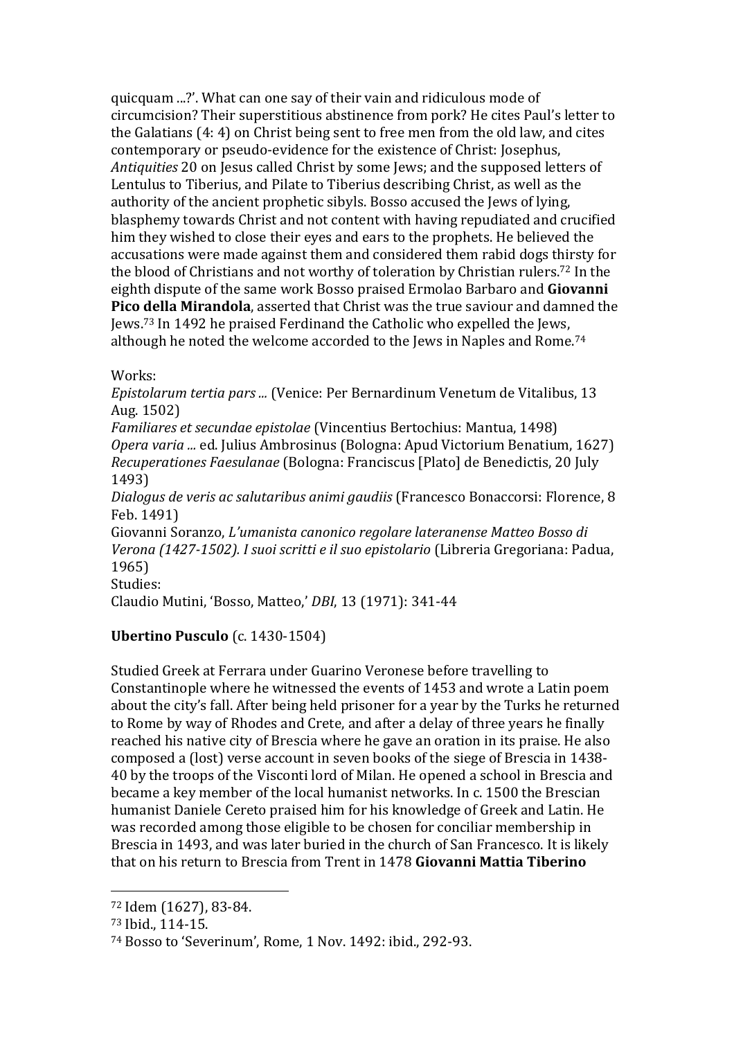quicquam ...?'. What can one say of their vain and ridiculous mode of circumcision? Their superstitious abstinence from pork? He cites Paul's letter to the Galatians (4: 4) on Christ being sent to free men from the old law, and cites contemporary or pseudo-evidence for the existence of Christ: Josephus, *Antiquities* 20 on Jesus called Christ by some Jews; and the supposed letters of Lentulus to Tiberius, and Pilate to Tiberius describing Christ, as well as the authority of the ancient prophetic sibyls. Bosso accused the Jews of lying, blasphemy towards Christ and not content with having repudiated and crucified him they wished to close their eyes and ears to the prophets. He believed the accusations were made against them and considered them rabid dogs thirsty for the blood of Christians and not worthy of toleration by Christian rulers.[72] In the eighth dispute of the same work Bosso praised Ermolao Barbaro and **Giovanni Pico della Mirandola**, asserted that Christ was the true saviour and damned the Jews.[73] In 1492 he praised Ferdinand the Catholic who expelled the Jews, although he noted the welcome accorded to the Jews in Naples and Rome.[74]

Works:
*Epistolarum tertia pars ...* (Venice: Per Bernardinum Venetum de Vitalibus, 13 Aug. 1502)
*Familiares et secundae epistolae* (Vincentius Bertochius: Mantua, 1498)
*Opera varia ...* ed. Julius Ambrosinus (Bologna: Apud Victorium Benatium, 1627)
*Recuperationes Faesulanae* (Bologna: Franciscus [Plato] de Benedictis, 20 July 1493)
*Dialogus de veris ac salutaribus animi gaudiis* (Francesco Bonaccorsi: Florence, 8 Feb. 1491)
Giovanni Soranzo, *L'umanista canonico regolare lateranense Matteo Bosso di Verona (1427-1502). I suoi scritti e il suo epistolario* (Libreria Gregoriana: Padua, 1965)
Studies:
Claudio Mutini, 'Bosso, Matteo,' *DBI*, 13 (1971): 341-44

**Ubertino Pusculo** (c. 1430-1504)

Studied Greek at Ferrara under Guarino Veronese before travelling to Constantinople where he witnessed the events of 1453 and wrote a Latin poem about the city's fall. After being held prisoner for a year by the Turks he returned to Rome by way of Rhodes and Crete, and after a delay of three years he finally reached his native city of Brescia where he gave an oration in its praise. He also composed a (lost) verse account in seven books of the siege of Brescia in 1438-40 by the troops of the Visconti lord of Milan. He opened a school in Brescia and became a key member of the local humanist networks. In c. 1500 the Brescian humanist Daniele Cereto praised him for his knowledge of Greek and Latin. He was recorded among those eligible to be chosen for conciliar membership in Brescia in 1493, and was later buried in the church of San Francesco. It is likely that on his return to Brescia from Trent in 1478 **Giovanni Mattia Tiberino**

[72] Idem (1627), 83-84.
[73] Ibid., 114-15.
[74] Bosso to 'Severinum', Rome, 1 Nov. 1492: ibid., 292-93.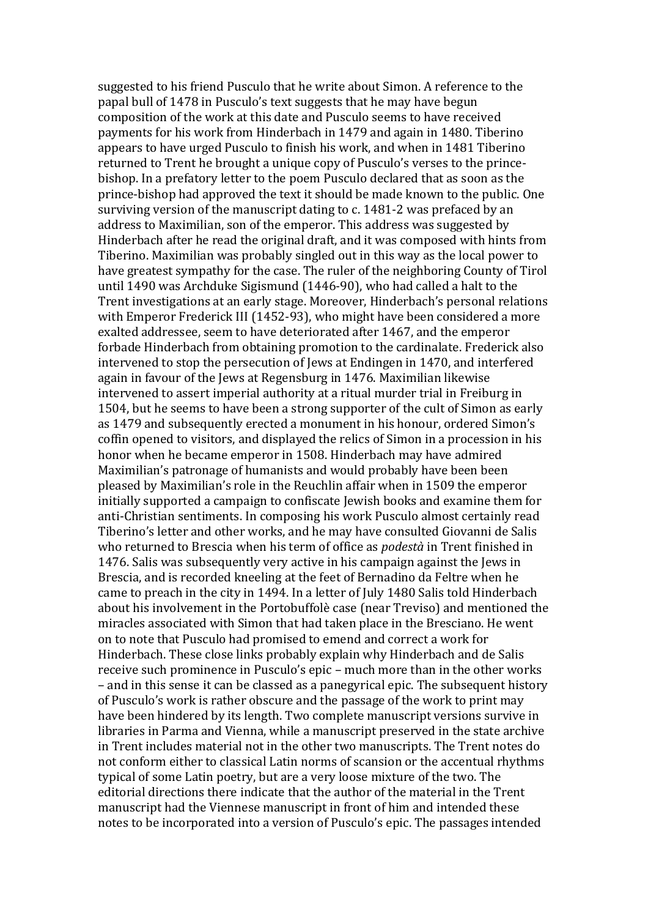suggested to his friend Pusculo that he write about Simon. A reference to the papal bull of 1478 in Pusculo's text suggests that he may have begun composition of the work at this date and Pusculo seems to have received payments for his work from Hinderbach in 1479 and again in 1480. Tiberino appears to have urged Pusculo to finish his work, and when in 1481 Tiberino returned to Trent he brought a unique copy of Pusculo's verses to the prince-bishop. In a prefatory letter to the poem Pusculo declared that as soon as the prince-bishop had approved the text it should be made known to the public. One surviving version of the manuscript dating to c. 1481-2 was prefaced by an address to Maximilian, son of the emperor. This address was suggested by Hinderbach after he read the original draft, and it was composed with hints from Tiberino. Maximilian was probably singled out in this way as the local power to have greatest sympathy for the case. The ruler of the neighboring County of Tirol until 1490 was Archduke Sigismund (1446-90), who had called a halt to the Trent investigations at an early stage. Moreover, Hinderbach's personal relations with Emperor Frederick III (1452-93), who might have been considered a more exalted addressee, seem to have deteriorated after 1467, and the emperor forbade Hinderbach from obtaining promotion to the cardinalate. Frederick also intervened to stop the persecution of Jews at Endingen in 1470, and interfered again in favour of the Jews at Regensburg in 1476. Maximilian likewise intervened to assert imperial authority at a ritual murder trial in Freiburg in 1504, but he seems to have been a strong supporter of the cult of Simon as early as 1479 and subsequently erected a monument in his honour, ordered Simon's coffin opened to visitors, and displayed the relics of Simon in a procession in his honor when he became emperor in 1508. Hinderbach may have admired Maximilian's patronage of humanists and would probably have been been pleased by Maximilian's role in the Reuchlin affair when in 1509 the emperor initially supported a campaign to confiscate Jewish books and examine them for anti-Christian sentiments. In composing his work Pusculo almost certainly read Tiberino's letter and other works, and he may have consulted Giovanni de Salis who returned to Brescia when his term of office as *podestà* in Trent finished in 1476. Salis was subsequently very active in his campaign against the Jews in Brescia, and is recorded kneeling at the feet of Bernadino da Feltre when he came to preach in the city in 1494. In a letter of July 1480 Salis told Hinderbach about his involvement in the Portobuffolè case (near Treviso) and mentioned the miracles associated with Simon that had taken place in the Bresciano. He went on to note that Pusculo had promised to emend and correct a work for Hinderbach. These close links probably explain why Hinderbach and de Salis receive such prominence in Pusculo's epic – much more than in the other works – and in this sense it can be classed as a panegyrical epic. The subsequent history of Pusculo's work is rather obscure and the passage of the work to print may have been hindered by its length. Two complete manuscript versions survive in libraries in Parma and Vienna, while a manuscript preserved in the state archive in Trent includes material not in the other two manuscripts. The Trent notes do not conform either to classical Latin norms of scansion or the accentual rhythms typical of some Latin poetry, but are a very loose mixture of the two. The editorial directions there indicate that the author of the material in the Trent manuscript had the Viennese manuscript in front of him and intended these notes to be incorporated into a version of Pusculo's epic. The passages intended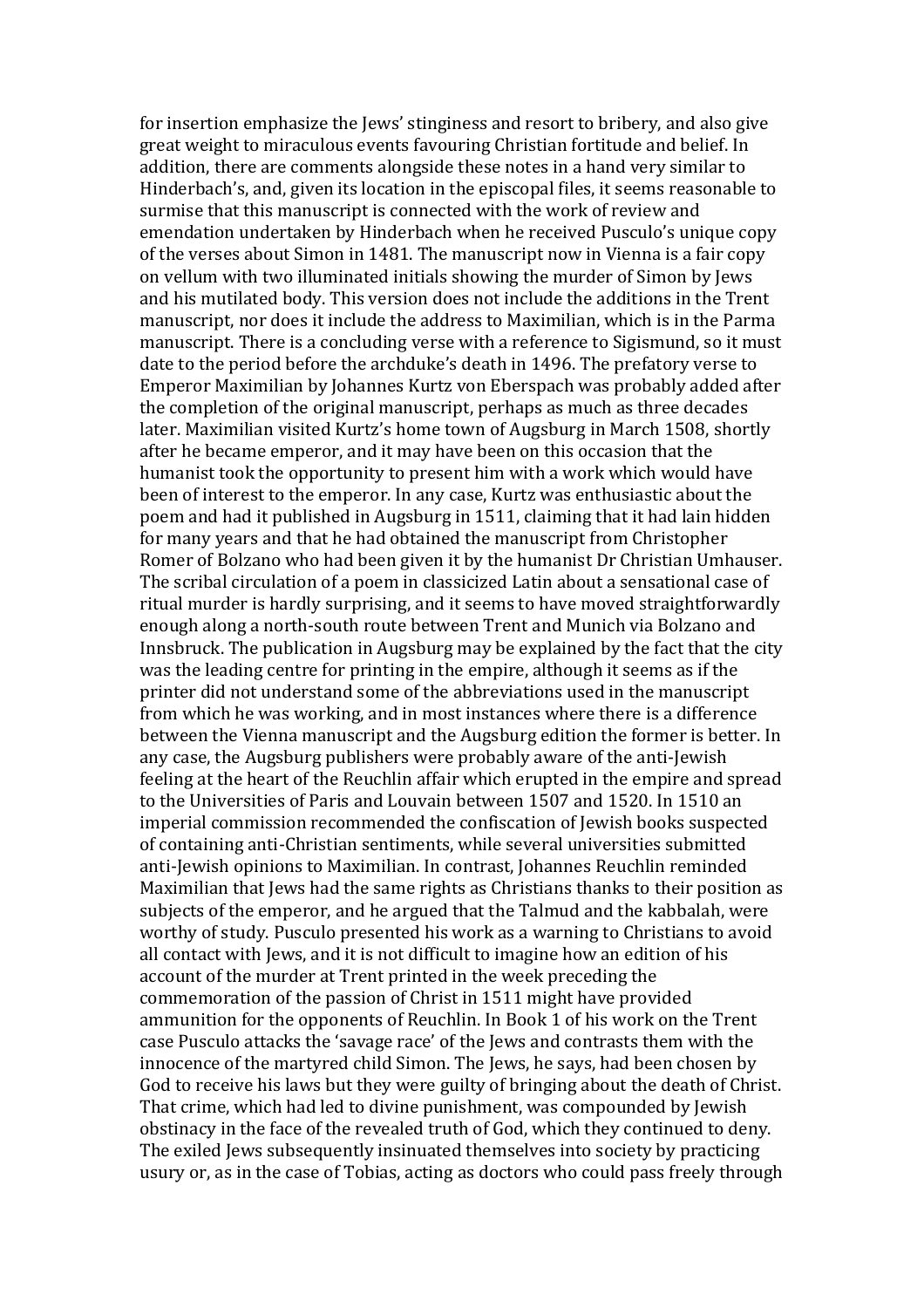for insertion emphasize the Jews' stinginess and resort to bribery, and also give great weight to miraculous events favouring Christian fortitude and belief. In addition, there are comments alongside these notes in a hand very similar to Hinderbach's, and, given its location in the episcopal files, it seems reasonable to surmise that this manuscript is connected with the work of review and emendation undertaken by Hinderbach when he received Pusculo's unique copy of the verses about Simon in 1481. The manuscript now in Vienna is a fair copy on vellum with two illuminated initials showing the murder of Simon by Jews and his mutilated body. This version does not include the additions in the Trent manuscript, nor does it include the address to Maximilian, which is in the Parma manuscript. There is a concluding verse with a reference to Sigismund, so it must date to the period before the archduke's death in 1496. The prefatory verse to Emperor Maximilian by Johannes Kurtz von Eberspach was probably added after the completion of the original manuscript, perhaps as much as three decades later. Maximilian visited Kurtz's home town of Augsburg in March 1508, shortly after he became emperor, and it may have been on this occasion that the humanist took the opportunity to present him with a work which would have been of interest to the emperor. In any case, Kurtz was enthusiastic about the poem and had it published in Augsburg in 1511, claiming that it had lain hidden for many years and that he had obtained the manuscript from Christopher Romer of Bolzano who had been given it by the humanist Dr Christian Umhauser. The scribal circulation of a poem in classicized Latin about a sensational case of ritual murder is hardly surprising, and it seems to have moved straightforwardly enough along a north-south route between Trent and Munich via Bolzano and Innsbruck. The publication in Augsburg may be explained by the fact that the city was the leading centre for printing in the empire, although it seems as if the printer did not understand some of the abbreviations used in the manuscript from which he was working, and in most instances where there is a difference between the Vienna manuscript and the Augsburg edition the former is better. In any case, the Augsburg publishers were probably aware of the anti-Jewish feeling at the heart of the Reuchlin affair which erupted in the empire and spread to the Universities of Paris and Louvain between 1507 and 1520. In 1510 an imperial commission recommended the confiscation of Jewish books suspected of containing anti-Christian sentiments, while several universities submitted anti-Jewish opinions to Maximilian. In contrast, Johannes Reuchlin reminded Maximilian that Jews had the same rights as Christians thanks to their position as subjects of the emperor, and he argued that the Talmud and the kabbalah, were worthy of study. Pusculo presented his work as a warning to Christians to avoid all contact with Jews, and it is not difficult to imagine how an edition of his account of the murder at Trent printed in the week preceding the commemoration of the passion of Christ in 1511 might have provided ammunition for the opponents of Reuchlin. In Book 1 of his work on the Trent case Pusculo attacks the 'savage race' of the Jews and contrasts them with the innocence of the martyred child Simon. The Jews, he says, had been chosen by God to receive his laws but they were guilty of bringing about the death of Christ. That crime, which had led to divine punishment, was compounded by Jewish obstinacy in the face of the revealed truth of God, which they continued to deny. The exiled Jews subsequently insinuated themselves into society by practicing usury or, as in the case of Tobias, acting as doctors who could pass freely through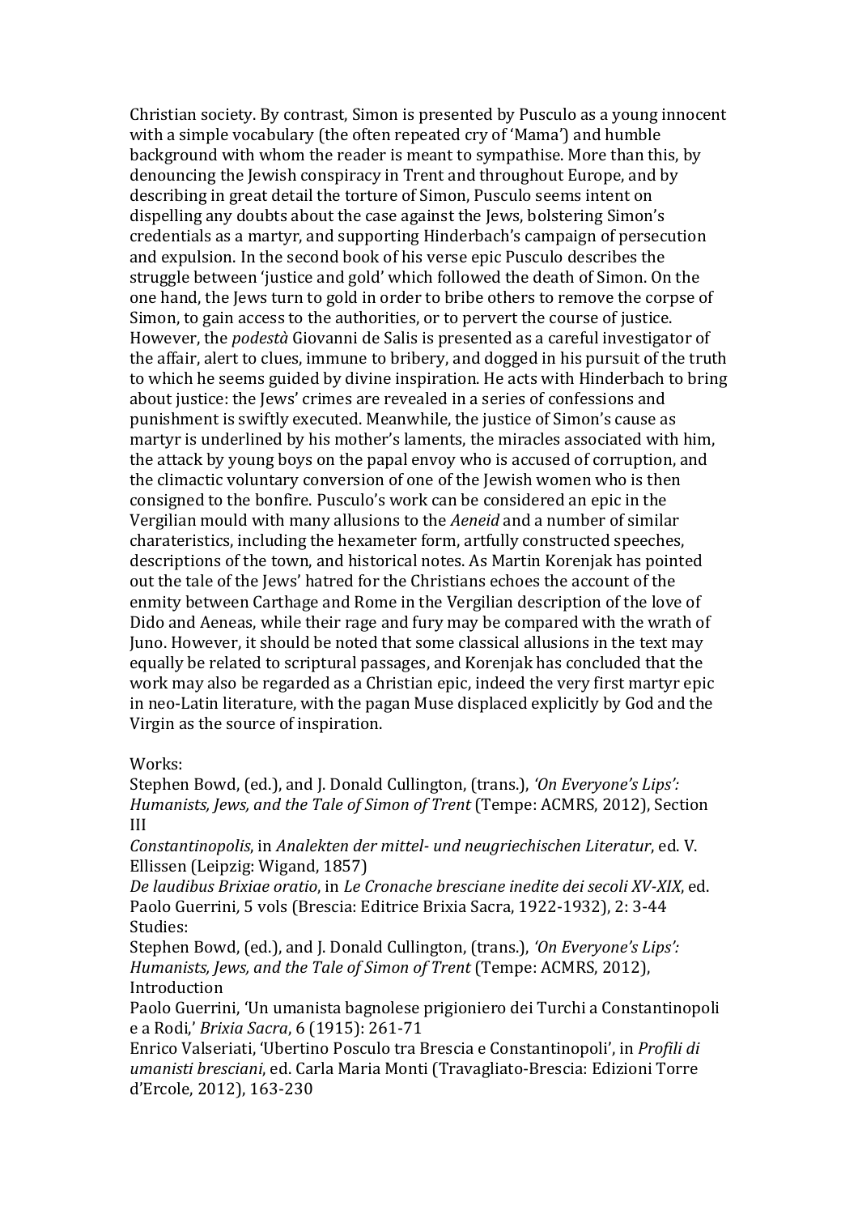Christian society. By contrast, Simon is presented by Pusculo as a young innocent with a simple vocabulary (the often repeated cry of 'Mama') and humble background with whom the reader is meant to sympathise. More than this, by denouncing the Jewish conspiracy in Trent and throughout Europe, and by describing in great detail the torture of Simon, Pusculo seems intent on dispelling any doubts about the case against the Jews, bolstering Simon's credentials as a martyr, and supporting Hinderbach's campaign of persecution and expulsion. In the second book of his verse epic Pusculo describes the struggle between 'justice and gold' which followed the death of Simon. On the one hand, the Jews turn to gold in order to bribe others to remove the corpse of Simon, to gain access to the authorities, or to pervert the course of justice. However, the *podestà* Giovanni de Salis is presented as a careful investigator of the affair, alert to clues, immune to bribery, and dogged in his pursuit of the truth to which he seems guided by divine inspiration. He acts with Hinderbach to bring about justice: the Jews' crimes are revealed in a series of confessions and punishment is swiftly executed. Meanwhile, the justice of Simon's cause as martyr is underlined by his mother's laments, the miracles associated with him, the attack by young boys on the papal envoy who is accused of corruption, and the climactic voluntary conversion of one of the Jewish women who is then consigned to the bonfire. Pusculo's work can be considered an epic in the Vergilian mould with many allusions to the *Aeneid* and a number of similar charateristics, including the hexameter form, artfully constructed speeches, descriptions of the town, and historical notes. As Martin Korenjak has pointed out the tale of the Jews' hatred for the Christians echoes the account of the enmity between Carthage and Rome in the Vergilian description of the love of Dido and Aeneas, while their rage and fury may be compared with the wrath of Juno. However, it should be noted that some classical allusions in the text may equally be related to scriptural passages, and Korenjak has concluded that the work may also be regarded as a Christian epic, indeed the very first martyr epic in neo-Latin literature, with the pagan Muse displaced explicitly by God and the Virgin as the source of inspiration.

Works:

Stephen Bowd, (ed.), and J. Donald Cullington, (trans.), *'On Everyone's Lips': Humanists, Jews, and the Tale of Simon of Trent* (Tempe: ACMRS, 2012), Section III

*Constantinopolis*, in *Analekten der mittel- und neugriechischen Literatur*, ed. V. Ellissen (Leipzig: Wigand, 1857)

*De laudibus Brixiae oratio*, in *Le Cronache bresciane inedite dei secoli XV-XIX*, ed. Paolo Guerrini, 5 vols (Brescia: Editrice Brixia Sacra, 1922-1932), 2: 3-44

Studies:

Stephen Bowd, (ed.), and J. Donald Cullington, (trans.), *'On Everyone's Lips': Humanists, Jews, and the Tale of Simon of Trent* (Tempe: ACMRS, 2012), Introduction

Paolo Guerrini, 'Un umanista bagnolese prigioniero dei Turchi a Constantinopoli e a Rodi,' *Brixia Sacra*, 6 (1915): 261-71

Enrico Valseriati, 'Ubertino Posculo tra Brescia e Constantinopoli', in *Profili di umanisti bresciani*, ed. Carla Maria Monti (Travagliato-Brescia: Edizioni Torre d'Ercole, 2012), 163-230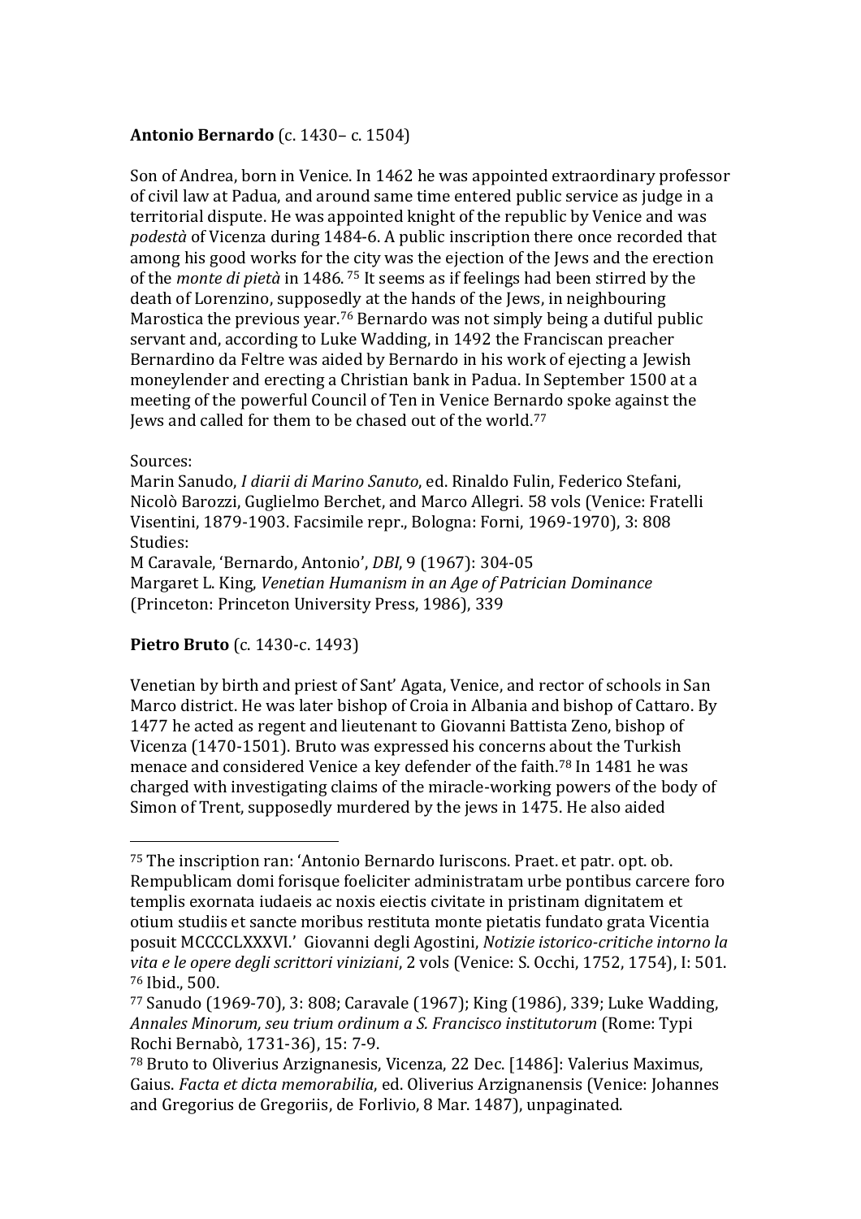**Antonio Bernardo** (c. 1430– c. 1504)

Son of Andrea, born in Venice. In 1462 he was appointed extraordinary professor of civil law at Padua, and around same time entered public service as judge in a territorial dispute. He was appointed knight of the republic by Venice and was *podestà* of Vicenza during 1484-6. A public inscription there once recorded that among his good works for the city was the ejection of the Jews and the erection of the *monte di pietà* in 1486. [75] It seems as if feelings had been stirred by the death of Lorenzino, supposedly at the hands of the Jews, in neighbouring Marostica the previous year.[76] Bernardo was not simply being a dutiful public servant and, according to Luke Wadding, in 1492 the Franciscan preacher Bernardino da Feltre was aided by Bernardo in his work of ejecting a Jewish moneylender and erecting a Christian bank in Padua. In September 1500 at a meeting of the powerful Council of Ten in Venice Bernardo spoke against the Jews and called for them to be chased out of the world.[77]

Sources:
Marin Sanudo, *I diarii di Marino Sanuto*, ed. Rinaldo Fulin, Federico Stefani, Nicolò Barozzi, Guglielmo Berchet, and Marco Allegri. 58 vols (Venice: Fratelli Visentini, 1879-1903. Facsimile repr., Bologna: Forni, 1969-1970), 3: 808
Studies:
M Caravale, 'Bernardo, Antonio', *DBI*, 9 (1967): 304-05
Margaret L. King, *Venetian Humanism in an Age of Patrician Dominance* (Princeton: Princeton University Press, 1986), 339

**Pietro Bruto** (c. 1430-c. 1493)

Venetian by birth and priest of Sant' Agata, Venice, and rector of schools in San Marco district. He was later bishop of Croia in Albania and bishop of Cattaro. By 1477 he acted as regent and lieutenant to Giovanni Battista Zeno, bishop of Vicenza (1470-1501). Bruto was expressed his concerns about the Turkish menace and considered Venice a key defender of the faith.[78] In 1481 he was charged with investigating claims of the miracle-working powers of the body of Simon of Trent, supposedly murdered by the jews in 1475. He also aided

---

[75] The inscription ran: 'Antonio Bernardo Iuriscons. Praet. et patr. opt. ob. Rempublicam domi forisque foeliciter administratam urbe pontibus carcere foro templis exornata iudaeis ac noxis eiectis civitate in pristinam dignitatem et otium studiis et sancte moribus restituta monte pietatis fundato grata Vicentia posuit MCCCCLXXXVI.' Giovanni degli Agostini, *Notizie istorico-critiche intorno la vita e le opere degli scrittori viniziani*, 2 vols (Venice: S. Occhi, 1752, 1754), I: 501.
[76] Ibid., 500.
[77] Sanudo (1969-70), 3: 808; Caravale (1967); King (1986), 339; Luke Wadding, *Annales Minorum, seu trium ordinum a S. Francisco institutorum* (Rome: Typi Rochi Bernabò, 1731-36), 15: 7-9.
[78] Bruto to Oliverius Arzignanesis, Vicenza, 22 Dec. [1486]: Valerius Maximus, Gaius. *Facta et dicta memorabilia*, ed. Oliverius Arzignanensis (Venice: Johannes and Gregorius de Gregoriis, de Forlivio, 8 Mar. 1487), unpaginated.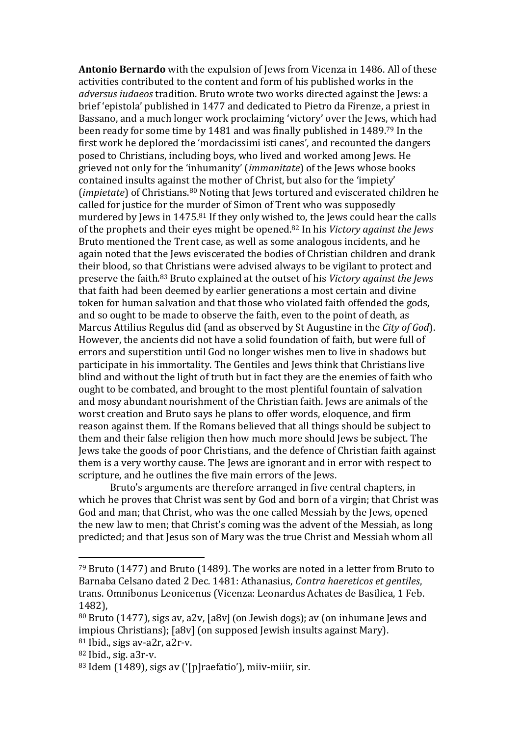**Antonio Bernardo** with the expulsion of Jews from Vicenza in 1486. All of these activities contributed to the content and form of his published works in the *adversus iudaeos* tradition. Bruto wrote two works directed against the Jews: a brief 'epistola' published in 1477 and dedicated to Pietro da Firenze, a priest in Bassano, and a much longer work proclaiming 'victory' over the Jews, which had been ready for some time by 1481 and was finally published in 1489.[79] In the first work he deplored the 'mordacissimi isti canes', and recounted the dangers posed to Christians, including boys, who lived and worked among Jews. He grieved not only for the 'inhumanity' (*immanitate*) of the Jews whose books contained insults against the mother of Christ, but also for the 'impiety' (*impietate*) of Christians.[80] Noting that Jews tortured and eviscerated children he called for justice for the murder of Simon of Trent who was supposedly murdered by Jews in 1475.[81] If they only wished to, the Jews could hear the calls of the prophets and their eyes might be opened.[82] In his *Victory against the Jews* Bruto mentioned the Trent case, as well as some analogous incidents, and he again noted that the Jews eviscerated the bodies of Christian children and drank their blood, so that Christians were advised always to be vigilant to protect and preserve the faith.[83] Bruto explained at the outset of his *Victory against the Jews* that faith had been deemed by earlier generations a most certain and divine token for human salvation and that those who violated faith offended the gods, and so ought to be made to observe the faith, even to the point of death, as Marcus Attilius Regulus did (and as observed by St Augustine in the *City of God*). However, the ancients did not have a solid foundation of faith, but were full of errors and superstition until God no longer wishes men to live in shadows but participate in his immortality. The Gentiles and Jews think that Christians live blind and without the light of truth but in fact they are the enemies of faith who ought to be combated, and brought to the most plentiful fountain of salvation and mosy abundant nourishment of the Christian faith. Jews are animals of the worst creation and Bruto says he plans to offer words, eloquence, and firm reason against them. If the Romans believed that all things should be subject to them and their false religion then how much more should Jews be subject. The Jews take the goods of poor Christians, and the defence of Christian faith against them is a very worthy cause. The Jews are ignorant and in error with respect to scripture, and he outlines the five main errors of the Jews.

Bruto's arguments are therefore arranged in five central chapters, in which he proves that Christ was sent by God and born of a virgin; that Christ was God and man; that Christ, who was the one called Messiah by the Jews, opened the new law to men; that Christ's coming was the advent of the Messiah, as long predicted; and that Jesus son of Mary was the true Christ and Messiah whom all

---

[79] Bruto (1477) and Bruto (1489). The works are noted in a letter from Bruto to Barnaba Celsano dated 2 Dec. 1481: Athanasius, *Contra haereticos et gentiles*, trans. Omnibonus Leonicenus (Vicenza: Leonardus Achates de Basiliea, 1 Feb. 1482),

[80] Bruto (1477), sigs av, a2v, [a8v] (on Jewish dogs); av (on inhumane Jews and impious Christians); [a8v] (on supposed Jewish insults against Mary).

[81] Ibid., sigs av-a2r, a2r-v.

[82] Ibid., sig. a3r-v.

[83] Idem (1489), sigs av ('[p]raefatio'), miiv-miiir, sir.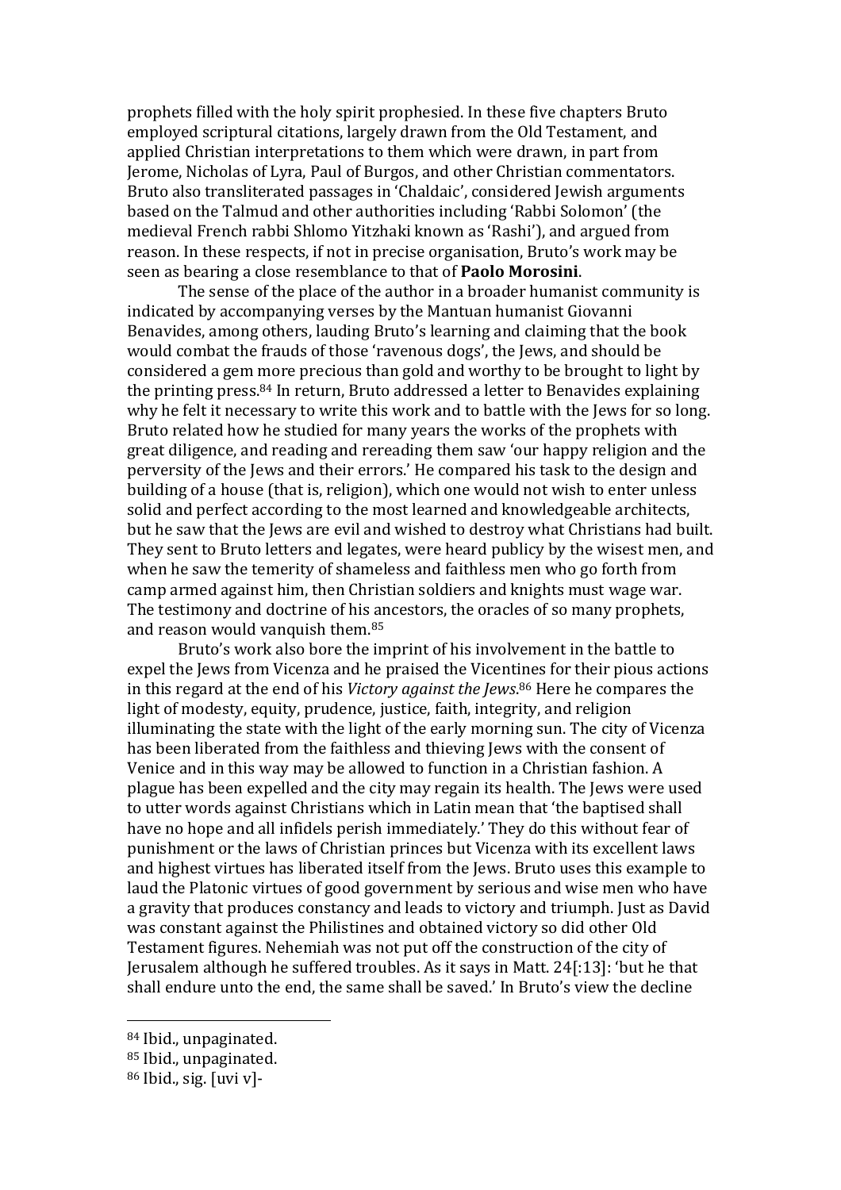prophets filled with the holy spirit prophesied. In these five chapters Bruto employed scriptural citations, largely drawn from the Old Testament, and applied Christian interpretations to them which were drawn, in part from Jerome, Nicholas of Lyra, Paul of Burgos, and other Christian commentators. Bruto also transliterated passages in 'Chaldaic', considered Jewish arguments based on the Talmud and other authorities including 'Rabbi Solomon' (the medieval French rabbi Shlomo Yitzhaki known as 'Rashi'), and argued from reason. In these respects, if not in precise organisation, Bruto's work may be seen as bearing a close resemblance to that of **Paolo Morosini**.

The sense of the place of the author in a broader humanist community is indicated by accompanying verses by the Mantuan humanist Giovanni Benavides, among others, lauding Bruto's learning and claiming that the book would combat the frauds of those 'ravenous dogs', the Jews, and should be considered a gem more precious than gold and worthy to be brought to light by the printing press.[84] In return, Bruto addressed a letter to Benavides explaining why he felt it necessary to write this work and to battle with the Jews for so long. Bruto related how he studied for many years the works of the prophets with great diligence, and reading and rereading them saw 'our happy religion and the perversity of the Jews and their errors.' He compared his task to the design and building of a house (that is, religion), which one would not wish to enter unless solid and perfect according to the most learned and knowledgeable architects, but he saw that the Jews are evil and wished to destroy what Christians had built. They sent to Bruto letters and legates, were heard publicy by the wisest men, and when he saw the temerity of shameless and faithless men who go forth from camp armed against him, then Christian soldiers and knights must wage war. The testimony and doctrine of his ancestors, the oracles of so many prophets, and reason would vanquish them.[85]

Bruto's work also bore the imprint of his involvement in the battle to expel the Jews from Vicenza and he praised the Vicentines for their pious actions in this regard at the end of his *Victory against the Jews*.[86] Here he compares the light of modesty, equity, prudence, justice, faith, integrity, and religion illuminating the state with the light of the early morning sun. The city of Vicenza has been liberated from the faithless and thieving Jews with the consent of Venice and in this way may be allowed to function in a Christian fashion. A plague has been expelled and the city may regain its health. The Jews were used to utter words against Christians which in Latin mean that 'the baptised shall have no hope and all infidels perish immediately.' They do this without fear of punishment or the laws of Christian princes but Vicenza with its excellent laws and highest virtues has liberated itself from the Jews. Bruto uses this example to laud the Platonic virtues of good government by serious and wise men who have a gravity that produces constancy and leads to victory and triumph. Just as David was constant against the Philistines and obtained victory so did other Old Testament figures. Nehemiah was not put off the construction of the city of Jerusalem although he suffered troubles. As it says in Matt. 24[:13]: 'but he that shall endure unto the end, the same shall be saved.' In Bruto's view the decline

---

[84] Ibid., unpaginated.

[85] Ibid., unpaginated.

[86] Ibid., sig. [uvi v]-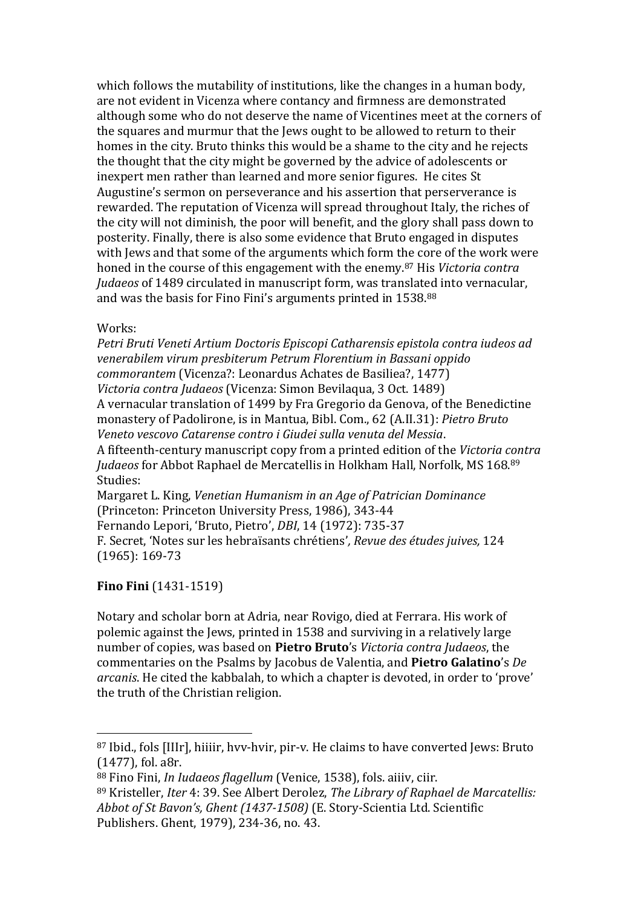which follows the mutability of institutions, like the changes in a human body, are not evident in Vicenza where contancy and firmness are demonstrated although some who do not deserve the name of Vicentines meet at the corners of the squares and murmur that the Jews ought to be allowed to return to their homes in the city. Bruto thinks this would be a shame to the city and he rejects the thought that the city might be governed by the advice of adolescents or inexpert men rather than learned and more senior figures. He cites St Augustine's sermon on perseverance and his assertion that perserverance is rewarded. The reputation of Vicenza will spread throughout Italy, the riches of the city will not diminish, the poor will benefit, and the glory shall pass down to posterity. Finally, there is also some evidence that Bruto engaged in disputes with Jews and that some of the arguments which form the core of the work were honed in the course of this engagement with the enemy.[87] His *Victoria contra Judaeos* of 1489 circulated in manuscript form, was translated into vernacular, and was the basis for Fino Fini's arguments printed in 1538.[88]

Works:
*Petri Bruti Veneti Artium Doctoris Episcopi Catharensis epistola contra iudeos ad venerabilem virum presbiterum Petrum Florentium in Bassani oppido commorantem* (Vicenza?: Leonardus Achates de Basiliea?, 1477)
*Victoria contra Judaeos* (Vicenza: Simon Bevilaqua, 3 Oct. 1489)
A vernacular translation of 1499 by Fra Gregorio da Genova, of the Benedictine monastery of Padolirone, is in Mantua, Bibl. Com., 62 (A.II.31): *Pietro Bruto Veneto vescovo Catarense contro i Giudei sulla venuta del Messia*.
A fifteenth-century manuscript copy from a printed edition of the *Victoria contra Judaeos* for Abbot Raphael de Mercatellis in Holkham Hall, Norfolk, MS 168.[89]
Studies:
Margaret L. King, *Venetian Humanism in an Age of Patrician Dominance* (Princeton: Princeton University Press, 1986), 343-44
Fernando Lepori, 'Bruto, Pietro', *DBI*, 14 (1972): 735-37
F. Secret, 'Notes sur les hebraïsants chrétiens', *Revue des études juives,* 124 (1965): 169-73

**Fino Fini** (1431-1519)

Notary and scholar born at Adria, near Rovigo, died at Ferrara. His work of polemic against the Jews, printed in 1538 and surviving in a relatively large number of copies, was based on **Pietro Bruto**'s *Victoria contra Judaeos*, the commentaries on the Psalms by Jacobus de Valentia, and **Pietro Galatino**'s *De arcanis*. He cited the kabbalah, to which a chapter is devoted, in order to 'prove' the truth of the Christian religion.

---

[87] Ibid., fols [IIIr], hiiiir, hvv-hvir, pir-v. He claims to have converted Jews: Bruto (1477), fol. a8r.

[88] Fino Fini, *In Iudaeos flagellum* (Venice, 1538), fols. aiiiv, ciir.

[89] Kristeller, *Iter* 4: 39. See Albert Derolez, *The Library of Raphael de Marcatellis: Abbot of St Bavon's, Ghent (1437-1508)* (E. Story-Scientia Ltd. Scientific Publishers. Ghent, 1979), 234-36, no. 43.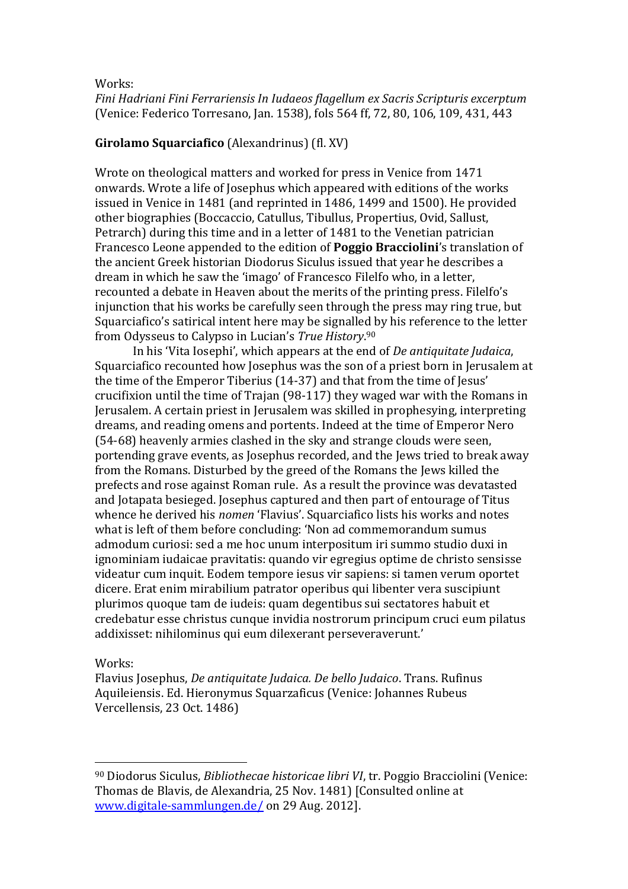Works:

*Fini Hadriani Fini Ferrariensis In Iudaeos flagellum ex Sacris Scripturis excerptum* (Venice: Federico Torresano, Jan. 1538), fols 564 ff, 72, 80, 106, 109, 431, 443

**Girolamo Squarciafico** (Alexandrinus) (fl. XV)

Wrote on theological matters and worked for press in Venice from 1471 onwards. Wrote a life of Josephus which appeared with editions of the works issued in Venice in 1481 (and reprinted in 1486, 1499 and 1500). He provided other biographies (Boccaccio, Catullus, Tibullus, Propertius, Ovid, Sallust, Petrarch) during this time and in a letter of 1481 to the Venetian patrician Francesco Leone appended to the edition of **Poggio Bracciolini**'s translation of the ancient Greek historian Diodorus Siculus issued that year he describes a dream in which he saw the 'imago' of Francesco Filelfo who, in a letter, recounted a debate in Heaven about the merits of the printing press. Filelfo's injunction that his works be carefully seen through the press may ring true, but Squarciafico's satirical intent here may be signalled by his reference to the letter from Odysseus to Calypso in Lucian's *True History*.[90]

In his 'Vita Iosephi', which appears at the end of *De antiquitate Judaica*, Squarciafico recounted how Josephus was the son of a priest born in Jerusalem at the time of the Emperor Tiberius (14-37) and that from the time of Jesus' crucifixion until the time of Trajan (98-117) they waged war with the Romans in Jerusalem. A certain priest in Jerusalem was skilled in prophesying, interpreting dreams, and reading omens and portents. Indeed at the time of Emperor Nero (54-68) heavenly armies clashed in the sky and strange clouds were seen, portending grave events, as Josephus recorded, and the Jews tried to break away from the Romans. Disturbed by the greed of the Romans the Jews killed the prefects and rose against Roman rule. As a result the province was devatasted and Jotapata besieged. Josephus captured and then part of entourage of Titus whence he derived his *nomen* 'Flavius'. Squarciafico lists his works and notes what is left of them before concluding: 'Non ad commemorandum sumus admodum curiosi: sed a me hoc unum interpositum iri summo studio duxi in ignominiam iudaicae pravitatis: quando vir egregius optime de christo sensisse videatur cum inquit. Eodem tempore iesus vir sapiens: si tamen verum oportet dicere. Erat enim mirabilium patrator operibus qui libenter vera suscipiunt plurimos quoque tam de iudeis: quam degentibus sui sectatores habuit et credebatur esse christus cunque invidia nostrorum principum cruci eum pilatus addixisset: nihilominus qui eum dilexerant perseveraverunt.'

Works:

Flavius Josephus, *De antiquitate Judaica. De bello Judaico*. Trans. Rufinus Aquileiensis. Ed. Hieronymus Squarzaficus (Venice: Johannes Rubeus Vercellensis, 23 Oct. 1486)

---

[90] Diodorus Siculus, *Bibliothecae historicae libri VI*, tr. Poggio Bracciolini (Venice: Thomas de Blavis, de Alexandria, 25 Nov. 1481) [Consulted online at www.digitale-sammlungen.de/ on 29 Aug. 2012].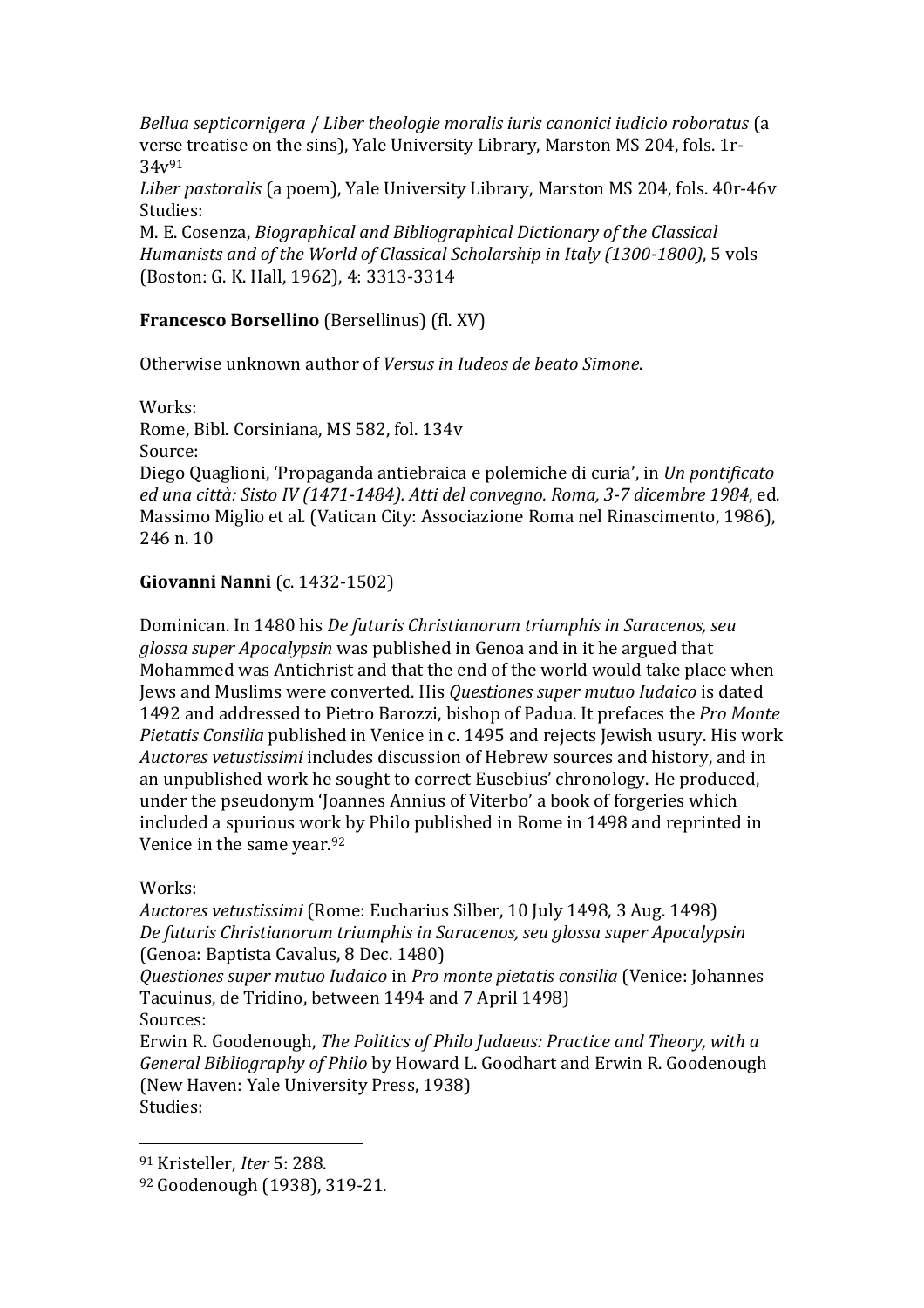*Bellua septicornigera* / *Liber theologie moralis iuris canonici iudicio roboratus* (a verse treatise on the sins), Yale University Library, Marston MS 204, fols. 1r-34v[91]

*Liber pastoralis* (a poem), Yale University Library, Marston MS 204, fols. 40r-46v

Studies:

M. E. Cosenza, *Biographical and Bibliographical Dictionary of the Classical Humanists and of the World of Classical Scholarship in Italy (1300-1800)*, 5 vols (Boston: G. K. Hall, 1962), 4: 3313-3314

**Francesco Borsellino** (Bersellinus) (fl. XV)

Otherwise unknown author of *Versus in Iudeos de beato Simone*.

Works:

Rome, Bibl. Corsiniana, MS 582, fol. 134v

Source:

Diego Quaglioni, 'Propaganda antiebraica e polemiche di curia', in *Un pontificato ed una città: Sisto IV (1471-1484). Atti del convegno. Roma, 3-7 dicembre 1984*, ed. Massimo Miglio et al. (Vatican City: Associazione Roma nel Rinascimento, 1986), 246 n. 10

**Giovanni Nanni** (c. 1432-1502)

Dominican. In 1480 his *De futuris Christianorum triumphis in Saracenos, seu glossa super Apocalypsin* was published in Genoa and in it he argued that Mohammed was Antichrist and that the end of the world would take place when Jews and Muslims were converted. His *Questiones super mutuo Iudaico* is dated 1492 and addressed to Pietro Barozzi, bishop of Padua. It prefaces the *Pro Monte Pietatis Consilia* published in Venice in c. 1495 and rejects Jewish usury. His work *Auctores vetustissimi* includes discussion of Hebrew sources and history, and in an unpublished work he sought to correct Eusebius' chronology. He produced, under the pseudonym 'Joannes Annius of Viterbo' a book of forgeries which included a spurious work by Philo published in Rome in 1498 and reprinted in Venice in the same year.[92]

Works:

*Auctores vetustissimi* (Rome: Eucharius Silber, 10 July 1498, 3 Aug. 1498)

*De futuris Christianorum triumphis in Saracenos, seu glossa super Apocalypsin* (Genoa: Baptista Cavalus, 8 Dec. 1480)

*Questiones super mutuo Iudaico* in *Pro monte pietatis consilia* (Venice: Johannes Tacuinus, de Tridino, between 1494 and 7 April 1498)

Sources:

Erwin R. Goodenough, *The Politics of Philo Judaeus: Practice and Theory, with a General Bibliography of Philo* by Howard L. Goodhart and Erwin R. Goodenough (New Haven: Yale University Press, 1938)

Studies:

---

[91] Kristeller, *Iter* 5: 288.

[92] Goodenough (1938), 319-21.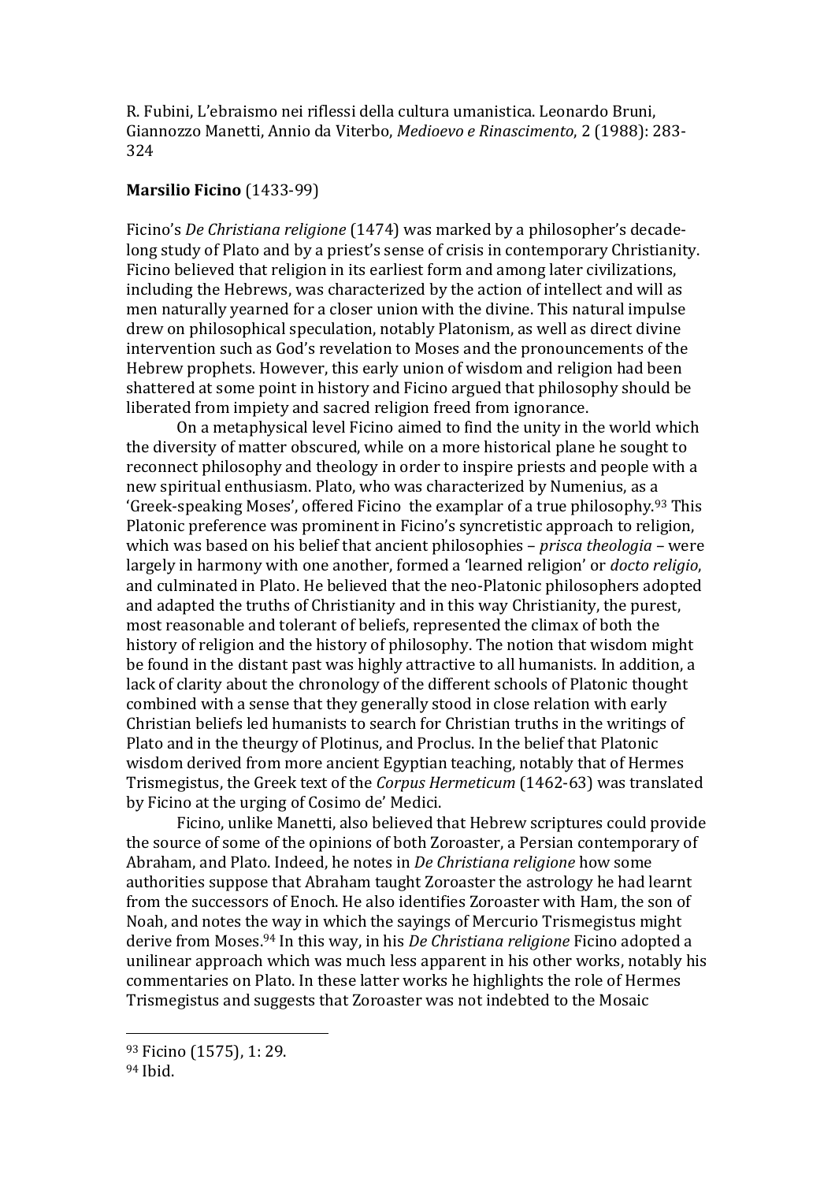R. Fubini, L'ebraismo nei riflessi della cultura umanistica. Leonardo Bruni, Giannozzo Manetti, Annio da Viterbo, *Medioevo e Rinascimento*, 2 (1988): 283-324

**Marsilio Ficino** (1433-99)

Ficino's *De Christiana religione* (1474) was marked by a philosopher's decade-long study of Plato and by a priest's sense of crisis in contemporary Christianity. Ficino believed that religion in its earliest form and among later civilizations, including the Hebrews, was characterized by the action of intellect and will as men naturally yearned for a closer union with the divine. This natural impulse drew on philosophical speculation, notably Platonism, as well as direct divine intervention such as God's revelation to Moses and the pronouncements of the Hebrew prophets. However, this early union of wisdom and religion had been shattered at some point in history and Ficino argued that philosophy should be liberated from impiety and sacred religion freed from ignorance.

On a metaphysical level Ficino aimed to find the unity in the world which the diversity of matter obscured, while on a more historical plane he sought to reconnect philosophy and theology in order to inspire priests and people with a new spiritual enthusiasm. Plato, who was characterized by Numenius, as a 'Greek-speaking Moses', offered Ficino the examplar of a true philosophy.[93] This Platonic preference was prominent in Ficino's syncretistic approach to religion, which was based on his belief that ancient philosophies – *prisca theologia* – were largely in harmony with one another, formed a 'learned religion' or *docto religio*, and culminated in Plato. He believed that the neo-Platonic philosophers adopted and adapted the truths of Christianity and in this way Christianity, the purest, most reasonable and tolerant of beliefs, represented the climax of both the history of religion and the history of philosophy. The notion that wisdom might be found in the distant past was highly attractive to all humanists. In addition, a lack of clarity about the chronology of the different schools of Platonic thought combined with a sense that they generally stood in close relation with early Christian beliefs led humanists to search for Christian truths in the writings of Plato and in the theurgy of Plotinus, and Proclus. In the belief that Platonic wisdom derived from more ancient Egyptian teaching, notably that of Hermes Trismegistus, the Greek text of the *Corpus Hermeticum* (1462-63) was translated by Ficino at the urging of Cosimo de' Medici.

Ficino, unlike Manetti, also believed that Hebrew scriptures could provide the source of some of the opinions of both Zoroaster, a Persian contemporary of Abraham, and Plato. Indeed, he notes in *De Christiana religione* how some authorities suppose that Abraham taught Zoroaster the astrology he had learnt from the successors of Enoch. He also identifies Zoroaster with Ham, the son of Noah, and notes the way in which the sayings of Mercurio Trismegistus might derive from Moses.[94] In this way, in his *De Christiana religione* Ficino adopted a unilinear approach which was much less apparent in his other works, notably his commentaries on Plato. In these latter works he highlights the role of Hermes Trismegistus and suggests that Zoroaster was not indebted to the Mosaic

---

[93] Ficino (1575), 1: 29.

[94] Ibid.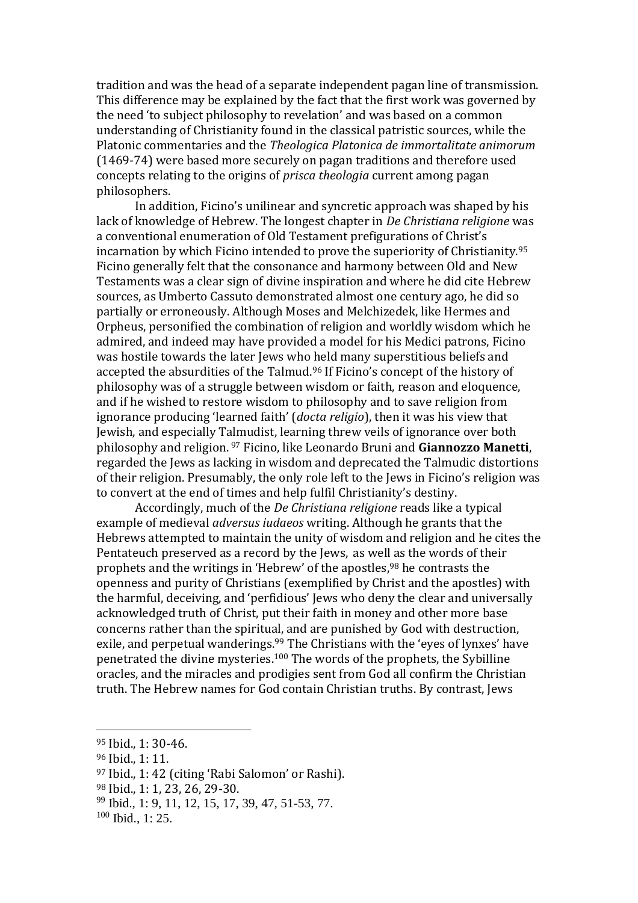tradition and was the head of a separate independent pagan line of transmission. This difference may be explained by the fact that the first work was governed by the need 'to subject philosophy to revelation' and was based on a common understanding of Christianity found in the classical patristic sources, while the Platonic commentaries and the *Theologica Platonica de immortalitate animorum* (1469-74) were based more securely on pagan traditions and therefore used concepts relating to the origins of *prisca theologia* current among pagan philosophers.

In addition, Ficino's unilinear and syncretic approach was shaped by his lack of knowledge of Hebrew. The longest chapter in *De Christiana religione* was a conventional enumeration of Old Testament prefigurations of Christ's incarnation by which Ficino intended to prove the superiority of Christianity.[95] Ficino generally felt that the consonance and harmony between Old and New Testaments was a clear sign of divine inspiration and where he did cite Hebrew sources, as Umberto Cassuto demonstrated almost one century ago, he did so partially or erroneously. Although Moses and Melchizedek, like Hermes and Orpheus, personified the combination of religion and worldly wisdom which he admired, and indeed may have provided a model for his Medici patrons, Ficino was hostile towards the later Jews who held many superstitious beliefs and accepted the absurdities of the Talmud.[96] If Ficino's concept of the history of philosophy was of a struggle between wisdom or faith, reason and eloquence, and if he wished to restore wisdom to philosophy and to save religion from ignorance producing 'learned faith' (*docta religio*), then it was his view that Jewish, and especially Talmudist, learning threw veils of ignorance over both philosophy and religion.[97] Ficino, like Leonardo Bruni and **Giannozzo Manetti**, regarded the Jews as lacking in wisdom and deprecated the Talmudic distortions of their religion. Presumably, the only role left to the Jews in Ficino's religion was to convert at the end of times and help fulfil Christianity's destiny.

Accordingly, much of the *De Christiana religione* reads like a typical example of medieval *adversus iudaeos* writing. Although he grants that the Hebrews attempted to maintain the unity of wisdom and religion and he cites the Pentateuch preserved as a record by the Jews, as well as the words of their prophets and the writings in 'Hebrew' of the apostles,[98] he contrasts the openness and purity of Christians (exemplified by Christ and the apostles) with the harmful, deceiving, and 'perfidious' Jews who deny the clear and universally acknowledged truth of Christ, put their faith in money and other more base concerns rather than the spiritual, and are punished by God with destruction, exile, and perpetual wanderings.[99] The Christians with the 'eyes of lynxes' have penetrated the divine mysteries.[100] The words of the prophets, the Sybilline oracles, and the miracles and prodigies sent from God all confirm the Christian truth. The Hebrew names for God contain Christian truths. By contrast, Jews

---

[95] Ibid., 1: 30-46.

[96] Ibid., 1: 11.

[97] Ibid., 1: 42 (citing 'Rabi Salomon' or Rashi).

[98] Ibid., 1: 1, 23, 26, 29-30.

[99] Ibid., 1: 9, 11, 12, 15, 17, 39, 47, 51-53, 77.

[100] Ibid., 1: 25.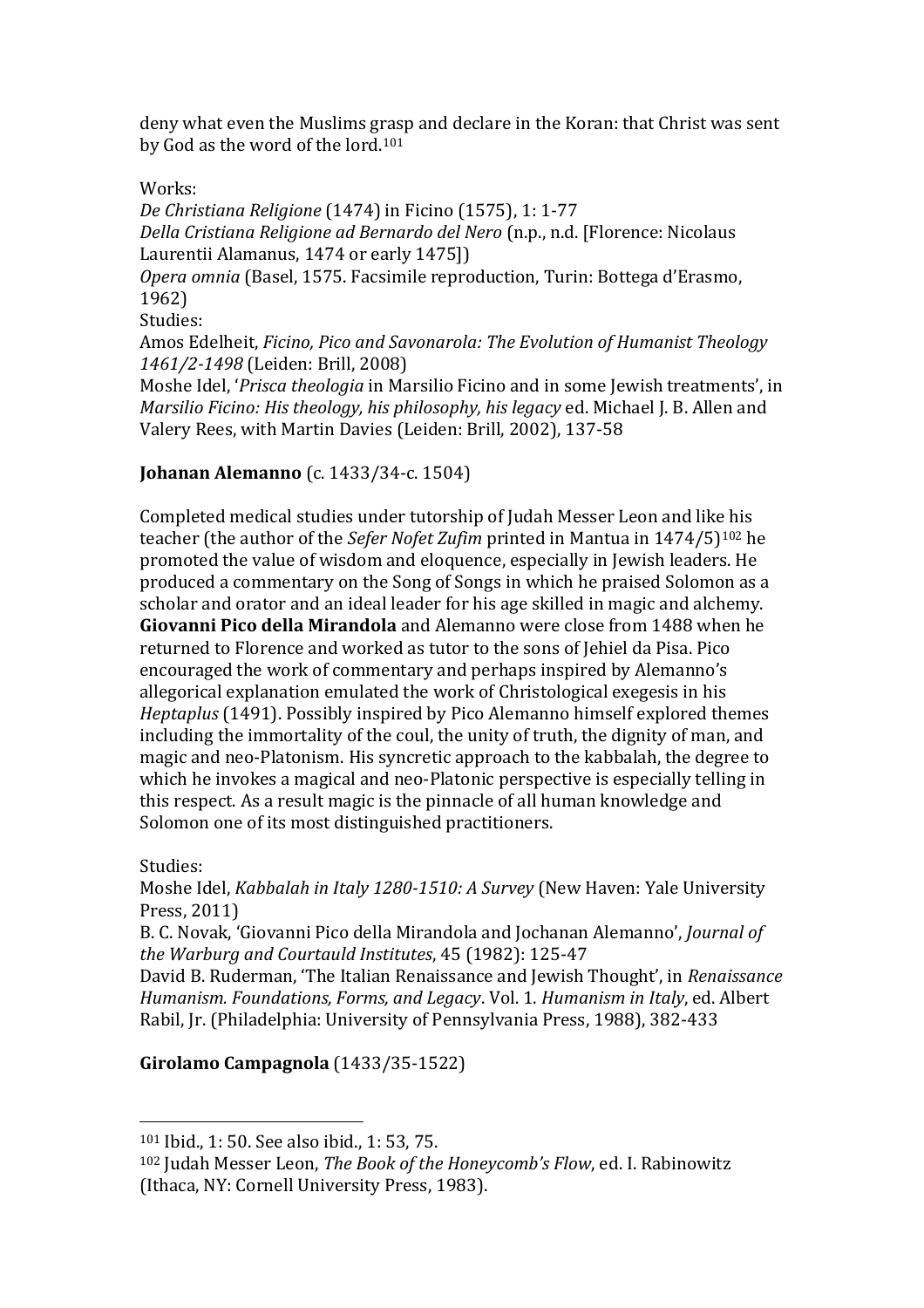deny what even the Muslims grasp and declare in the Koran: that Christ was sent by God as the word of the lord.[101]

Works:

*De Christiana Religione* (1474) in Ficino (1575), 1: 1-77

*Della Cristiana Religione ad Bernardo del Nero* (n.p., n.d. [Florence: Nicolaus Laurentii Alamanus, 1474 or early 1475])

*Opera omnia* (Basel, 1575. Facsimile reproduction, Turin: Bottega d'Erasmo, 1962)

Studies:

Amos Edelheit, *Ficino, Pico and Savonarola: The Evolution of Humanist Theology 1461/2-1498* (Leiden: Brill, 2008)

Moshe Idel, '*Prisca theologia* in Marsilio Ficino and in some Jewish treatments', in *Marsilio Ficino: His theology, his philosophy, his legacy* ed. Michael J. B. Allen and Valery Rees, with Martin Davies (Leiden: Brill, 2002), 137-58

**Johanan Alemanno** (c. 1433/34-c. 1504)

Completed medical studies under tutorship of Judah Messer Leon and like his teacher (the author of the *Sefer Nofet Zufim* printed in Mantua in 1474/5)[102] he promoted the value of wisdom and eloquence, especially in Jewish leaders. He produced a commentary on the Song of Songs in which he praised Solomon as a scholar and orator and an ideal leader for his age skilled in magic and alchemy. **Giovanni Pico della Mirandola** and Alemanno were close from 1488 when he returned to Florence and worked as tutor to the sons of Jehiel da Pisa. Pico encouraged the work of commentary and perhaps inspired by Alemanno's allegorical explanation emulated the work of Christological exegesis in his *Heptaplus* (1491). Possibly inspired by Pico Alemanno himself explored themes including the immortality of the coul, the unity of truth, the dignity of man, and magic and neo-Platonism. His syncretic approach to the kabbalah, the degree to which he invokes a magical and neo-Platonic perspective is especially telling in this respect. As a result magic is the pinnacle of all human knowledge and Solomon one of its most distinguished practitioners.

Studies:

Moshe Idel, *Kabbalah in Italy 1280-1510: A Survey* (New Haven: Yale University Press, 2011)

B. C. Novak, 'Giovanni Pico della Mirandola and Jochanan Alemanno', *Journal of the Warburg and Courtauld Institutes*, 45 (1982): 125-47

David B. Ruderman, 'The Italian Renaissance and Jewish Thought', in *Renaissance Humanism. Foundations, Forms, and Legacy*. Vol. 1. *Humanism in Italy*, ed. Albert Rabil, Jr. (Philadelphia: University of Pennsylvania Press, 1988), 382-433

**Girolamo Campagnola** (1433/35-1522)

---

[101] Ibid., 1: 50. See also ibid., 1: 53, 75.

[102] Judah Messer Leon, *The Book of the Honeycomb's Flow*, ed. I. Rabinowitz (Ithaca, NY: Cornell University Press, 1983).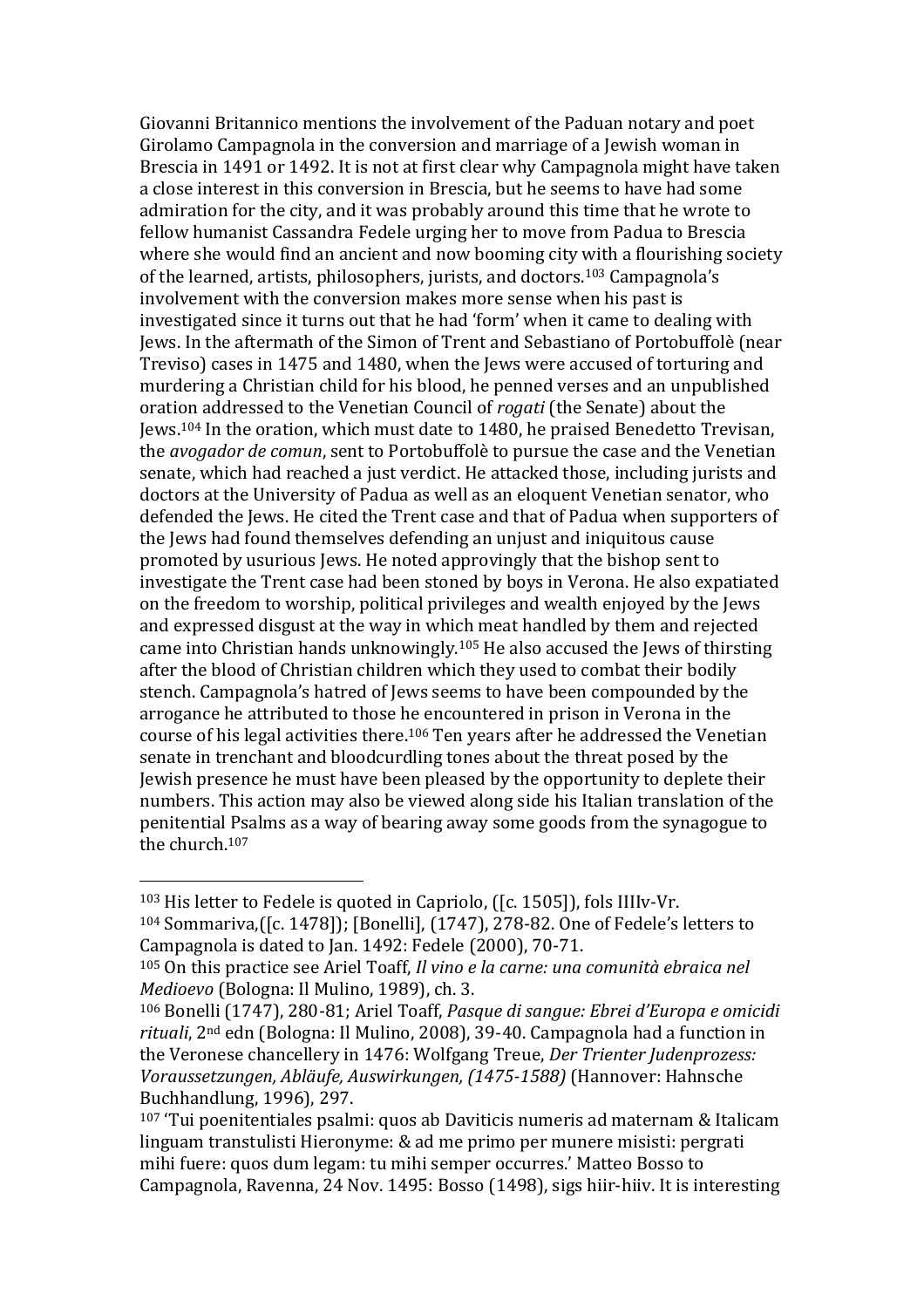Giovanni Britannico mentions the involvement of the Paduan notary and poet Girolamo Campagnola in the conversion and marriage of a Jewish woman in Brescia in 1491 or 1492. It is not at first clear why Campagnola might have taken a close interest in this conversion in Brescia, but he seems to have had some admiration for the city, and it was probably around this time that he wrote to fellow humanist Cassandra Fedele urging her to move from Padua to Brescia where she would find an ancient and now booming city with a flourishing society of the learned, artists, philosophers, jurists, and doctors.[103] Campagnola's involvement with the conversion makes more sense when his past is investigated since it turns out that he had 'form' when it came to dealing with Jews. In the aftermath of the Simon of Trent and Sebastiano of Portobuffolè (near Treviso) cases in 1475 and 1480, when the Jews were accused of torturing and murdering a Christian child for his blood, he penned verses and an unpublished oration addressed to the Venetian Council of *rogati* (the Senate) about the Jews.[104] In the oration, which must date to 1480, he praised Benedetto Trevisan, the *avogador de comun*, sent to Portobuffolè to pursue the case and the Venetian senate, which had reached a just verdict. He attacked those, including jurists and doctors at the University of Padua as well as an eloquent Venetian senator, who defended the Jews. He cited the Trent case and that of Padua when supporters of the Jews had found themselves defending an unjust and iniquitous cause promoted by usurious Jews. He noted approvingly that the bishop sent to investigate the Trent case had been stoned by boys in Verona. He also expatiated on the freedom to worship, political privileges and wealth enjoyed by the Jews and expressed disgust at the way in which meat handled by them and rejected came into Christian hands unknowingly.[105] He also accused the Jews of thirsting after the blood of Christian children which they used to combat their bodily stench. Campagnola's hatred of Jews seems to have been compounded by the arrogance he attributed to those he encountered in prison in Verona in the course of his legal activities there.[106] Ten years after he addressed the Venetian senate in trenchant and bloodcurdling tones about the threat posed by the Jewish presence he must have been pleased by the opportunity to deplete their numbers. This action may also be viewed along side his Italian translation of the penitential Psalms as a way of bearing away some goods from the synagogue to the church.[107]

---

[103] His letter to Fedele is quoted in Capriolo, ([c. 1505]), fols IIIIv-Vr.

[104] Sommariva,([c. 1478]); [Bonelli], (1747), 278-82. One of Fedele's letters to Campagnola is dated to Jan. 1492: Fedele (2000), 70-71.

[105] On this practice see Ariel Toaff, *Il vino e la carne: una comunità ebraica nel Medioevo* (Bologna: Il Mulino, 1989), ch. 3.

[106] Bonelli (1747), 280-81; Ariel Toaff, *Pasque di sangue: Ebrei d'Europa e omicidi rituali*, 2nd edn (Bologna: Il Mulino, 2008), 39-40. Campagnola had a function in the Veronese chancellery in 1476: Wolfgang Treue, *Der Trienter Judenprozess: Voraussetzungen, Abläufe, Auswirkungen, (1475-1588)* (Hannover: Hahnsche Buchhandlung, 1996), 297.

[107] 'Tui poenitentiales psalmi: quos ab Daviticis numeris ad maternam & Italicam linguam transtulisti Hieronyme: & ad me primo per munere misisti: pergrati mihi fuere: quos dum legam: tu mihi semper occurres.' Matteo Bosso to Campagnola, Ravenna, 24 Nov. 1495: Bosso (1498), sigs hiir-hiiv. It is interesting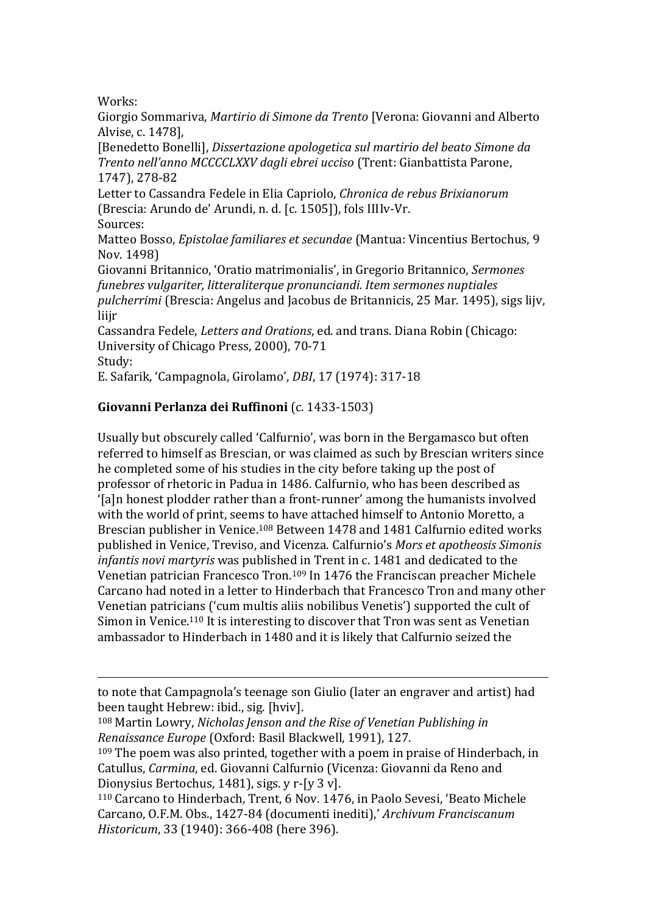Works:
Giorgio Sommariva, *Martirio di Simone da Trento* [Verona: Giovanni and Alberto Alvise, c. 1478],
[Benedetto Bonelli], *Dissertazione apologetica sul martirio del beato Simone da Trento nell'anno MCCCCLXXV dagli ebrei ucciso* (Trent: Gianbattista Parone, 1747), 278-82
Letter to Cassandra Fedele in Elia Capriolo, *Chronica de rebus Brixianorum* (Brescia: Arundo de' Arundi, n. d. [c. 1505]), fols IIIIv-Vr.
Sources:
Matteo Bosso, *Epistolae familiares et secundae* (Mantua: Vincentius Bertochus, 9 Nov. 1498)
Giovanni Britannico, 'Oratio matrimonialis', in Gregorio Britannico, *Sermones funebres vulgariter, litteraliterque pronunciandi. Item sermones nuptiales pulcherrimi* (Brescia: Angelus and Jacobus de Britannicis, 25 Mar. 1495), sigs lijv, liijr
Cassandra Fedele, *Letters and Orations*, ed. and trans. Diana Robin (Chicago: University of Chicago Press, 2000), 70-71
Study:
E. Safarik, 'Campagnola, Girolamo', *DBI*, 17 (1974): 317-18

**Giovanni Perlanza dei Ruffinoni** (c. 1433-1503)

Usually but obscurely called 'Calfurnio', was born in the Bergamasco but often referred to himself as Brescian, or was claimed as such by Brescian writers since he completed some of his studies in the city before taking up the post of professor of rhetoric in Padua in 1486. Calfurnio, who has been described as '[a]n honest plodder rather than a front-runner' among the humanists involved with the world of print, seems to have attached himself to Antonio Moretto, a Brescian publisher in Venice.[108] Between 1478 and 1481 Calfurnio edited works published in Venice, Treviso, and Vicenza. Calfurnio's *Mors et apotheosis Simonis infantis novi martyris* was published in Trent in c. 1481 and dedicated to the Venetian patrician Francesco Tron.[109] In 1476 the Franciscan preacher Michele Carcano had noted in a letter to Hinderbach that Francesco Tron and many other Venetian patricians ('cum multis aliis nobilibus Venetis') supported the cult of Simon in Venice.[110] It is interesting to discover that Tron was sent as Venetian ambassador to Hinderbach in 1480 and it is likely that Calfurnio seized the

---

to note that Campagnola's teenage son Giulio (later an engraver and artist) had been taught Hebrew: ibid., sig. [hviv].

[108] Martin Lowry, *Nicholas Jenson and the Rise of Venetian Publishing in Renaissance Europe* (Oxford: Basil Blackwell, 1991), 127.

[109] The poem was also printed, together with a poem in praise of Hinderbach, in Catullus, *Carmina*, ed. Giovanni Calfurnio (Vicenza: Giovanni da Reno and Dionysius Bertochus, 1481), sigs. y r-[y 3 v].

[110] Carcano to Hinderbach, Trent, 6 Nov. 1476, in Paolo Sevesi, 'Beato Michele Carcano, O.F.M. Obs., 1427-84 (documenti inediti),' *Archivum Franciscanum Historicum*, 33 (1940): 366-408 (here 396).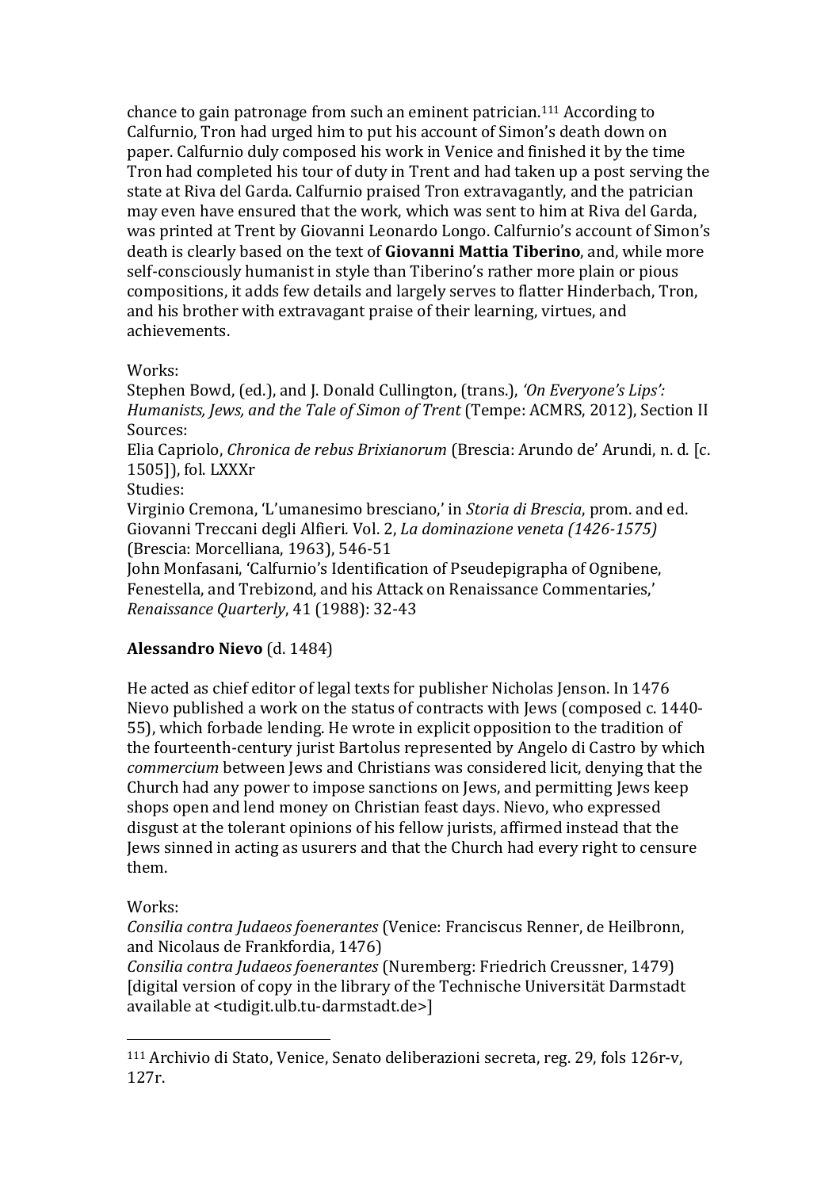chance to gain patronage from such an eminent patrician.[111] According to Calfurnio, Tron had urged him to put his account of Simon's death down on paper. Calfurnio duly composed his work in Venice and finished it by the time Tron had completed his tour of duty in Trent and had taken up a post serving the state at Riva del Garda. Calfurnio praised Tron extravagantly, and the patrician may even have ensured that the work, which was sent to him at Riva del Garda, was printed at Trent by Giovanni Leonardo Longo. Calfurnio's account of Simon's death is clearly based on the text of **Giovanni Mattia Tiberino**, and, while more self-consciously humanist in style than Tiberino's rather more plain or pious compositions, it adds few details and largely serves to flatter Hinderbach, Tron, and his brother with extravagant praise of their learning, virtues, and achievements.

Works:
Stephen Bowd, (ed.), and J. Donald Cullington, (trans.), *'On Everyone's Lips': Humanists, Jews, and the Tale of Simon of Trent* (Tempe: ACMRS, 2012), Section II
Sources:
Elia Capriolo, *Chronica de rebus Brixianorum* (Brescia: Arundo de' Arundi, n. d. [c. 1505]), fol. LXXXr
Studies:
Virginio Cremona, 'L'umanesimo bresciano,' in *Storia di Brescia*, prom. and ed. Giovanni Treccani degli Alfieri. Vol. 2, *La dominazione veneta (1426-1575)* (Brescia: Morcelliana, 1963), 546-51
John Monfasani, 'Calfurnio's Identification of Pseudepigrapha of Ognibene, Fenestella, and Trebizond, and his Attack on Renaissance Commentaries,' *Renaissance Quarterly*, 41 (1988): 32-43

## **Alessandro Nievo** (d. 1484)

He acted as chief editor of legal texts for publisher Nicholas Jenson. In 1476 Nievo published a work on the status of contracts with Jews (composed c. 1440-55), which forbade lending. He wrote in explicit opposition to the tradition of the fourteenth-century jurist Bartolus represented by Angelo di Castro by which *commercium* between Jews and Christians was considered licit, denying that the Church had any power to impose sanctions on Jews, and permitting Jews keep shops open and lend money on Christian feast days. Nievo, who expressed disgust at the tolerant opinions of his fellow jurists, affirmed instead that the Jews sinned in acting as usurers and that the Church had every right to censure them.

Works:
*Consilia contra Judaeos foenerantes* (Venice: Franciscus Renner, de Heilbronn, and Nicolaus de Frankfordia, 1476)
*Consilia contra Judaeos foenerantes* (Nuremberg: Friedrich Creussner, 1479) [digital version of copy in the library of the Technische Universität Darmstadt available at <tudigit.ulb.tu-darmstadt.de>]

---

[111] Archivio di Stato, Venice, Senato deliberazioni secreta, reg. 29, fols 126r-v, 127r.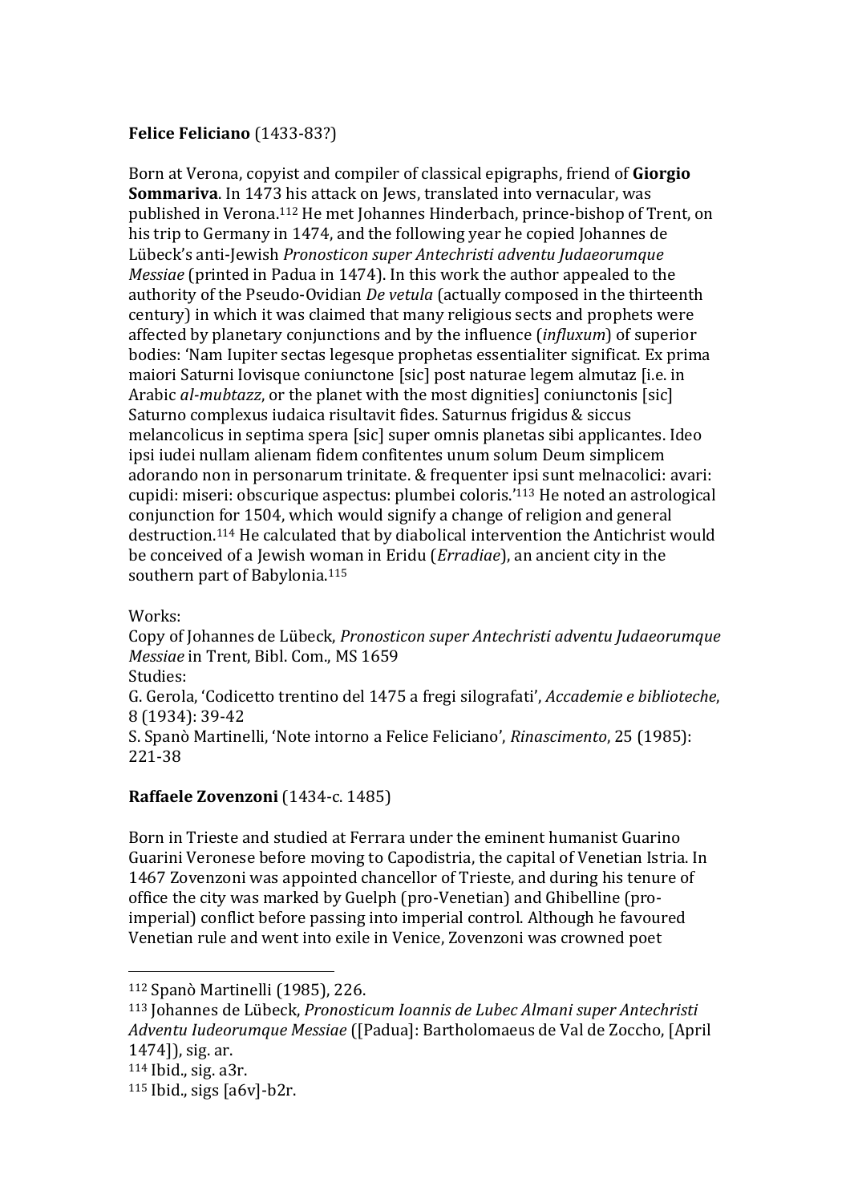**Felice Feliciano** (1433-83?)

Born at Verona, copyist and compiler of classical epigraphs, friend of **Giorgio Sommariva**. In 1473 his attack on Jews, translated into vernacular, was published in Verona.[112] He met Johannes Hinderbach, prince-bishop of Trent, on his trip to Germany in 1474, and the following year he copied Johannes de Lübeck's anti-Jewish *Pronosticon super Antechristi adventu Judaeorumque Messiae* (printed in Padua in 1474). In this work the author appealed to the authority of the Pseudo-Ovidian *De vetula* (actually composed in the thirteenth century) in which it was claimed that many religious sects and prophets were affected by planetary conjunctions and by the influence (*influxum*) of superior bodies: 'Nam Iupiter sectas legesque prophetas essentialiter significat. Ex prima maiori Saturni Iovisque coniunctone [sic] post naturae legem almutaz [i.e. in Arabic *al-mubtazz*, or the planet with the most dignities] coniunctonis [sic] Saturno complexus iudaica risultavit fides. Saturnus frigidus & siccus melancolicus in septima spera [sic] super omnis planetas sibi applicantes. Ideo ipsi iudei nullam alienam fidem confitentes unum solum Deum simplicem adorando non in personarum trinitate. & frequenter ipsi sunt melnacolici: avari: cupidi: miseri: obscurique aspectus: plumbei coloris.'[113] He noted an astrological conjunction for 1504, which would signify a change of religion and general destruction.[114] He calculated that by diabolical intervention the Antichrist would be conceived of a Jewish woman in Eridu (*Erradiae*), an ancient city in the southern part of Babylonia.[115]

Works:
Copy of Johannes de Lübeck, *Pronosticon super Antechristi adventu Judaeorumque Messiae* in Trent, Bibl. Com., MS 1659
Studies:
G. Gerola, 'Codicetto trentino del 1475 a fregi silografati', *Accademie e biblioteche*, 8 (1934): 39-42
S. Spanò Martinelli, 'Note intorno a Felice Feliciano', *Rinascimento*, 25 (1985): 221-38

**Raffaele Zovenzoni** (1434-c. 1485)

Born in Trieste and studied at Ferrara under the eminent humanist Guarino Guarini Veronese before moving to Capodistria, the capital of Venetian Istria. In 1467 Zovenzoni was appointed chancellor of Trieste, and during his tenure of office the city was marked by Guelph (pro-Venetian) and Ghibelline (pro-imperial) conflict before passing into imperial control. Although he favoured Venetian rule and went into exile in Venice, Zovenzoni was crowned poet

---

[112] Spanò Martinelli (1985), 226.

[113] Johannes de Lübeck, *Pronosticum Ioannis de Lubec Almani super Antechristi Adventu Iudeorumque Messiae* ([Padua]: Bartholomaeus de Val de Zoccho, [April 1474]), sig. ar.

[114] Ibid., sig. a3r.

[115] Ibid., sigs [a6v]-b2r.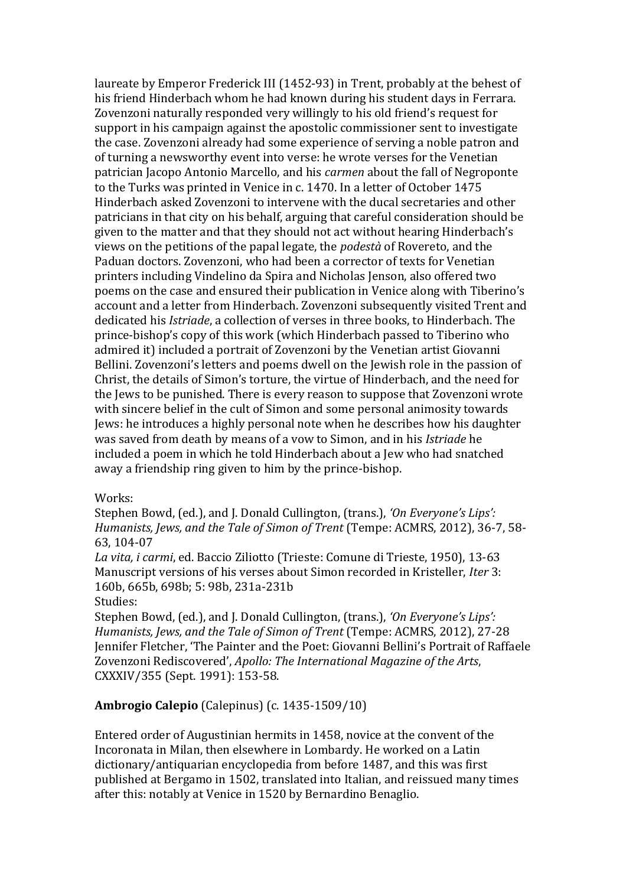laureate by Emperor Frederick III (1452-93) in Trent, probably at the behest of his friend Hinderbach whom he had known during his student days in Ferrara. Zovenzoni naturally responded very willingly to his old friend's request for support in his campaign against the apostolic commissioner sent to investigate the case. Zovenzoni already had some experience of serving a noble patron and of turning a newsworthy event into verse: he wrote verses for the Venetian patrician Jacopo Antonio Marcello, and his *carmen* about the fall of Negroponte to the Turks was printed in Venice in c. 1470. In a letter of October 1475 Hinderbach asked Zovenzoni to intervene with the ducal secretaries and other patricians in that city on his behalf, arguing that careful consideration should be given to the matter and that they should not act without hearing Hinderbach's views on the petitions of the papal legate, the *podestà* of Rovereto, and the Paduan doctors. Zovenzoni, who had been a corrector of texts for Venetian printers including Vindelino da Spira and Nicholas Jenson, also offered two poems on the case and ensured their publication in Venice along with Tiberino's account and a letter from Hinderbach. Zovenzoni subsequently visited Trent and dedicated his *Istriade*, a collection of verses in three books, to Hinderbach. The prince-bishop's copy of this work (which Hinderbach passed to Tiberino who admired it) included a portrait of Zovenzoni by the Venetian artist Giovanni Bellini. Zovenzoni's letters and poems dwell on the Jewish role in the passion of Christ, the details of Simon's torture, the virtue of Hinderbach, and the need for the Jews to be punished. There is every reason to suppose that Zovenzoni wrote with sincere belief in the cult of Simon and some personal animosity towards Jews: he introduces a highly personal note when he describes how his daughter was saved from death by means of a vow to Simon, and in his *Istriade* he included a poem in which he told Hinderbach about a Jew who had snatched away a friendship ring given to him by the prince-bishop.

Works:
Stephen Bowd, (ed.), and J. Donald Cullington, (trans.), *'On Everyone's Lips': Humanists, Jews, and the Tale of Simon of Trent* (Tempe: ACMRS, 2012), 36-7, 58-63, 104-07
*La vita, i carmi*, ed. Baccio Ziliotto (Trieste: Comune di Trieste, 1950), 13-63
Manuscript versions of his verses about Simon recorded in Kristeller, *Iter* 3: 160b, 665b, 698b; 5: 98b, 231a-231b
Studies:
Stephen Bowd, (ed.), and J. Donald Cullington, (trans.), *'On Everyone's Lips': Humanists, Jews, and the Tale of Simon of Trent* (Tempe: ACMRS, 2012), 27-28
Jennifer Fletcher, 'The Painter and the Poet: Giovanni Bellini's Portrait of Raffaele Zovenzoni Rediscovered', *Apollo: The International Magazine of the Arts*, CXXXIV/355 (Sept. 1991): 153-58.

**Ambrogio Calepio** (Calepinus) (c. 1435-1509/10)

Entered order of Augustinian hermits in 1458, novice at the convent of the Incoronata in Milan, then elsewhere in Lombardy. He worked on a Latin dictionary/antiquarian encyclopedia from before 1487, and this was first published at Bergamo in 1502, translated into Italian, and reissued many times after this: notably at Venice in 1520 by Bernardino Benaglio.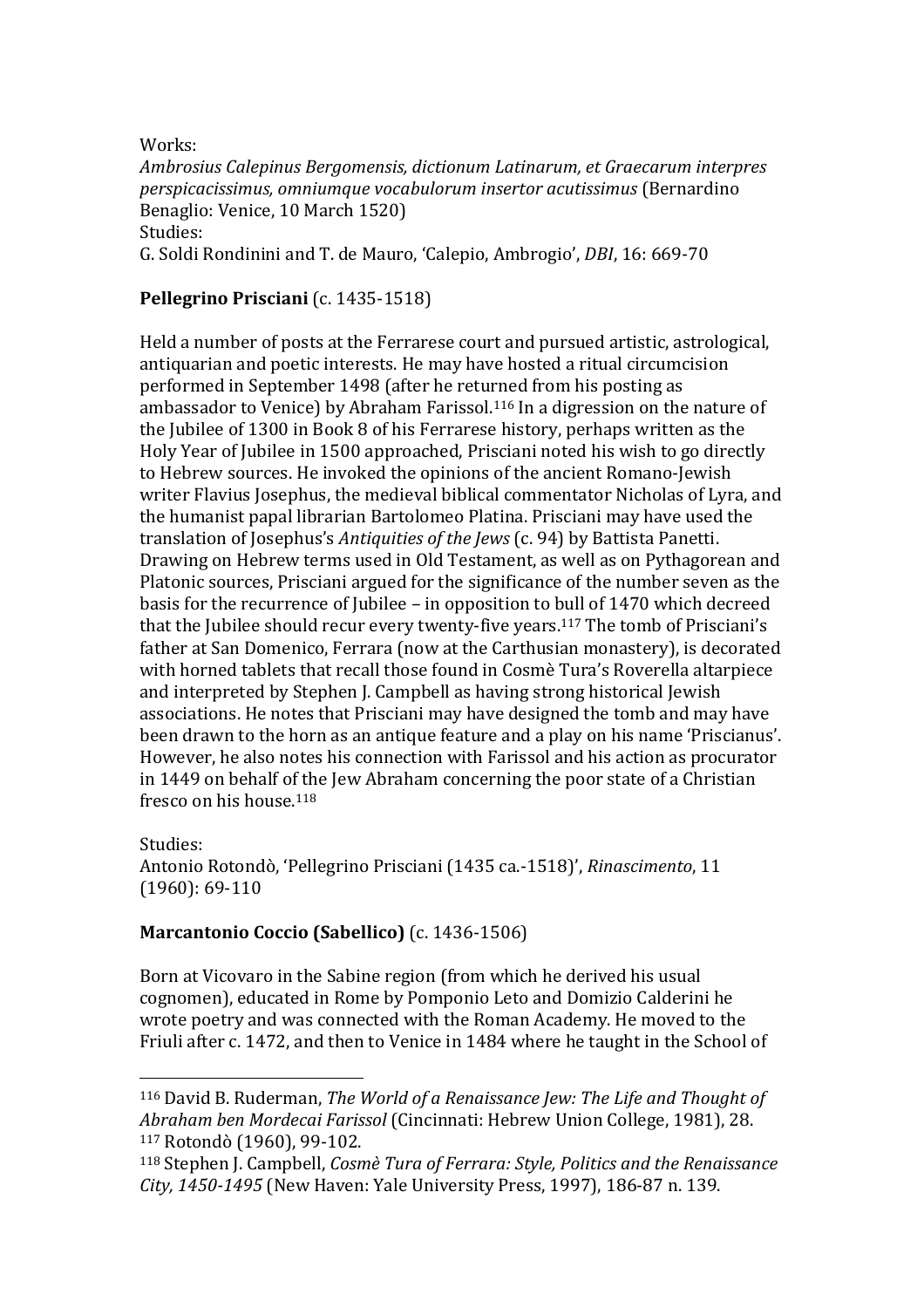Works:
*Ambrosius Calepinus Bergomensis, dictionum Latinarum, et Graecarum interpres perspicacissimus, omniumque vocabulorum insertor acutissimus* (Bernardino Benaglio: Venice, 10 March 1520)
Studies:
G. Soldi Rondinini and T. de Mauro, 'Calepio, Ambrogio', *DBI*, 16: 669-70

**Pellegrino Prisciani** (c. 1435-1518)

Held a number of posts at the Ferrarese court and pursued artistic, astrological, antiquarian and poetic interests. He may have hosted a ritual circumcision performed in September 1498 (after he returned from his posting as ambassador to Venice) by Abraham Farissol.[116] In a digression on the nature of the Jubilee of 1300 in Book 8 of his Ferrarese history, perhaps written as the Holy Year of Jubilee in 1500 approached, Prisciani noted his wish to go directly to Hebrew sources. He invoked the opinions of the ancient Romano-Jewish writer Flavius Josephus, the medieval biblical commentator Nicholas of Lyra, and the humanist papal librarian Bartolomeo Platina. Prisciani may have used the translation of Josephus's *Antiquities of the Jews* (c. 94) by Battista Panetti. Drawing on Hebrew terms used in Old Testament, as well as on Pythagorean and Platonic sources, Prisciani argued for the significance of the number seven as the basis for the recurrence of Jubilee – in opposition to bull of 1470 which decreed that the Jubilee should recur every twenty-five years.[117] The tomb of Prisciani's father at San Domenico, Ferrara (now at the Carthusian monastery), is decorated with horned tablets that recall those found in Cosmè Tura's Roverella altarpiece and interpreted by Stephen J. Campbell as having strong historical Jewish associations. He notes that Prisciani may have designed the tomb and may have been drawn to the horn as an antique feature and a play on his name 'Priscianus'. However, he also notes his connection with Farissol and his action as procurator in 1449 on behalf of the Jew Abraham concerning the poor state of a Christian fresco on his house.[118]

Studies:
Antonio Rotondò, 'Pellegrino Prisciani (1435 ca.-1518)', *Rinascimento*, 11 (1960): 69-110

**Marcantonio Coccio (Sabellico)** (c. 1436-1506)

Born at Vicovaro in the Sabine region (from which he derived his usual cognomen), educated in Rome by Pomponio Leto and Domizio Calderini he wrote poetry and was connected with the Roman Academy. He moved to the Friuli after c. 1472, and then to Venice in 1484 where he taught in the School of

---

[116] David B. Ruderman, *The World of a Renaissance Jew: The Life and Thought of Abraham ben Mordecai Farissol* (Cincinnati: Hebrew Union College, 1981), 28.
[117] Rotondò (1960), 99-102.
[118] Stephen J. Campbell, *Cosmè Tura of Ferrara: Style, Politics and the Renaissance City, 1450-1495* (New Haven: Yale University Press, 1997), 186-87 n. 139.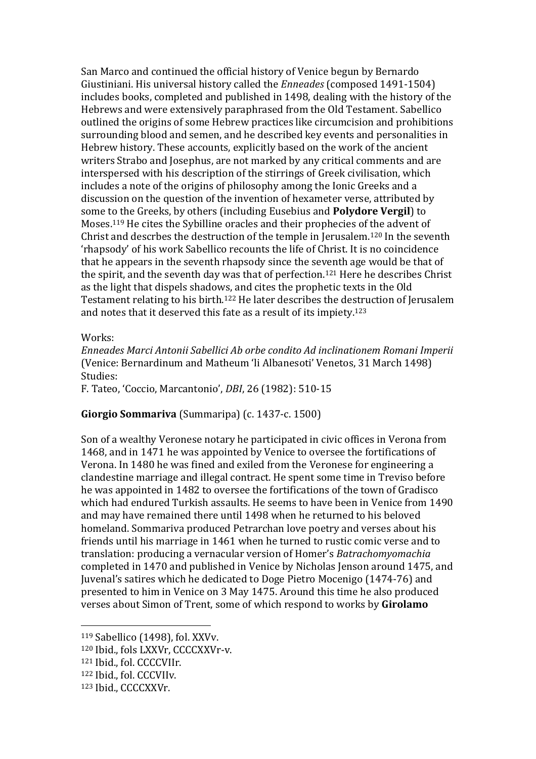San Marco and continued the official history of Venice begun by Bernardo Giustiniani. His universal history called the *Enneades* (composed 1491-1504) includes books, completed and published in 1498, dealing with the history of the Hebrews and were extensively paraphrased from the Old Testament. Sabellico outlined the origins of some Hebrew practices like circumcision and prohibitions surrounding blood and semen, and he described key events and personalities in Hebrew history. These accounts, explicitly based on the work of the ancient writers Strabo and Josephus, are not marked by any critical comments and are interspersed with his description of the stirrings of Greek civilisation, which includes a note of the origins of philosophy among the Ionic Greeks and a discussion on the question of the invention of hexameter verse, attributed by some to the Greeks, by others (including Eusebius and **Polydore Vergil**) to Moses.[119] He cites the Sybilline oracles and their prophecies of the advent of Christ and descrbes the destruction of the temple in Jerusalem.[120] In the seventh 'rhapsody' of his work Sabellico recounts the life of Christ. It is no coincidence that he appears in the seventh rhapsody since the seventh age would be that of the spirit, and the seventh day was that of perfection.[121] Here he describes Christ as the light that dispels shadows, and cites the prophetic texts in the Old Testament relating to his birth.[122] He later describes the destruction of Jerusalem and notes that it deserved this fate as a result of its impiety.[123]

Works:

*Enneades Marci Antonii Sabellici Ab orbe condito Ad inclinationem Romani Imperii* (Venice: Bernardinum and Matheum 'li Albanesoti' Venetos, 31 March 1498)

Studies:

F. Tateo, 'Coccio, Marcantonio', *DBI*, 26 (1982): 510-15

**Giorgio Sommariva** (Summaripa) (c. 1437-c. 1500)

Son of a wealthy Veronese notary he participated in civic offices in Verona from 1468, and in 1471 he was appointed by Venice to oversee the fortifications of Verona. In 1480 he was fined and exiled from the Veronese for engineering a clandestine marriage and illegal contract. He spent some time in Treviso before he was appointed in 1482 to oversee the fortifications of the town of Gradisco which had endured Turkish assaults. He seems to have been in Venice from 1490 and may have remained there until 1498 when he returned to his beloved homeland. Sommariva produced Petrarchan love poetry and verses about his friends until his marriage in 1461 when he turned to rustic comic verse and to translation: producing a vernacular version of Homer's *Batrachomyomachia* completed in 1470 and published in Venice by Nicholas Jenson around 1475, and Juvenal's satires which he dedicated to Doge Pietro Mocenigo (1474-76) and presented to him in Venice on 3 May 1475. Around this time he also produced verses about Simon of Trent, some of which respond to works by **Girolamo**

---

[119] Sabellico (1498), fol. XXVv.

[120] Ibid., fols LXXVr, CCCCXXVr-v.

[121] Ibid., fol. CCCCVIIr.

[122] Ibid., fol. CCCVIIv.

[123] Ibid., CCCCXXVr.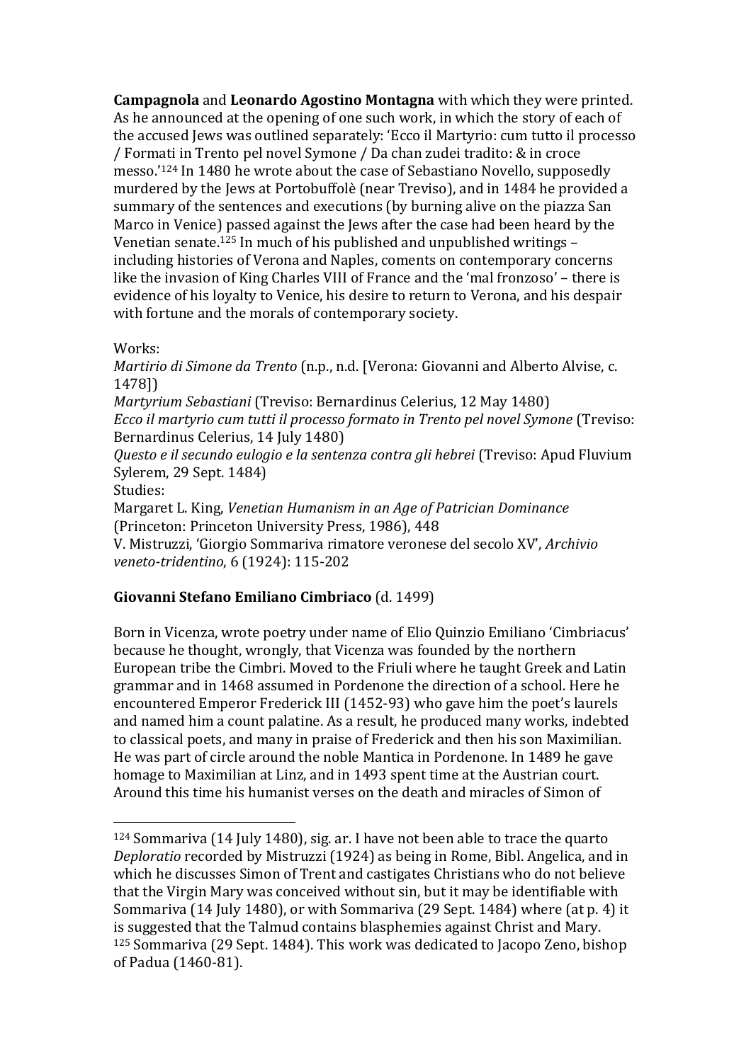**Campagnola** and **Leonardo Agostino Montagna** with which they were printed. As he announced at the opening of one such work, in which the story of each of the accused Jews was outlined separately: 'Ecco il Martyrio: cum tutto il processo / Formati in Trento pel novel Symone / Da chan zudei tradito: & in croce messo.'[124] In 1480 he wrote about the case of Sebastiano Novello, supposedly murdered by the Jews at Portobuffolè (near Treviso), and in 1484 he provided a summary of the sentences and executions (by burning alive on the piazza San Marco in Venice) passed against the Jews after the case had been heard by the Venetian senate.[125] In much of his published and unpublished writings – including histories of Verona and Naples, coments on contemporary concerns like the invasion of King Charles VIII of France and the 'mal fronzoso' – there is evidence of his loyalty to Venice, his desire to return to Verona, and his despair with fortune and the morals of contemporary society.

Works:
*Martirio di Simone da Trento* (n.p., n.d. [Verona: Giovanni and Alberto Alvise, c. 1478])
*Martyrium Sebastiani* (Treviso: Bernardinus Celerius, 12 May 1480)
*Ecco il martyrio cum tutti il processo formato in Trento pel novel Symone* (Treviso: Bernardinus Celerius, 14 July 1480)
*Questo e il secundo eulogio e la sentenza contra gli hebrei* (Treviso: Apud Fluvium Sylerem, 29 Sept. 1484)
Studies:
Margaret L. King, *Venetian Humanism in an Age of Patrician Dominance* (Princeton: Princeton University Press, 1986), 448
V. Mistruzzi, 'Giorgio Sommariva rimatore veronese del secolo XV', *Archivio veneto-tridentino*, 6 (1924): 115-202

**Giovanni Stefano Emiliano Cimbriaco** (d. 1499)

Born in Vicenza, wrote poetry under name of Elio Quinzio Emiliano 'Cimbriacus' because he thought, wrongly, that Vicenza was founded by the northern European tribe the Cimbri. Moved to the Friuli where he taught Greek and Latin grammar and in 1468 assumed in Pordenone the direction of a school. Here he encountered Emperor Frederick III (1452-93) who gave him the poet's laurels and named him a count palatine. As a result, he produced many works, indebted to classical poets, and many in praise of Frederick and then his son Maximilian. He was part of circle around the noble Mantica in Pordenone. In 1489 he gave homage to Maximilian at Linz, and in 1493 spent time at the Austrian court. Around this time his humanist verses on the death and miracles of Simon of

---

[124] Sommariva (14 July 1480), sig. ar. I have not been able to trace the quarto *Deploratio* recorded by Mistruzzi (1924) as being in Rome, Bibl. Angelica, and in which he discusses Simon of Trent and castigates Christians who do not believe that the Virgin Mary was conceived without sin, but it may be identifiable with Sommariva (14 July 1480), or with Sommariva (29 Sept. 1484) where (at p. 4) it is suggested that the Talmud contains blasphemies against Christ and Mary.
[125] Sommariva (29 Sept. 1484). This work was dedicated to Jacopo Zeno, bishop of Padua (1460-81).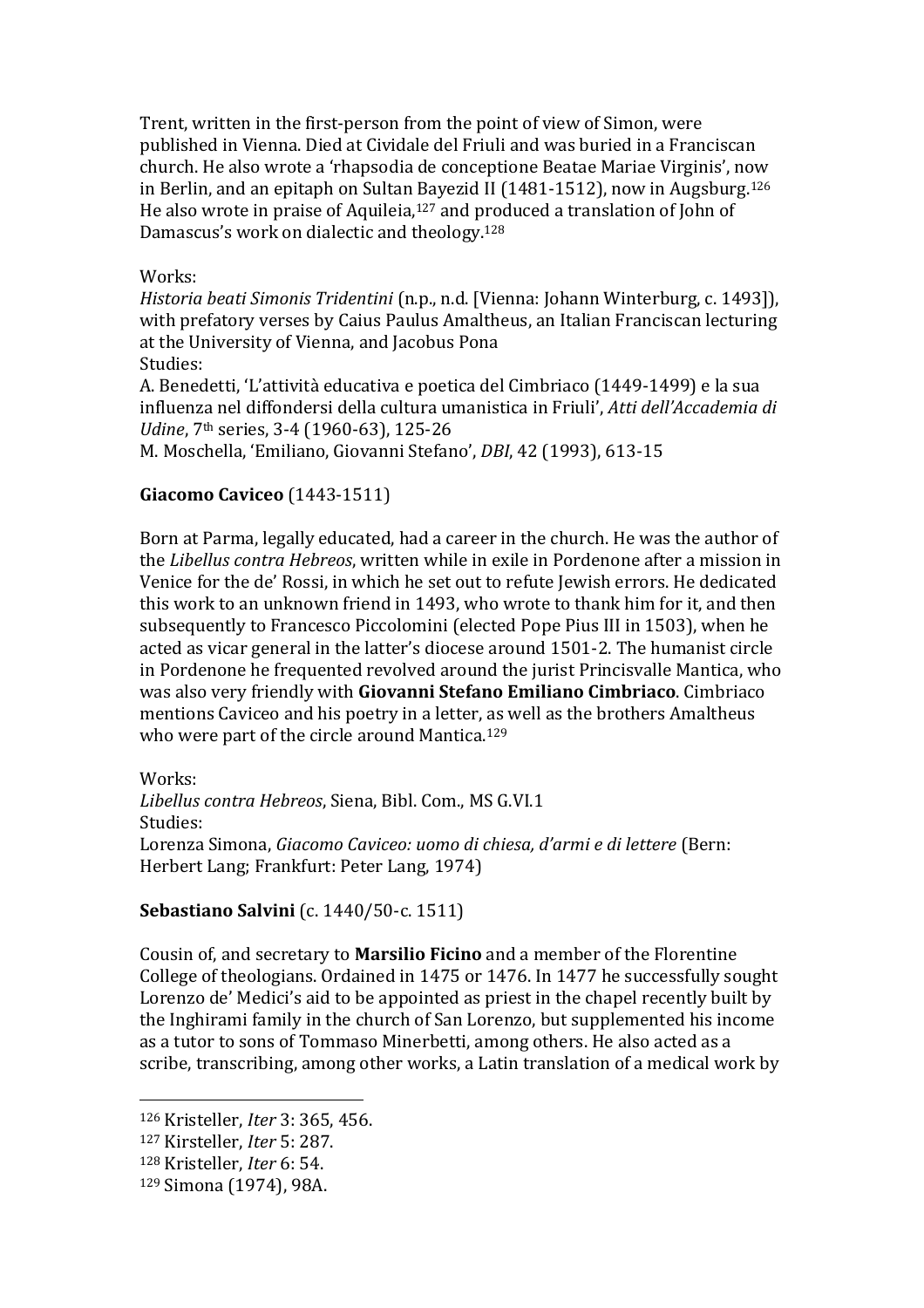Trent, written in the first-person from the point of view of Simon, were published in Vienna. Died at Cividale del Friuli and was buried in a Franciscan church. He also wrote a 'rhapsodia de conceptione Beatae Mariae Virginis', now in Berlin, and an epitaph on Sultan Bayezid II (1481-1512), now in Augsburg.[126] He also wrote in praise of Aquileia,[127] and produced a translation of John of Damascus's work on dialectic and theology.[128]

Works:
*Historia beati Simonis Tridentini* (n.p., n.d. [Vienna: Johann Winterburg, c. 1493]), with prefatory verses by Caius Paulus Amaltheus, an Italian Franciscan lecturing at the University of Vienna, and Jacobus Pona
Studies:
A. Benedetti, 'L'attività educativa e poetica del Cimbriaco (1449-1499) e la sua influenza nel diffondersi della cultura umanistica in Friuli', *Atti dell'Accademia di Udine*, 7th series, 3-4 (1960-63), 125-26
M. Moschella, 'Emiliano, Giovanni Stefano', *DBI*, 42 (1993), 613-15

**Giacomo Caviceo** (1443-1511)

Born at Parma, legally educated, had a career in the church. He was the author of the *Libellus contra Hebreos*, written while in exile in Pordenone after a mission in Venice for the de' Rossi, in which he set out to refute Jewish errors. He dedicated this work to an unknown friend in 1493, who wrote to thank him for it, and then subsequently to Francesco Piccolomini (elected Pope Pius III in 1503), when he acted as vicar general in the latter's diocese around 1501-2. The humanist circle in Pordenone he frequented revolved around the jurist Princisvalle Mantica, who was also very friendly with **Giovanni Stefano Emiliano Cimbriaco**. Cimbriaco mentions Caviceo and his poetry in a letter, as well as the brothers Amaltheus who were part of the circle around Mantica.[129]

Works:
*Libellus contra Hebreos*, Siena, Bibl. Com., MS G.VI.1
Studies:
Lorenza Simona, *Giacomo Caviceo: uomo di chiesa, d'armi e di lettere* (Bern: Herbert Lang; Frankfurt: Peter Lang, 1974)

**Sebastiano Salvini** (c. 1440/50-c. 1511)

Cousin of, and secretary to **Marsilio Ficino** and a member of the Florentine College of theologians. Ordained in 1475 or 1476. In 1477 he successfully sought Lorenzo de' Medici's aid to be appointed as priest in the chapel recently built by the Inghirami family in the church of San Lorenzo, but supplemented his income as a tutor to sons of Tommaso Minerbetti, among others. He also acted as a scribe, transcribing, among other works, a Latin translation of a medical work by

---

[126] Kristeller, *Iter* 3: 365, 456.
[127] Kirsteller, *Iter* 5: 287.
[128] Kristeller, *Iter* 6: 54.
[129] Simona (1974), 98A.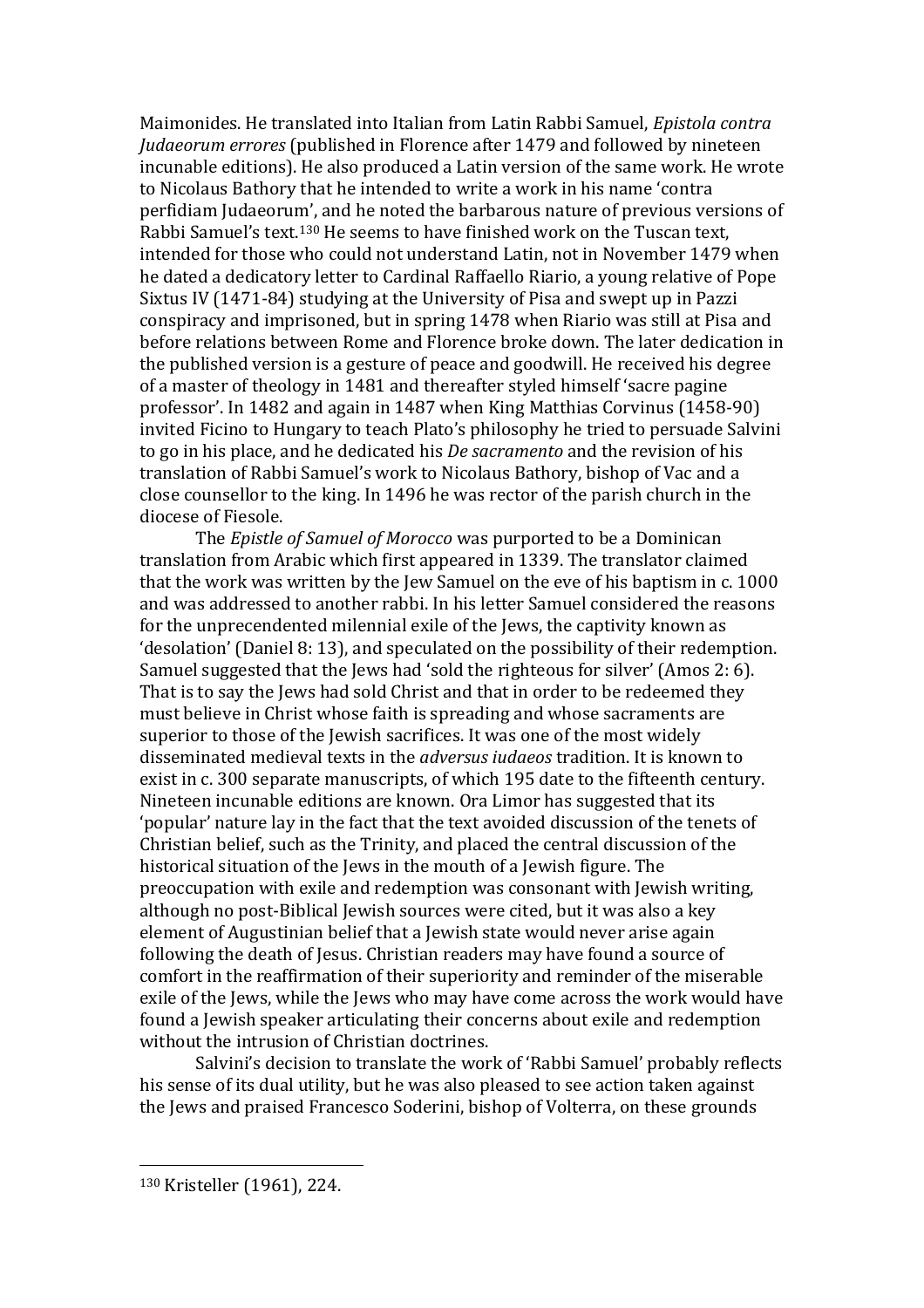Maimonides. He translated into Italian from Latin Rabbi Samuel, *Epistola contra Judaeorum errores* (published in Florence after 1479 and followed by nineteen incunable editions). He also produced a Latin version of the same work. He wrote to Nicolaus Bathory that he intended to write a work in his name 'contra perfidiam Judaeorum', and he noted the barbarous nature of previous versions of Rabbi Samuel's text.[130] He seems to have finished work on the Tuscan text, intended for those who could not understand Latin, not in November 1479 when he dated a dedicatory letter to Cardinal Raffaello Riario, a young relative of Pope Sixtus IV (1471-84) studying at the University of Pisa and swept up in Pazzi conspiracy and imprisoned, but in spring 1478 when Riario was still at Pisa and before relations between Rome and Florence broke down. The later dedication in the published version is a gesture of peace and goodwill. He received his degree of a master of theology in 1481 and thereafter styled himself 'sacre pagine professor'. In 1482 and again in 1487 when King Matthias Corvinus (1458-90) invited Ficino to Hungary to teach Plato's philosophy he tried to persuade Salvini to go in his place, and he dedicated his *De sacramento* and the revision of his translation of Rabbi Samuel's work to Nicolaus Bathory, bishop of Vac and a close counsellor to the king. In 1496 he was rector of the parish church in the diocese of Fiesole.

The *Epistle of Samuel of Morocco* was purported to be a Dominican translation from Arabic which first appeared in 1339. The translator claimed that the work was written by the Jew Samuel on the eve of his baptism in c. 1000 and was addressed to another rabbi. In his letter Samuel considered the reasons for the unprecendented milennial exile of the Jews, the captivity known as 'desolation' (Daniel 8: 13), and speculated on the possibility of their redemption. Samuel suggested that the Jews had 'sold the righteous for silver' (Amos 2: 6). That is to say the Jews had sold Christ and that in order to be redeemed they must believe in Christ whose faith is spreading and whose sacraments are superior to those of the Jewish sacrifices. It was one of the most widely disseminated medieval texts in the *adversus iudaeos* tradition. It is known to exist in c. 300 separate manuscripts, of which 195 date to the fifteenth century. Nineteen incunable editions are known. Ora Limor has suggested that its 'popular' nature lay in the fact that the text avoided discussion of the tenets of Christian belief, such as the Trinity, and placed the central discussion of the historical situation of the Jews in the mouth of a Jewish figure. The preoccupation with exile and redemption was consonant with Jewish writing, although no post-Biblical Jewish sources were cited, but it was also a key element of Augustinian belief that a Jewish state would never arise again following the death of Jesus. Christian readers may have found a source of comfort in the reaffirmation of their superiority and reminder of the miserable exile of the Jews, while the Jews who may have come across the work would have found a Jewish speaker articulating their concerns about exile and redemption without the intrusion of Christian doctrines.

Salvini's decision to translate the work of 'Rabbi Samuel' probably reflects his sense of its dual utility, but he was also pleased to see action taken against the Jews and praised Francesco Soderini, bishop of Volterra, on these grounds

---

[130] Kristeller (1961), 224.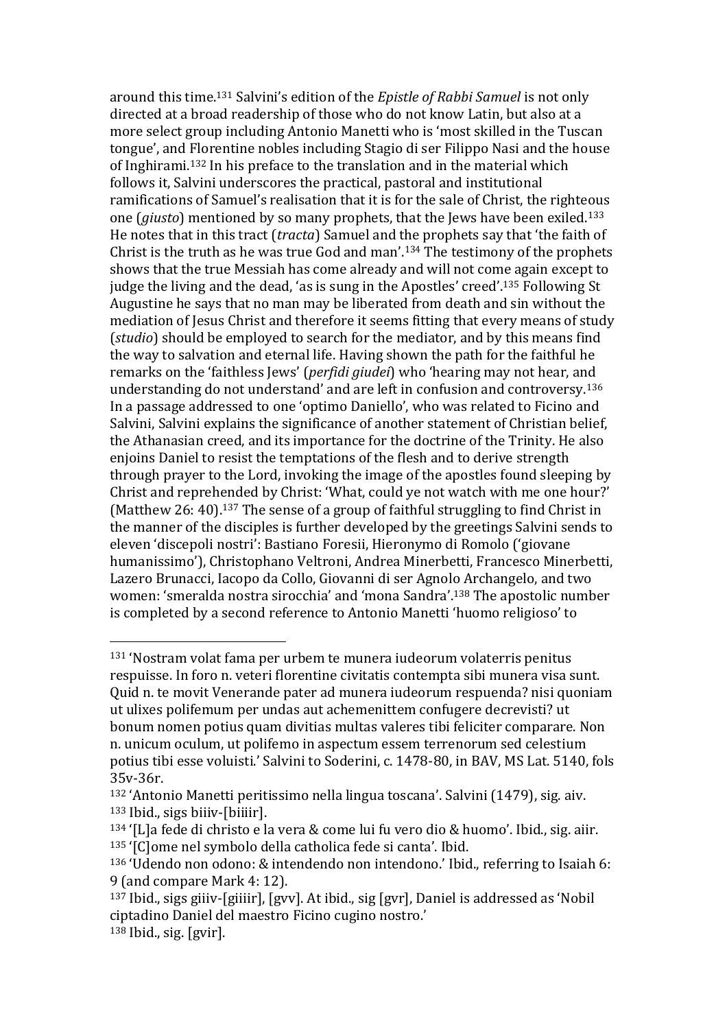around this time.[131] Salvini's edition of the *Epistle of Rabbi Samuel* is not only directed at a broad readership of those who do not know Latin, but also at a more select group including Antonio Manetti who is 'most skilled in the Tuscan tongue', and Florentine nobles including Stagio di ser Filippo Nasi and the house of Inghirami.[132] In his preface to the translation and in the material which follows it, Salvini underscores the practical, pastoral and institutional ramifications of Samuel's realisation that it is for the sale of Christ, the righteous one (*giusto*) mentioned by so many prophets, that the Jews have been exiled.[133] He notes that in this tract (*tracta*) Samuel and the prophets say that 'the faith of Christ is the truth as he was true God and man'.[134] The testimony of the prophets shows that the true Messiah has come already and will not come again except to judge the living and the dead, 'as is sung in the Apostles' creed'.[135] Following St Augustine he says that no man may be liberated from death and sin without the mediation of Jesus Christ and therefore it seems fitting that every means of study (*studio*) should be employed to search for the mediator, and by this means find the way to salvation and eternal life. Having shown the path for the faithful he remarks on the 'faithless Jews' (*perfidi giudei*) who 'hearing may not hear, and understanding do not understand' and are left in confusion and controversy.[136] In a passage addressed to one 'optimo Daniello', who was related to Ficino and Salvini, Salvini explains the significance of another statement of Christian belief, the Athanasian creed, and its importance for the doctrine of the Trinity. He also enjoins Daniel to resist the temptations of the flesh and to derive strength through prayer to the Lord, invoking the image of the apostles found sleeping by Christ and reprehended by Christ: 'What, could ye not watch with me one hour?' (Matthew 26: 40).[137] The sense of a group of faithful struggling to find Christ in the manner of the disciples is further developed by the greetings Salvini sends to eleven 'discepoli nostri': Bastiano Foresii, Hieronymo di Romolo ('giovane humanissimo'), Christophano Veltroni, Andrea Minerbetti, Francesco Minerbetti, Lazero Brunacci, Iacopo da Collo, Giovanni di ser Agnolo Archangelo, and two women: 'smeralda nostra sirocchia' and 'mona Sandra'.[138] The apostolic number is completed by a second reference to Antonio Manetti 'huomo religioso' to

---

[131] 'Nostram volat fama per urbem te munera iudeorum volaterris penitus respuisse. In foro n. veteri florentine civitatis contempta sibi munera visa sunt. Quid n. te movit Venerande pater ad munera iudeorum respuenda? nisi quoniam ut ulixes polifemum per undas aut achemenittem confugere decrevisti? ut bonum nomen potius quam divitias multas valeres tibi feliciter comparare. Non n. unicum oculum, ut polifemo in aspectum essem terrenorum sed celestium potius tibi esse voluisti.' Salvini to Soderini, c. 1478-80, in BAV, MS Lat. 5140, fols 35v-36r.

[132] 'Antonio Manetti peritissimo nella lingua toscana'. Salvini (1479), sig. aiv.

[133] Ibid., sigs biiiv-[biiiir].

[134] '[L]a fede di christo e la vera & come lui fu vero dio & huomo'. Ibid., sig. aiir.

[135] '[C]ome nel symbolo della catholica fede si canta'. Ibid.

[136] 'Udendo non odono: & intendendo non intendono.' Ibid., referring to Isaiah 6: 9 (and compare Mark 4: 12).

[137] Ibid., sigs giiiv-[giiiir], [gvv]. At ibid., sig [gvr], Daniel is addressed as 'Nobil ciptadino Daniel del maestro Ficino cugino nostro.'

[138] Ibid., sig. [gvir].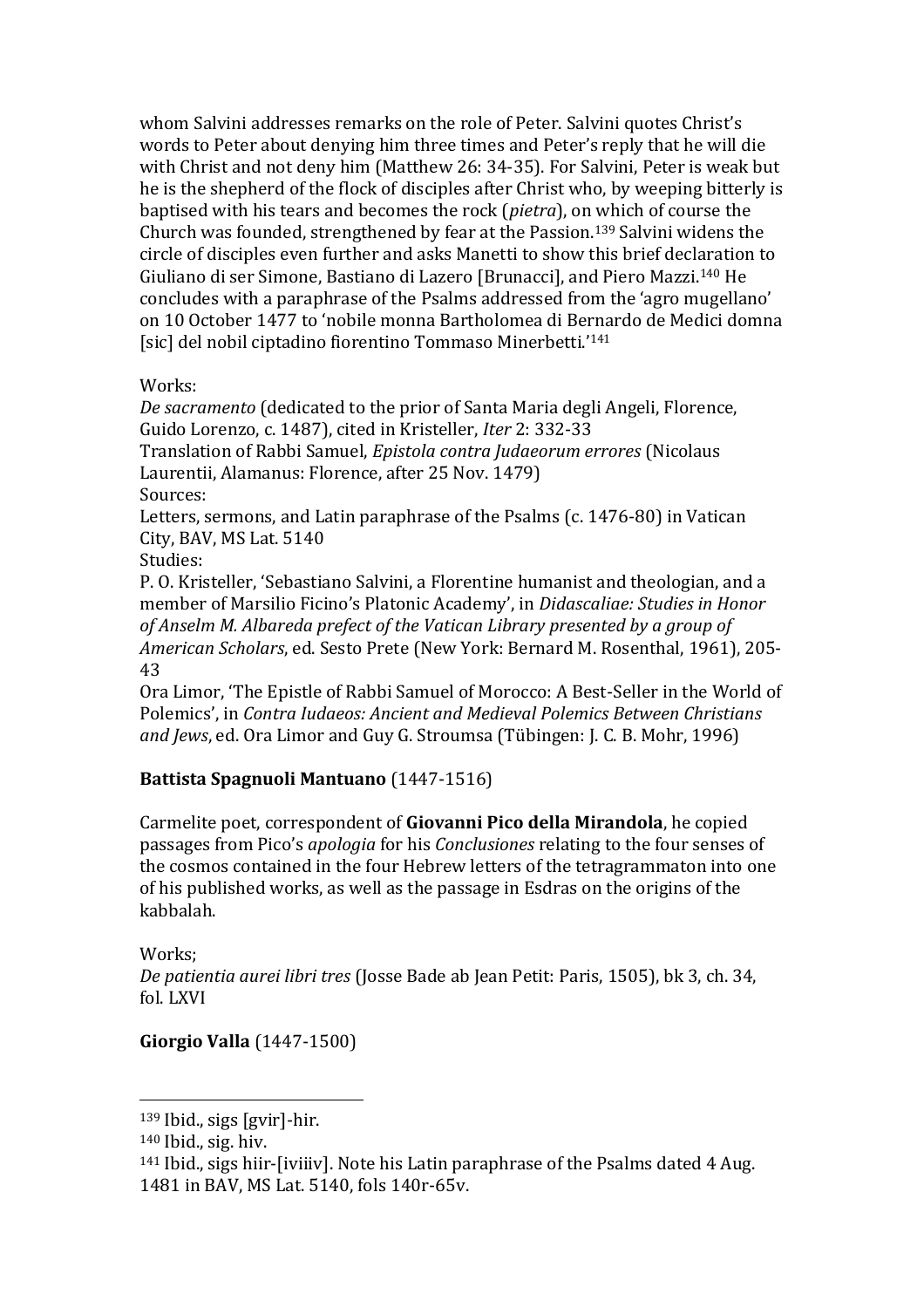whom Salvini addresses remarks on the role of Peter. Salvini quotes Christ's words to Peter about denying him three times and Peter's reply that he will die with Christ and not deny him (Matthew 26: 34-35). For Salvini, Peter is weak but he is the shepherd of the flock of disciples after Christ who, by weeping bitterly is baptised with his tears and becomes the rock (*pietra*), on which of course the Church was founded, strengthened by fear at the Passion.[139] Salvini widens the circle of disciples even further and asks Manetti to show this brief declaration to Giuliano di ser Simone, Bastiano di Lazero [Brunacci], and Piero Mazzi.[140] He concludes with a paraphrase of the Psalms addressed from the 'agro mugellano' on 10 October 1477 to 'nobile monna Bartholomea di Bernardo de Medici domna [sic] del nobil ciptadino fiorentino Tommaso Minerbetti.'[141]

Works:
*De sacramento* (dedicated to the prior of Santa Maria degli Angeli, Florence, Guido Lorenzo, c. 1487), cited in Kristeller, *Iter* 2: 332-33
Translation of Rabbi Samuel, *Epistola contra Judaeorum errores* (Nicolaus Laurentii, Alamanus: Florence, after 25 Nov. 1479)
Sources:
Letters, sermons, and Latin paraphrase of the Psalms (c. 1476-80) in Vatican City, BAV, MS Lat. 5140
Studies:
P. O. Kristeller, 'Sebastiano Salvini, a Florentine humanist and theologian, and a member of Marsilio Ficino's Platonic Academy', in *Didascaliae: Studies in Honor of Anselm M. Albareda prefect of the Vatican Library presented by a group of American Scholars*, ed. Sesto Prete (New York: Bernard M. Rosenthal, 1961), 205-43
Ora Limor, 'The Epistle of Rabbi Samuel of Morocco: A Best-Seller in the World of Polemics', in *Contra Iudaeos: Ancient and Medieval Polemics Between Christians and Jews*, ed. Ora Limor and Guy G. Stroumsa (Tübingen: J. C. B. Mohr, 1996)

**Battista Spagnuoli Mantuano** (1447-1516)

Carmelite poet, correspondent of **Giovanni Pico della Mirandola**, he copied passages from Pico's *apologia* for his *Conclusiones* relating to the four senses of the cosmos contained in the four Hebrew letters of the tetragrammaton into one of his published works, as well as the passage in Esdras on the origins of the kabbalah.

Works;
*De patientia aurei libri tres* (Josse Bade ab Jean Petit: Paris, 1505), bk 3, ch. 34, fol. LXVI

**Giorgio Valla** (1447-1500)

---

[139] Ibid., sigs [gvir]-hir.
[140] Ibid., sig. hiv.
[141] Ibid., sigs hiir-[iviiiv]. Note his Latin paraphrase of the Psalms dated 4 Aug. 1481 in BAV, MS Lat. 5140, fols 140r-65v.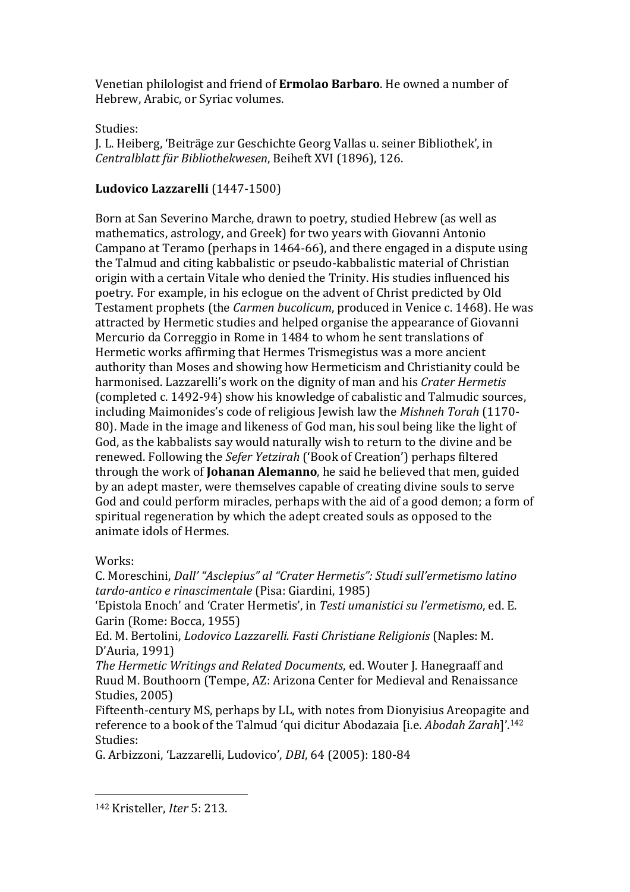Venetian philologist and friend of **Ermolao Barbaro**. He owned a number of Hebrew, Arabic, or Syriac volumes.

Studies:
J. L. Heiberg, 'Beiträge zur Geschichte Georg Vallas u. seiner Bibliothek', in *Centralblatt für Bibliothekwesen*, Beiheft XVI (1896), 126.

**Ludovico Lazzarelli** (1447-1500)

Born at San Severino Marche, drawn to poetry, studied Hebrew (as well as mathematics, astrology, and Greek) for two years with Giovanni Antonio Campano at Teramo (perhaps in 1464-66), and there engaged in a dispute using the Talmud and citing kabbalistic or pseudo-kabbalistic material of Christian origin with a certain Vitale who denied the Trinity. His studies influenced his poetry. For example, in his eclogue on the advent of Christ predicted by Old Testament prophets (the *Carmen bucolicum*, produced in Venice c. 1468). He was attracted by Hermetic studies and helped organise the appearance of Giovanni Mercurio da Correggio in Rome in 1484 to whom he sent translations of Hermetic works affirming that Hermes Trismegistus was a more ancient authority than Moses and showing how Hermeticism and Christianity could be harmonised. Lazzarelli's work on the dignity of man and his *Crater Hermetis* (completed c. 1492-94) show his knowledge of cabalistic and Talmudic sources, including Maimonides's code of religious Jewish law the *Mishneh Torah* (1170-80). Made in the image and likeness of God man, his soul being like the light of God, as the kabbalists say would naturally wish to return to the divine and be renewed. Following the *Sefer Yetzirah* ('Book of Creation') perhaps filtered through the work of **Johanan Alemanno**, he said he believed that men, guided by an adept master, were themselves capable of creating divine souls to serve God and could perform miracles, perhaps with the aid of a good demon; a form of spiritual regeneration by which the adept created souls as opposed to the animate idols of Hermes.

Works:
C. Moreschini, *Dall' "Asclepius" al "Crater Hermetis": Studi sull'ermetismo latino tardo-antico e rinascimentale* (Pisa: Giardini, 1985)
'Epistola Enoch' and 'Crater Hermetis', in *Testi umanistici su l'ermetismo*, ed. E. Garin (Rome: Bocca, 1955)
Ed. M. Bertolini, *Lodovico Lazzarelli. Fasti Christiane Religionis* (Naples: M. D'Auria, 1991)
*The Hermetic Writings and Related Documents*, ed. Wouter J. Hanegraaff and Ruud M. Bouthoorn (Tempe, AZ: Arizona Center for Medieval and Renaissance Studies, 2005)
Fifteenth-century MS, perhaps by LL, with notes from Dionyisius Areopagite and reference to a book of the Talmud 'qui dicitur Abodazaia [i.e. *Abodah Zarah*]'.[142]
Studies:
G. Arbizzoni, 'Lazzarelli, Ludovico', *DBI*, 64 (2005): 180-84

---

[142] Kristeller, *Iter* 5: 213.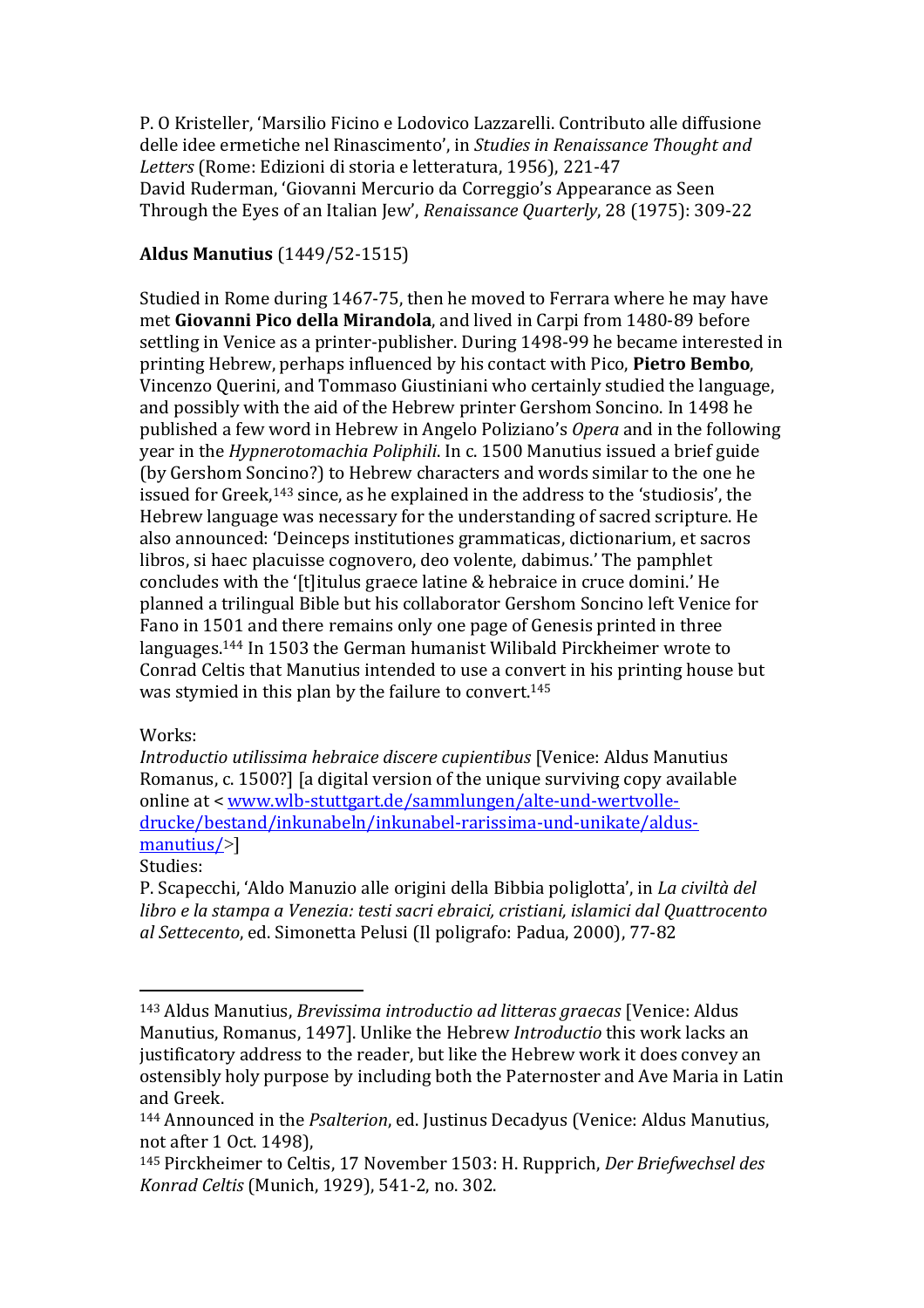P. O Kristeller, 'Marsilio Ficino e Lodovico Lazzarelli. Contributo alle diffusione delle idee ermetiche nel Rinascimento', in *Studies in Renaissance Thought and Letters* (Rome: Edizioni di storia e letteratura, 1956), 221-47
David Ruderman, 'Giovanni Mercurio da Correggio's Appearance as Seen Through the Eyes of an Italian Jew', *Renaissance Quarterly*, 28 (1975): 309-22

**Aldus Manutius** (1449/52-1515)

Studied in Rome during 1467-75, then he moved to Ferrara where he may have met **Giovanni Pico della Mirandola**, and lived in Carpi from 1480-89 before settling in Venice as a printer-publisher. During 1498-99 he became interested in printing Hebrew, perhaps influenced by his contact with Pico, **Pietro Bembo**, Vincenzo Querini, and Tommaso Giustiniani who certainly studied the language, and possibly with the aid of the Hebrew printer Gershom Soncino. In 1498 he published a few word in Hebrew in Angelo Poliziano's *Opera* and in the following year in the *Hypnerotomachia Poliphili*. In c. 1500 Manutius issued a brief guide (by Gershom Soncino?) to Hebrew characters and words similar to the one he issued for Greek,[143] since, as he explained in the address to the 'studiosis', the Hebrew language was necessary for the understanding of sacred scripture. He also announced: 'Deinceps institutiones grammaticas, dictionarium, et sacros libros, si haec placuisse cognovero, deo volente, dabimus.' The pamphlet concludes with the '[t]itulus graece latine & hebraice in cruce domini.' He planned a trilingual Bible but his collaborator Gershom Soncino left Venice for Fano in 1501 and there remains only one page of Genesis printed in three languages.[144] In 1503 the German humanist Wilibald Pirckheimer wrote to Conrad Celtis that Manutius intended to use a convert in his printing house but was stymied in this plan by the failure to convert.[145]

Works:
*Introductio utilissima hebraice discere cupientibus* [Venice: Aldus Manutius Romanus, c. 1500?] [a digital version of the unique surviving copy available online at < www.wlb-stuttgart.de/sammlungen/alte-und-wertvolle-drucke/bestand/inkunabeln/inkunabel-rarissima-und-unikate/aldus-manutius/>]
Studies:
P. Scapecchi, 'Aldo Manuzio alle origini della Bibbia poliglotta', in *La civiltà del libro e la stampa a Venezia: testi sacri ebraici, cristiani, islamici dal Quattrocento al Settecento*, ed. Simonetta Pelusi (Il poligrafo: Padua, 2000), 77-82

---

[143] Aldus Manutius, *Brevissima introductio ad litteras graecas* [Venice: Aldus Manutius, Romanus, 1497]. Unlike the Hebrew *Introductio* this work lacks an justificatory address to the reader, but like the Hebrew work it does convey an ostensibly holy purpose by including both the Paternoster and Ave Maria in Latin and Greek.

[144] Announced in the *Psalterion*, ed. Justinus Decadyus (Venice: Aldus Manutius, not after 1 Oct. 1498),

[145] Pirckheimer to Celtis, 17 November 1503: H. Rupprich, *Der Briefwechsel des Konrad Celtis* (Munich, 1929), 541-2, no. 302.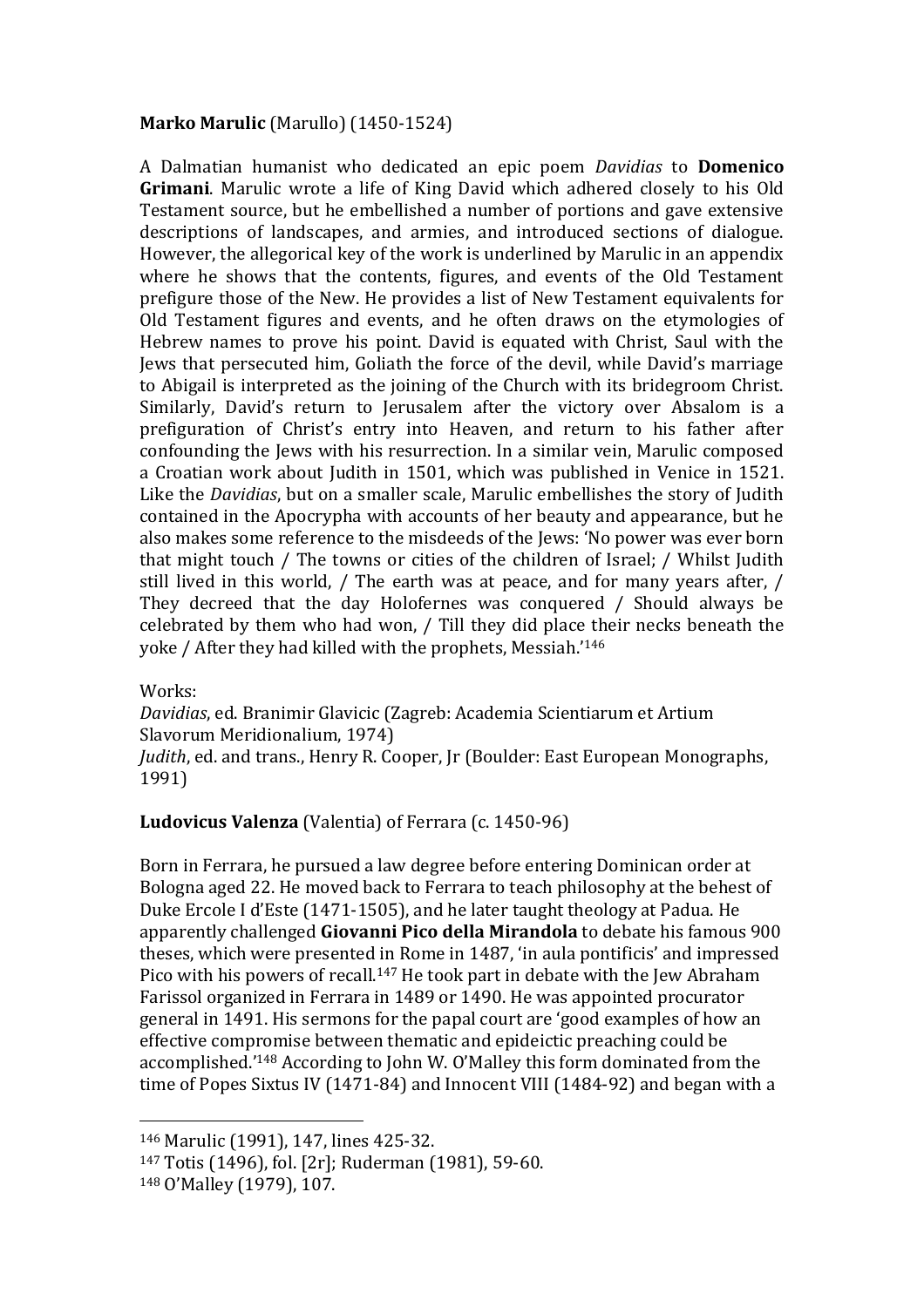**Marko Marulic** (Marullo) (1450-1524)

A Dalmatian humanist who dedicated an epic poem *Davidias* to **Domenico Grimani**. Marulic wrote a life of King David which adhered closely to his Old Testament source, but he embellished a number of portions and gave extensive descriptions of landscapes, and armies, and introduced sections of dialogue. However, the allegorical key of the work is underlined by Marulic in an appendix where he shows that the contents, figures, and events of the Old Testament prefigure those of the New. He provides a list of New Testament equivalents for Old Testament figures and events, and he often draws on the etymologies of Hebrew names to prove his point. David is equated with Christ, Saul with the Jews that persecuted him, Goliath the force of the devil, while David's marriage to Abigail is interpreted as the joining of the Church with its bridegroom Christ. Similarly, David's return to Jerusalem after the victory over Absalom is a prefiguration of Christ's entry into Heaven, and return to his father after confounding the Jews with his resurrection. In a similar vein, Marulic composed a Croatian work about Judith in 1501, which was published in Venice in 1521. Like the *Davidias*, but on a smaller scale, Marulic embellishes the story of Judith contained in the Apocrypha with accounts of her beauty and appearance, but he also makes some reference to the misdeeds of the Jews: 'No power was ever born that might touch / The towns or cities of the children of Israel; / Whilst Judith still lived in this world, / The earth was at peace, and for many years after, / They decreed that the day Holofernes was conquered / Should always be celebrated by them who had won, / Till they did place their necks beneath the yoke / After they had killed with the prophets, Messiah.'[146]

Works:
*Davidias*, ed. Branimir Glavicic (Zagreb: Academia Scientiarum et Artium Slavorum Meridionalium, 1974)
*Judith*, ed. and trans., Henry R. Cooper, Jr (Boulder: East European Monographs, 1991)

**Ludovicus Valenza** (Valentia) of Ferrara (c. 1450-96)

Born in Ferrara, he pursued a law degree before entering Dominican order at Bologna aged 22. He moved back to Ferrara to teach philosophy at the behest of Duke Ercole I d'Este (1471-1505), and he later taught theology at Padua. He apparently challenged **Giovanni Pico della Mirandola** to debate his famous 900 theses, which were presented in Rome in 1487, 'in aula pontificis' and impressed Pico with his powers of recall.[147] He took part in debate with the Jew Abraham Farissol organized in Ferrara in 1489 or 1490. He was appointed procurator general in 1491. His sermons for the papal court are 'good examples of how an effective compromise between thematic and epideictic preaching could be accomplished.'[148] According to John W. O'Malley this form dominated from the time of Popes Sixtus IV (1471-84) and Innocent VIII (1484-92) and began with a

---

[146] Marulic (1991), 147, lines 425-32.

[147] Totis (1496), fol. [2r]; Ruderman (1981), 59-60.

[148] O'Malley (1979), 107.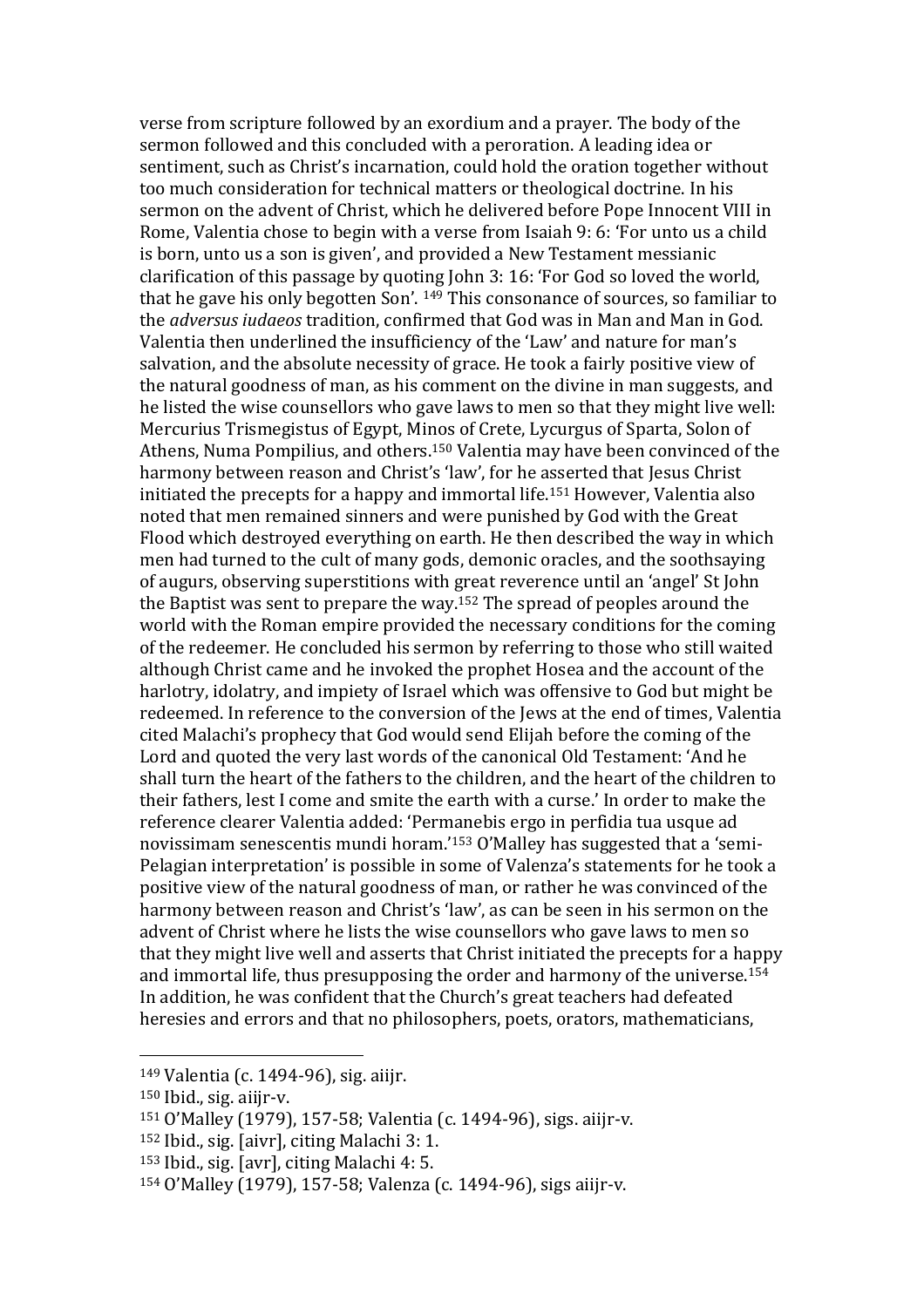verse from scripture followed by an exordium and a prayer. The body of the sermon followed and this concluded with a peroration. A leading idea or sentiment, such as Christ's incarnation, could hold the oration together without too much consideration for technical matters or theological doctrine. In his sermon on the advent of Christ, which he delivered before Pope Innocent VIII in Rome, Valentia chose to begin with a verse from Isaiah 9: 6: 'For unto us a child is born, unto us a son is given', and provided a New Testament messianic clarification of this passage by quoting John 3: 16: 'For God so loved the world, that he gave his only begotten Son'. [149] This consonance of sources, so familiar to the *adversus iudaeos* tradition, confirmed that God was in Man and Man in God. Valentia then underlined the insufficiency of the 'Law' and nature for man's salvation, and the absolute necessity of grace. He took a fairly positive view of the natural goodness of man, as his comment on the divine in man suggests, and he listed the wise counsellors who gave laws to men so that they might live well: Mercurius Trismegistus of Egypt, Minos of Crete, Lycurgus of Sparta, Solon of Athens, Numa Pompilius, and others.[150] Valentia may have been convinced of the harmony between reason and Christ's 'law', for he asserted that Jesus Christ initiated the precepts for a happy and immortal life.[151] However, Valentia also noted that men remained sinners and were punished by God with the Great Flood which destroyed everything on earth. He then described the way in which men had turned to the cult of many gods, demonic oracles, and the soothsaying of augurs, observing superstitions with great reverence until an 'angel' St John the Baptist was sent to prepare the way.[152] The spread of peoples around the world with the Roman empire provided the necessary conditions for the coming of the redeemer. He concluded his sermon by referring to those who still waited although Christ came and he invoked the prophet Hosea and the account of the harlotry, idolatry, and impiety of Israel which was offensive to God but might be redeemed. In reference to the conversion of the Jews at the end of times, Valentia cited Malachi's prophecy that God would send Elijah before the coming of the Lord and quoted the very last words of the canonical Old Testament: 'And he shall turn the heart of the fathers to the children, and the heart of the children to their fathers, lest I come and smite the earth with a curse.' In order to make the reference clearer Valentia added: 'Permanebis ergo in perfidia tua usque ad novissimam senescentis mundi horam.'[153] O'Malley has suggested that a 'semi-Pelagian interpretation' is possible in some of Valenza's statements for he took a positive view of the natural goodness of man, or rather he was convinced of the harmony between reason and Christ's 'law', as can be seen in his sermon on the advent of Christ where he lists the wise counsellors who gave laws to men so that they might live well and asserts that Christ initiated the precepts for a happy and immortal life, thus presupposing the order and harmony of the universe.[154] In addition, he was confident that the Church's great teachers had defeated heresies and errors and that no philosophers, poets, orators, mathematicians,

---

[149] Valentia (c. 1494-96), sig. aiijr.

[150] Ibid., sig. aiijr-v.

[151] O'Malley (1979), 157-58; Valentia (c. 1494-96), sigs. aiijr-v.

[152] Ibid., sig. [aivr], citing Malachi 3: 1.

[153] Ibid., sig. [avr], citing Malachi 4: 5.

[154] O'Malley (1979), 157-58; Valenza (c. 1494-96), sigs aiijr-v.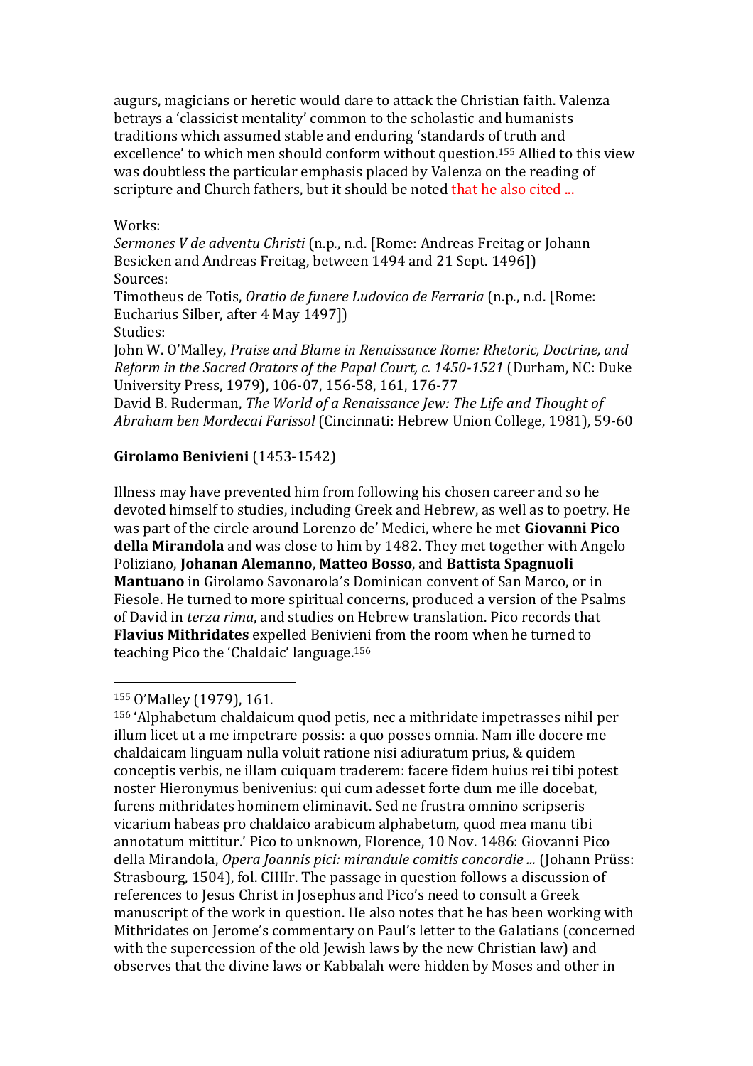augurs, magicians or heretic would dare to attack the Christian faith. Valenza betrays a 'classicist mentality' common to the scholastic and humanists traditions which assumed stable and enduring 'standards of truth and excellence' to which men should conform without question.[155] Allied to this view was doubtless the particular emphasis placed by Valenza on the reading of scripture and Church fathers, but it should be noted that he also cited ...

Works:
*Sermones V de adventu Christi* (n.p., n.d. [Rome: Andreas Freitag or Johann Besicken and Andreas Freitag, between 1494 and 21 Sept. 1496])
Sources:
Timotheus de Totis, *Oratio de funere Ludovico de Ferraria* (n.p., n.d. [Rome: Eucharius Silber, after 4 May 1497])
Studies:
John W. O'Malley, *Praise and Blame in Renaissance Rome: Rhetoric, Doctrine, and Reform in the Sacred Orators of the Papal Court, c. 1450-1521* (Durham, NC: Duke University Press, 1979), 106-07, 156-58, 161, 176-77
David B. Ruderman, *The World of a Renaissance Jew: The Life and Thought of Abraham ben Mordecai Farissol* (Cincinnati: Hebrew Union College, 1981), 59-60

**Girolamo Benivieni** (1453-1542)

Illness may have prevented him from following his chosen career and so he devoted himself to studies, including Greek and Hebrew, as well as to poetry. He was part of the circle around Lorenzo de' Medici, where he met **Giovanni Pico della Mirandola** and was close to him by 1482. They met together with Angelo Poliziano, **Johanan Alemanno**, **Matteo Bosso**, and **Battista Spagnuoli Mantuano** in Girolamo Savonarola's Dominican convent of San Marco, or in Fiesole. He turned to more spiritual concerns, produced a version of the Psalms of David in *terza rima*, and studies on Hebrew translation. Pico records that **Flavius Mithridates** expelled Benivieni from the room when he turned to teaching Pico the 'Chaldaic' language.[156]

---

[155] O'Malley (1979), 161.

[156] 'Alphabetum chaldaicum quod petis, nec a mithridate impetrasses nihil per illum licet ut a me impetrare possis: a quo posses omnia. Nam ille docere me chaldaicam linguam nulla voluit ratione nisi adiuratum prius, & quidem conceptis verbis, ne illam cuiquam traderem: facere fidem huius rei tibi potest noster Hieronymus benivenius: qui cum adesset forte dum me ille docebat, furens mithridates hominem eliminavit. Sed ne frustra omnino scripseris vicarium habeas pro chaldaico arabicum alphabetum, quod mea manu tibi annotatum mittitur.' Pico to unknown, Florence, 10 Nov. 1486: Giovanni Pico della Mirandola, *Opera Joannis pici: mirandule comitis concordie ...* (Johann Prüss: Strasbourg, 1504), fol. CIIIIr. The passage in question follows a discussion of references to Jesus Christ in Josephus and Pico's need to consult a Greek manuscript of the work in question. He also notes that he has been working with Mithridates on Jerome's commentary on Paul's letter to the Galatians (concerned with the supercession of the old Jewish laws by the new Christian law) and observes that the divine laws or Kabbalah were hidden by Moses and other in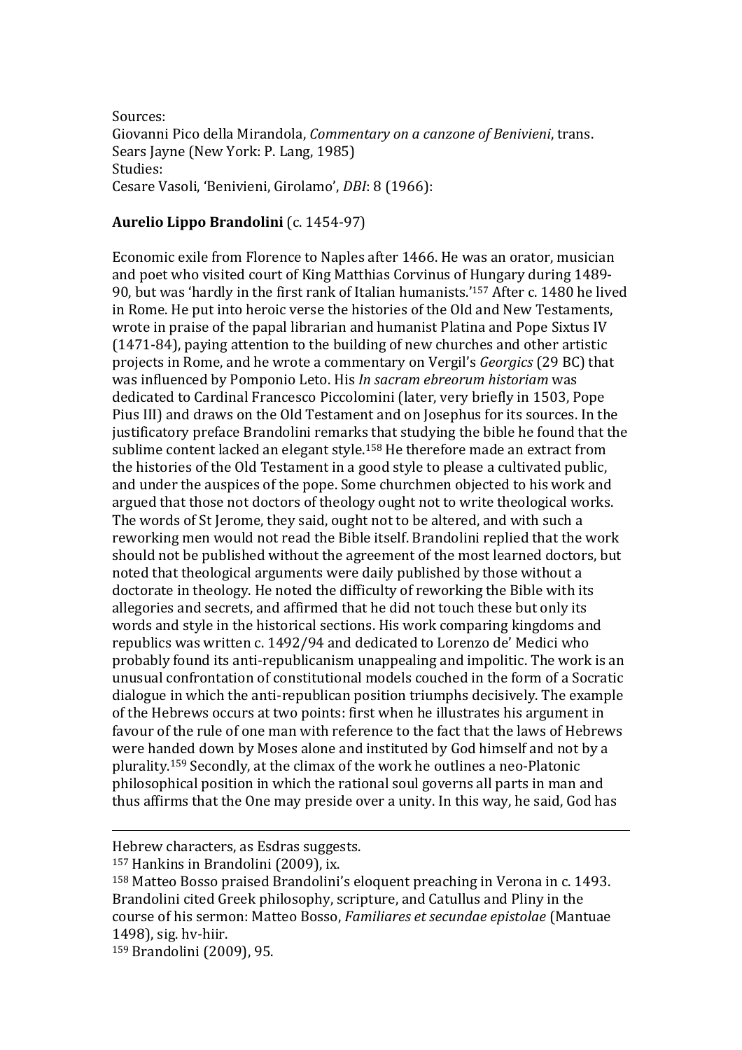Sources:
Giovanni Pico della Mirandola, *Commentary on a canzone of Benivieni*, trans. Sears Jayne (New York: P. Lang, 1985)
Studies:
Cesare Vasoli, 'Benivieni, Girolamo', *DBI*: 8 (1966):

**Aurelio Lippo Brandolini** (c. 1454-97)

Economic exile from Florence to Naples after 1466. He was an orator, musician and poet who visited court of King Matthias Corvinus of Hungary during 1489-90, but was 'hardly in the first rank of Italian humanists.'[157] After c. 1480 he lived in Rome. He put into heroic verse the histories of the Old and New Testaments, wrote in praise of the papal librarian and humanist Platina and Pope Sixtus IV (1471-84), paying attention to the building of new churches and other artistic projects in Rome, and he wrote a commentary on Vergil's *Georgics* (29 BC) that was influenced by Pomponio Leto. His *In sacram ebreorum historiam* was dedicated to Cardinal Francesco Piccolomini (later, very briefly in 1503, Pope Pius III) and draws on the Old Testament and on Josephus for its sources. In the justificatory preface Brandolini remarks that studying the bible he found that the sublime content lacked an elegant style.[158] He therefore made an extract from the histories of the Old Testament in a good style to please a cultivated public, and under the auspices of the pope. Some churchmen objected to his work and argued that those not doctors of theology ought not to write theological works. The words of St Jerome, they said, ought not to be altered, and with such a reworking men would not read the Bible itself. Brandolini replied that the work should not be published without the agreement of the most learned doctors, but noted that theological arguments were daily published by those without a doctorate in theology. He noted the difficulty of reworking the Bible with its allegories and secrets, and affirmed that he did not touch these but only its words and style in the historical sections. His work comparing kingdoms and republics was written c. 1492/94 and dedicated to Lorenzo de' Medici who probably found its anti-republicanism unappealing and impolitic. The work is an unusual confrontation of constitutional models couched in the form of a Socratic dialogue in which the anti-republican position triumphs decisively. The example of the Hebrews occurs at two points: first when he illustrates his argument in favour of the rule of one man with reference to the fact that the laws of Hebrews were handed down by Moses alone and instituted by God himself and not by a plurality.[159] Secondly, at the climax of the work he outlines a neo-Platonic philosophical position in which the rational soul governs all parts in man and thus affirms that the One may preside over a unity. In this way, he said, God has

---

Hebrew characters, as Esdras suggests.

[157] Hankins in Brandolini (2009), ix.

[158] Matteo Bosso praised Brandolini's eloquent preaching in Verona in c. 1493. Brandolini cited Greek philosophy, scripture, and Catullus and Pliny in the course of his sermon: Matteo Bosso, *Familiares et secundae epistolae* (Mantuae 1498), sig. hv-hiir.

[159] Brandolini (2009), 95.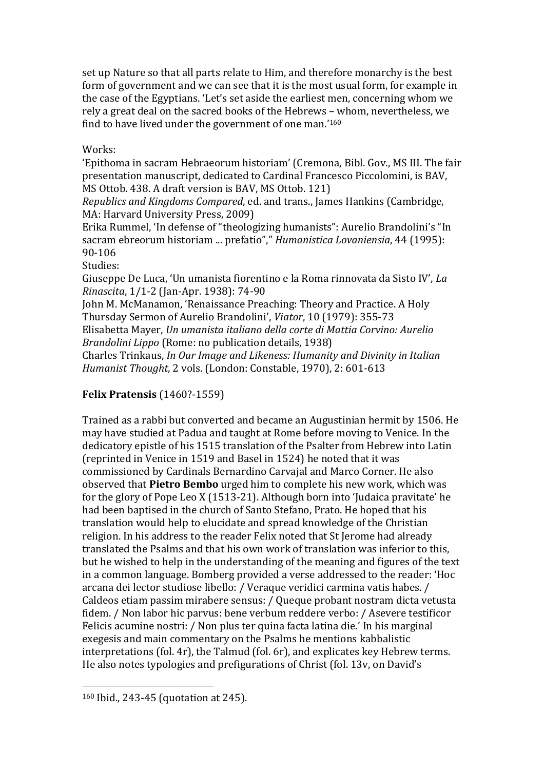set up Nature so that all parts relate to Him, and therefore monarchy is the best form of government and we can see that it is the most usual form, for example in the case of the Egyptians. 'Let's set aside the earliest men, concerning whom we rely a great deal on the sacred books of the Hebrews – whom, nevertheless, we find to have lived under the government of one man.'[160]

Works:
'Epithoma in sacram Hebraeorum historiam' (Cremona, Bibl. Gov., MS III. The fair presentation manuscript, dedicated to Cardinal Francesco Piccolomini, is BAV, MS Ottob. 438. A draft version is BAV, MS Ottob. 121)
*Republics and Kingdoms Compared*, ed. and trans., James Hankins (Cambridge, MA: Harvard University Press, 2009)
Erika Rummel, 'In defense of "theologizing humanists": Aurelio Brandolini's "In sacram ebreorum historiam ... prefatio",' *Humanistica Lovaniensia*, 44 (1995): 90-106
Studies:
Giuseppe De Luca, 'Un umanista fiorentino e la Roma rinnovata da Sisto IV', *La Rinascita*, 1/1-2 (Jan-Apr. 1938): 74-90
John M. McManamon, 'Renaissance Preaching: Theory and Practice. A Holy Thursday Sermon of Aurelio Brandolini', *Viator*, 10 (1979): 355-73
Elisabetta Mayer, *Un umanista italiano della corte di Mattia Corvino: Aurelio Brandolini Lippo* (Rome: no publication details, 1938)
Charles Trinkaus, *In Our Image and Likeness: Humanity and Divinity in Italian Humanist Thought*, 2 vols. (London: Constable, 1970), 2: 601-613

**Felix Pratensis** (1460?-1559)

Trained as a rabbi but converted and became an Augustinian hermit by 1506. He may have studied at Padua and taught at Rome before moving to Venice. In the dedicatory epistle of his 1515 translation of the Psalter from Hebrew into Latin (reprinted in Venice in 1519 and Basel in 1524) he noted that it was commissioned by Cardinals Bernardino Carvajal and Marco Corner. He also observed that **Pietro Bembo** urged him to complete his new work, which was for the glory of Pope Leo X (1513-21). Although born into 'Judaica pravitate' he had been baptised in the church of Santo Stefano, Prato. He hoped that his translation would help to elucidate and spread knowledge of the Christian religion. In his address to the reader Felix noted that St Jerome had already translated the Psalms and that his own work of translation was inferior to this, but he wished to help in the understanding of the meaning and figures of the text in a common language. Bomberg provided a verse addressed to the reader: 'Hoc arcana dei lector studiose libello: / Veraque veridici carmina vatis habes. / Caldeos etiam passim mirabere sensus: / Queque probant nostram dicta vetusta fidem. / Non labor hic parvus: bene verbum reddere verbo: / Asevere testificor Felicis acumine nostri: / Non plus ter quina facta latina die.' In his marginal exegesis and main commentary on the Psalms he mentions kabbalistic interpretations (fol. 4r), the Talmud (fol. 6r), and explicates key Hebrew terms. He also notes typologies and prefigurations of Christ (fol. 13v, on David's

[160] Ibid., 243-45 (quotation at 245).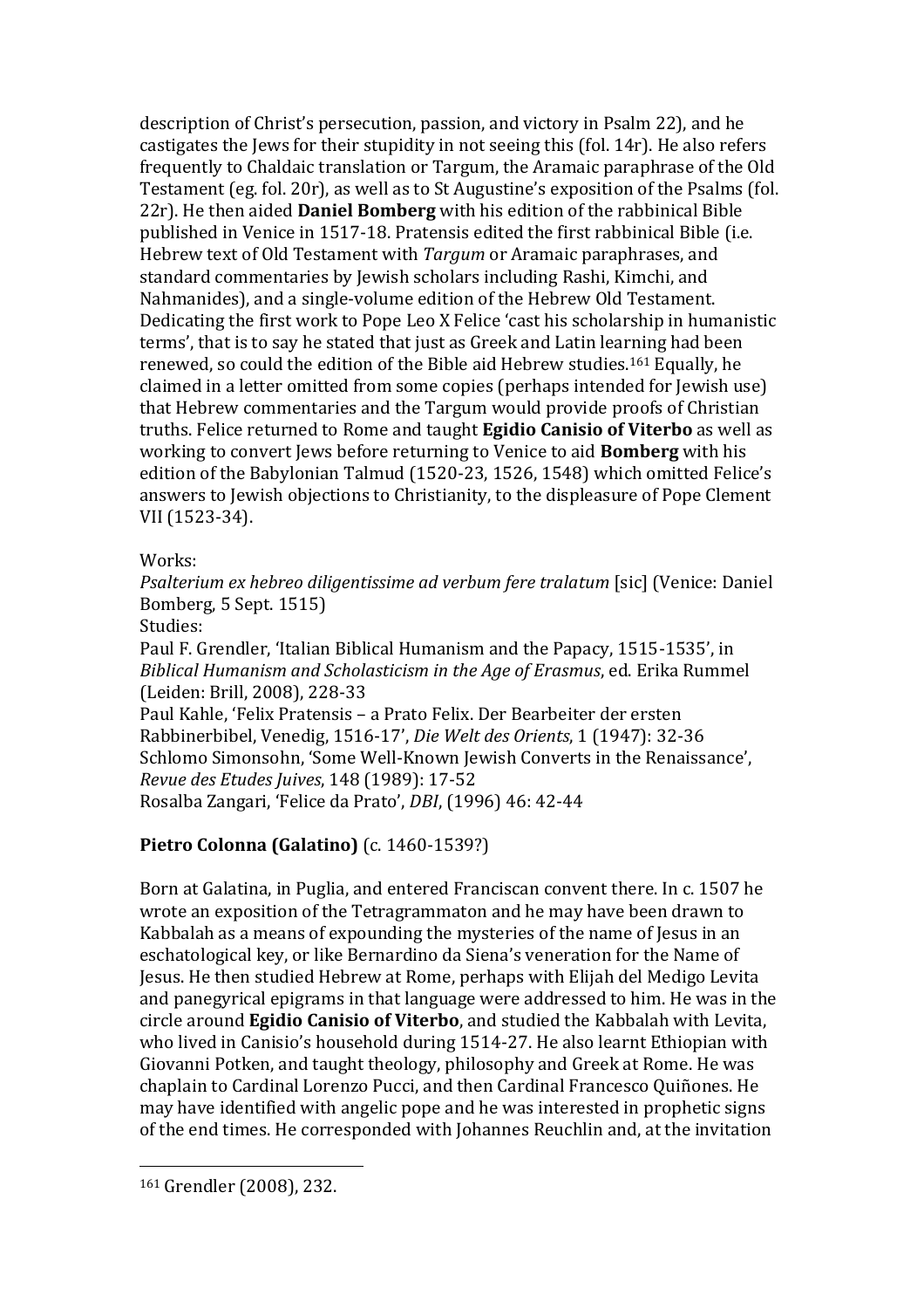description of Christ's persecution, passion, and victory in Psalm 22), and he castigates the Jews for their stupidity in not seeing this (fol. 14r). He also refers frequently to Chaldaic translation or Targum, the Aramaic paraphrase of the Old Testament (eg. fol. 20r), as well as to St Augustine's exposition of the Psalms (fol. 22r). He then aided **Daniel Bomberg** with his edition of the rabbinical Bible published in Venice in 1517-18. Pratensis edited the first rabbinical Bible (i.e. Hebrew text of Old Testament with *Targum* or Aramaic paraphrases, and standard commentaries by Jewish scholars including Rashi, Kimchi, and Nahmanides), and a single-volume edition of the Hebrew Old Testament. Dedicating the first work to Pope Leo X Felice 'cast his scholarship in humanistic terms', that is to say he stated that just as Greek and Latin learning had been renewed, so could the edition of the Bible aid Hebrew studies.[161] Equally, he claimed in a letter omitted from some copies (perhaps intended for Jewish use) that Hebrew commentaries and the Targum would provide proofs of Christian truths. Felice returned to Rome and taught **Egidio Canisio of Viterbo** as well as working to convert Jews before returning to Venice to aid **Bomberg** with his edition of the Babylonian Talmud (1520-23, 1526, 1548) which omitted Felice's answers to Jewish objections to Christianity, to the displeasure of Pope Clement VII (1523-34).

Works:
*Psalterium ex hebreo diligentissime ad verbum fere tralatum* [sic] (Venice: Daniel Bomberg, 5 Sept. 1515)
Studies:
Paul F. Grendler, 'Italian Biblical Humanism and the Papacy, 1515-1535', in *Biblical Humanism and Scholasticism in the Age of Erasmus*, ed. Erika Rummel (Leiden: Brill, 2008), 228-33
Paul Kahle, 'Felix Pratensis – a Prato Felix. Der Bearbeiter der ersten Rabbinerbibel, Venedig, 1516-17', *Die Welt des Orients*, 1 (1947): 32-36
Schlomo Simonsohn, 'Some Well-Known Jewish Converts in the Renaissance', *Revue des Etudes Juives*, 148 (1989): 17-52
Rosalba Zangari, 'Felice da Prato', *DBI*, (1996) 46: 42-44

**Pietro Colonna (Galatino)** (c. 1460-1539?)

Born at Galatina, in Puglia, and entered Franciscan convent there. In c. 1507 he wrote an exposition of the Tetragrammaton and he may have been drawn to Kabbalah as a means of expounding the mysteries of the name of Jesus in an eschatological key, or like Bernardino da Siena's veneration for the Name of Jesus. He then studied Hebrew at Rome, perhaps with Elijah del Medigo Levita and panegyrical epigrams in that language were addressed to him. He was in the circle around **Egidio Canisio of Viterbo**, and studied the Kabbalah with Levita, who lived in Canisio's household during 1514-27. He also learnt Ethiopian with Giovanni Potken, and taught theology, philosophy and Greek at Rome. He was chaplain to Cardinal Lorenzo Pucci, and then Cardinal Francesco Quiñones. He may have identified with angelic pope and he was interested in prophetic signs of the end times. He corresponded with Johannes Reuchlin and, at the invitation

[161] Grendler (2008), 232.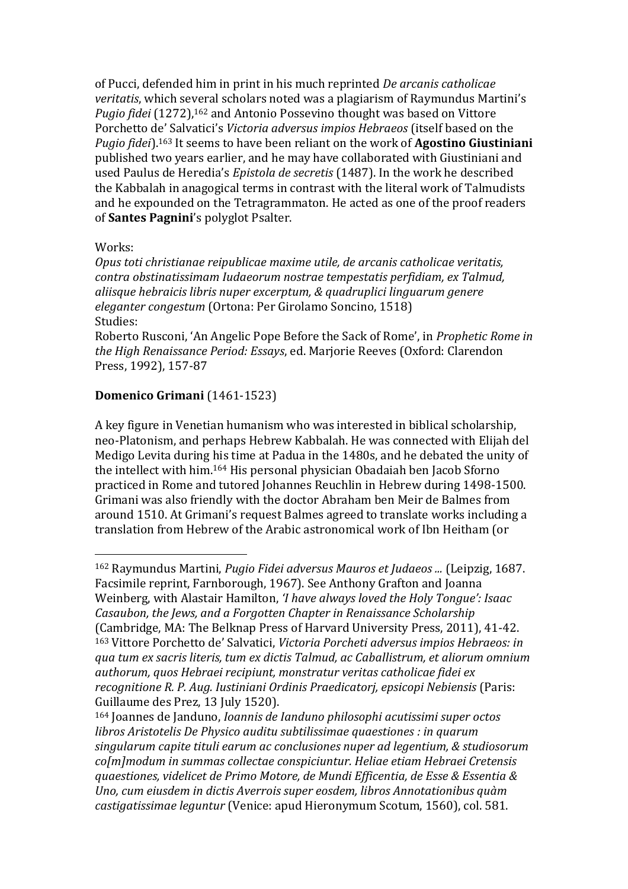of Pucci, defended him in print in his much reprinted *De arcanis catholicae veritatis*, which several scholars noted was a plagiarism of Raymundus Martini's *Pugio fidei* (1272),[162] and Antonio Possevino thought was based on Vittore Porchetto de' Salvatici's *Victoria adversus impios Hebraeos* (itself based on the *Pugio fidei*).[163] It seems to have been reliant on the work of **Agostino Giustiniani** published two years earlier, and he may have collaborated with Giustiniani and used Paulus de Heredia's *Epistola de secretis* (1487). In the work he described the Kabbalah in anagogical terms in contrast with the literal work of Talmudists and he expounded on the Tetragrammaton. He acted as one of the proof readers of **Santes Pagnini**'s polyglot Psalter.

Works:
*Opus toti christianae reipublicae maxime utile, de arcanis catholicae veritatis, contra obstinatissimam Iudaeorum nostrae tempestatis perfidiam, ex Talmud, aliisque hebraicis libris nuper excerptum, & quadruplici linguarum genere eleganter congestum* (Ortona: Per Girolamo Soncino, 1518)
Studies:
Roberto Rusconi, 'An Angelic Pope Before the Sack of Rome', in *Prophetic Rome in the High Renaissance Period: Essays*, ed. Marjorie Reeves (Oxford: Clarendon Press, 1992), 157-87

**Domenico Grimani** (1461-1523)

A key figure in Venetian humanism who was interested in biblical scholarship, neo-Platonism, and perhaps Hebrew Kabbalah. He was connected with Elijah del Medigo Levita during his time at Padua in the 1480s, and he debated the unity of the intellect with him.[164] His personal physician Obadaiah ben Jacob Sforno practiced in Rome and tutored Johannes Reuchlin in Hebrew during 1498-1500. Grimani was also friendly with the doctor Abraham ben Meir de Balmes from around 1510. At Grimani's request Balmes agreed to translate works including a translation from Hebrew of the Arabic astronomical work of Ibn Heitham (or

---

[162] Raymundus Martini, *Pugio Fidei adversus Mauros et Judaeos ...* (Leipzig, 1687. Facsimile reprint, Farnborough, 1967). See Anthony Grafton and Joanna Weinberg, with Alastair Hamilton, *'I have always loved the Holy Tongue': Isaac Casaubon, the Jews, and a Forgotten Chapter in Renaissance Scholarship* (Cambridge, MA: The Belknap Press of Harvard University Press, 2011), 41-42.

[163] Vittore Porchetto de' Salvatici, *Victoria Porcheti adversus impios Hebraeos: in qua tum ex sacris literis, tum ex dictis Talmud, ac Caballistrum, et aliorum omnium authorum, quos Hebraei recipiunt, monstratur veritas catholicae fidei ex recognitione R. P. Aug. Iustiniani Ordinis Praedicatorj, epsicopi Nebiensis* (Paris: Guillaume des Prez, 13 July 1520).

[164] Joannes de Janduno, *Ioannis de Ianduno philosophi acutissimi super octos libros Aristotelis De Physico auditu subtilissimae quaestiones : in quarum singularum capite tituli earum ac conclusiones nuper ad legentium, & studiosorum co[m]modum in summas collectae conspiciuntur. Heliae etiam Hebraei Cretensis quaestiones, videlicet de Primo Motore, de Mundi Efficentia, de Esse & Essentia & Uno, cum eiusdem in dictis Averrois super eosdem, libros Annotationibus quàm castigatissimae leguntur* (Venice: apud Hieronymum Scotum, 1560), col. 581.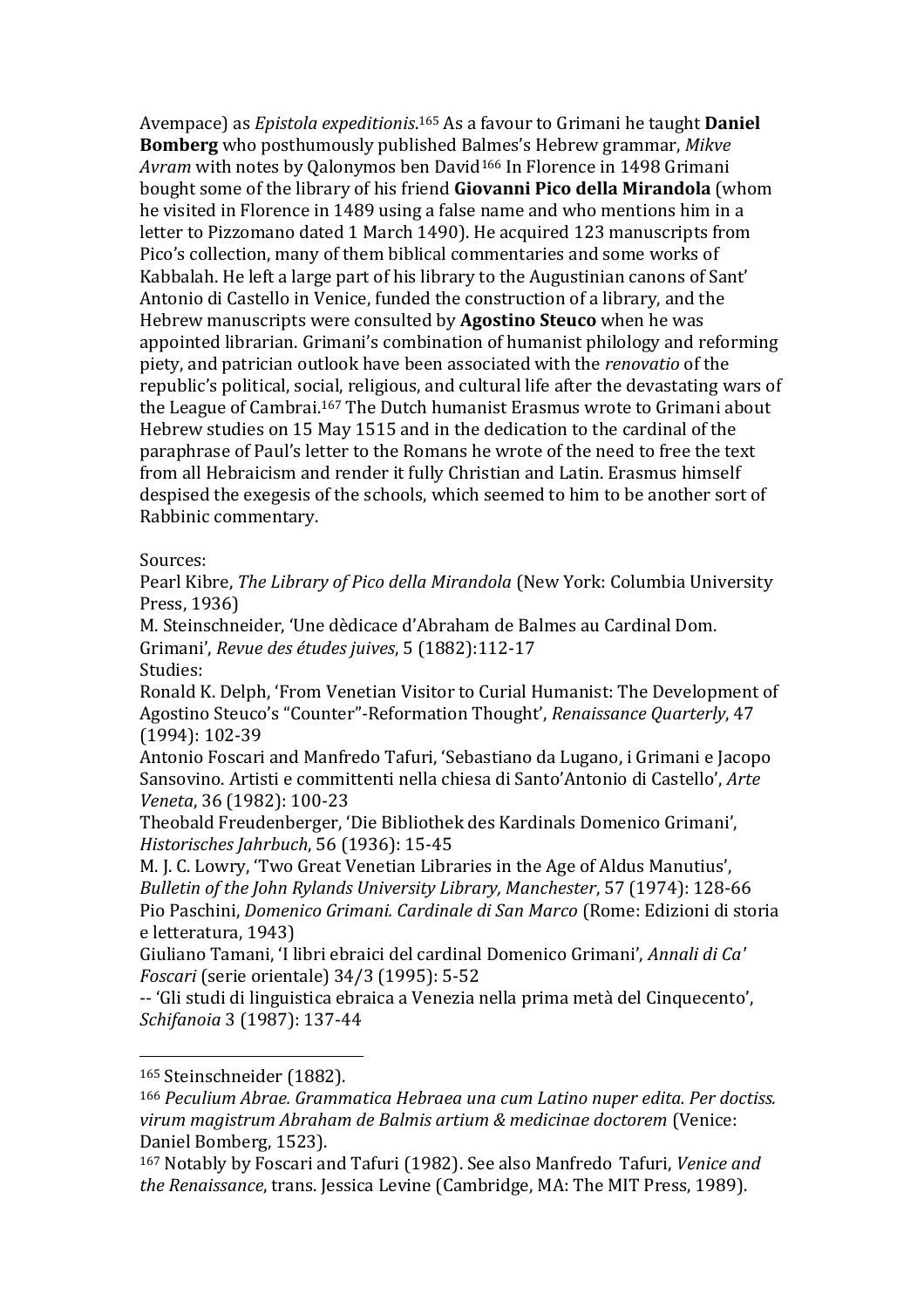Avempace) as *Epistola expeditionis*.[165] As a favour to Grimani he taught **Daniel Bomberg** who posthumously published Balmes's Hebrew grammar, *Mikve Avram* with notes by Qalonymos ben David[166] In Florence in 1498 Grimani bought some of the library of his friend **Giovanni Pico della Mirandola** (whom he visited in Florence in 1489 using a false name and who mentions him in a letter to Pizzomano dated 1 March 1490). He acquired 123 manuscripts from Pico's collection, many of them biblical commentaries and some works of Kabbalah. He left a large part of his library to the Augustinian canons of Sant' Antonio di Castello in Venice, funded the construction of a library, and the Hebrew manuscripts were consulted by **Agostino Steuco** when he was appointed librarian. Grimani's combination of humanist philology and reforming piety, and patrician outlook have been associated with the *renovatio* of the republic's political, social, religious, and cultural life after the devastating wars of the League of Cambrai.[167] The Dutch humanist Erasmus wrote to Grimani about Hebrew studies on 15 May 1515 and in the dedication to the cardinal of the paraphrase of Paul's letter to the Romans he wrote of the need to free the text from all Hebraicism and render it fully Christian and Latin. Erasmus himself despised the exegesis of the schools, which seemed to him to be another sort of Rabbinic commentary.

Sources:
Pearl Kibre, *The Library of Pico della Mirandola* (New York: Columbia University Press, 1936)
M. Steinschneider, 'Une dèdicace d'Abraham de Balmes au Cardinal Dom. Grimani', *Revue des études juives*, 5 (1882):112-17
Studies:
Ronald K. Delph, 'From Venetian Visitor to Curial Humanist: The Development of Agostino Steuco's "Counter"-Reformation Thought', *Renaissance Quarterly*, 47 (1994): 102-39
Antonio Foscari and Manfredo Tafuri, 'Sebastiano da Lugano, i Grimani e Jacopo Sansovino. Artisti e committenti nella chiesa di Santo'Antonio di Castello', *Arte Veneta*, 36 (1982): 100-23
Theobald Freudenberger, 'Die Bibliothek des Kardinals Domenico Grimani', *Historisches Jahrbuch*, 56 (1936): 15-45
M. J. C. Lowry, 'Two Great Venetian Libraries in the Age of Aldus Manutius', *Bulletin of the John Rylands University Library, Manchester*, 57 (1974): 128-66
Pio Paschini, *Domenico Grimani. Cardinale di San Marco* (Rome: Edizioni di storia e letteratura, 1943)
Giuliano Tamani, 'I libri ebraici del cardinal Domenico Grimani', *Annali di Ca' Foscari* (serie orientale) 34/3 (1995): 5-52
-- 'Gli studi di linguistica ebraica a Venezia nella prima metà del Cinquecento', *Schifanoia* 3 (1987): 137-44

---

[165] Steinschneider (1882).

[166] *Peculium Abrae. Grammatica Hebraea una cum Latino nuper edita. Per doctiss. virum magistrum Abraham de Balmis artium & medicinae doctorem* (Venice: Daniel Bomberg, 1523).

[167] Notably by Foscari and Tafuri (1982). See also Manfredo Tafuri, *Venice and the Renaissance*, trans. Jessica Levine (Cambridge, MA: The MIT Press, 1989).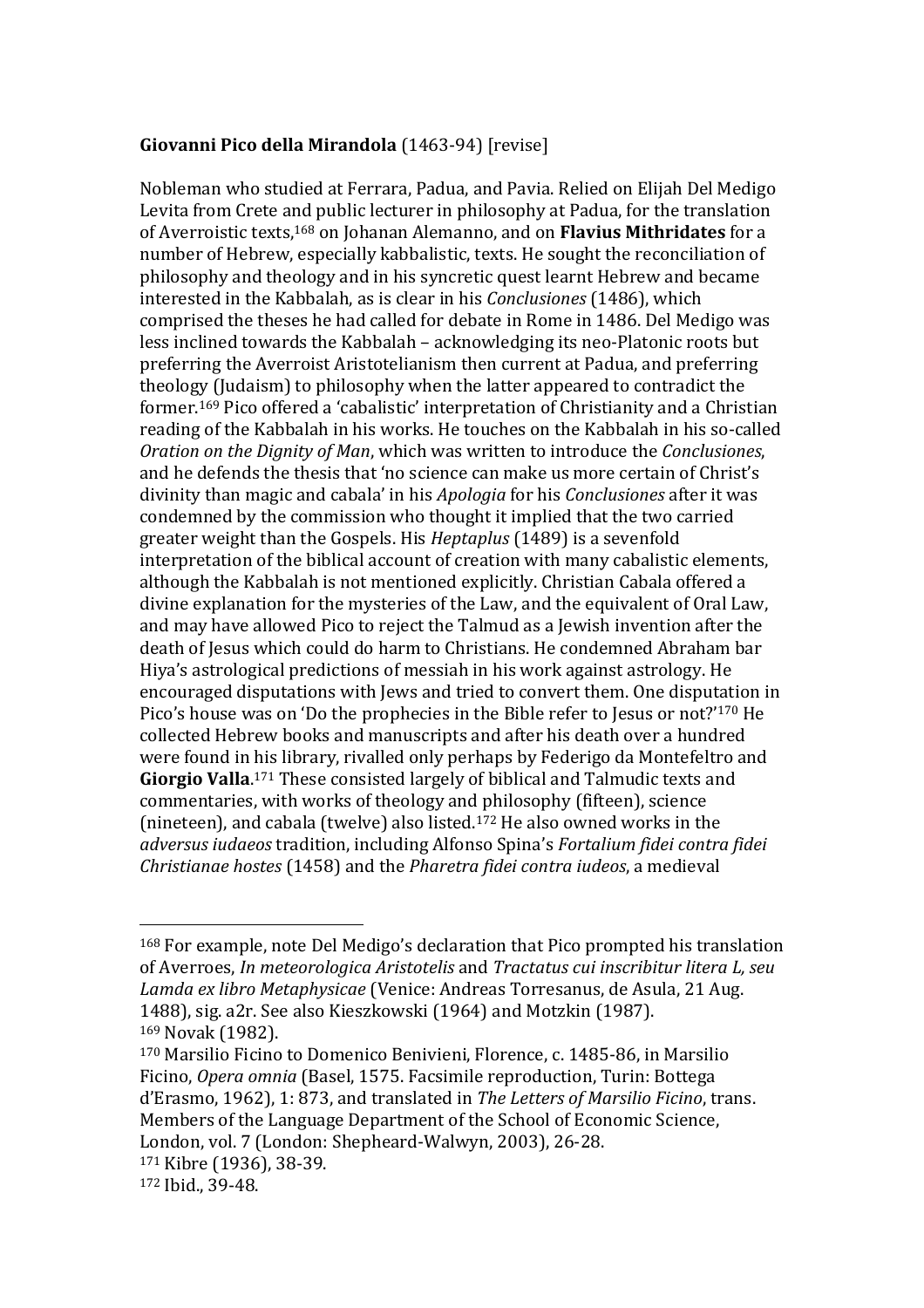**Giovanni Pico della Mirandola** (1463-94) [revise]

Nobleman who studied at Ferrara, Padua, and Pavia. Relied on Elijah Del Medigo Levita from Crete and public lecturer in philosophy at Padua, for the translation of Averroistic texts,[168] on Johanan Alemanno, and on **Flavius Mithridates** for a number of Hebrew, especially kabbalistic, texts. He sought the reconciliation of philosophy and theology and in his syncretic quest learnt Hebrew and became interested in the Kabbalah, as is clear in his *Conclusiones* (1486), which comprised the theses he had called for debate in Rome in 1486. Del Medigo was less inclined towards the Kabbalah – acknowledging its neo-Platonic roots but preferring the Averroist Aristotelianism then current at Padua, and preferring theology (Judaism) to philosophy when the latter appeared to contradict the former.[169] Pico offered a 'cabalistic' interpretation of Christianity and a Christian reading of the Kabbalah in his works. He touches on the Kabbalah in his so-called *Oration on the Dignity of Man*, which was written to introduce the *Conclusiones*, and he defends the thesis that 'no science can make us more certain of Christ's divinity than magic and cabala' in his *Apologia* for his *Conclusiones* after it was condemned by the commission who thought it implied that the two carried greater weight than the Gospels. His *Heptaplus* (1489) is a sevenfold interpretation of the biblical account of creation with many cabalistic elements, although the Kabbalah is not mentioned explicitly. Christian Cabala offered a divine explanation for the mysteries of the Law, and the equivalent of Oral Law, and may have allowed Pico to reject the Talmud as a Jewish invention after the death of Jesus which could do harm to Christians. He condemned Abraham bar Hiya's astrological predictions of messiah in his work against astrology. He encouraged disputations with Jews and tried to convert them. One disputation in Pico's house was on 'Do the prophecies in the Bible refer to Jesus or not?'[170] He collected Hebrew books and manuscripts and after his death over a hundred were found in his library, rivalled only perhaps by Federigo da Montefeltro and **Giorgio Valla**.[171] These consisted largely of biblical and Talmudic texts and commentaries, with works of theology and philosophy (fifteen), science (nineteen), and cabala (twelve) also listed.[172] He also owned works in the *adversus iudaeos* tradition, including Alfonso Spina's *Fortalium fidei contra fidei Christianae hostes* (1458) and the *Pharetra fidei contra iudeos*, a medieval

---

[168] For example, note Del Medigo's declaration that Pico prompted his translation of Averroes, *In meteorologica Aristotelis* and *Tractatus cui inscribitur litera L, seu Lamda ex libro Metaphysicae* (Venice: Andreas Torresanus, de Asula, 21 Aug. 1488), sig. a2r. See also Kieszkowski (1964) and Motzkin (1987).

[169] Novak (1982).

[170] Marsilio Ficino to Domenico Benivieni, Florence, c. 1485-86, in Marsilio Ficino, *Opera omnia* (Basel, 1575. Facsimile reproduction, Turin: Bottega d'Erasmo, 1962), 1: 873, and translated in *The Letters of Marsilio Ficino*, trans. Members of the Language Department of the School of Economic Science, London, vol. 7 (London: Shepheard-Walwyn, 2003), 26-28.

[171] Kibre (1936), 38-39.

[172] Ibid., 39-48.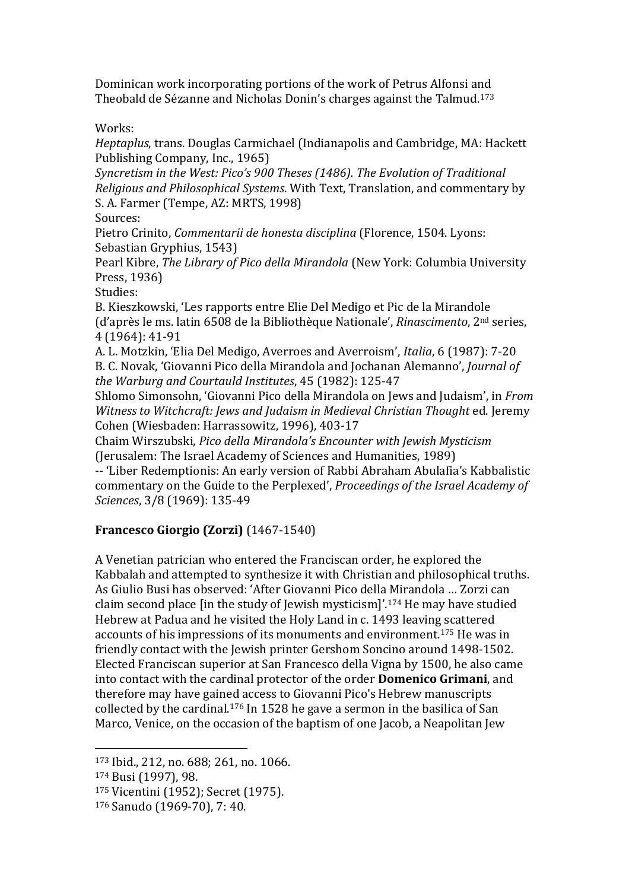Dominican work incorporating portions of the work of Petrus Alfonsi and Theobald de Sézanne and Nicholas Donin's charges against the Talmud.[173]

Works:
*Heptaplus*, trans. Douglas Carmichael (Indianapolis and Cambridge, MA: Hackett Publishing Company, Inc., 1965)
*Syncretism in the West: Pico's 900 Theses (1486). The Evolution of Traditional Religious and Philosophical Systems*. With Text, Translation, and commentary by S. A. Farmer (Tempe, AZ: MRTS, 1998)
Sources:
Pietro Crinito, *Commentarii de honesta disciplina* (Florence, 1504. Lyons: Sebastian Gryphius, 1543)
Pearl Kibre, *The Library of Pico della Mirandola* (New York: Columbia University Press, 1936)
Studies:
B. Kieszkowski, 'Les rapports entre Elie Del Medigo et Pic de la Mirandole (d'après le ms. latin 6508 de la Bibliothèque Nationale', *Rinascimento*, 2nd series, 4 (1964): 41-91
A. L. Motzkin, 'Elia Del Medigo, Averroes and Averroism', *Italia*, 6 (1987): 7-20
B. C. Novak, 'Giovanni Pico della Mirandola and Jochanan Alemanno', *Journal of the Warburg and Courtauld Institutes*, 45 (1982): 125-47
Shlomo Simonsohn, 'Giovanni Pico della Mirandola on Jews and Judaism', in *From Witness to Witchcraft: Jews and Judaism in Medieval Christian Thought* ed. Jeremy Cohen (Wiesbaden: Harrassowitz, 1996), 403-17
Chaim Wirszubski, *Pico della Mirandola's Encounter with Jewish Mysticism* (Jerusalem: The Israel Academy of Sciences and Humanities, 1989)
-- 'Liber Redemptionis: An early version of Rabbi Abraham Abulafia's Kabbalistic commentary on the Guide to the Perplexed', *Proceedings of the Israel Academy of Sciences*, 3/8 (1969): 135-49

**Francesco Giorgio (Zorzi)** (1467-1540)

A Venetian patrician who entered the Franciscan order, he explored the Kabbalah and attempted to synthesize it with Christian and philosophical truths. As Giulio Busi has observed: 'After Giovanni Pico della Mirandola … Zorzi can claim second place [in the study of Jewish mysticism]'.[174] He may have studied Hebrew at Padua and he visited the Holy Land in c. 1493 leaving scattered accounts of his impressions of its monuments and environment.[175] He was in friendly contact with the Jewish printer Gershom Soncino around 1498-1502. Elected Franciscan superior at San Francesco della Vigna by 1500, he also came into contact with the cardinal protector of the order **Domenico Grimani**, and therefore may have gained access to Giovanni Pico's Hebrew manuscripts collected by the cardinal.[176] In 1528 he gave a sermon in the basilica of San Marco, Venice, on the occasion of the baptism of one Jacob, a Neapolitan Jew

---

[173] Ibid., 212, no. 688; 261, no. 1066.
[174] Busi (1997), 98.
[175] Vicentini (1952); Secret (1975).
[176] Sanudo (1969-70), 7: 40.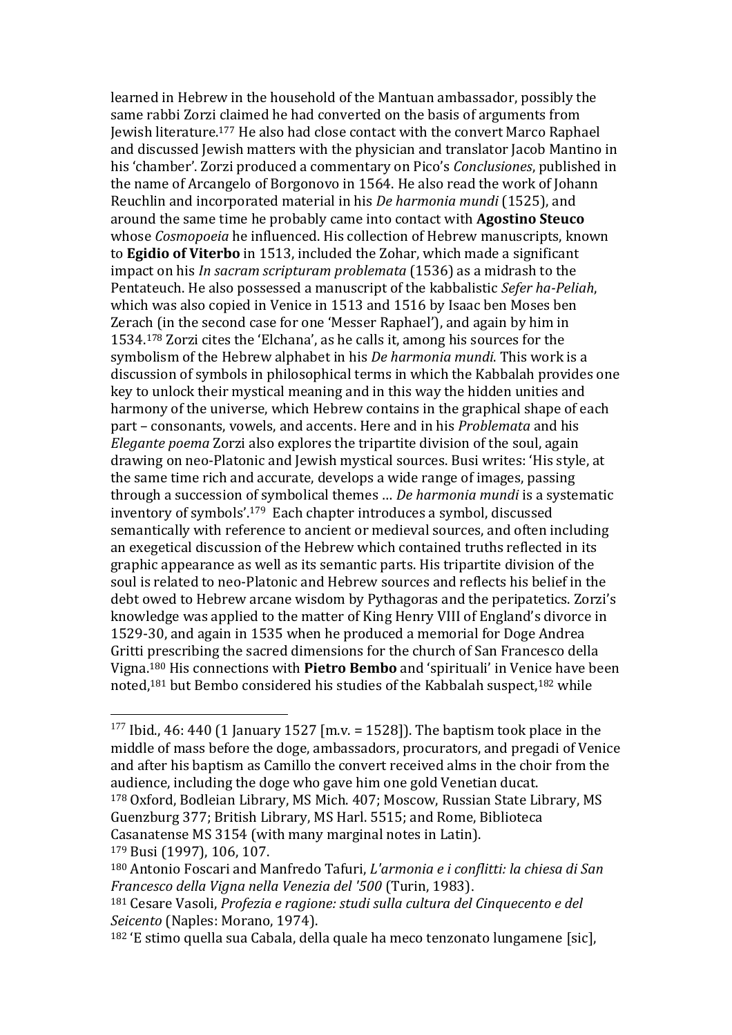learned in Hebrew in the household of the Mantuan ambassador, possibly the same rabbi Zorzi claimed he had converted on the basis of arguments from Jewish literature.[177] He also had close contact with the convert Marco Raphael and discussed Jewish matters with the physician and translator Jacob Mantino in his 'chamber'. Zorzi produced a commentary on Pico's *Conclusiones*, published in the name of Arcangelo of Borgonovo in 1564. He also read the work of Johann Reuchlin and incorporated material in his *De harmonia mundi* (1525), and around the same time he probably came into contact with **Agostino Steuco** whose *Cosmopoeia* he influenced. His collection of Hebrew manuscripts, known to **Egidio of Viterbo** in 1513, included the Zohar, which made a significant impact on his *In sacram scripturam problemata* (1536) as a midrash to the Pentateuch. He also possessed a manuscript of the kabbalistic *Sefer ha-Peliah*, which was also copied in Venice in 1513 and 1516 by Isaac ben Moses ben Zerach (in the second case for one 'Messer Raphael'), and again by him in 1534.[178] Zorzi cites the 'Elchana', as he calls it, among his sources for the symbolism of the Hebrew alphabet in his *De harmonia mundi*. This work is a discussion of symbols in philosophical terms in which the Kabbalah provides one key to unlock their mystical meaning and in this way the hidden unities and harmony of the universe, which Hebrew contains in the graphical shape of each part – consonants, vowels, and accents. Here and in his *Problemata* and his *Elegante poema* Zorzi also explores the tripartite division of the soul, again drawing on neo-Platonic and Jewish mystical sources. Busi writes: 'His style, at the same time rich and accurate, develops a wide range of images, passing through a succession of symbolical themes … *De harmonia mundi* is a systematic inventory of symbols'.[179] Each chapter introduces a symbol, discussed semantically with reference to ancient or medieval sources, and often including an exegetical discussion of the Hebrew which contained truths reflected in its graphic appearance as well as its semantic parts. His tripartite division of the soul is related to neo-Platonic and Hebrew sources and reflects his belief in the debt owed to Hebrew arcane wisdom by Pythagoras and the peripatetics. Zorzi's knowledge was applied to the matter of King Henry VIII of England's divorce in 1529-30, and again in 1535 when he produced a memorial for Doge Andrea Gritti prescribing the sacred dimensions for the church of San Francesco della Vigna.[180] His connections with **Pietro Bembo** and 'spirituali' in Venice have been noted,[181] but Bembo considered his studies of the Kabbalah suspect,[182] while

---

[177] Ibid., 46: 440 (1 January 1527 [m.v. = 1528]). The baptism took place in the middle of mass before the doge, ambassadors, procurators, and pregadi of Venice and after his baptism as Camillo the convert received alms in the choir from the audience, including the doge who gave him one gold Venetian ducat.

[178] Oxford, Bodleian Library, MS Mich. 407; Moscow, Russian State Library, MS Guenzburg 377; British Library, MS Harl. 5515; and Rome, Biblioteca Casanatense MS 3154 (with many marginal notes in Latin).

[179] Busi (1997), 106, 107.

[180] Antonio Foscari and Manfredo Tafuri, *L'armonia e i conflitti: la chiesa di San Francesco della Vigna nella Venezia del '500* (Turin, 1983).

[181] Cesare Vasoli, *Profezia e ragione: studi sulla cultura del Cinquecento e del Seicento* (Naples: Morano, 1974).

[182] 'E stimo quella sua Cabala, della quale ha meco tenzonato lungamene [sic],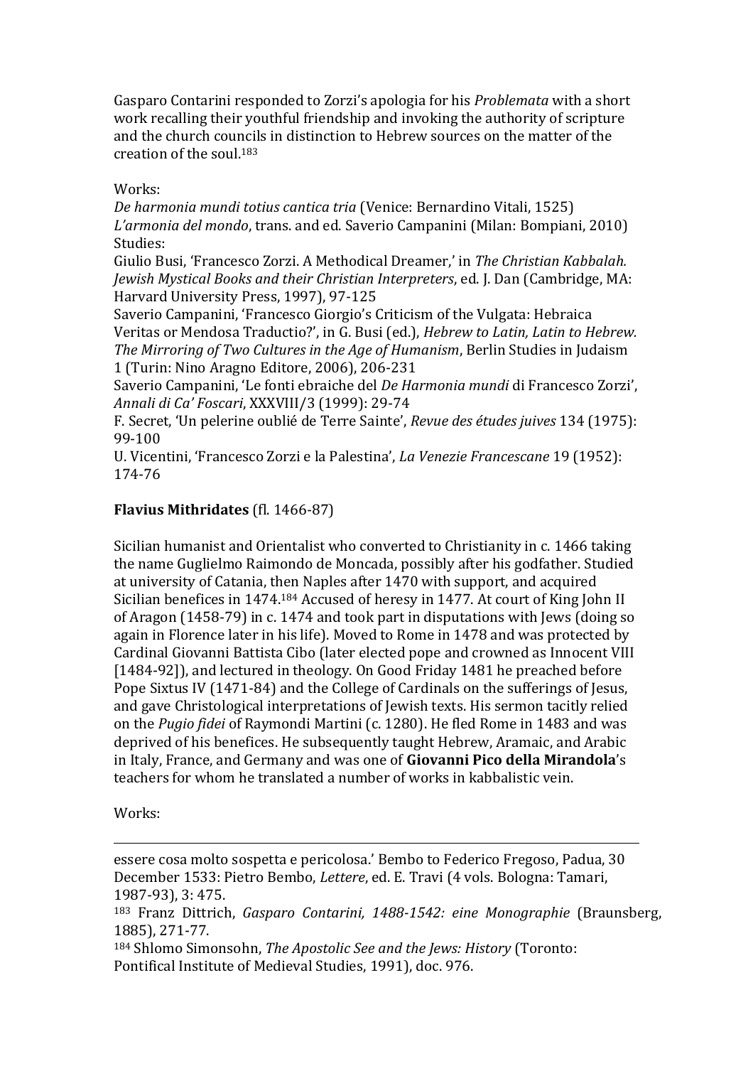Gasparo Contarini responded to Zorzi's apologia for his *Problemata* with a short work recalling their youthful friendship and invoking the authority of scripture and the church councils in distinction to Hebrew sources on the matter of the creation of the soul.[183]

Works:
*De harmonia mundi totius cantica tria* (Venice: Bernardino Vitali, 1525)
*L'armonia del mondo*, trans. and ed. Saverio Campanini (Milan: Bompiani, 2010)
Studies:
Giulio Busi, 'Francesco Zorzi. A Methodical Dreamer,' in *The Christian Kabbalah. Jewish Mystical Books and their Christian Interpreters*, ed. J. Dan (Cambridge, MA: Harvard University Press, 1997), 97-125
Saverio Campanini, 'Francesco Giorgio's Criticism of the Vulgata: Hebraica Veritas or Mendosa Traductio?', in G. Busi (ed.), *Hebrew to Latin, Latin to Hebrew. The Mirroring of Two Cultures in the Age of Humanism*, Berlin Studies in Judaism 1 (Turin: Nino Aragno Editore, 2006), 206-231
Saverio Campanini, 'Le fonti ebraiche del *De Harmonia mundi* di Francesco Zorzi', *Annali di Ca' Foscari*, XXXVIII/3 (1999): 29-74
F. Secret, 'Un pelerine oublié de Terre Sainte', *Revue des études juives* 134 (1975): 99-100
U. Vicentini, 'Francesco Zorzi e la Palestina', *La Venezie Francescane* 19 (1952): 174-76

**Flavius Mithridates** (fl. 1466-87)

Sicilian humanist and Orientalist who converted to Christianity in c. 1466 taking the name Guglielmo Raimondo de Moncada, possibly after his godfather. Studied at university of Catania, then Naples after 1470 with support, and acquired Sicilian benefices in 1474.[184] Accused of heresy in 1477. At court of King John II of Aragon (1458-79) in c. 1474 and took part in disputations with Jews (doing so again in Florence later in his life). Moved to Rome in 1478 and was protected by Cardinal Giovanni Battista Cibo (later elected pope and crowned as Innocent VIII [1484-92]), and lectured in theology. On Good Friday 1481 he preached before Pope Sixtus IV (1471-84) and the College of Cardinals on the sufferings of Jesus, and gave Christological interpretations of Jewish texts. His sermon tacitly relied on the *Pugio fidei* of Raymondi Martini (c. 1280). He fled Rome in 1483 and was deprived of his benefices. He subsequently taught Hebrew, Aramaic, and Arabic in Italy, France, and Germany and was one of **Giovanni Pico della Mirandola**'s teachers for whom he translated a number of works in kabbalistic vein.

Works:

---

essere cosa molto sospetta e pericolosa.' Bembo to Federico Fregoso, Padua, 30 December 1533: Pietro Bembo, *Lettere*, ed. E. Travi (4 vols. Bologna: Tamari, 1987-93), 3: 475.

[183] Franz Dittrich, *Gasparo Contarini, 1488-1542: eine Monographie* (Braunsberg, 1885), 271-77.

[184] Shlomo Simonsohn, *The Apostolic See and the Jews: History* (Toronto: Pontifical Institute of Medieval Studies, 1991), doc. 976.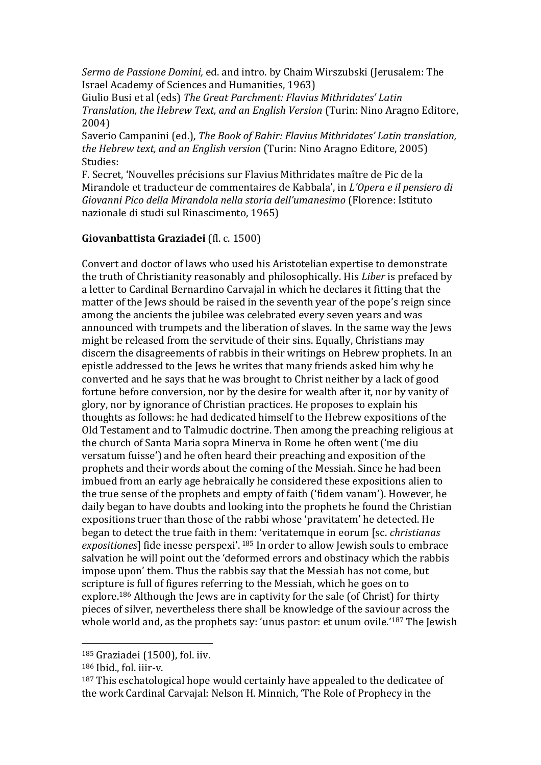*Sermo de Passione Domini,* ed. and intro. by Chaim Wirszubski (Jerusalem: The Israel Academy of Sciences and Humanities, 1963)
Giulio Busi et al (eds) *The Great Parchment: Flavius Mithridates' Latin Translation, the Hebrew Text, and an English Version* (Turin: Nino Aragno Editore, 2004)
Saverio Campanini (ed.), *The Book of Bahir: Flavius Mithridates' Latin translation, the Hebrew text, and an English version* (Turin: Nino Aragno Editore, 2005)
Studies:
F. Secret, 'Nouvelles précisions sur Flavius Mithridates maître de Pic de la Mirandole et traducteur de commentaires de Kabbala', in *L'Opera e il pensiero di Giovanni Pico della Mirandola nella storia dell'umanesimo* (Florence: Istituto nazionale di studi sul Rinascimento, 1965)

**Giovanbattista Graziadei** (fl. c. 1500)

Convert and doctor of laws who used his Aristotelian expertise to demonstrate the truth of Christianity reasonably and philosophically. His *Liber* is prefaced by a letter to Cardinal Bernardino Carvajal in which he declares it fitting that the matter of the Jews should be raised in the seventh year of the pope's reign since among the ancients the jubilee was celebrated every seven years and was announced with trumpets and the liberation of slaves. In the same way the Jews might be released from the servitude of their sins. Equally, Christians may discern the disagreements of rabbis in their writings on Hebrew prophets. In an epistle addressed to the Jews he writes that many friends asked him why he converted and he says that he was brought to Christ neither by a lack of good fortune before conversion, nor by the desire for wealth after it, nor by vanity of glory, nor by ignorance of Christian practices. He proposes to explain his thoughts as follows: he had dedicated himself to the Hebrew expositions of the Old Testament and to Talmudic doctrine. Then among the preaching religious at the church of Santa Maria sopra Minerva in Rome he often went ('me diu versatum fuisse') and he often heard their preaching and exposition of the prophets and their words about the coming of the Messiah. Since he had been imbued from an early age hebraically he considered these expositions alien to the true sense of the prophets and empty of faith ('fidem vanam'). However, he daily began to have doubts and looking into the prophets he found the Christian expositions truer than those of the rabbi whose 'pravitatem' he detected. He began to detect the true faith in them: 'veritatemque in eorum [sc. *christianas expositiones*] fide inesse perspexi'. [185] In order to allow Jewish souls to embrace salvation he will point out the 'deformed errors and obstinacy which the rabbis impose upon' them. Thus the rabbis say that the Messiah has not come, but scripture is full of figures referring to the Messiah, which he goes on to explore.[186] Although the Jews are in captivity for the sale (of Christ) for thirty pieces of silver, nevertheless there shall be knowledge of the saviour across the whole world and, as the prophets say: 'unus pastor: et unum ovile.'[187] The Jewish

[185] Graziadei (1500), fol. iiv.
[186] Ibid., fol. iiir-v.
[187] This eschatological hope would certainly have appealed to the dedicatee of the work Cardinal Carvajal: Nelson H. Minnich, 'The Role of Prophecy in the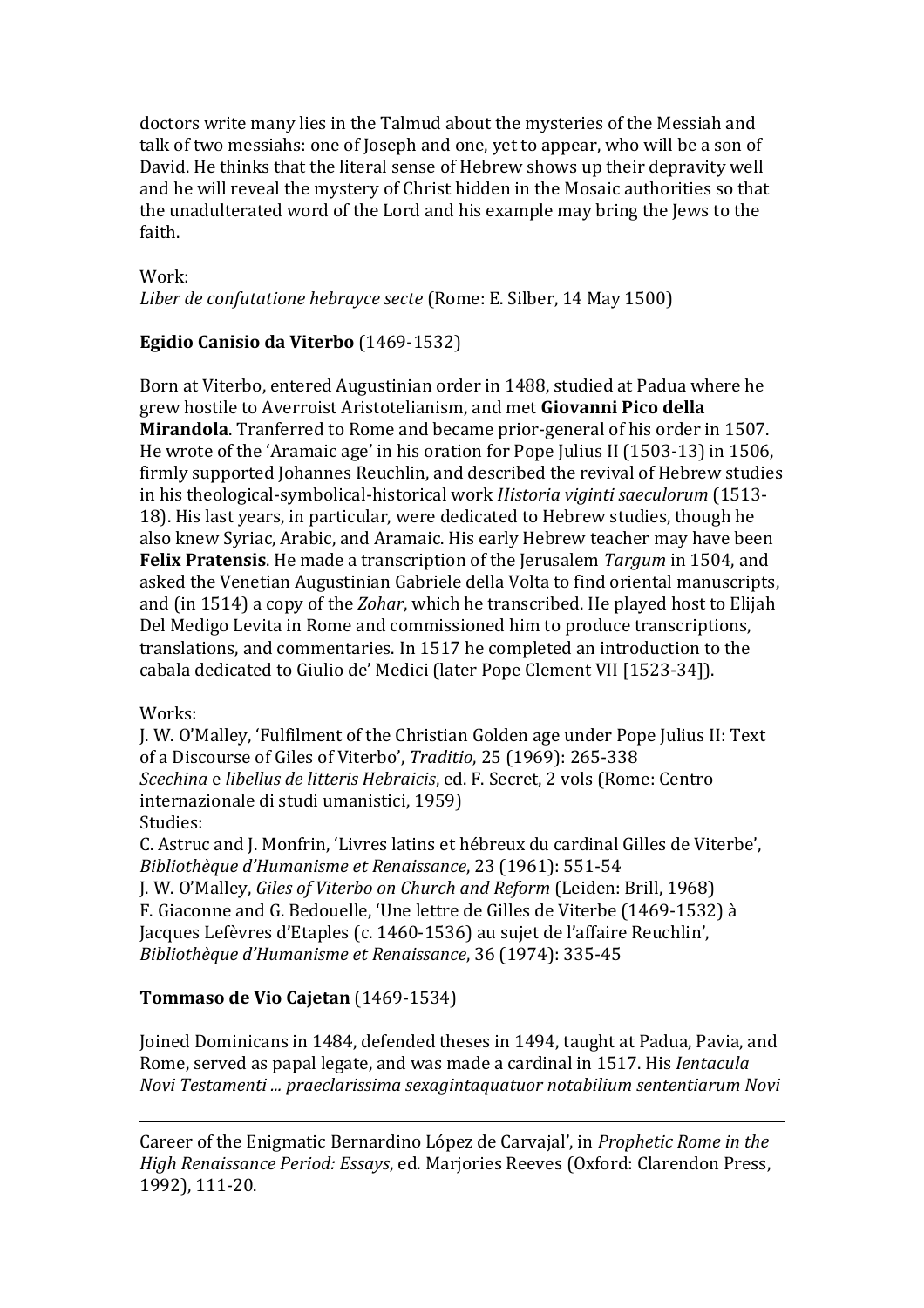doctors write many lies in the Talmud about the mysteries of the Messiah and talk of two messiahs: one of Joseph and one, yet to appear, who will be a son of David. He thinks that the literal sense of Hebrew shows up their depravity well and he will reveal the mystery of Christ hidden in the Mosaic authorities so that the unadulterated word of the Lord and his example may bring the Jews to the faith.

Work:
*Liber de confutatione hebrayce secte* (Rome: E. Silber, 14 May 1500)

**Egidio Canisio da Viterbo** (1469-1532)

Born at Viterbo, entered Augustinian order in 1488, studied at Padua where he grew hostile to Averroist Aristotelianism, and met **Giovanni Pico della Mirandola**. Tranferred to Rome and became prior-general of his order in 1507. He wrote of the 'Aramaic age' in his oration for Pope Julius II (1503-13) in 1506, firmly supported Johannes Reuchlin, and described the revival of Hebrew studies in his theological-symbolical-historical work *Historia viginti saeculorum* (1513-18). His last years, in particular, were dedicated to Hebrew studies, though he also knew Syriac, Arabic, and Aramaic. His early Hebrew teacher may have been **Felix Pratensis**. He made a transcription of the Jerusalem *Targum* in 1504, and asked the Venetian Augustinian Gabriele della Volta to find oriental manuscripts, and (in 1514) a copy of the *Zohar*, which he transcribed. He played host to Elijah Del Medigo Levita in Rome and commissioned him to produce transcriptions, translations, and commentaries. In 1517 he completed an introduction to the cabala dedicated to Giulio de' Medici (later Pope Clement VII [1523-34]).

Works:
J. W. O'Malley, 'Fulfilment of the Christian Golden age under Pope Julius II: Text of a Discourse of Giles of Viterbo', *Traditio*, 25 (1969): 265-338
*Scechina* e *libellus de litteris Hebraicis*, ed. F. Secret, 2 vols (Rome: Centro internazionale di studi umanistici, 1959)
Studies:
C. Astruc and J. Monfrin, 'Livres latins et hébreux du cardinal Gilles de Viterbe', *Bibliothèque d'Humanisme et Renaissance*, 23 (1961): 551-54
J. W. O'Malley, *Giles of Viterbo on Church and Reform* (Leiden: Brill, 1968)
F. Giaconne and G. Bedouelle, 'Une lettre de Gilles de Viterbe (1469-1532) à Jacques Lefèvres d'Etaples (c. 1460-1536) au sujet de l'affaire Reuchlin', *Bibliothèque d'Humanisme et Renaissance*, 36 (1974): 335-45

**Tommaso de Vio Cajetan** (1469-1534)

Joined Dominicans in 1484, defended theses in 1494, taught at Padua, Pavia, and Rome, served as papal legate, and was made a cardinal in 1517. His *Ientacula Novi Testamenti ... praeclarissima sexagintaquatuor notabilium sententiarum Novi*

---

Career of the Enigmatic Bernardino López de Carvajal', in *Prophetic Rome in the High Renaissance Period: Essays*, ed. Marjories Reeves (Oxford: Clarendon Press, 1992), 111-20.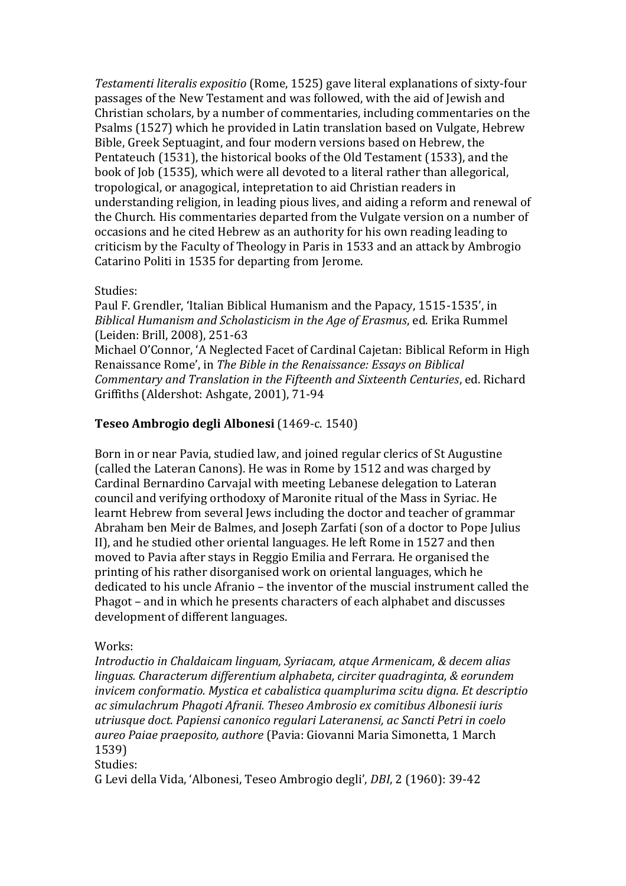*Testamenti literalis expositio* (Rome, 1525) gave literal explanations of sixty-four passages of the New Testament and was followed, with the aid of Jewish and Christian scholars, by a number of commentaries, including commentaries on the Psalms (1527) which he provided in Latin translation based on Vulgate, Hebrew Bible, Greek Septuagint, and four modern versions based on Hebrew, the Pentateuch (1531), the historical books of the Old Testament (1533), and the book of Job (1535), which were all devoted to a literal rather than allegorical, tropological, or anagogical, intepretation to aid Christian readers in understanding religion, in leading pious lives, and aiding a reform and renewal of the Church. His commentaries departed from the Vulgate version on a number of occasions and he cited Hebrew as an authority for his own reading leading to criticism by the Faculty of Theology in Paris in 1533 and an attack by Ambrogio Catarino Politi in 1535 for departing from Jerome.

Studies:
Paul F. Grendler, 'Italian Biblical Humanism and the Papacy, 1515-1535', in *Biblical Humanism and Scholasticism in the Age of Erasmus*, ed. Erika Rummel (Leiden: Brill, 2008), 251-63
Michael O'Connor, 'A Neglected Facet of Cardinal Cajetan: Biblical Reform in High Renaissance Rome', in *The Bible in the Renaissance: Essays on Biblical Commentary and Translation in the Fifteenth and Sixteenth Centuries*, ed. Richard Griffiths (Aldershot: Ashgate, 2001), 71-94

**Teseo Ambrogio degli Albonesi** (1469-c. 1540)

Born in or near Pavia, studied law, and joined regular clerics of St Augustine (called the Lateran Canons). He was in Rome by 1512 and was charged by Cardinal Bernardino Carvajal with meeting Lebanese delegation to Lateran council and verifying orthodoxy of Maronite ritual of the Mass in Syriac. He learnt Hebrew from several Jews including the doctor and teacher of grammar Abraham ben Meir de Balmes, and Joseph Zarfati (son of a doctor to Pope Julius II), and he studied other oriental languages. He left Rome in 1527 and then moved to Pavia after stays in Reggio Emilia and Ferrara. He organised the printing of his rather disorganised work on oriental languages, which he dedicated to his uncle Afranio – the inventor of the muscial instrument called the Phagot – and in which he presents characters of each alphabet and discusses development of different languages.

Works:
*Introductio in Chaldaicam linguam, Syriacam, atque Armenicam, & decem alias linguas. Characterum differentium alphabeta, circiter quadraginta, & eorundem invicem conformatio. Mystica et cabalistica quamplurima scitu digna. Et descriptio ac simulachrum Phagoti Afranii. Theseo Ambrosio ex comitibus Albonesii iuris utriusque doct. Papiensi canonico regulari Lateranensi, ac Sancti Petri in coelo aureo Paiae praeposito, authore* (Pavia: Giovanni Maria Simonetta, 1 March 1539)
Studies:
G Levi della Vida, 'Albonesi, Teseo Ambrogio degli', *DBI*, 2 (1960): 39-42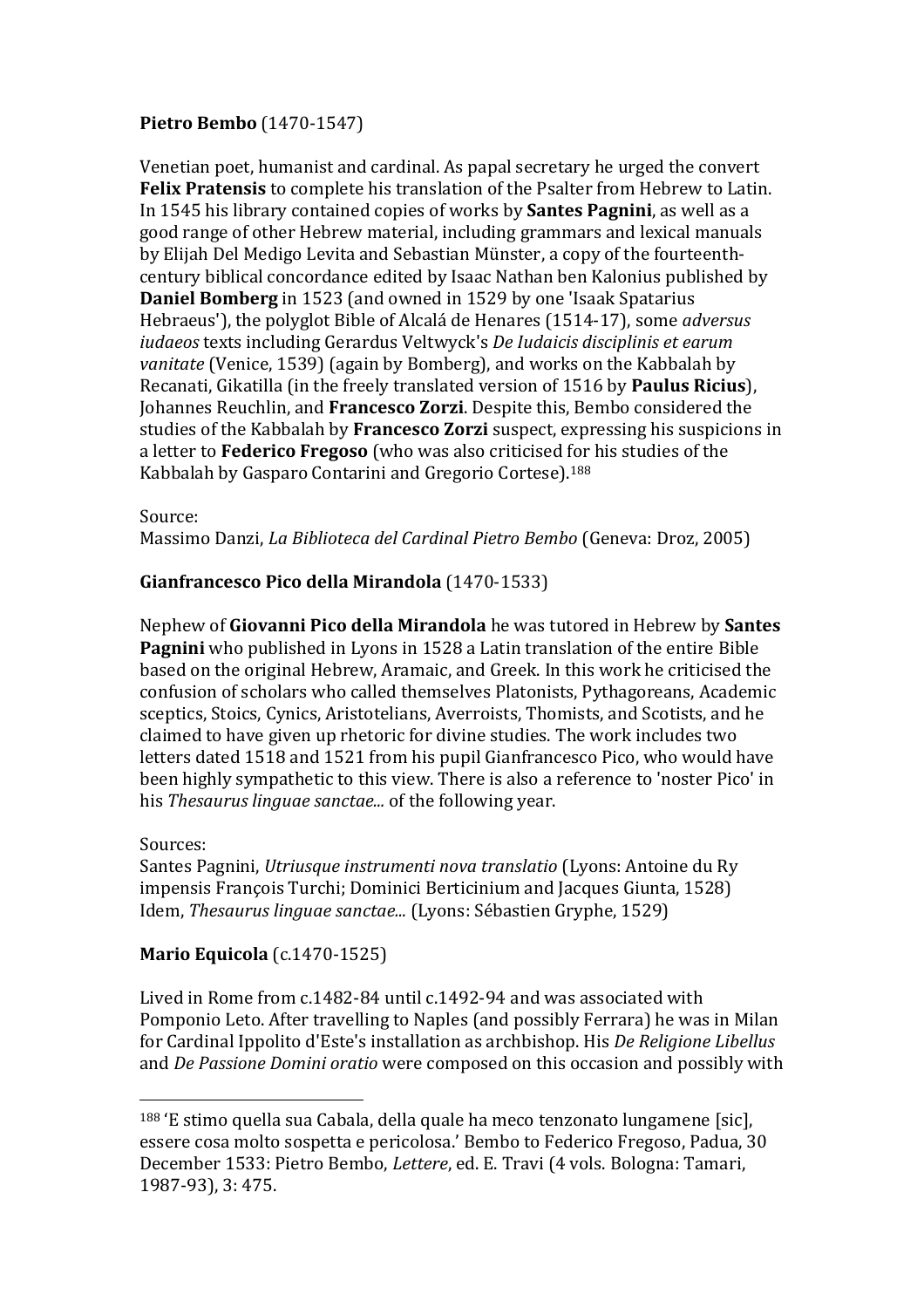**Pietro Bembo** (1470-1547)

Venetian poet, humanist and cardinal. As papal secretary he urged the convert **Felix Pratensis** to complete his translation of the Psalter from Hebrew to Latin. In 1545 his library contained copies of works by **Santes Pagnini**, as well as a good range of other Hebrew material, including grammars and lexical manuals by Elijah Del Medigo Levita and Sebastian Münster, a copy of the fourteenth-century biblical concordance edited by Isaac Nathan ben Kalonius published by **Daniel Bomberg** in 1523 (and owned in 1529 by one 'Isaak Spatarius Hebraeus'), the polyglot Bible of Alcalá de Henares (1514-17), some *adversus iudaeos* texts including Gerardus Veltwyck's *De Iudaicis disciplinis et earum vanitate* (Venice, 1539) (again by Bomberg), and works on the Kabbalah by Recanati, Gikatilla (in the freely translated version of 1516 by **Paulus Ricius**), Johannes Reuchlin, and **Francesco Zorzi**. Despite this, Bembo considered the studies of the Kabbalah by **Francesco Zorzi** suspect, expressing his suspicions in a letter to **Federico Fregoso** (who was also criticised for his studies of the Kabbalah by Gasparo Contarini and Gregorio Cortese).[188]

Source:
Massimo Danzi, *La Biblioteca del Cardinal Pietro Bembo* (Geneva: Droz, 2005)

**Gianfrancesco Pico della Mirandola** (1470-1533)

Nephew of **Giovanni Pico della Mirandola** he was tutored in Hebrew by **Santes Pagnini** who published in Lyons in 1528 a Latin translation of the entire Bible based on the original Hebrew, Aramaic, and Greek. In this work he criticised the confusion of scholars who called themselves Platonists, Pythagoreans, Academic sceptics, Stoics, Cynics, Aristotelians, Averroists, Thomists, and Scotists, and he claimed to have given up rhetoric for divine studies. The work includes two letters dated 1518 and 1521 from his pupil Gianfrancesco Pico, who would have been highly sympathetic to this view. There is also a reference to 'noster Pico' in his *Thesaurus linguae sanctae...* of the following year.

Sources:
Santes Pagnini, *Utriusque instrumenti nova translatio* (Lyons: Antoine du Ry impensis François Turchi; Dominici Berticinium and Jacques Giunta, 1528)
Idem, *Thesaurus linguae sanctae...* (Lyons: Sébastien Gryphe, 1529)

**Mario Equicola** (c.1470-1525)

Lived in Rome from c.1482-84 until c.1492-94 and was associated with Pomponio Leto. After travelling to Naples (and possibly Ferrara) he was in Milan for Cardinal Ippolito d'Este's installation as archbishop. His *De Religione Libellus* and *De Passione Domini oratio* were composed on this occasion and possibly with

---

[188] 'E stimo quella sua Cabala, della quale ha meco tenzonato lungamene [sic], essere cosa molto sospetta e pericolosa.' Bembo to Federico Fregoso, Padua, 30 December 1533: Pietro Bembo, *Lettere*, ed. E. Travi (4 vols. Bologna: Tamari, 1987-93), 3: 475.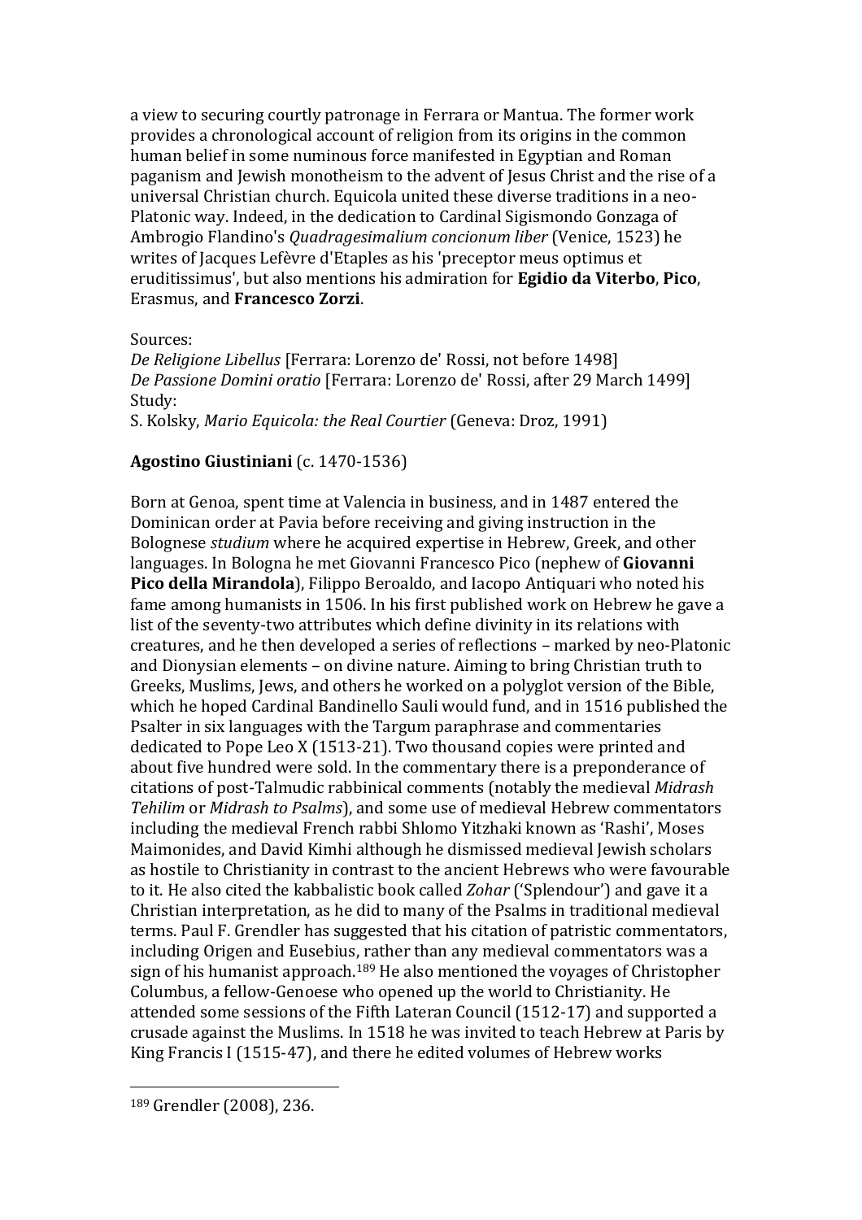a view to securing courtly patronage in Ferrara or Mantua. The former work provides a chronological account of religion from its origins in the common human belief in some numinous force manifested in Egyptian and Roman paganism and Jewish monotheism to the advent of Jesus Christ and the rise of a universal Christian church. Equicola united these diverse traditions in a neo-Platonic way. Indeed, in the dedication to Cardinal Sigismondo Gonzaga of Ambrogio Flandino's *Quadragesimalium concionum liber* (Venice, 1523) he writes of Jacques Lefèvre d'Etaples as his 'preceptor meus optimus et eruditissimus', but also mentions his admiration for **Egidio da Viterbo**, **Pico**, Erasmus, and **Francesco Zorzi**.

Sources:
*De Religione Libellus* [Ferrara: Lorenzo de' Rossi, not before 1498]
*De Passione Domini oratio* [Ferrara: Lorenzo de' Rossi, after 29 March 1499]
Study:
S. Kolsky, *Mario Equicola: the Real Courtier* (Geneva: Droz, 1991)

**Agostino Giustiniani** (c. 1470-1536)

Born at Genoa, spent time at Valencia in business, and in 1487 entered the Dominican order at Pavia before receiving and giving instruction in the Bolognese *studium* where he acquired expertise in Hebrew, Greek, and other languages. In Bologna he met Giovanni Francesco Pico (nephew of **Giovanni Pico della Mirandola**), Filippo Beroaldo, and Iacopo Antiquari who noted his fame among humanists in 1506. In his first published work on Hebrew he gave a list of the seventy-two attributes which define divinity in its relations with creatures, and he then developed a series of reflections – marked by neo-Platonic and Dionysian elements – on divine nature. Aiming to bring Christian truth to Greeks, Muslims, Jews, and others he worked on a polyglot version of the Bible, which he hoped Cardinal Bandinello Sauli would fund, and in 1516 published the Psalter in six languages with the Targum paraphrase and commentaries dedicated to Pope Leo X (1513-21). Two thousand copies were printed and about five hundred were sold. In the commentary there is a preponderance of citations of post-Talmudic rabbinical comments (notably the medieval *Midrash Tehilim* or *Midrash to Psalms*), and some use of medieval Hebrew commentators including the medieval French rabbi Shlomo Yitzhaki known as 'Rashi', Moses Maimonides, and David Kimhi although he dismissed medieval Jewish scholars as hostile to Christianity in contrast to the ancient Hebrews who were favourable to it. He also cited the kabbalistic book called *Zohar* ('Splendour') and gave it a Christian interpretation, as he did to many of the Psalms in traditional medieval terms. Paul F. Grendler has suggested that his citation of patristic commentators, including Origen and Eusebius, rather than any medieval commentators was a sign of his humanist approach.[189] He also mentioned the voyages of Christopher Columbus, a fellow-Genoese who opened up the world to Christianity. He attended some sessions of the Fifth Lateran Council (1512-17) and supported a crusade against the Muslims. In 1518 he was invited to teach Hebrew at Paris by King Francis I (1515-47), and there he edited volumes of Hebrew works

---

[189] Grendler (2008), 236.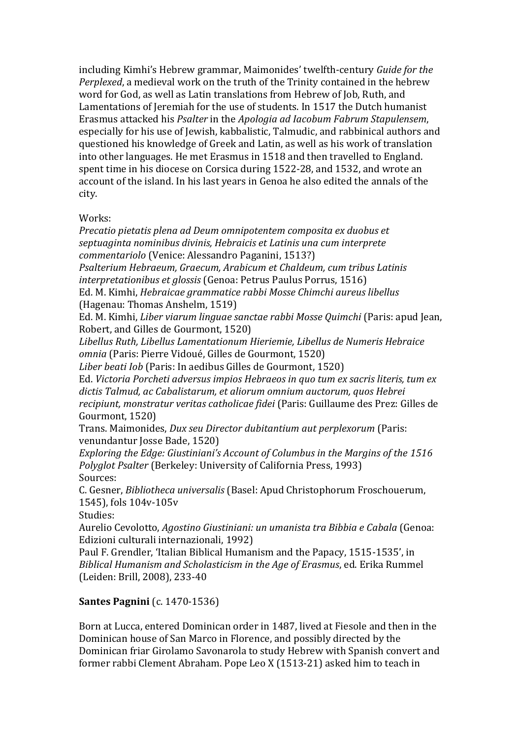including Kimhi's Hebrew grammar, Maimonides' twelfth-century *Guide for the Perplexed*, a medieval work on the truth of the Trinity contained in the hebrew word for God, as well as Latin translations from Hebrew of Job, Ruth, and Lamentations of Jeremiah for the use of students. In 1517 the Dutch humanist Erasmus attacked his *Psalter* in the *Apologia ad Iacobum Fabrum Stapulensem*, especially for his use of Jewish, kabbalistic, Talmudic, and rabbinical authors and questioned his knowledge of Greek and Latin, as well as his work of translation into other languages. He met Erasmus in 1518 and then travelled to England. spent time in his diocese on Corsica during 1522-28, and 1532, and wrote an account of the island. In his last years in Genoa he also edited the annals of the city.

Works:
*Precatio pietatis plena ad Deum omnipotentem composita ex duobus et septuaginta nominibus divinis, Hebraicis et Latinis una cum interprete commentariolo* (Venice: Alessandro Paganini, 1513?)
*Psalterium Hebraeum, Graecum, Arabicum et Chaldeum, cum tribus Latinis interpretationibus et glossis* (Genoa: Petrus Paulus Porrus, 1516)
Ed. M. Kimhi, *Hebraicae grammatice rabbi Mosse Chimchi aureus libellus* (Hagenau: Thomas Anshelm, 1519)
Ed. M. Kimhi, *Liber viarum linguae sanctae rabbi Mosse Quimchi* (Paris: apud Jean, Robert, and Gilles de Gourmont, 1520)
*Libellus Ruth, Libellus Lamentationum Hieriemie, Libellus de Numeris Hebraice omnia* (Paris: Pierre Vidoué, Gilles de Gourmont, 1520)
*Liber beati Iob* (Paris: In aedibus Gilles de Gourmont, 1520)
Ed. *Victoria Porcheti adversus impios Hebraeos in quo tum ex sacris literis, tum ex dictis Talmud, ac Cabalistarum, et aliorum omnium auctorum, quos Hebrei recipiunt, monstratur veritas catholicae fidei* (Paris: Guillaume des Prez: Gilles de Gourmont, 1520)
Trans. Maimonides, *Dux seu Director dubitantium aut perplexorum* (Paris: venundantur Josse Bade, 1520)
*Exploring the Edge: Giustiniani's Account of Columbus in the Margins of the 1516 Polyglot Psalter* (Berkeley: University of California Press, 1993)
Sources:
C. Gesner, *Bibliotheca universalis* (Basel: Apud Christophorum Froschouerum, 1545), fols 104v-105v
Studies:
Aurelio Cevolotto, *Agostino Giustiniani: un umanista tra Bibbia e Cabala* (Genoa: Edizioni culturali internazionali, 1992)
Paul F. Grendler, 'Italian Biblical Humanism and the Papacy, 1515-1535', in *Biblical Humanism and Scholasticism in the Age of Erasmus*, ed. Erika Rummel (Leiden: Brill, 2008), 233-40

**Santes Pagnini** (c. 1470-1536)

Born at Lucca, entered Dominican order in 1487, lived at Fiesole and then in the Dominican house of San Marco in Florence, and possibly directed by the Dominican friar Girolamo Savonarola to study Hebrew with Spanish convert and former rabbi Clement Abraham. Pope Leo X (1513-21) asked him to teach in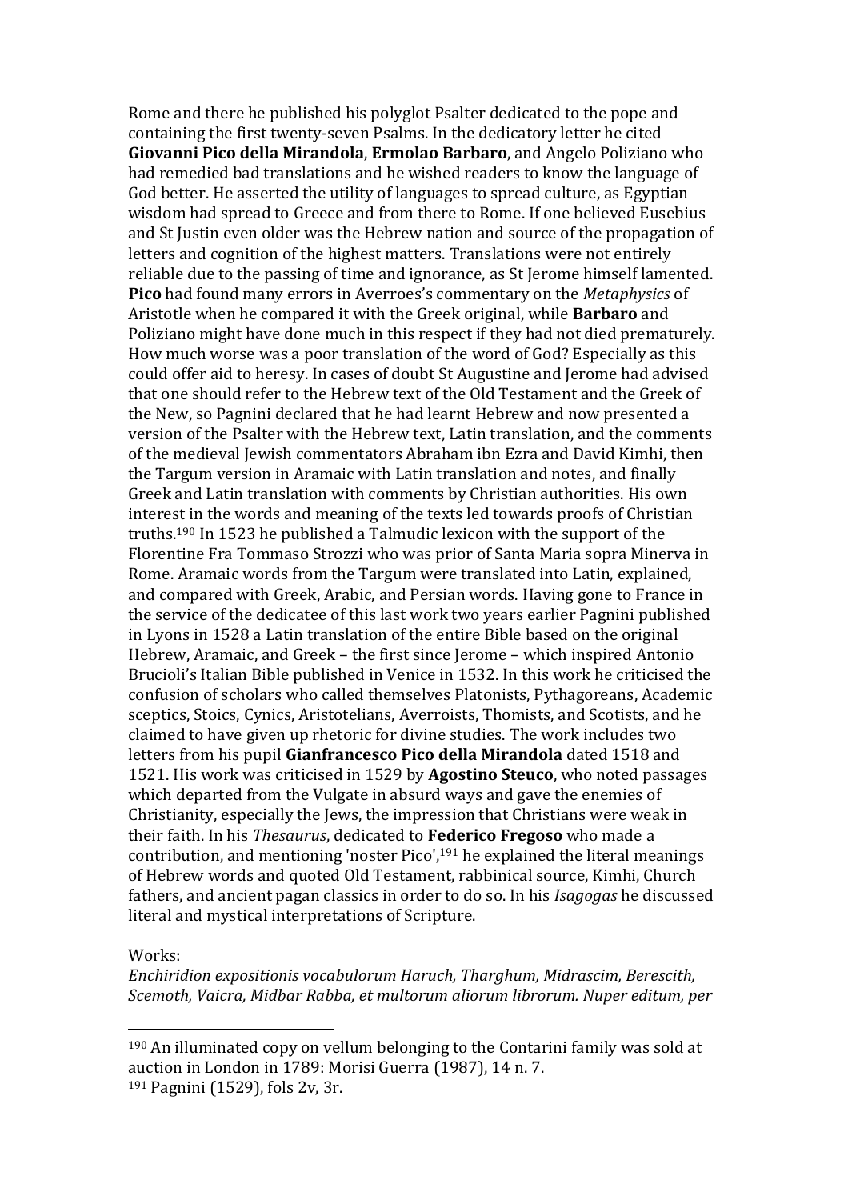Rome and there he published his polyglot Psalter dedicated to the pope and containing the first twenty-seven Psalms. In the dedicatory letter he cited **Giovanni Pico della Mirandola**, **Ermolao Barbaro**, and Angelo Poliziano who had remedied bad translations and he wished readers to know the language of God better. He asserted the utility of languages to spread culture, as Egyptian wisdom had spread to Greece and from there to Rome. If one believed Eusebius and St Justin even older was the Hebrew nation and source of the propagation of letters and cognition of the highest matters. Translations were not entirely reliable due to the passing of time and ignorance, as St Jerome himself lamented. **Pico** had found many errors in Averroes's commentary on the *Metaphysics* of Aristotle when he compared it with the Greek original, while **Barbaro** and Poliziano might have done much in this respect if they had not died prematurely. How much worse was a poor translation of the word of God? Especially as this could offer aid to heresy. In cases of doubt St Augustine and Jerome had advised that one should refer to the Hebrew text of the Old Testament and the Greek of the New, so Pagnini declared that he had learnt Hebrew and now presented a version of the Psalter with the Hebrew text, Latin translation, and the comments of the medieval Jewish commentators Abraham ibn Ezra and David Kimhi, then the Targum version in Aramaic with Latin translation and notes, and finally Greek and Latin translation with comments by Christian authorities. His own interest in the words and meaning of the texts led towards proofs of Christian truths.[190] In 1523 he published a Talmudic lexicon with the support of the Florentine Fra Tommaso Strozzi who was prior of Santa Maria sopra Minerva in Rome. Aramaic words from the Targum were translated into Latin, explained, and compared with Greek, Arabic, and Persian words. Having gone to France in the service of the dedicatee of this last work two years earlier Pagnini published in Lyons in 1528 a Latin translation of the entire Bible based on the original Hebrew, Aramaic, and Greek – the first since Jerome – which inspired Antonio Brucioli's Italian Bible published in Venice in 1532. In this work he criticised the confusion of scholars who called themselves Platonists, Pythagoreans, Academic sceptics, Stoics, Cynics, Aristotelians, Averroists, Thomists, and Scotists, and he claimed to have given up rhetoric for divine studies. The work includes two letters from his pupil **Gianfrancesco Pico della Mirandola** dated 1518 and 1521. His work was criticised in 1529 by **Agostino Steuco**, who noted passages which departed from the Vulgate in absurd ways and gave the enemies of Christianity, especially the Jews, the impression that Christians were weak in their faith. In his *Thesaurus*, dedicated to **Federico Fregoso** who made a contribution, and mentioning 'noster Pico',[191] he explained the literal meanings of Hebrew words and quoted Old Testament, rabbinical source, Kimhi, Church fathers, and ancient pagan classics in order to do so. In his *Isagogas* he discussed literal and mystical interpretations of Scripture.

Works:

*Enchiridion expositionis vocabulorum Haruch, Tharghum, Midrascim, Berescith, Scemoth, Vaicra, Midbar Rabba, et multorum aliorum librorum. Nuper editum, per*

---

[190] An illuminated copy on vellum belonging to the Contarini family was sold at auction in London in 1789: Morisi Guerra (1987), 14 n. 7.

[191] Pagnini (1529), fols 2v, 3r.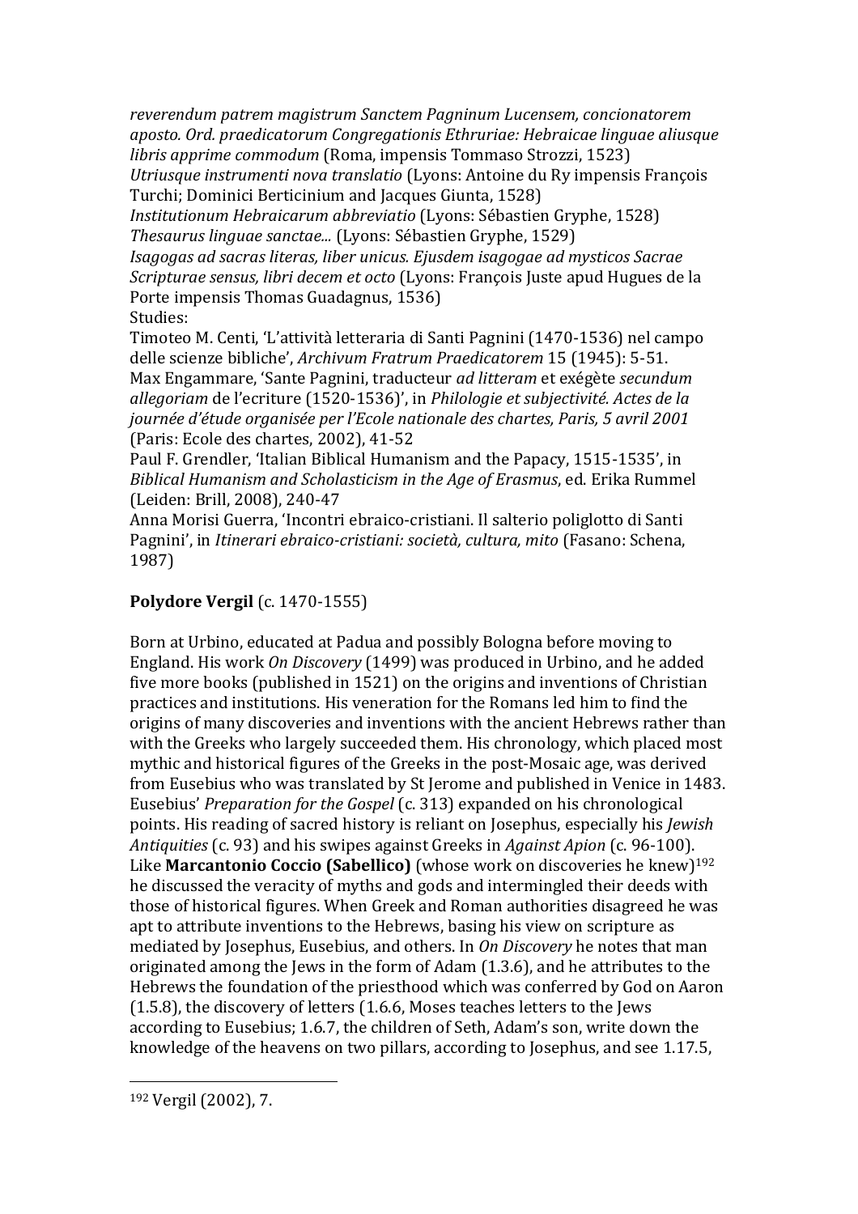*reverendum patrem magistrum Sanctem Pagninum Lucensem, concionatorem aposto. Ord. praedicatorum Congregationis Ethruriae: Hebraicae linguae aliusque libris apprime commodum* (Roma, impensis Tommaso Strozzi, 1523)
*Utriusque instrumenti nova translatio* (Lyons: Antoine du Ry impensis François Turchi; Dominici Berticinium and Jacques Giunta, 1528)
*Institutionum Hebraicarum abbreviatio* (Lyons: Sébastien Gryphe, 1528)
*Thesaurus linguae sanctae...* (Lyons: Sébastien Gryphe, 1529)
*Isagogas ad sacras literas, liber unicus. Ejusdem isagogae ad mysticos Sacrae Scripturae sensus, libri decem et octo* (Lyons: François Juste apud Hugues de la Porte impensis Thomas Guadagnus, 1536)
Studies:
Timoteo M. Centi, 'L'attività letteraria di Santi Pagnini (1470-1536) nel campo delle scienze bibliche', *Archivum Fratrum Praedicatorem* 15 (1945): 5-51.
Max Engammare, 'Sante Pagnini, traducteur *ad litteram* et exégète *secundum allegoriam* de l'ecriture (1520-1536)', in *Philologie et subjectivité. Actes de la journée d'étude organisée per l'Ecole nationale des chartes, Paris, 5 avril 2001* (Paris: Ecole des chartes, 2002), 41-52
Paul F. Grendler, 'Italian Biblical Humanism and the Papacy, 1515-1535', in *Biblical Humanism and Scholasticism in the Age of Erasmus*, ed. Erika Rummel (Leiden: Brill, 2008), 240-47
Anna Morisi Guerra, 'Incontri ebraico-cristiani. Il salterio poliglotto di Santi Pagnini', in *Itinerari ebraico-cristiani: società, cultura, mito* (Fasano: Schena, 1987)

**Polydore Vergil** (c. 1470-1555)

Born at Urbino, educated at Padua and possibly Bologna before moving to England. His work *On Discovery* (1499) was produced in Urbino, and he added five more books (published in 1521) on the origins and inventions of Christian practices and institutions. His veneration for the Romans led him to find the origins of many discoveries and inventions with the ancient Hebrews rather than with the Greeks who largely succeeded them. His chronology, which placed most mythic and historical figures of the Greeks in the post-Mosaic age, was derived from Eusebius who was translated by St Jerome and published in Venice in 1483. Eusebius' *Preparation for the Gospel* (c. 313) expanded on his chronological points. His reading of sacred history is reliant on Josephus, especially his *Jewish Antiquities* (c. 93) and his swipes against Greeks in *Against Apion* (c. 96-100). Like **Marcantonio Coccio (Sabellico)** (whose work on discoveries he knew)[192] he discussed the veracity of myths and gods and intermingled their deeds with those of historical figures. When Greek and Roman authorities disagreed he was apt to attribute inventions to the Hebrews, basing his view on scripture as mediated by Josephus, Eusebius, and others. In *On Discovery* he notes that man originated among the Jews in the form of Adam (1.3.6), and he attributes to the Hebrews the foundation of the priesthood which was conferred by God on Aaron (1.5.8), the discovery of letters (1.6.6, Moses teaches letters to the Jews according to Eusebius; 1.6.7, the children of Seth, Adam's son, write down the knowledge of the heavens on two pillars, according to Josephus, and see 1.17.5,

[192] Vergil (2002), 7.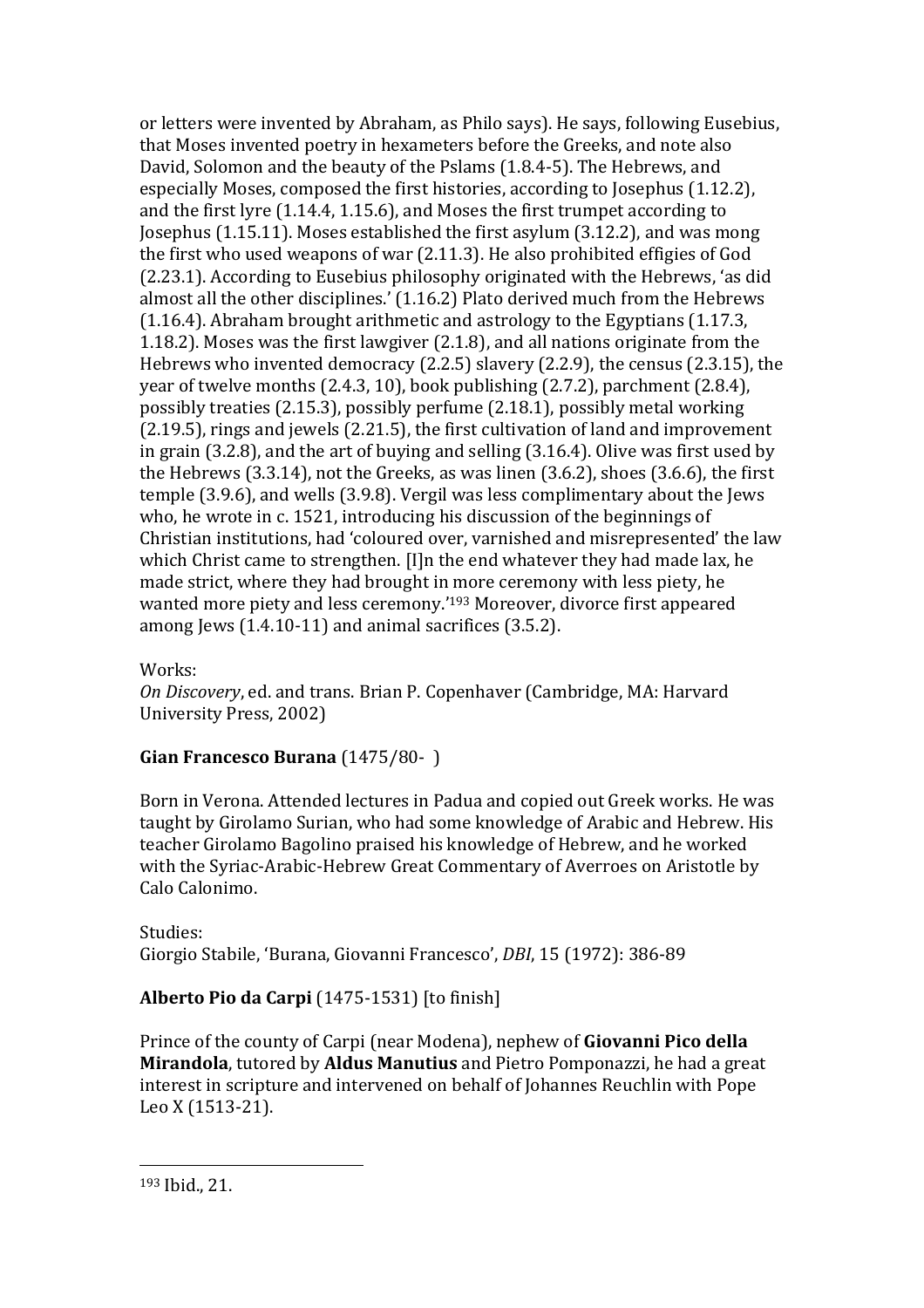or letters were invented by Abraham, as Philo says). He says, following Eusebius, that Moses invented poetry in hexameters before the Greeks, and note also David, Solomon and the beauty of the Pslams (1.8.4-5). The Hebrews, and especially Moses, composed the first histories, according to Josephus (1.12.2), and the first lyre (1.14.4, 1.15.6), and Moses the first trumpet according to Josephus (1.15.11). Moses established the first asylum (3.12.2), and was mong the first who used weapons of war (2.11.3). He also prohibited effigies of God (2.23.1). According to Eusebius philosophy originated with the Hebrews, 'as did almost all the other disciplines.' (1.16.2) Plato derived much from the Hebrews (1.16.4). Abraham brought arithmetic and astrology to the Egyptians (1.17.3, 1.18.2). Moses was the first lawgiver (2.1.8), and all nations originate from the Hebrews who invented democracy (2.2.5) slavery (2.2.9), the census (2.3.15), the year of twelve months (2.4.3, 10), book publishing (2.7.2), parchment (2.8.4), possibly treaties (2.15.3), possibly perfume (2.18.1), possibly metal working (2.19.5), rings and jewels (2.21.5), the first cultivation of land and improvement in grain (3.2.8), and the art of buying and selling (3.16.4). Olive was first used by the Hebrews (3.3.14), not the Greeks, as was linen (3.6.2), shoes (3.6.6), the first temple (3.9.6), and wells (3.9.8). Vergil was less complimentary about the Jews who, he wrote in c. 1521, introducing his discussion of the beginnings of Christian institutions, had 'coloured over, varnished and misrepresented' the law which Christ came to strengthen. [I]n the end whatever they had made lax, he made strict, where they had brought in more ceremony with less piety, he wanted more piety and less ceremony.'[193] Moreover, divorce first appeared among Jews (1.4.10-11) and animal sacrifices (3.5.2).

Works:
*On Discovery*, ed. and trans. Brian P. Copenhaver (Cambridge, MA: Harvard University Press, 2002)

**Gian Francesco Burana** (1475/80- )

Born in Verona. Attended lectures in Padua and copied out Greek works. He was taught by Girolamo Surian, who had some knowledge of Arabic and Hebrew. His teacher Girolamo Bagolino praised his knowledge of Hebrew, and he worked with the Syriac-Arabic-Hebrew Great Commentary of Averroes on Aristotle by Calo Calonimo.

Studies:
Giorgio Stabile, 'Burana, Giovanni Francesco', *DBI*, 15 (1972): 386-89

**Alberto Pio da Carpi** (1475-1531) [to finish]

Prince of the county of Carpi (near Modena), nephew of **Giovanni Pico della Mirandola**, tutored by **Aldus Manutius** and Pietro Pomponazzi, he had a great interest in scripture and intervened on behalf of Johannes Reuchlin with Pope Leo X (1513-21).

---

[193] Ibid., 21.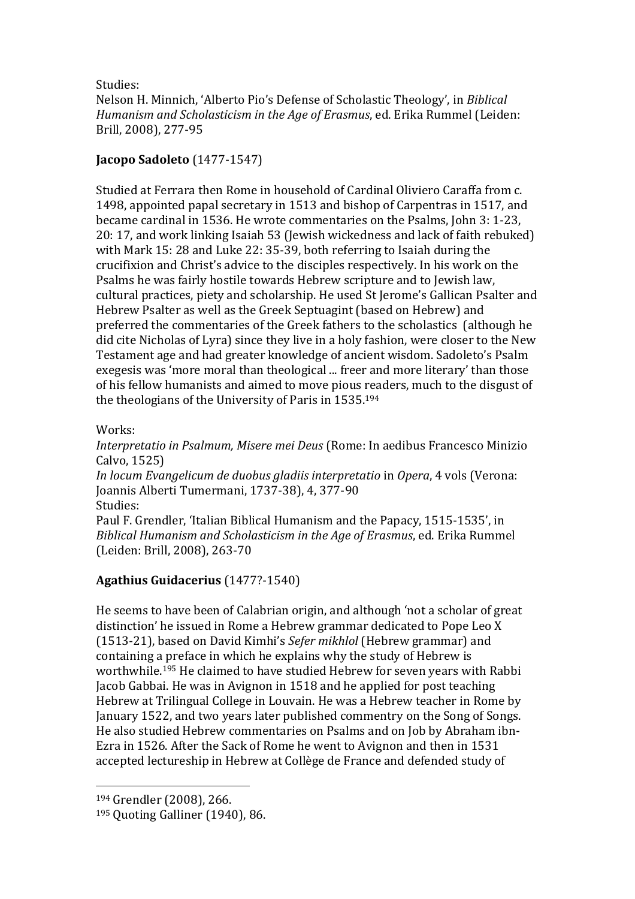Studies:
Nelson H. Minnich, 'Alberto Pio's Defense of Scholastic Theology', in *Biblical Humanism and Scholasticism in the Age of Erasmus*, ed. Erika Rummel (Leiden: Brill, 2008), 277-95

**Jacopo Sadoleto** (1477-1547)

Studied at Ferrara then Rome in household of Cardinal Oliviero Caraffa from c. 1498, appointed papal secretary in 1513 and bishop of Carpentras in 1517, and became cardinal in 1536. He wrote commentaries on the Psalms, John 3: 1-23, 20: 17, and work linking Isaiah 53 (Jewish wickedness and lack of faith rebuked) with Mark 15: 28 and Luke 22: 35-39, both referring to Isaiah during the crucifixion and Christ's advice to the disciples respectively. In his work on the Psalms he was fairly hostile towards Hebrew scripture and to Jewish law, cultural practices, piety and scholarship. He used St Jerome's Gallican Psalter and Hebrew Psalter as well as the Greek Septuagint (based on Hebrew) and preferred the commentaries of the Greek fathers to the scholastics (although he did cite Nicholas of Lyra) since they live in a holy fashion, were closer to the New Testament age and had greater knowledge of ancient wisdom. Sadoleto's Psalm exegesis was 'more moral than theological ... freer and more literary' than those of his fellow humanists and aimed to move pious readers, much to the disgust of the theologians of the University of Paris in 1535.[194]

Works:
*Interpretatio in Psalmum, Misere mei Deus* (Rome: In aedibus Francesco Minizio Calvo, 1525)
*In locum Evangelicum de duobus gladiis interpretatio* in *Opera*, 4 vols (Verona: Joannis Alberti Tumermani, 1737-38), 4, 377-90
Studies:
Paul F. Grendler, 'Italian Biblical Humanism and the Papacy, 1515-1535', in *Biblical Humanism and Scholasticism in the Age of Erasmus*, ed. Erika Rummel (Leiden: Brill, 2008), 263-70

**Agathius Guidacerius** (1477?-1540)

He seems to have been of Calabrian origin, and although 'not a scholar of great distinction' he issued in Rome a Hebrew grammar dedicated to Pope Leo X (1513-21), based on David Kimhi's *Sefer mikhlol* (Hebrew grammar) and containing a preface in which he explains why the study of Hebrew is worthwhile.[195] He claimed to have studied Hebrew for seven years with Rabbi Jacob Gabbai. He was in Avignon in 1518 and he applied for post teaching Hebrew at Trilingual College in Louvain. He was a Hebrew teacher in Rome by January 1522, and two years later published commentry on the Song of Songs. He also studied Hebrew commentaries on Psalms and on Job by Abraham ibn-Ezra in 1526. After the Sack of Rome he went to Avignon and then in 1531 accepted lectureship in Hebrew at Collège de France and defended study of

---

[194] Grendler (2008), 266.
[195] Quoting Galliner (1940), 86.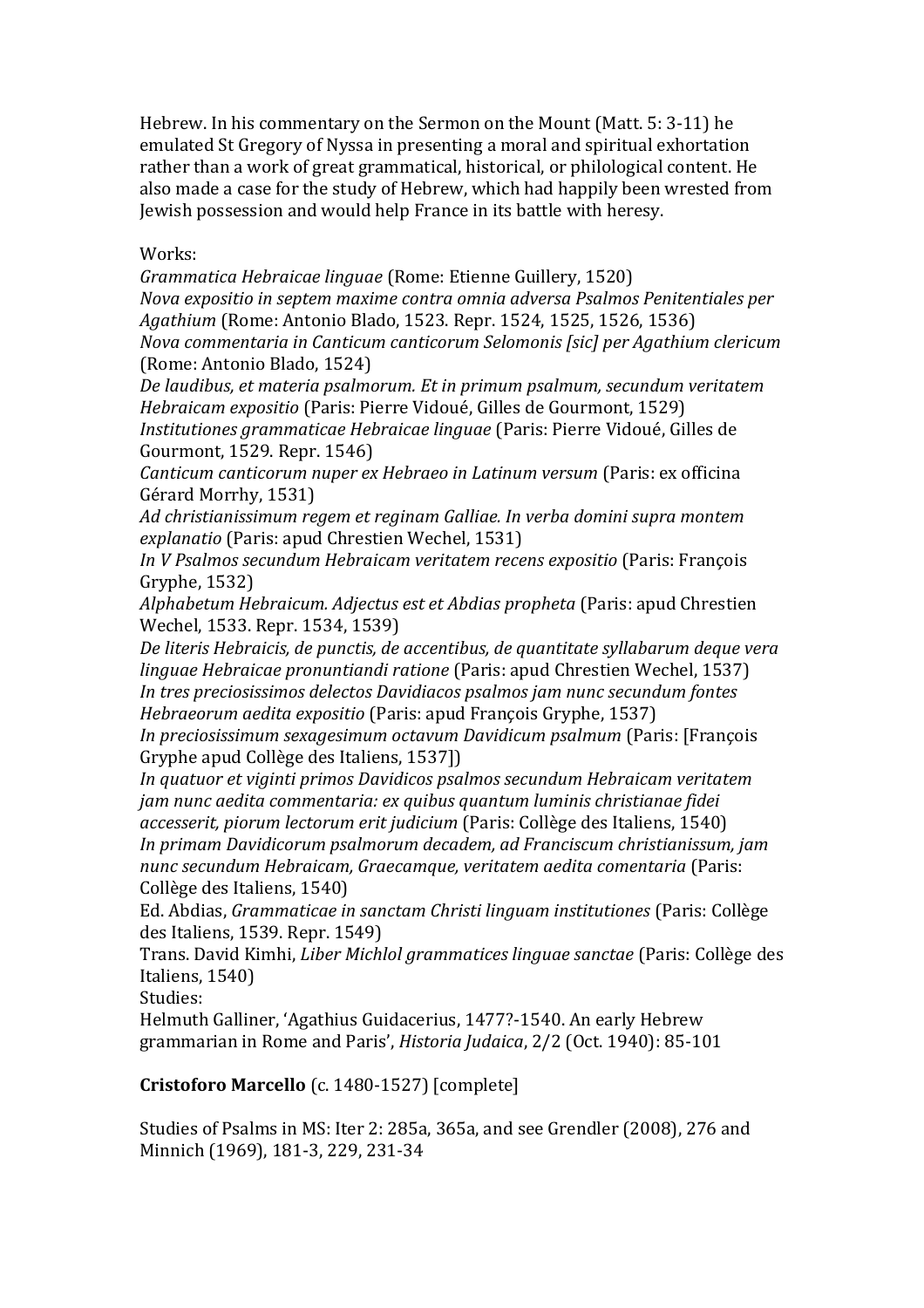Hebrew. In his commentary on the Sermon on the Mount (Matt. 5: 3-11) he emulated St Gregory of Nyssa in presenting a moral and spiritual exhortation rather than a work of great grammatical, historical, or philological content. He also made a case for the study of Hebrew, which had happily been wrested from Jewish possession and would help France in its battle with heresy.

Works:

*Grammatica Hebraicae linguae* (Rome: Etienne Guillery, 1520)
*Nova expositio in septem maxime contra omnia adversa Psalmos Penitentiales per Agathium* (Rome: Antonio Blado, 1523. Repr. 1524, 1525, 1526, 1536)
*Nova commentaria in Canticum canticorum Selomonis [sic] per Agathium clericum* (Rome: Antonio Blado, 1524)
*De laudibus, et materia psalmorum. Et in primum psalmum, secundum veritatem Hebraicam expositio* (Paris: Pierre Vidoué, Gilles de Gourmont, 1529)
*Institutiones grammaticae Hebraicae linguae* (Paris: Pierre Vidoué, Gilles de Gourmont, 1529. Repr. 1546)
*Canticum canticorum nuper ex Hebraeo in Latinum versum* (Paris: ex officina Gérard Morrhy, 1531)
*Ad christianissimum regem et reginam Galliae. In verba domini supra montem explanatio* (Paris: apud Chrestien Wechel, 1531)
*In V Psalmos secundum Hebraicam veritatem recens expositio* (Paris: François Gryphe, 1532)
*Alphabetum Hebraicum. Adjectus est et Abdias propheta* (Paris: apud Chrestien Wechel, 1533. Repr. 1534, 1539)
*De literis Hebraicis, de punctis, de accentibus, de quantitate syllabarum deque vera linguae Hebraicae pronuntiandi ratione* (Paris: apud Chrestien Wechel, 1537)
*In tres preciosissimos delectos Davidiacos psalmos jam nunc secundum fontes Hebraeorum aedita expositio* (Paris: apud François Gryphe, 1537)
*In preciosissimum sexagesimum octavum Davidicum psalmum* (Paris: [François Gryphe apud Collège des Italiens, 1537])
*In quatuor et viginti primos Davidicos psalmos secundum Hebraicam veritatem jam nunc aedita commentaria: ex quibus quantum luminis christianae fidei accesserit, piorum lectorum erit judicium* (Paris: Collège des Italiens, 1540)
*In primam Davidicorum psalmorum decadem, ad Franciscum christianissum, jam nunc secundum Hebraicam, Graecamque, veritatem aedita comentaria* (Paris: Collège des Italiens, 1540)
Ed. Abdias, *Grammaticae in sanctam Christi linguam institutiones* (Paris: Collège des Italiens, 1539. Repr. 1549)
Trans. David Kimhi, *Liber Michlol grammatices linguae sanctae* (Paris: Collège des Italiens, 1540)

Studies:

Helmuth Galliner, 'Agathius Guidacerius, 1477?-1540. An early Hebrew grammarian in Rome and Paris', *Historia Judaica*, 2/2 (Oct. 1940): 85-101

**Cristoforo Marcello** (c. 1480-1527) [complete]

Studies of Psalms in MS: Iter 2: 285a, 365a, and see Grendler (2008), 276 and Minnich (1969), 181-3, 229, 231-34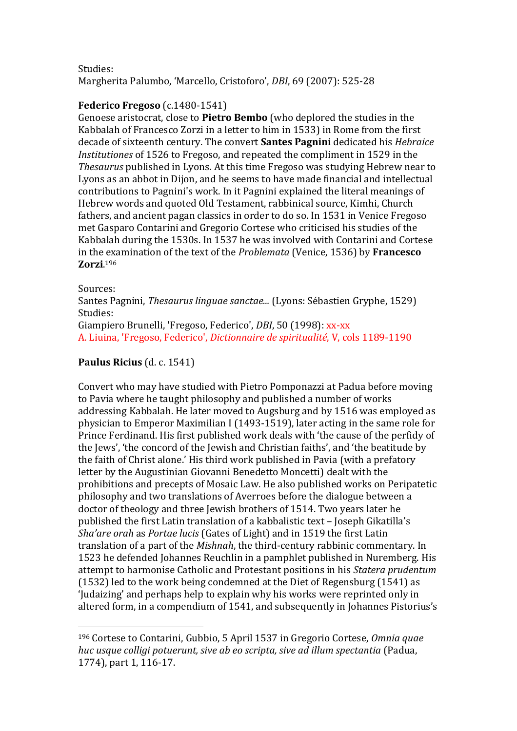Studies:
Margherita Palumbo, 'Marcello, Cristoforo', *DBI*, 69 (2007): 525-28

**Federico Fregoso** (c.1480-1541)
Genoese aristocrat, close to **Pietro Bembo** (who deplored the studies in the Kabbalah of Francesco Zorzi in a letter to him in 1533) in Rome from the first decade of sixteenth century. The convert **Santes Pagnini** dedicated his *Hebraice Institutiones* of 1526 to Fregoso, and repeated the compliment in 1529 in the *Thesaurus* published in Lyons. At this time Fregoso was studying Hebrew near to Lyons as an abbot in Dijon, and he seems to have made financial and intellectual contributions to Pagnini's work. In it Pagnini explained the literal meanings of Hebrew words and quoted Old Testament, rabbinical source, Kimhi, Church fathers, and ancient pagan classics in order to do so. In 1531 in Venice Fregoso met Gasparo Contarini and Gregorio Cortese who criticised his studies of the Kabbalah during the 1530s. In 1537 he was involved with Contarini and Cortese in the examination of the text of the *Problemata* (Venice, 1536) by **Francesco Zorzi**.[196]

Sources:
Santes Pagnini, *Thesaurus linguae sanctae...* (Lyons: Sébastien Gryphe, 1529)
Studies:
Giampiero Brunelli, 'Fregoso, Federico', *DBI*, 50 (1998): xx-xx
A. Liuina, 'Fregoso, Federico', *Dictionnaire de spiritualité*, V, cols 1189-1190

**Paulus Ricius** (d. c. 1541)

Convert who may have studied with Pietro Pomponazzi at Padua before moving to Pavia where he taught philosophy and published a number of works addressing Kabbalah. He later moved to Augsburg and by 1516 was employed as physician to Emperor Maximilian I (1493-1519), later acting in the same role for Prince Ferdinand. His first published work deals with 'the cause of the perfidy of the Jews', 'the concord of the Jewish and Christian faiths', and 'the beatitude by the faith of Christ alone.' His third work published in Pavia (with a prefatory letter by the Augustinian Giovanni Benedetto Moncetti) dealt with the prohibitions and precepts of Mosaic Law. He also published works on Peripatetic philosophy and two translations of Averroes before the dialogue between a doctor of theology and three Jewish brothers of 1514. Two years later he published the first Latin translation of a kabbalistic text – Joseph Gikatilla's *Sha'are orah* as *Portae lucis* (Gates of Light) and in 1519 the first Latin translation of a part of the *Mishnah*, the third-century rabbinic commentary. In 1523 he defended Johannes Reuchlin in a pamphlet published in Nuremberg. His attempt to harmonise Catholic and Protestant positions in his *Statera prudentum* (1532) led to the work being condemned at the Diet of Regensburg (1541) as 'Judaizing' and perhaps help to explain why his works were reprinted only in altered form, in a compendium of 1541, and subsequently in Johannes Pistorius's

---

[196] Cortese to Contarini, Gubbio, 5 April 1537 in Gregorio Cortese, *Omnia quae huc usque colligi potuerunt, sive ab eo scripta, sive ad illum spectantia* (Padua, 1774), part 1, 116-17.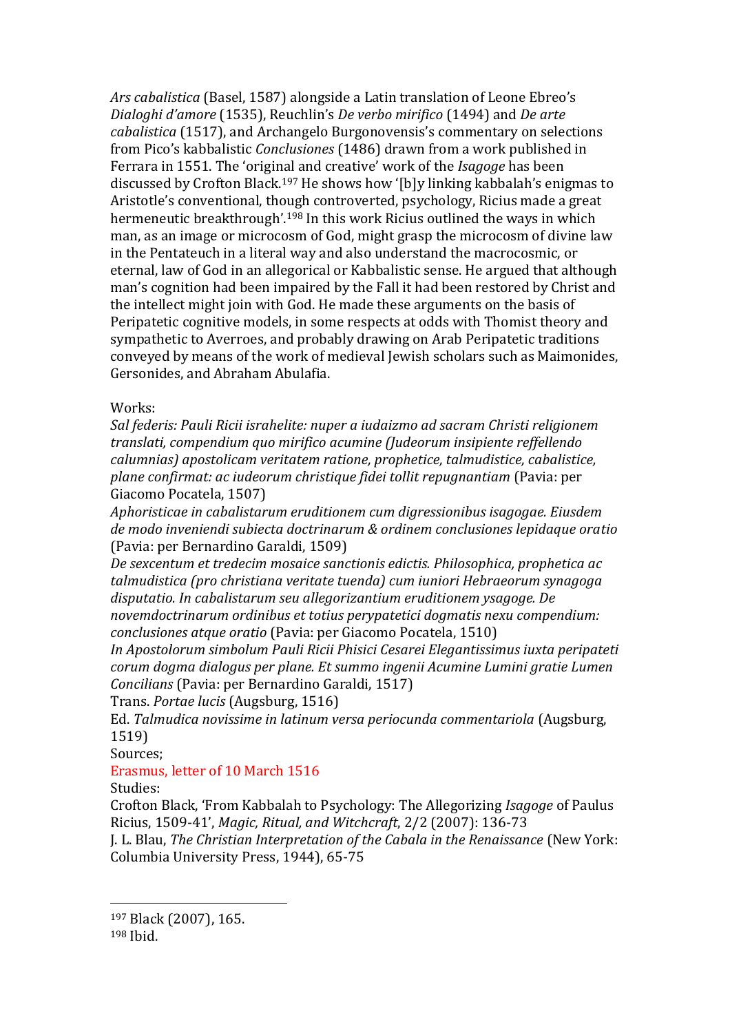*Ars cabalistica* (Basel, 1587) alongside a Latin translation of Leone Ebreo's *Dialoghi d'amore* (1535), Reuchlin's *De verbo mirifico* (1494) and *De arte cabalistica* (1517), and Archangelo Burgonovensis's commentary on selections from Pico's kabbalistic *Conclusiones* (1486) drawn from a work published in Ferrara in 1551. The 'original and creative' work of the *Isagoge* has been discussed by Crofton Black.[197] He shows how '[b]y linking kabbalah's enigmas to Aristotle's conventional, though controverted, psychology, Ricius made a great hermeneutic breakthrough'.[198] In this work Ricius outlined the ways in which man, as an image or microcosm of God, might grasp the microcosm of divine law in the Pentateuch in a literal way and also understand the macrocosmic, or eternal, law of God in an allegorical or Kabbalistic sense. He argued that although man's cognition had been impaired by the Fall it had been restored by Christ and the intellect might join with God. He made these arguments on the basis of Peripatetic cognitive models, in some respects at odds with Thomist theory and sympathetic to Averroes, and probably drawing on Arab Peripatetic traditions conveyed by means of the work of medieval Jewish scholars such as Maimonides, Gersonides, and Abraham Abulafia.

Works:

*Sal federis: Pauli Ricii israhelite: nuper a iudaizmo ad sacram Christi religionem translati, compendium quo mirifico acumine (Judeorum insipiente reffellendo calumnias) apostolicam veritatem ratione, prophetice, talmudistice, cabalistice, plane confirmat: ac iudeorum christique fidei tollit repugnantiam* (Pavia: per Giacomo Pocatela, 1507)

*Aphoristicae in cabalistarum eruditionem cum digressionibus isagogae. Eiusdem de modo inveniendi subiecta doctrinarum & ordinem conclusiones lepidaque oratio* (Pavia: per Bernardino Garaldi, 1509)

*De sexcentum et tredecim mosaice sanctionis edictis. Philosophica, prophetica ac talmudistica (pro christiana veritate tuenda) cum iuniori Hebraeorum synagoga disputatio. In cabalistarum seu allegorizantium eruditionem ysagoge. De novemdoctrinarum ordinibus et totius perypatetici dogmatis nexu compendium: conclusiones atque oratio* (Pavia: per Giacomo Pocatela, 1510)

*In Apostolorum simbolum Pauli Ricii Phisici Cesarei Elegantissimus iuxta peripateti corum dogma dialogus per plane. Et summo ingenii Acumine Lumini gratie Lumen Concilians* (Pavia: per Bernardino Garaldi, 1517)

Trans. *Portae lucis* (Augsburg, 1516)

Ed. *Talmudica novissime in latinum versa periocunda commentariola* (Augsburg, 1519)

Sources;

Erasmus, letter of 10 March 1516

Studies:

Crofton Black, 'From Kabbalah to Psychology: The Allegorizing *Isagoge* of Paulus Ricius, 1509-41', *Magic, Ritual, and Witchcraft*, 2/2 (2007): 136-73

J. L. Blau, *The Christian Interpretation of the Cabala in the Renaissance* (New York: Columbia University Press, 1944), 65-75

---

[197] Black (2007), 165.

[198] Ibid.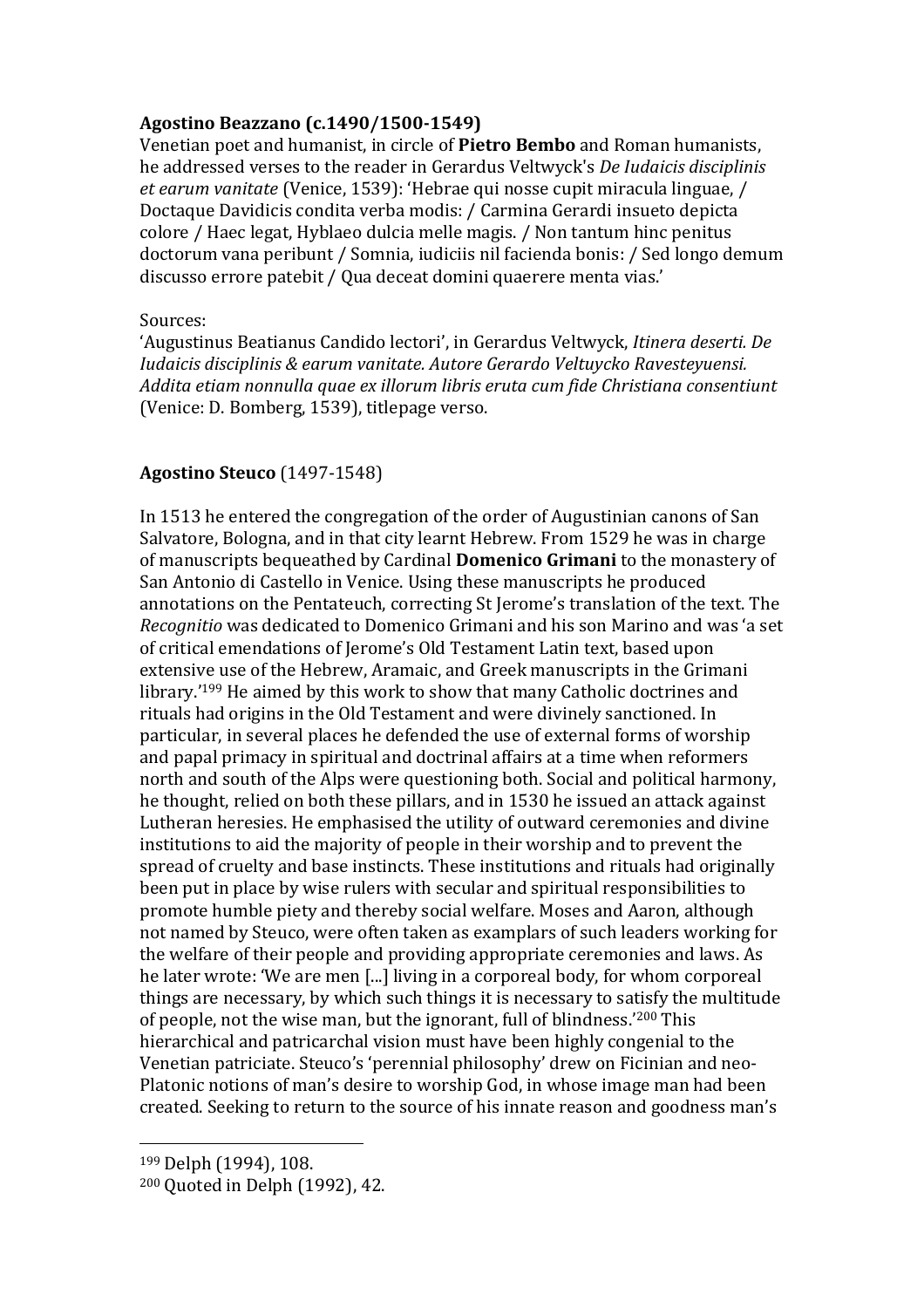**Agostino Beazzano (c.1490/1500-1549)**

Venetian poet and humanist, in circle of **Pietro Bembo** and Roman humanists, he addressed verses to the reader in Gerardus Veltwyck's *De Iudaicis disciplinis et earum vanitate* (Venice, 1539): 'Hebrae qui nosse cupit miracula linguae, / Doctaque Davidicis condita verba modis: / Carmina Gerardi insueto depicta colore / Haec legat, Hyblaeo dulcia melle magis. / Non tantum hinc penitus doctorum vana peribunt / Somnia, iudiciis nil facienda bonis: / Sed longo demum discusso errore patebit / Qua deceat domini quaerere menta vias.'

Sources:

'Augustinus Beatianus Candido lectori', in Gerardus Veltwyck, *Itinera deserti. De Iudaicis disciplinis & earum vanitate. Autore Gerardo Veltuycko Ravesteyuensi. Addita etiam nonnulla quae ex illorum libris eruta cum fide Christiana consentiunt* (Venice: D. Bomberg, 1539), titlepage verso.

**Agostino Steuco** (1497-1548)

In 1513 he entered the congregation of the order of Augustinian canons of San Salvatore, Bologna, and in that city learnt Hebrew. From 1529 he was in charge of manuscripts bequeathed by Cardinal **Domenico Grimani** to the monastery of San Antonio di Castello in Venice. Using these manuscripts he produced annotations on the Pentateuch, correcting St Jerome's translation of the text. The *Recognitio* was dedicated to Domenico Grimani and his son Marino and was 'a set of critical emendations of Jerome's Old Testament Latin text, based upon extensive use of the Hebrew, Aramaic, and Greek manuscripts in the Grimani library.'[199] He aimed by this work to show that many Catholic doctrines and rituals had origins in the Old Testament and were divinely sanctioned. In particular, in several places he defended the use of external forms of worship and papal primacy in spiritual and doctrinal affairs at a time when reformers north and south of the Alps were questioning both. Social and political harmony, he thought, relied on both these pillars, and in 1530 he issued an attack against Lutheran heresies. He emphasised the utility of outward ceremonies and divine institutions to aid the majority of people in their worship and to prevent the spread of cruelty and base instincts. These institutions and rituals had originally been put in place by wise rulers with secular and spiritual responsibilities to promote humble piety and thereby social welfare. Moses and Aaron, although not named by Steuco, were often taken as examplars of such leaders working for the welfare of their people and providing appropriate ceremonies and laws. As he later wrote: 'We are men [...] living in a corporeal body, for whom corporeal things are necessary, by which such things it is necessary to satisfy the multitude of people, not the wise man, but the ignorant, full of blindness.'[200] This hierarchical and patricarchal vision must have been highly congenial to the Venetian patriciate. Steuco's 'perennial philosophy' drew on Ficinian and neo-Platonic notions of man's desire to worship God, in whose image man had been created. Seeking to return to the source of his innate reason and goodness man's

---

[199] Delph (1994), 108.

[200] Quoted in Delph (1992), 42.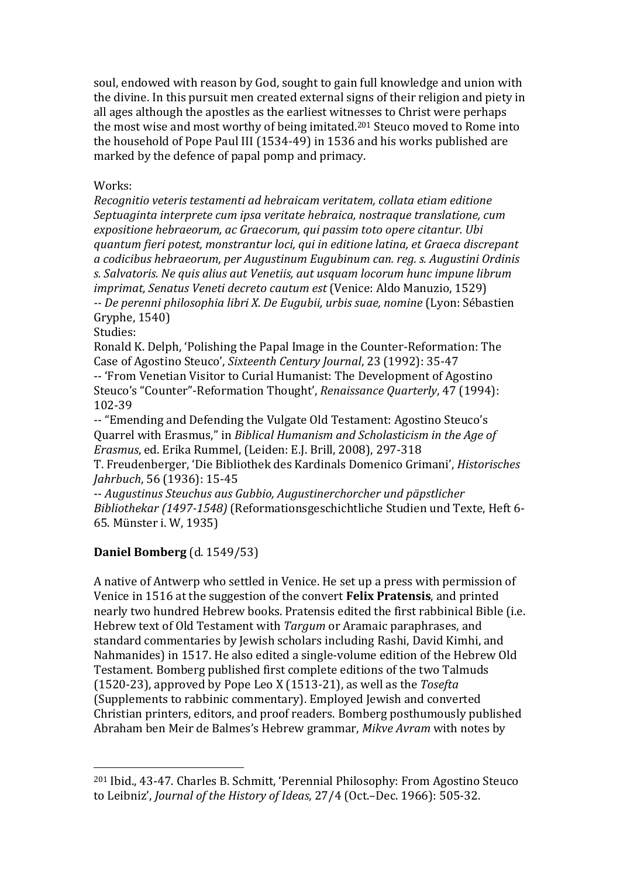soul, endowed with reason by God, sought to gain full knowledge and union with the divine. In this pursuit men created external signs of their religion and piety in all ages although the apostles as the earliest witnesses to Christ were perhaps the most wise and most worthy of being imitated.[201] Steuco moved to Rome into the household of Pope Paul III (1534-49) in 1536 and his works published are marked by the defence of papal pomp and primacy.

Works:
*Recognitio veteris testamenti ad hebraicam veritatem, collata etiam editione Septuaginta interprete cum ipsa veritate hebraica, nostraque translatione, cum expositione hebraeorum, ac Graecorum, qui passim toto opere citantur. Ubi quantum fieri potest, monstrantur loci, qui in editione latina, et Graeca discrepant a codicibus hebraeorum, per Augustinum Eugubinum can. reg. s. Augustini Ordinis s. Salvatoris. Ne quis alius aut Venetiis, aut usquam locorum hunc impune librum imprimat, Senatus Veneti decreto cautum est* (Venice: Aldo Manuzio, 1529)
-- *De perenni philosophia libri X. De Eugubii, urbis suae, nomine* (Lyon: Sébastien Gryphe, 1540)
Studies:
Ronald K. Delph, 'Polishing the Papal Image in the Counter-Reformation: The Case of Agostino Steuco', *Sixteenth Century Journal*, 23 (1992): 35-47
-- 'From Venetian Visitor to Curial Humanist: The Development of Agostino Steuco's "Counter"-Reformation Thought', *Renaissance Quarterly*, 47 (1994): 102-39
-- "Emending and Defending the Vulgate Old Testament: Agostino Steuco's Quarrel with Erasmus," in *Biblical Humanism and Scholasticism in the Age of Erasmus*, ed. Erika Rummel, (Leiden: E.J. Brill, 2008), 297-318
T. Freudenberger, 'Die Bibliothek des Kardinals Domenico Grimani', *Historisches Jahrbuch*, 56 (1936): 15-45
-- *Augustinus Steuchus aus Gubbio, Augustinerchorcher und päpstlicher Bibliothekar (1497-1548)* (Reformationsgeschichtliche Studien und Texte, Heft 6-65. Münster i. W, 1935)

**Daniel Bomberg** (d. 1549/53)

A native of Antwerp who settled in Venice. He set up a press with permission of Venice in 1516 at the suggestion of the convert **Felix Pratensis**, and printed nearly two hundred Hebrew books. Pratensis edited the first rabbinical Bible (i.e. Hebrew text of Old Testament with *Targum* or Aramaic paraphrases, and standard commentaries by Jewish scholars including Rashi, David Kimhi, and Nahmanides) in 1517. He also edited a single-volume edition of the Hebrew Old Testament. Bomberg published first complete editions of the two Talmuds (1520-23), approved by Pope Leo X (1513-21), as well as the *Tosefta* (Supplements to rabbinic commentary). Employed Jewish and converted Christian printers, editors, and proof readers. Bomberg posthumously published Abraham ben Meir de Balmes's Hebrew grammar, *Mikve Avram* with notes by

[201] Ibid., 43-47. Charles B. Schmitt, 'Perennial Philosophy: From Agostino Steuco to Leibniz', *Journal of the History of Ideas*, 27/4 (Oct.–Dec. 1966): 505-32.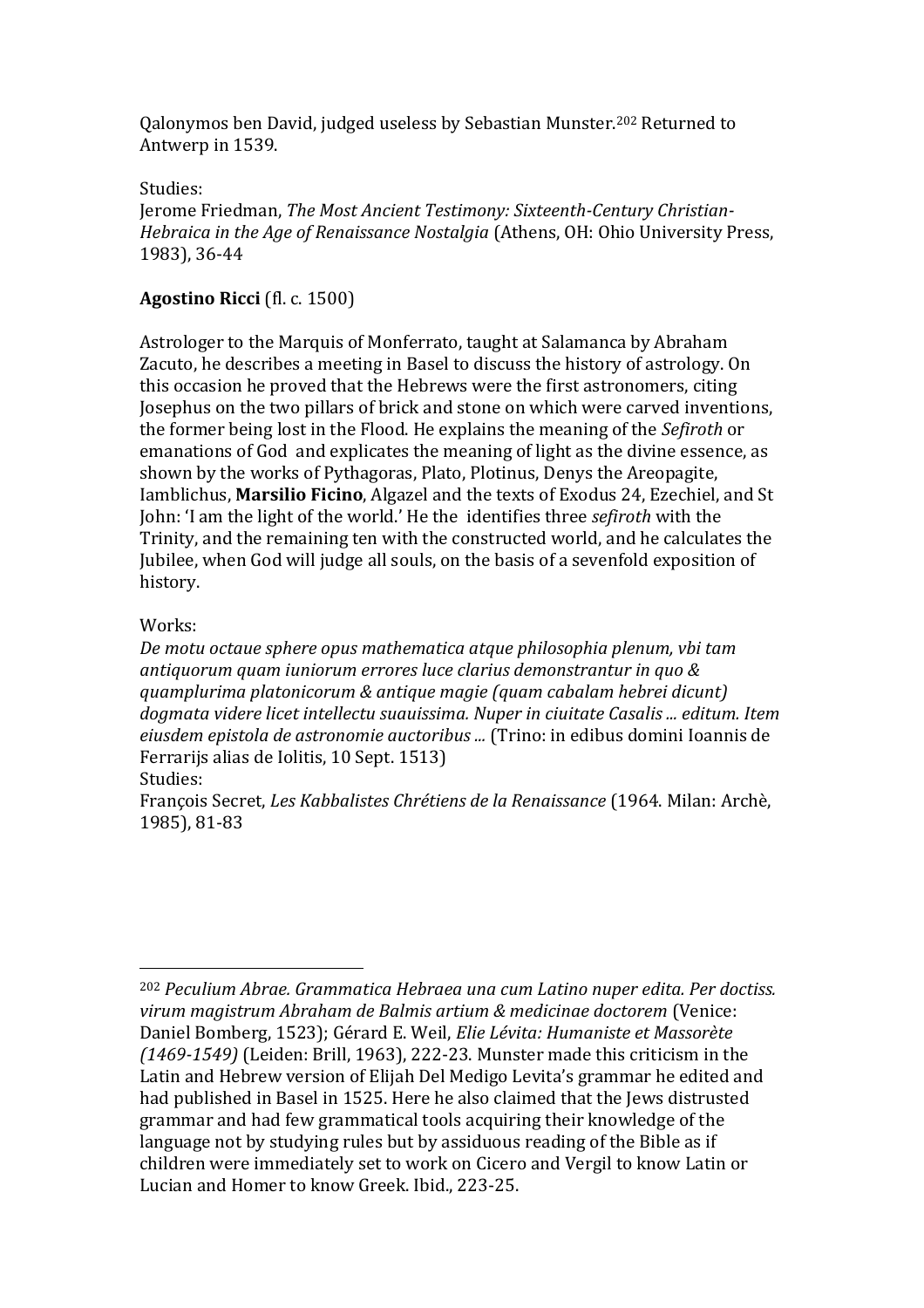Qalonymos ben David, judged useless by Sebastian Munster.[202] Returned to Antwerp in 1539.

Studies:
Jerome Friedman, *The Most Ancient Testimony: Sixteenth-Century Christian-Hebraica in the Age of Renaissance Nostalgia* (Athens, OH: Ohio University Press, 1983), 36-44

**Agostino Ricci** (fl. c. 1500)

Astrologer to the Marquis of Monferrato, taught at Salamanca by Abraham Zacuto, he describes a meeting in Basel to discuss the history of astrology. On this occasion he proved that the Hebrews were the first astronomers, citing Josephus on the two pillars of brick and stone on which were carved inventions, the former being lost in the Flood. He explains the meaning of the *Sefiroth* or emanations of God and explicates the meaning of light as the divine essence, as shown by the works of Pythagoras, Plato, Plotinus, Denys the Areopagite, Iamblichus, **Marsilio Ficino**, Algazel and the texts of Exodus 24, Ezechiel, and St John: 'I am the light of the world.' He the identifies three *sefiroth* with the Trinity, and the remaining ten with the constructed world, and he calculates the Jubilee, when God will judge all souls, on the basis of a sevenfold exposition of history.

Works:
*De motu octaue sphere opus mathematica atque philosophia plenum, vbi tam antiquorum quam iuniorum errores luce clarius demonstrantur in quo & quamplurima platonicorum & antique magie (quam cabalam hebrei dicunt) dogmata videre licet intellectu suauissima. Nuper in ciuitate Casalis ... editum. Item eiusdem epistola de astronomie auctoribus ...* (Trino: in edibus domini Ioannis de Ferrarijs alias de Iolitis, 10 Sept. 1513)
Studies:
François Secret, *Les Kabbalistes Chrétiens de la Renaissance* (1964. Milan: Archè, 1985), 81-83

---

[202] *Peculium Abrae. Grammatica Hebraea una cum Latino nuper edita. Per doctiss. virum magistrum Abraham de Balmis artium & medicinae doctorem* (Venice: Daniel Bomberg, 1523); Gérard E. Weil, *Elie Lévita: Humaniste et Massorète (1469-1549)* (Leiden: Brill, 1963), 222-23. Munster made this criticism in the Latin and Hebrew version of Elijah Del Medigo Levita's grammar he edited and had published in Basel in 1525. Here he also claimed that the Jews distrusted grammar and had few grammatical tools acquiring their knowledge of the language not by studying rules but by assiduous reading of the Bible as if children were immediately set to work on Cicero and Vergil to know Latin or Lucian and Homer to know Greek. Ibid., 223-25.